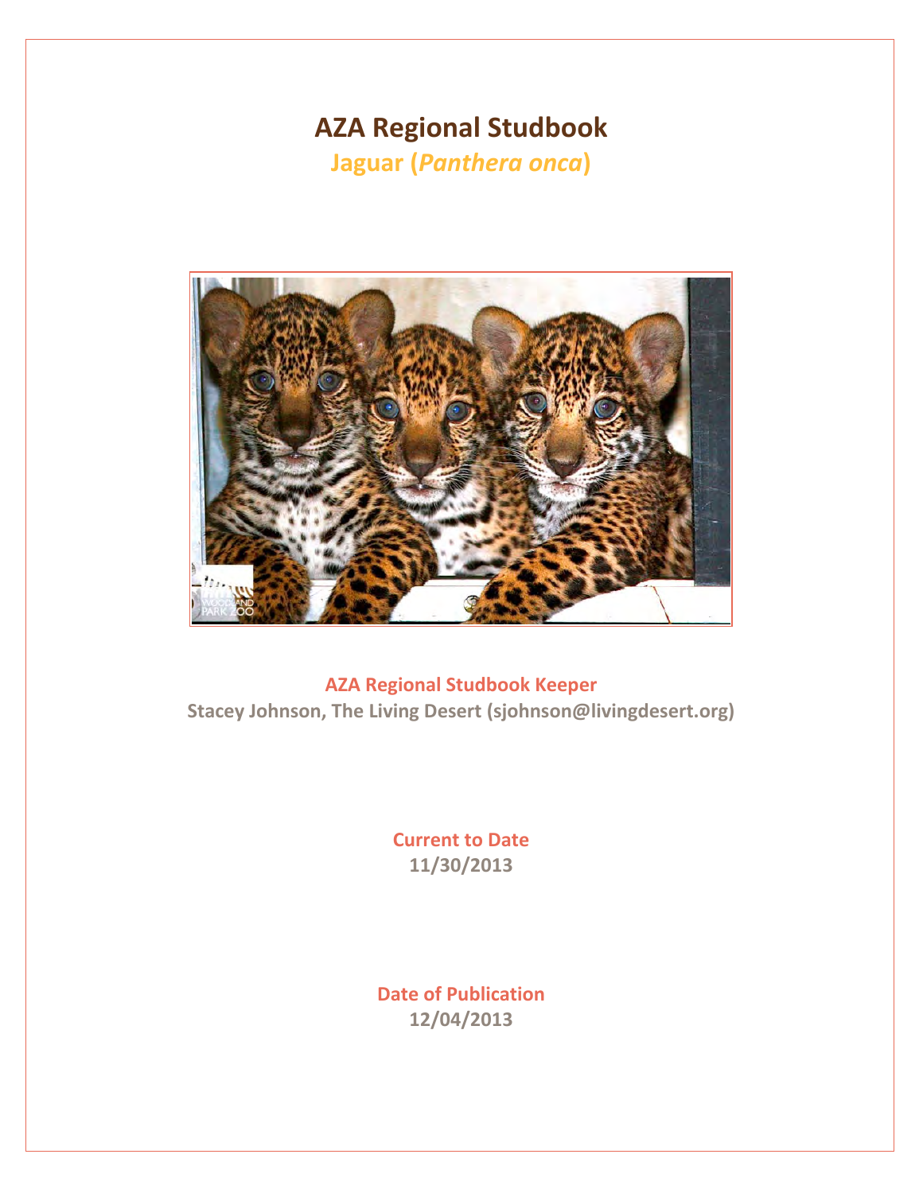# AZA Regional Studbook

## Jaguar (*Panthera onca*)

**AZA Regional Studbook Keeper**

**Stacey Johnson, The Living Desert (sjohnson@livingdesert.org)**

**Current to Date**

**11/30/2013**

**Date of Publication**

**12/04/2013**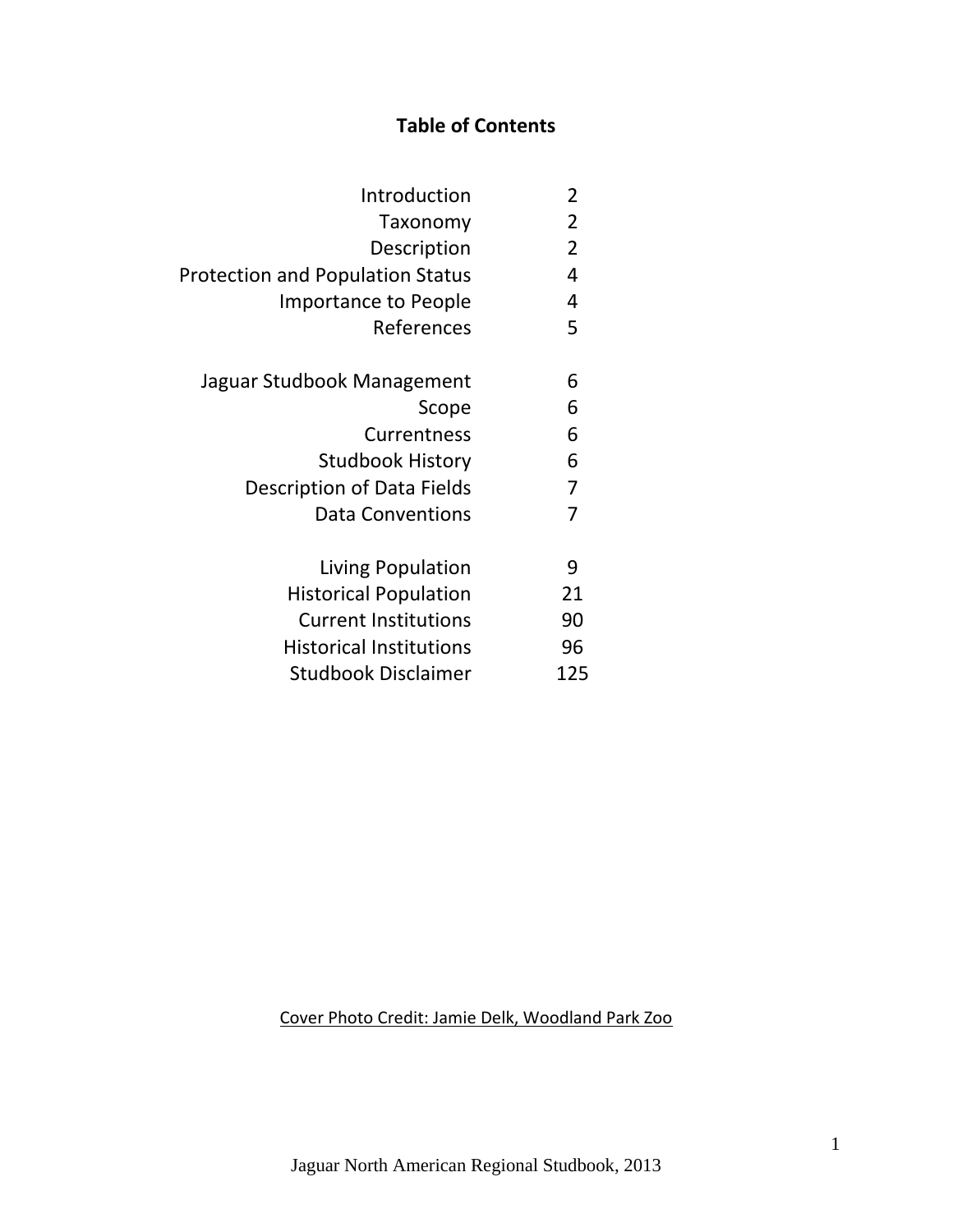## Table of Contents

| | |
|---|---|
| Introduction | 2 |
| Taxonomy | 2 |
| Description | 2 |
| Protection and Population Status | 4 |
| Importance to People | 4 |
| References | 5 |
| | |
| Jaguar Studbook Management | 6 |
| Scope | 6 |
| Currentness | 6 |
| Studbook History | 6 |
| Description of Data Fields | 7 |
| Data Conventions | 7 |
| | |
| Living Population | 9 |
| Historical Population | 21 |
| Current Institutions | 90 |
| Historical Institutions | 96 |
| Studbook Disclaimer | 125 |

Cover Photo Credit: Jamie Delk, Woodland Park Zoo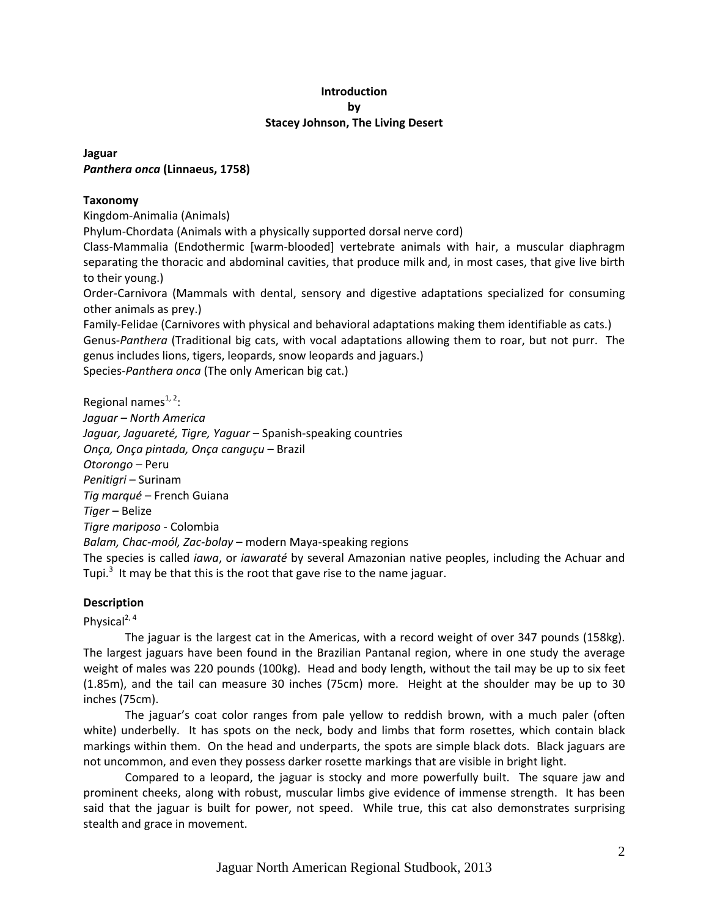**Introduction**
**by**
**Stacey Johnson, The Living Desert**

**Jaguar**
***Panthera onca* (Linnaeus, 1758)**

**Taxonomy**

Kingdom-Animalia (Animals)
Phylum-Chordata (Animals with a physically supported dorsal nerve cord)
Class-Mammalia (Endothermic [warm-blooded] vertebrate animals with hair, a muscular diaphragm separating the thoracic and abdominal cavities, that produce milk and, in most cases, that give live birth to their young.)
Order-Carnivora (Mammals with dental, sensory and digestive adaptations specialized for consuming other animals as prey.)
Family-Felidae (Carnivores with physical and behavioral adaptations making them identifiable as cats.)
Genus-*Panthera* (Traditional big cats, with vocal adaptations allowing them to roar, but not purr. The genus includes lions, tigers, leopards, snow leopards and jaguars.)
Species-*Panthera onca* (The only American big cat.)

Regional names[1, 2]:
*Jaguar – North America*
*Jaguar, Jaguareté, Tigre, Yaguar* – Spanish-speaking countries
*Onça, Onça pintada, Onça canguçu* – Brazil
*Otorongo* – Peru
*Penitigri* – Surinam
*Tig marqué* – French Guiana
*Tiger* – Belize
*Tigre mariposo* - Colombia
*Balam, Chac-moól, Zac-bolay* – modern Maya-speaking regions
The species is called *iawa*, or *iawaraté* by several Amazonian native peoples, including the Achuar and Tupi.[3] It may be that this is the root that gave rise to the name jaguar.

**Description**

Physical[2, 4]

The jaguar is the largest cat in the Americas, with a record weight of over 347 pounds (158kg). The largest jaguars have been found in the Brazilian Pantanal region, where in one study the average weight of males was 220 pounds (100kg). Head and body length, without the tail may be up to six feet (1.85m), and the tail can measure 30 inches (75cm) more. Height at the shoulder may be up to 30 inches (75cm).

The jaguar's coat color ranges from pale yellow to reddish brown, with a much paler (often white) underbelly. It has spots on the neck, body and limbs that form rosettes, which contain black markings within them. On the head and underparts, the spots are simple black dots. Black jaguars are not uncommon, and even they possess darker rosette markings that are visible in bright light.

Compared to a leopard, the jaguar is stocky and more powerfully built. The square jaw and prominent cheeks, along with robust, muscular limbs give evidence of immense strength. It has been said that the jaguar is built for power, not speed. While true, this cat also demonstrates surprising stealth and grace in movement.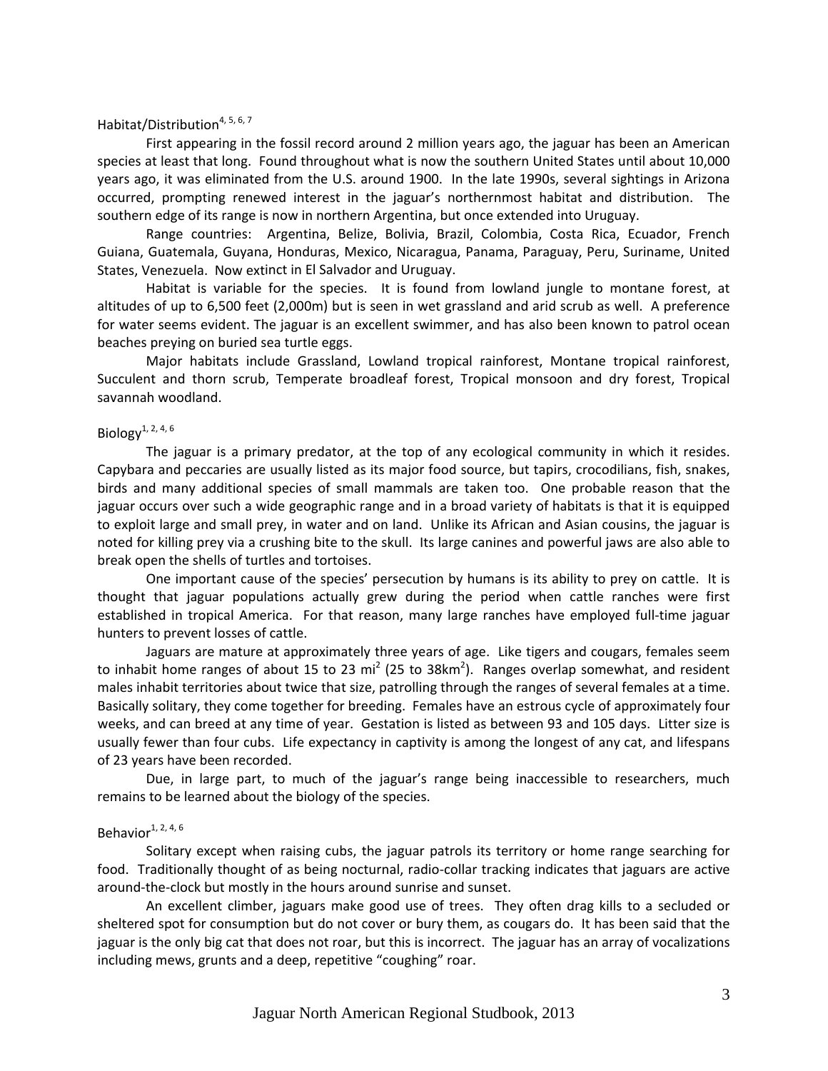## Habitat/Distribution[4, 5, 6, 7]

First appearing in the fossil record around 2 million years ago, the jaguar has been an American species at least that long. Found throughout what is now the southern United States until about 10,000 years ago, it was eliminated from the U.S. around 1900. In the late 1990s, several sightings in Arizona occurred, prompting renewed interest in the jaguar's northernmost habitat and distribution. The southern edge of its range is now in northern Argentina, but once extended into Uruguay.

Range countries: Argentina, Belize, Bolivia, Brazil, Colombia, Costa Rica, Ecuador, French Guiana, Guatemala, Guyana, Honduras, Mexico, Nicaragua, Panama, Paraguay, Peru, Suriname, United States, Venezuela. Now extinct in El Salvador and Uruguay.

Habitat is variable for the species. It is found from lowland jungle to montane forest, at altitudes of up to 6,500 feet (2,000m) but is seen in wet grassland and arid scrub as well. A preference for water seems evident. The jaguar is an excellent swimmer, and has also been known to patrol ocean beaches preying on buried sea turtle eggs.

Major habitats include Grassland, Lowland tropical rainforest, Montane tropical rainforest, Succulent and thorn scrub, Temperate broadleaf forest, Tropical monsoon and dry forest, Tropical savannah woodland.

## Biology[1, 2, 4, 6]

The jaguar is a primary predator, at the top of any ecological community in which it resides. Capybara and peccaries are usually listed as its major food source, but tapirs, crocodilians, fish, snakes, birds and many additional species of small mammals are taken too. One probable reason that the jaguar occurs over such a wide geographic range and in a broad variety of habitats is that it is equipped to exploit large and small prey, in water and on land. Unlike its African and Asian cousins, the jaguar is noted for killing prey via a crushing bite to the skull. Its large canines and powerful jaws are also able to break open the shells of turtles and tortoises.

One important cause of the species' persecution by humans is its ability to prey on cattle. It is thought that jaguar populations actually grew during the period when cattle ranches were first established in tropical America. For that reason, many large ranches have employed full-time jaguar hunters to prevent losses of cattle.

Jaguars are mature at approximately three years of age. Like tigers and cougars, females seem to inhabit home ranges of about 15 to 23 $mi^2$ (25 to 38$km^2$). Ranges overlap somewhat, and resident males inhabit territories about twice that size, patrolling through the ranges of several females at a time. Basically solitary, they come together for breeding. Females have an estrous cycle of approximately four weeks, and can breed at any time of year. Gestation is listed as between 93 and 105 days. Litter size is usually fewer than four cubs. Life expectancy in captivity is among the longest of any cat, and lifespans of 23 years have been recorded.

Due, in large part, to much of the jaguar's range being inaccessible to researchers, much remains to be learned about the biology of the species.

## Behavior[1, 2, 4, 6]

Solitary except when raising cubs, the jaguar patrols its territory or home range searching for food. Traditionally thought of as being nocturnal, radio-collar tracking indicates that jaguars are active around-the-clock but mostly in the hours around sunrise and sunset.

An excellent climber, jaguars make good use of trees. They often drag kills to a secluded or sheltered spot for consumption but do not cover or bury them, as cougars do. It has been said that the jaguar is the only big cat that does not roar, but this is incorrect. The jaguar has an array of vocalizations including mews, grunts and a deep, repetitive "coughing" roar.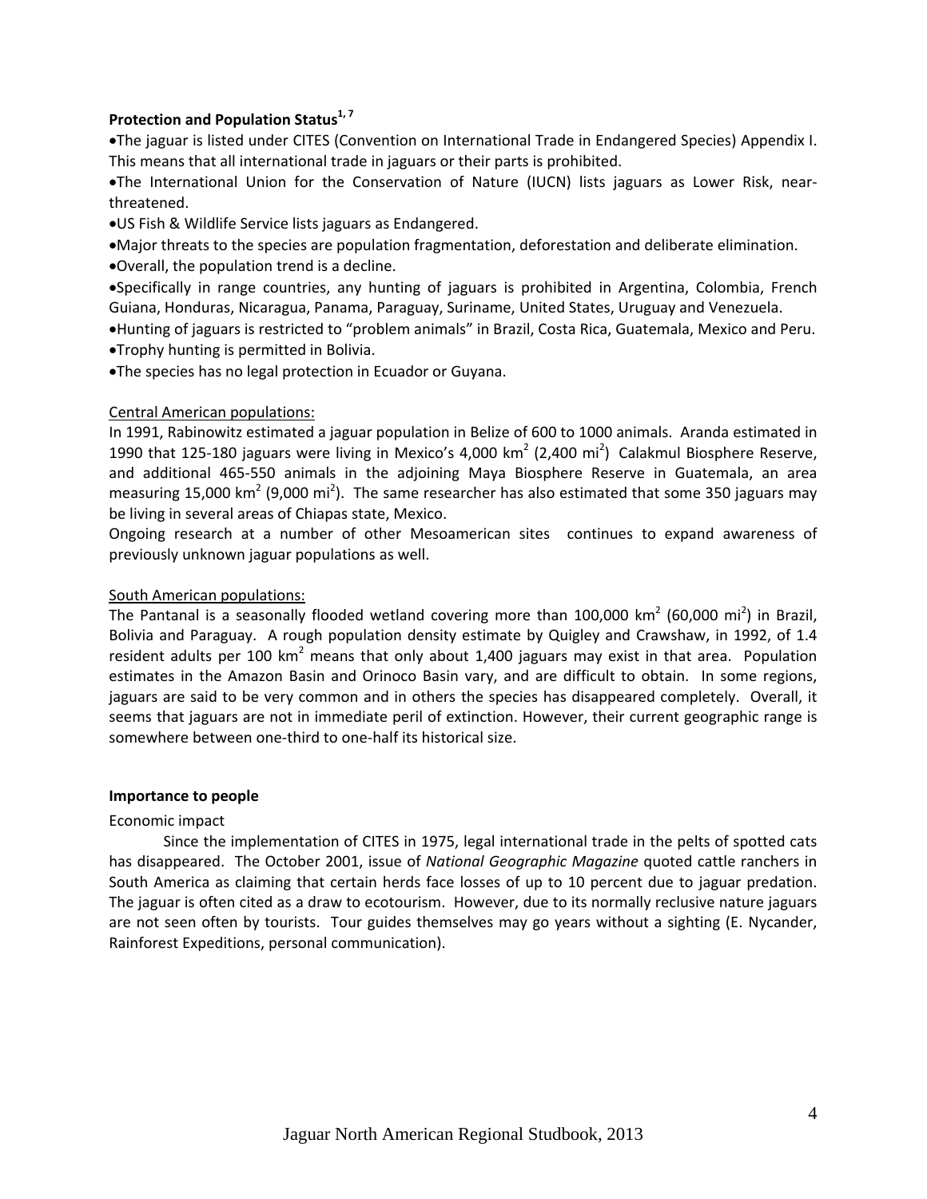**Protection and Population Status**[1, 7]

- The jaguar is listed under CITES (Convention on International Trade in Endangered Species) Appendix I. This means that all international trade in jaguars or their parts is prohibited.
- The International Union for the Conservation of Nature (IUCN) lists jaguars as Lower Risk, near-threatened.
- US Fish & Wildlife Service lists jaguars as Endangered.
- Major threats to the species are population fragmentation, deforestation and deliberate elimination.
- Overall, the population trend is a decline.
- Specifically in range countries, any hunting of jaguars is prohibited in Argentina, Colombia, French Guiana, Honduras, Nicaragua, Panama, Paraguay, Suriname, United States, Uruguay and Venezuela.
- Hunting of jaguars is restricted to "problem animals" in Brazil, Costa Rica, Guatemala, Mexico and Peru.
- Trophy hunting is permitted in Bolivia.
- The species has no legal protection in Ecuador or Guyana.

Central American populations:

In 1991, Rabinowitz estimated a jaguar population in Belize of 600 to 1000 animals. Aranda estimated in 1990 that 125-180 jaguars were living in Mexico's 4,000 km$^2$ (2,400 mi$^2$) Calakmul Biosphere Reserve, and additional 465-550 animals in the adjoining Maya Biosphere Reserve in Guatemala, an area measuring 15,000 km$^2$ (9,000 mi$^2$). The same researcher has also estimated that some 350 jaguars may be living in several areas of Chiapas state, Mexico.
Ongoing research at a number of other Mesoamerican sites continues to expand awareness of previously unknown jaguar populations as well.

South American populations:

The Pantanal is a seasonally flooded wetland covering more than 100,000 km$^2$ (60,000 mi$^2$) in Brazil, Bolivia and Paraguay. A rough population density estimate by Quigley and Crawshaw, in 1992, of 1.4 resident adults per 100 km$^2$ means that only about 1,400 jaguars may exist in that area. Population estimates in the Amazon Basin and Orinoco Basin vary, and are difficult to obtain. In some regions, jaguars are said to be very common and in others the species has disappeared completely. Overall, it seems that jaguars are not in immediate peril of extinction. However, their current geographic range is somewhere between one-third to one-half its historical size.

**Importance to people**

Economic impact

Since the implementation of CITES in 1975, legal international trade in the pelts of spotted cats has disappeared. The October 2001, issue of *National Geographic Magazine* quoted cattle ranchers in South America as claiming that certain herds face losses of up to 10 percent due to jaguar predation. The jaguar is often cited as a draw to ecotourism. However, due to its normally reclusive nature jaguars are not seen often by tourists. Tour guides themselves may go years without a sighting (E. Nycander, Rainforest Expeditions, personal communication).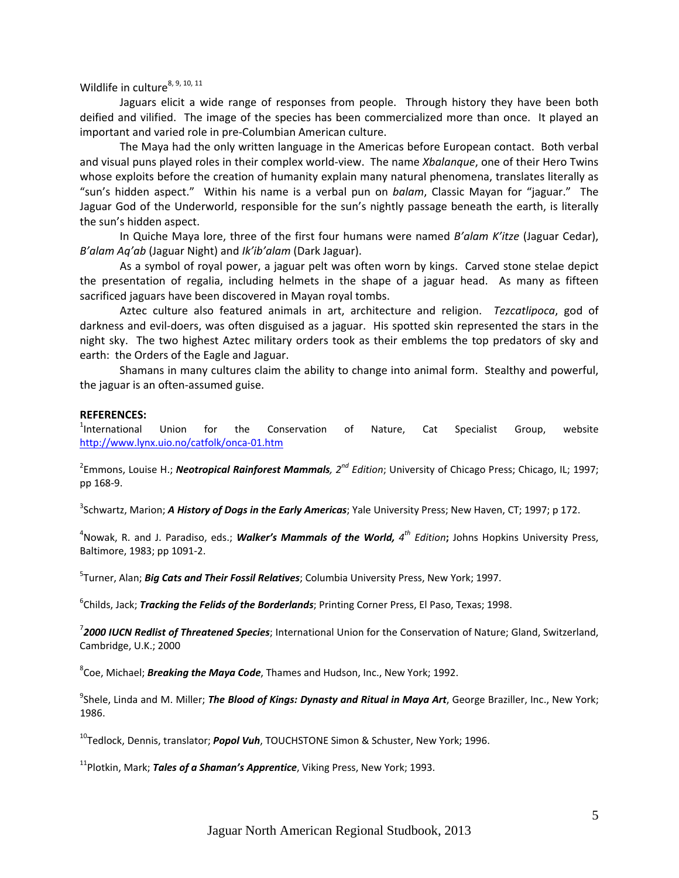Wildlife in culture[8, 9, 10, 11]

Jaguars elicit a wide range of responses from people. Through history they have been both deified and vilified. The image of the species has been commercialized more than once. It played an important and varied role in pre-Columbian American culture.

The Maya had the only written language in the Americas before European contact. Both verbal and visual puns played roles in their complex world-view. The name *Xbalanque*, one of their Hero Twins whose exploits before the creation of humanity explain many natural phenomena, translates literally as "sun's hidden aspect." Within his name is a verbal pun on *balam*, Classic Mayan for "jaguar." The Jaguar God of the Underworld, responsible for the sun's nightly passage beneath the earth, is literally the sun's hidden aspect.

In Quiche Maya lore, three of the first four humans were named *B'alam K'itze* (Jaguar Cedar), *B'alam Aq'ab* (Jaguar Night) and *Ik'ib'alam* (Dark Jaguar).

As a symbol of royal power, a jaguar pelt was often worn by kings. Carved stone stelae depict the presentation of regalia, including helmets in the shape of a jaguar head. As many as fifteen sacrificed jaguars have been discovered in Mayan royal tombs.

Aztec culture also featured animals in art, architecture and religion. *Tezcatlipoca*, god of darkness and evil-doers, was often disguised as a jaguar. His spotted skin represented the stars in the night sky. The two highest Aztec military orders took as their emblems the top predators of sky and earth: the Orders of the Eagle and Jaguar.

Shamans in many cultures claim the ability to change into animal form. Stealthy and powerful, the jaguar is an often-assumed guise.

**REFERENCES:**

[1]International Union for the Conservation of Nature, Cat Specialist Group, website http://www.lynx.uio.no/catfolk/onca-01.htm

[2]Emmons, Louise H.; ***Neotropical Rainforest Mammals**, 2nd Edition*; University of Chicago Press; Chicago, IL; 1997; pp 168-9.

[3]Schwartz, Marion; ***A History of Dogs in the Early Americas***; Yale University Press; New Haven, CT; 1997; p 172.

[4]Nowak, R. and J. Paradiso, eds.; ***Walker's Mammals of the World**, 4th Edition*; Johns Hopkins University Press, Baltimore, 1983; pp 1091-2.

[5]Turner, Alan; ***Big Cats and Their Fossil Relatives***; Columbia University Press, New York; 1997.

[6]Childs, Jack; ***Tracking the Felids of the Borderlands***; Printing Corner Press, El Paso, Texas; 1998.

[7]***2000 IUCN Redlist of Threatened Species***; International Union for the Conservation of Nature; Gland, Switzerland, Cambridge, U.K.; 2000

[8]Coe, Michael; ***Breaking the Maya Code***, Thames and Hudson, Inc., New York; 1992.

[9]Shele, Linda and M. Miller; ***The Blood of Kings: Dynasty and Ritual in Maya Art***, George Braziller, Inc., New York; 1986.

[10]Tedlock, Dennis, translator; ***Popol Vuh***, TOUCHSTONE Simon & Schuster, New York; 1996.

[11]Plotkin, Mark; ***Tales of a Shaman's Apprentice***, Viking Press, New York; 1993.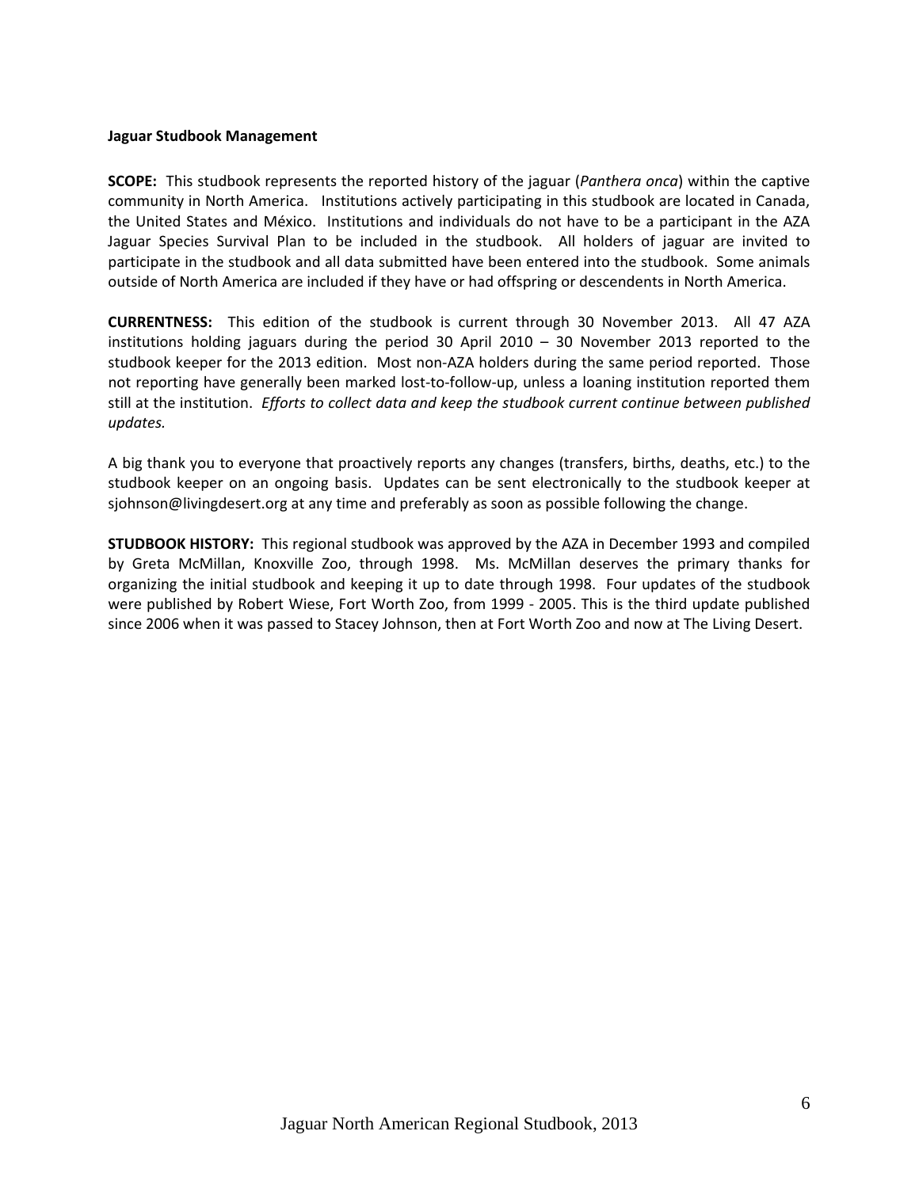**Jaguar Studbook Management**

**SCOPE:** This studbook represents the reported history of the jaguar (*Panthera onca*) within the captive community in North America. Institutions actively participating in this studbook are located in Canada, the United States and México. Institutions and individuals do not have to be a participant in the AZA Jaguar Species Survival Plan to be included in the studbook. All holders of jaguar are invited to participate in the studbook and all data submitted have been entered into the studbook. Some animals outside of North America are included if they have or had offspring or descendents in North America.

**CURRENTNESS:** This edition of the studbook is current through 30 November 2013. All 47 AZA institutions holding jaguars during the period 30 April 2010 – 30 November 2013 reported to the studbook keeper for the 2013 edition. Most non-AZA holders during the same period reported. Those not reporting have generally been marked lost-to-follow-up, unless a loaning institution reported them still at the institution. *Efforts to collect data and keep the studbook current continue between published updates.*

A big thank you to everyone that proactively reports any changes (transfers, births, deaths, etc.) to the studbook keeper on an ongoing basis. Updates can be sent electronically to the studbook keeper at sjohnson@livingdesert.org at any time and preferably as soon as possible following the change.

**STUDBOOK HISTORY:** This regional studbook was approved by the AZA in December 1993 and compiled by Greta McMillan, Knoxville Zoo, through 1998. Ms. McMillan deserves the primary thanks for organizing the initial studbook and keeping it up to date through 1998. Four updates of the studbook were published by Robert Wiese, Fort Worth Zoo, from 1999 - 2005. This is the third update published since 2006 when it was passed to Stacey Johnson, then at Fort Worth Zoo and now at The Living Desert.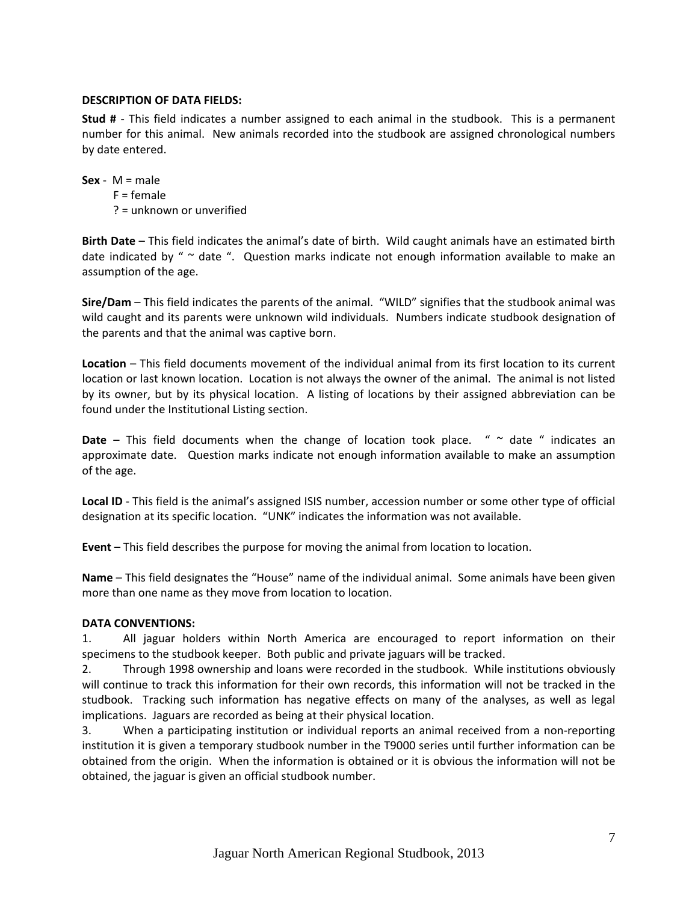**DESCRIPTION OF DATA FIELDS:**

**Stud #** - This field indicates a number assigned to each animal in the studbook. This is a permanent number for this animal. New animals recorded into the studbook are assigned chronological numbers by date entered.

**Sex** - M = male
F = female
? = unknown or unverified

**Birth Date** – This field indicates the animal's date of birth. Wild caught animals have an estimated birth date indicated by " ~ date ". Question marks indicate not enough information available to make an assumption of the age.

**Sire/Dam** – This field indicates the parents of the animal. "WILD" signifies that the studbook animal was wild caught and its parents were unknown wild individuals. Numbers indicate studbook designation of the parents and that the animal was captive born.

**Location** – This field documents movement of the individual animal from its first location to its current location or last known location. Location is not always the owner of the animal. The animal is not listed by its owner, but by its physical location. A listing of locations by their assigned abbreviation can be found under the Institutional Listing section.

**Date** – This field documents when the change of location took place. " ~ date " indicates an approximate date. Question marks indicate not enough information available to make an assumption of the age.

**Local ID** - This field is the animal's assigned ISIS number, accession number or some other type of official designation at its specific location. "UNK" indicates the information was not available.

**Event** – This field describes the purpose for moving the animal from location to location.

**Name** – This field designates the "House" name of the individual animal. Some animals have been given more than one name as they move from location to location.

**DATA CONVENTIONS:**

1. All jaguar holders within North America are encouraged to report information on their specimens to the studbook keeper. Both public and private jaguars will be tracked.
2. Through 1998 ownership and loans were recorded in the studbook. While institutions obviously will continue to track this information for their own records, this information will not be tracked in the studbook. Tracking such information has negative effects on many of the analyses, as well as legal implications. Jaguars are recorded as being at their physical location.
3. When a participating institution or individual reports an animal received from a non-reporting institution it is given a temporary studbook number in the T9000 series until further information can be obtained from the origin. When the information is obtained or it is obvious the information will not be obtained, the jaguar is given an official studbook number.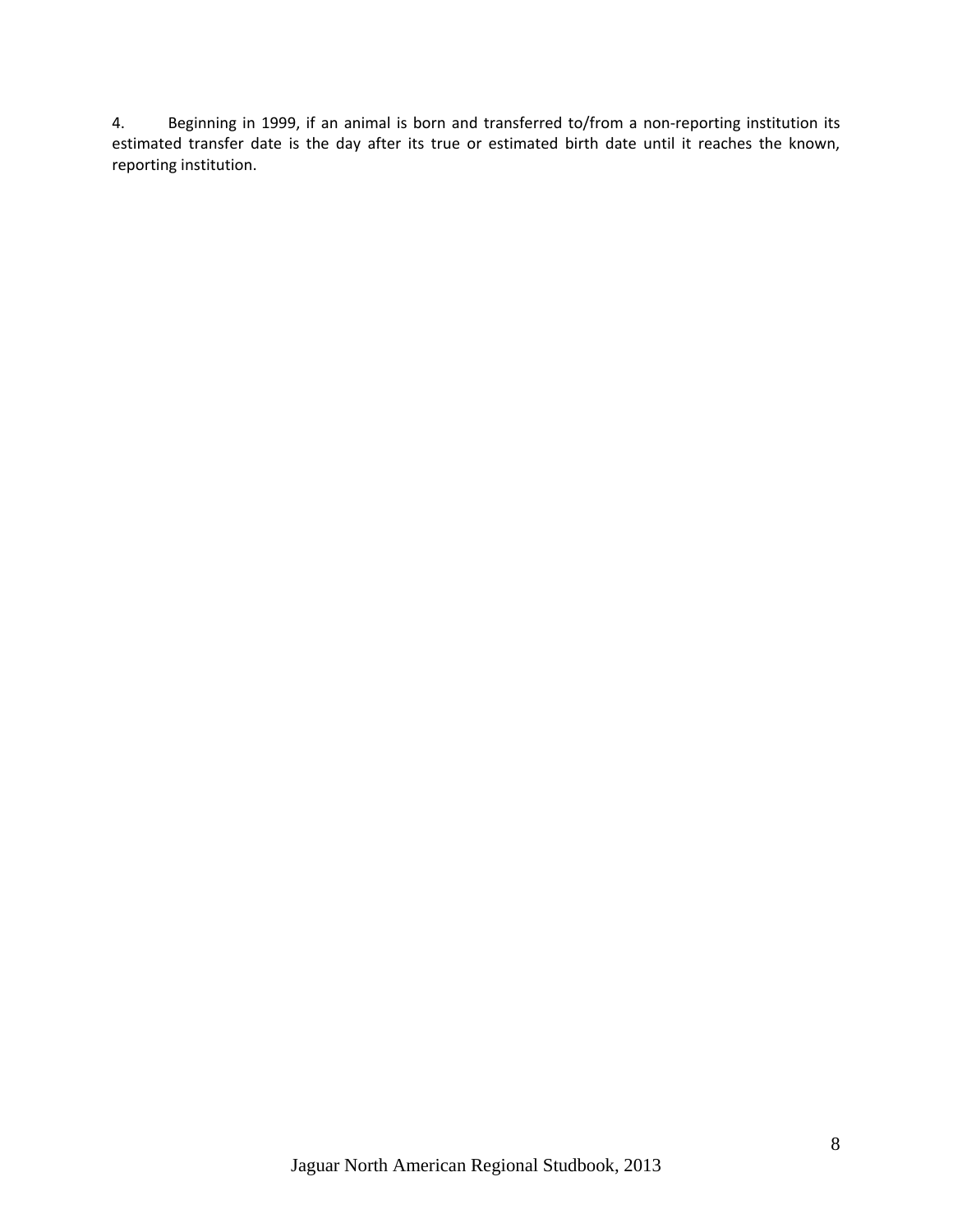4. Beginning in 1999, if an animal is born and transferred to/from a non-reporting institution its estimated transfer date is the day after its true or estimated birth date until it reaches the known, reporting institution.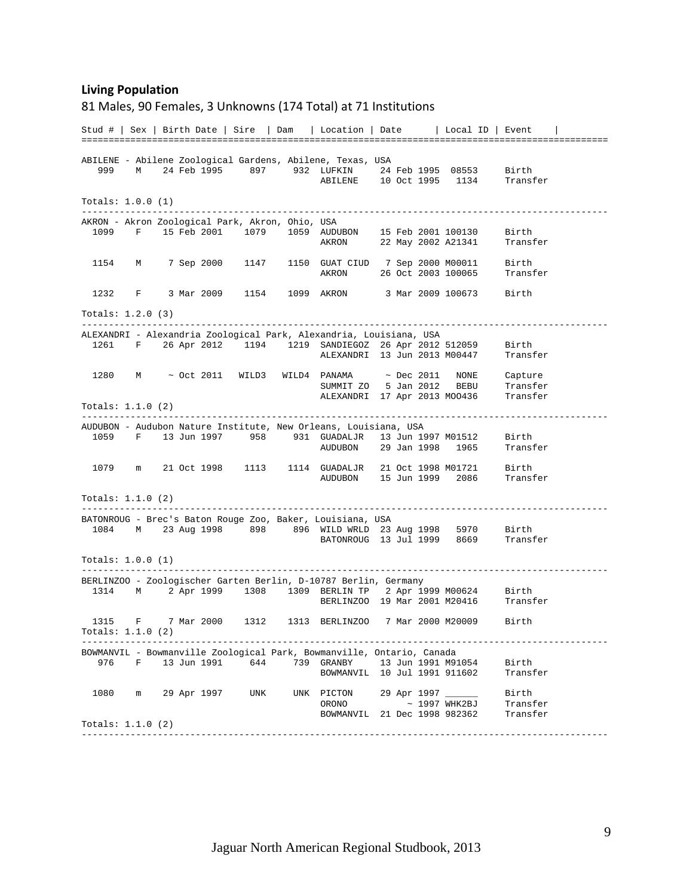## Living Population

81 Males, 90 Females, 3 Unknowns (174 Total) at 71 Institutions

```
Stud # | Sex | Birth Date | Sire  | Dam   | Location | Date      | Local ID | Event    |
==================================================================================================

ABILENE - Abilene Zoological Gardens, Abilene, Texas, USA
   999    M    24 Feb 1995     897     932  LUFKIN     24 Feb 1995  08553     Birth
                                            ABILENE    10 Oct 1995   1134     Transfer

Totals: 1.0.0 (1)
-------------------------------------------------------------------------------------------------
AKRON - Akron Zoological Park, Akron, Ohio, USA
  1099    F    15 Feb 2001    1079    1059  AUDUBON    15 Feb 2001 100130     Birth
                                            AKRON      22 May 2002 A21341     Transfer

  1154    M     7 Sep 2000    1147    1150  GUAT CIUD   7 Sep 2000 M00011     Birth
                                            AKRON      26 Oct 2003 100065     Transfer

  1232    F     3 Mar 2009    1154    1099  AKRON       3 Mar 2009 100673     Birth

Totals: 1.2.0 (3)
-------------------------------------------------------------------------------------------------
ALEXANDRI - Alexandria Zoological Park, Alexandria, Louisiana, USA
  1261    F    26 Apr 2012    1194    1219  SANDIEGOZ  26 Apr 2012 512059     Birth
                                            ALEXANDRI  13 Jun 2013 M00447     Transfer

  1280    M     ~ Oct 2011   WILD3   WILD4  PANAMA      ~ Dec 2011   NONE     Capture
                                            SUMMIT ZO   5 Jan 2012   BEBU     Transfer
                                            ALEXANDRI  17 Apr 2013 MOO436     Transfer
Totals: 1.1.0 (2)
-------------------------------------------------------------------------------------------------
AUDUBON - Audubon Nature Institute, New Orleans, Louisiana, USA
  1059    F    13 Jun 1997     958     931  GUADALJR   13 Jun 1997 M01512     Birth
                                            AUDUBON    29 Jan 1998   1965     Transfer

  1079    m    21 Oct 1998    1113    1114  GUADALJR   21 Oct 1998 M01721     Birth
                                            AUDUBON    15 Jun 1999   2086     Transfer

Totals: 1.1.0 (2)
-------------------------------------------------------------------------------------------------
BATONROUG - Brec's Baton Rouge Zoo, Baker, Louisiana, USA
  1084    M    23 Aug 1998     898     896  WILD WRLD  23 Aug 1998   5970     Birth
                                            BATONROUG  13 Jul 1999   8669     Transfer

Totals: 1.0.0 (1)
-------------------------------------------------------------------------------------------------
BERLINZOO - Zoologischer Garten Berlin, D-10787 Berlin, Germany
  1314    M     2 Apr 1999    1308    1309  BERLIN TP   2 Apr 1999 M00624     Birth
                                            BERLINZOO  19 Mar 2001 M20416     Transfer

  1315    F     7 Mar 2000    1312    1313  BERLINZOO   7 Mar 2000 M20009     Birth
Totals: 1.1.0 (2)
-------------------------------------------------------------------------------------------------
BOWMANVIL - Bowmanville Zoological Park, Bowmanville, Ontario, Canada
   976    F    13 Jun 1991     644     739  GRANBY     13 Jun 1991 M91054     Birth
                                            BOWMANVIL  10 Jul 1991 911602     Transfer

  1080    m    29 Apr 1997     UNK     UNK  PICTON     29 Apr 1997 ______     Birth
                                            ORONO           ~ 1997 WHK2BJ     Transfer
                                            BOWMANVIL  21 Dec 1998 982362     Transfer
Totals: 1.1.0 (2)
-------------------------------------------------------------------------------------------------
```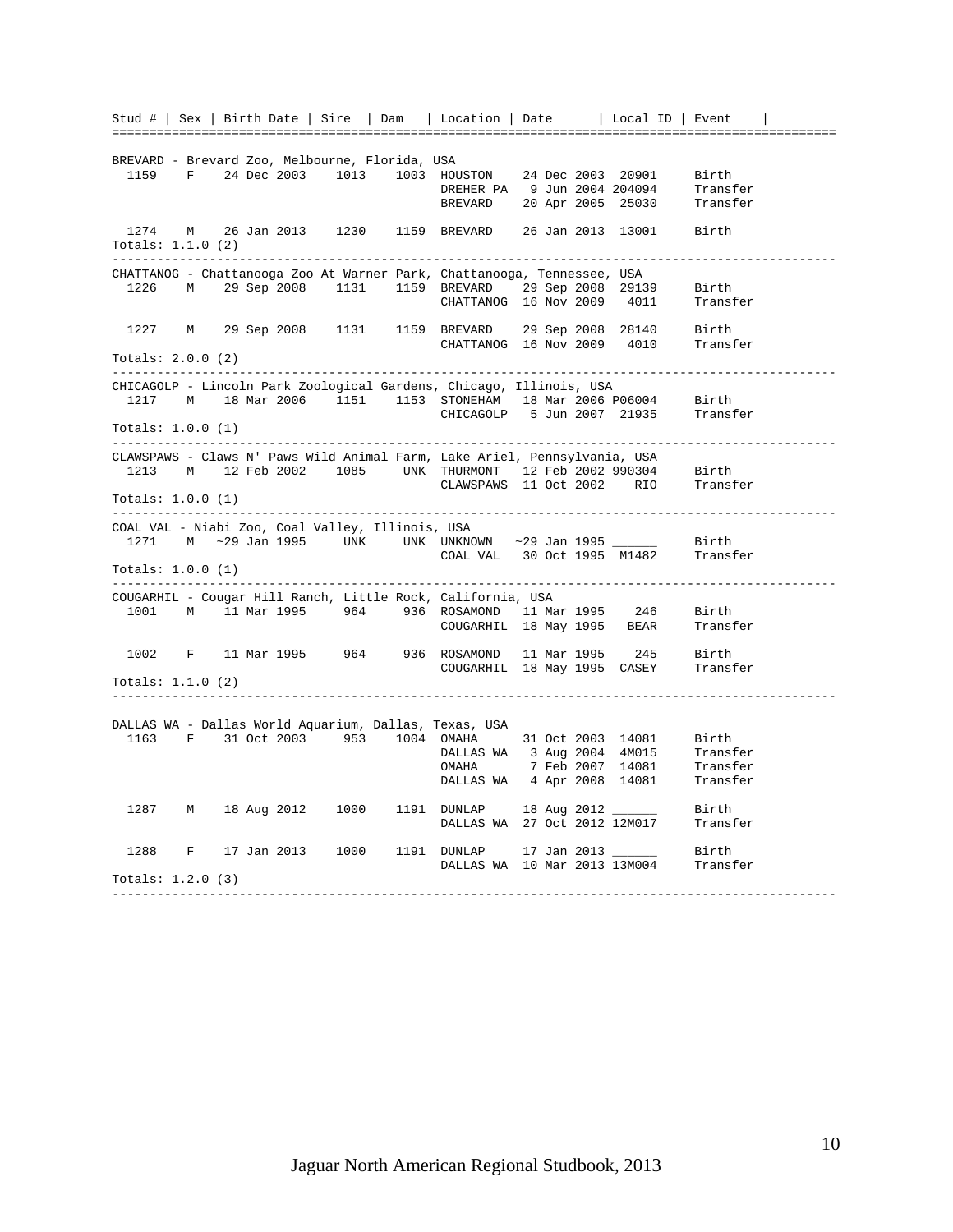| Stud # | Sex | Birth Date | Sire | Dam | Location | Date | Local ID | Event |
|---|---|---|---|---|---|---|---|---|
| **BREVARD - Brevard Zoo, Melbourne, Florida, USA** | | | | | | | | |
| 1159 | F | 24 Dec 2003 | 1013 | 1003 | HOUSTON | 24 Dec 2003 | 20901 | Birth |
| | | | | | DREHER PA | 9 Jun 2004 | 204094 | Transfer |
| | | | | | BREVARD | 20 Apr 2005 | 25030 | Transfer |
| 1274 | M | 26 Jan 2013 | 1230 | 1159 | BREVARD | 26 Jan 2013 | 13001 | Birth |
| Totals: 1.1.0 (2) | | | | | | | | |
| **CHATTANOG - Chattanooga Zoo At Warner Park, Chattanooga, Tennessee, USA** | | | | | | | | |
| 1226 | M | 29 Sep 2008 | 1131 | 1159 | BREVARD | 29 Sep 2008 | 29139 | Birth |
| | | | | | CHATTANOG | 16 Nov 2009 | 4011 | Transfer |
| 1227 | M | 29 Sep 2008 | 1131 | 1159 | BREVARD | 29 Sep 2008 | 28140 | Birth |
| | | | | | CHATTANOG | 16 Nov 2009 | 4010 | Transfer |
| Totals: 2.0.0 (2) | | | | | | | | |
| **CHICAGOLP - Lincoln Park Zoological Gardens, Chicago, Illinois, USA** | | | | | | | | |
| 1217 | M | 18 Mar 2006 | 1151 | 1153 | STONEHAM | 18 Mar 2006 | P06004 | Birth |
| | | | | | CHICAGOLP | 5 Jun 2007 | 21935 | Transfer |
| Totals: 1.0.0 (1) | | | | | | | | |
| **CLAWSPAWS - Claws N' Paws Wild Animal Farm, Lake Ariel, Pennsylvania, USA** | | | | | | | | |
| 1213 | M | 12 Feb 2002 | 1085 | UNK | THURMONT | 12 Feb 2002 | 990304 | Birth |
| | | | | | CLAWSPAWS | 11 Oct 2002 | RIO | Transfer |
| Totals: 1.0.0 (1) | | | | | | | | |
| **COAL VAL - Niabi Zoo, Coal Valley, Illinois, USA** | | | | | | | | |
| 1271 | M | ~29 Jan 1995 | UNK | UNK | UNKNOWN | ~29 Jan 1995 | ______ | Birth |
| | | | | | COAL VAL | 30 Oct 1995 | M1482 | Transfer |
| Totals: 1.0.0 (1) | | | | | | | | |
| **COUGARHIL - Cougar Hill Ranch, Little Rock, California, USA** | | | | | | | | |
| 1001 | M | 11 Mar 1995 | 964 | 936 | ROSAMOND | 11 Mar 1995 | 246 | Birth |
| | | | | | COUGARHIL | 18 May 1995 | BEAR | Transfer |
| 1002 | F | 11 Mar 1995 | 964 | 936 | ROSAMOND | 11 Mar 1995 | 245 | Birth |
| | | | | | COUGARHIL | 18 May 1995 | CASEY | Transfer |
| Totals: 1.1.0 (2) | | | | | | | | |
| **DALLAS WA - Dallas World Aquarium, Dallas, Texas, USA** | | | | | | | | |
| 1163 | F | 31 Oct 2003 | 953 | 1004 | OMAHA | 31 Oct 2003 | 14081 | Birth |
| | | | | | DALLAS WA | 3 Aug 2004 | 4M015 | Transfer |
| | | | | | OMAHA | 7 Feb 2007 | 14081 | Transfer |
| | | | | | DALLAS WA | 4 Apr 2008 | 14081 | Transfer |
| 1287 | M | 18 Aug 2012 | 1000 | 1191 | DUNLAP | 18 Aug 2012 | ______ | Birth |
| | | | | | DALLAS WA | 27 Oct 2012 | 12M017 | Transfer |
| 1288 | F | 17 Jan 2013 | 1000 | 1191 | DUNLAP | 17 Jan 2013 | ______ | Birth |
| | | | | | DALLAS WA | 10 Mar 2013 | 13M004 | Transfer |
| Totals: 1.2.0 (3) | | | | | | | | |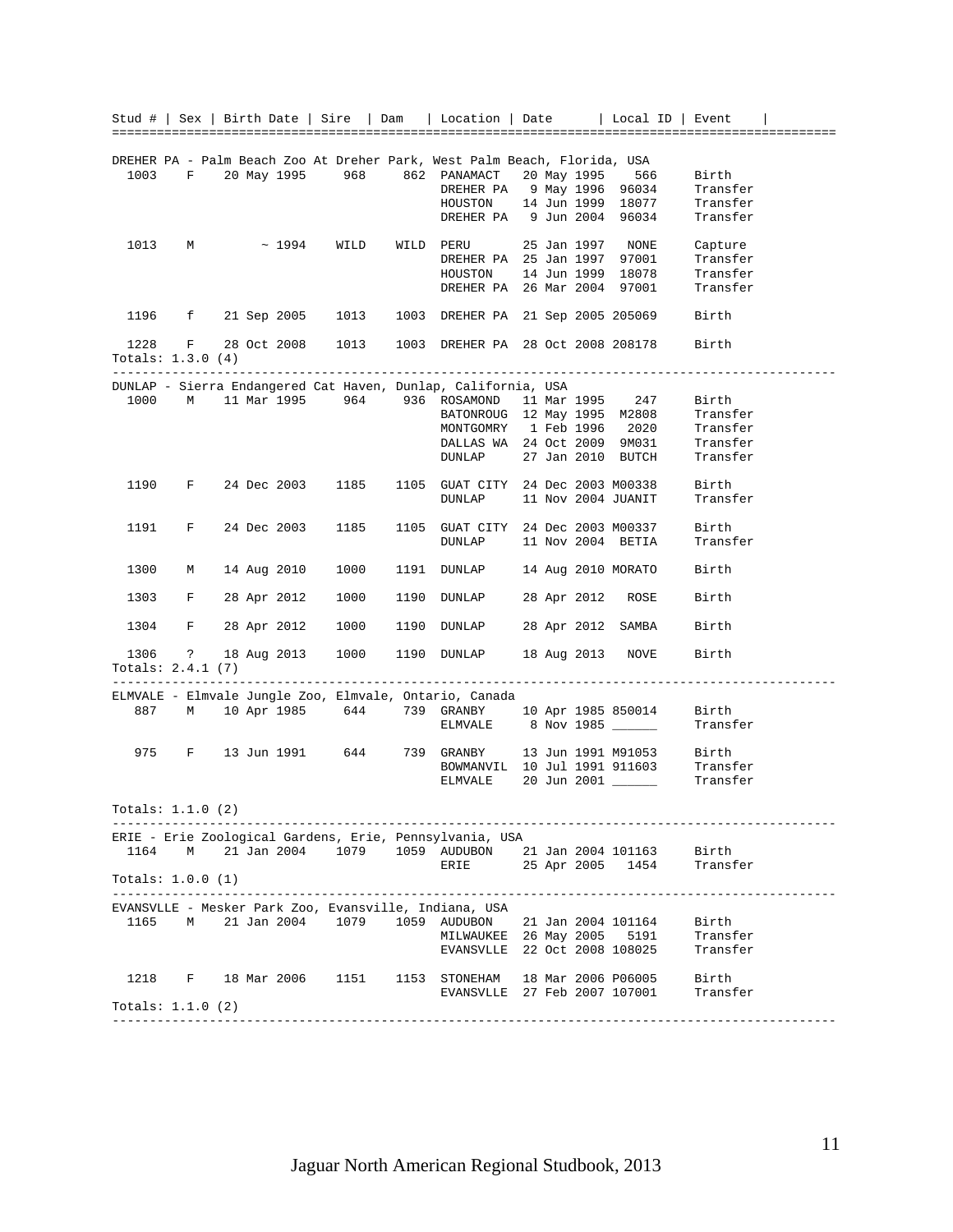| Stud # | Sex | Birth Date | Sire | Dam | Location | Date | Local ID | Event |
|---|---|---|---|---|---|---|---|---|
| **DREHER PA - Palm Beach Zoo At Dreher Park, West Palm Beach, Florida, USA** | | | | | | | | |
| 1003 | F | 20 May 1995 | 968 | 862 | PANAMACT | 20 May 1995 | 566 | Birth |
| | | | | | DREHER PA | 9 May 1996 | 96034 | Transfer |
| | | | | | HOUSTON | 14 Jun 1999 | 18077 | Transfer |
| | | | | | DREHER PA | 9 Jun 2004 | 96034 | Transfer |
| 1013 | M | ~ 1994 | WILD | WILD | PERU | 25 Jan 1997 | NONE | Capture |
| | | | | | DREHER PA | 25 Jan 1997 | 97001 | Transfer |
| | | | | | HOUSTON | 14 Jun 1999 | 18078 | Transfer |
| | | | | | DREHER PA | 26 Mar 2004 | 97001 | Transfer |
| 1196 | f | 21 Sep 2005 | 1013 | 1003 | DREHER PA | 21 Sep 2005 | 205069 | Birth |
| 1228 | F | 28 Oct 2008 | 1013 | 1003 | DREHER PA | 28 Oct 2008 | 208178 | Birth |
| Totals: 1.3.0 (4) | | | | | | | | |
| **DUNLAP - Sierra Endangered Cat Haven, Dunlap, California, USA** | | | | | | | | |
| 1000 | M | 11 Mar 1995 | 964 | 936 | ROSAMOND | 11 Mar 1995 | 247 | Birth |
| | | | | | BATONROUG | 12 May 1995 | M2808 | Transfer |
| | | | | | MONTGOMRY | 1 Feb 1996 | 2020 | Transfer |
| | | | | | DALLAS WA | 24 Oct 2009 | 9M031 | Transfer |
| | | | | | DUNLAP | 27 Jan 2010 | BUTCH | Transfer |
| 1190 | F | 24 Dec 2003 | 1185 | 1105 | GUAT CITY | 24 Dec 2003 | M00338 | Birth |
| | | | | | DUNLAP | 11 Nov 2004 | JUANIT | Transfer |
| 1191 | F | 24 Dec 2003 | 1185 | 1105 | GUAT CITY | 24 Dec 2003 | M00337 | Birth |
| | | | | | DUNLAP | 11 Nov 2004 | BETIA | Transfer |
| 1300 | M | 14 Aug 2010 | 1000 | 1191 | DUNLAP | 14 Aug 2010 | MORATO | Birth |
| 1303 | F | 28 Apr 2012 | 1000 | 1190 | DUNLAP | 28 Apr 2012 | ROSE | Birth |
| 1304 | F | 28 Apr 2012 | 1000 | 1190 | DUNLAP | 28 Apr 2012 | SAMBA | Birth |
| 1306 | ? | 18 Aug 2013 | 1000 | 1190 | DUNLAP | 18 Aug 2013 | NOVE | Birth |
| Totals: 2.4.1 (7) | | | | | | | | |
| **ELMVALE - Elmvale Jungle Zoo, Elmvale, Ontario, Canada** | | | | | | | | |
| 887 | M | 10 Apr 1985 | 644 | 739 | GRANBY | 10 Apr 1985 | 850014 | Birth |
| | | | | | ELMVALE | 8 Nov 1985 | ______ | Transfer |
| 975 | F | 13 Jun 1991 | 644 | 739 | GRANBY | 13 Jun 1991 | M91053 | Birth |
| | | | | | BOWMANVIL | 10 Jul 1991 | 911603 | Transfer |
| | | | | | ELMVALE | 20 Jun 2001 | ______ | Transfer |
| Totals: 1.1.0 (2) | | | | | | | | |
| **ERIE - Erie Zoological Gardens, Erie, Pennsylvania, USA** | | | | | | | | |
| 1164 | M | 21 Jan 2004 | 1079 | 1059 | AUDUBON | 21 Jan 2004 | 101163 | Birth |
| | | | | | ERIE | 25 Apr 2005 | 1454 | Transfer |
| Totals: 1.0.0 (1) | | | | | | | | |
| **EVANSVLLE - Mesker Park Zoo, Evansville, Indiana, USA** | | | | | | | | |
| 1165 | M | 21 Jan 2004 | 1079 | 1059 | AUDUBON | 21 Jan 2004 | 101164 | Birth |
| | | | | | MILWAUKEE | 26 May 2005 | 5191 | Transfer |
| | | | | | EVANSVLLE | 22 Oct 2008 | 108025 | Transfer |
| 1218 | F | 18 Mar 2006 | 1151 | 1153 | STONEHAM | 18 Mar 2006 | P06005 | Birth |
| | | | | | EVANSVLLE | 27 Feb 2007 | 107001 | Transfer |
| Totals: 1.1.0 (2) | | | | | | | | |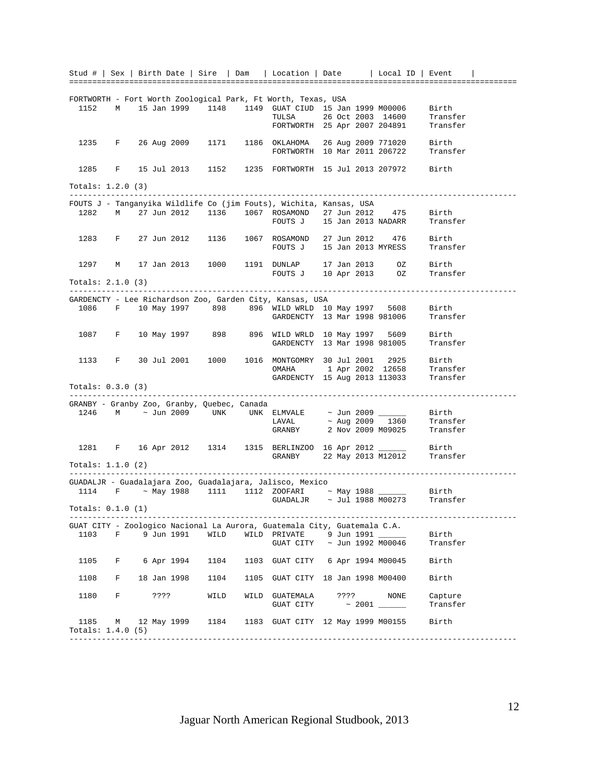| Stud # | Sex | Birth Date | Sire | Dam | Location | Date | Local ID | Event |
|---|---|---|---|---|---|---|---|---|

**FORTWORTH - Fort Worth Zoological Park, Ft Worth, Texas, USA**

| Stud # | Sex | Birth Date | Sire | Dam | Location | Date | Local ID | Event |
|---|---|---|---|---|---|---|---|---|
| 1152 | M | 15 Jan 1999 | 1148 | 1149 | GUAT CIUD | 15 Jan 1999 | M00006 | Birth |
| | | | | | TULSA | 26 Oct 2003 | 14600 | Transfer |
| | | | | | FORTWORTH | 25 Apr 2007 | 204891 | Transfer |
| 1235 | F | 26 Aug 2009 | 1171 | 1186 | OKLAHOMA | 26 Aug 2009 | 771020 | Birth |
| | | | | | FORTWORTH | 10 Mar 2011 | 206722 | Transfer |
| 1285 | F | 15 Jul 2013 | 1152 | 1235 | FORTWORTH | 15 Jul 2013 | 207972 | Birth |

Totals: 1.2.0 (3)

**FOUTS J - Tanganyika Wildlife Co (jim Fouts), Wichita, Kansas, USA**

| Stud # | Sex | Birth Date | Sire | Dam | Location | Date | Local ID | Event |
|---|---|---|---|---|---|---|---|---|
| 1282 | M | 27 Jun 2012 | 1136 | 1067 | ROSAMOND | 27 Jun 2012 | 475 | Birth |
| | | | | | FOUTS J | 15 Jan 2013 | NADARR | Transfer |
| 1283 | F | 27 Jun 2012 | 1136 | 1067 | ROSAMOND | 27 Jun 2012 | 476 | Birth |
| | | | | | FOUTS J | 15 Jan 2013 | MYRESS | Transfer |
| 1297 | M | 17 Jan 2013 | 1000 | 1191 | DUNLAP | 17 Jan 2013 | OZ | Birth |
| | | | | | FOUTS J | 10 Apr 2013 | OZ | Transfer |

Totals: 2.1.0 (3)

**GARDENCTY - Lee Richardson Zoo, Garden City, Kansas, USA**

| Stud # | Sex | Birth Date | Sire | Dam | Location | Date | Local ID | Event |
|---|---|---|---|---|---|---|---|---|
| 1086 | F | 10 May 1997 | 898 | 896 | WILD WRLD | 10 May 1997 | 5608 | Birth |
| | | | | | GARDENCTY | 13 Mar 1998 | 981006 | Transfer |
| 1087 | F | 10 May 1997 | 898 | 896 | WILD WRLD | 10 May 1997 | 5609 | Birth |
| | | | | | GARDENCTY | 13 Mar 1998 | 981005 | Transfer |
| 1133 | F | 30 Jul 2001 | 1000 | 1016 | MONTGOMRY | 30 Jul 2001 | 2925 | Birth |
| | | | | | OMAHA | 1 Apr 2002 | 12658 | Transfer |
| | | | | | GARDENCTY | 15 Aug 2013 | 113033 | Transfer |

Totals: 0.3.0 (3)

**GRANBY - Granby Zoo, Granby, Quebec, Canada**

| Stud # | Sex | Birth Date | Sire | Dam | Location | Date | Local ID | Event |
|---|---|---|---|---|---|---|---|---|
| 1246 | M | ~ Jun 2009 | UNK | UNK | ELMVALE | ~ Jun 2009 | ______ | Birth |
| | | | | | LAVAL | ~ Aug 2009 | 1360 | Transfer |
| | | | | | GRANBY | 2 Nov 2009 | M09025 | Transfer |
| 1281 | F | 16 Apr 2012 | 1314 | 1315 | BERLINZOO | 16 Apr 2012 | ______ | Birth |
| | | | | | GRANBY | 22 May 2013 | M12012 | Transfer |

Totals: 1.1.0 (2)

**GUADALJR - Guadalajara Zoo, Guadalajara, Jalisco, Mexico**

| Stud # | Sex | Birth Date | Sire | Dam | Location | Date | Local ID | Event |
|---|---|---|---|---|---|---|---|---|
| 1114 | F | ~ May 1988 | 1111 | 1112 | ZOOFARI | ~ May 1988 | ______ | Birth |
| | | | | | GUADALJR | ~ Jul 1988 | M00273 | Transfer |

Totals: 0.1.0 (1)

**GUAT CITY - Zoologico Nacional La Aurora, Guatemala City, Guatemala C.A.**

| Stud # | Sex | Birth Date | Sire | Dam | Location | Date | Local ID | Event |
|---|---|---|---|---|---|---|---|---|
| 1103 | F | 9 Jun 1991 | WILD | WILD | PRIVATE | 9 Jun 1991 | ______ | Birth |
| | | | | | GUAT CITY | ~ Jun 1992 | M00046 | Transfer |
| 1105 | F | 6 Apr 1994 | 1104 | 1103 | GUAT CITY | 6 Apr 1994 | M00045 | Birth |
| 1108 | F | 18 Jan 1998 | 1104 | 1105 | GUAT CITY | 18 Jan 1998 | M00400 | Birth |
| 1180 | F | ???? | WILD | WILD | GUATEMALA | ???? | NONE | Capture |
| | | | | | GUAT CITY | ~ 2001 | ______ | Transfer |
| 1185 | M | 12 May 1999 | 1184 | 1183 | GUAT CITY | 12 May 1999 | M00155 | Birth |

Totals: 1.4.0 (5)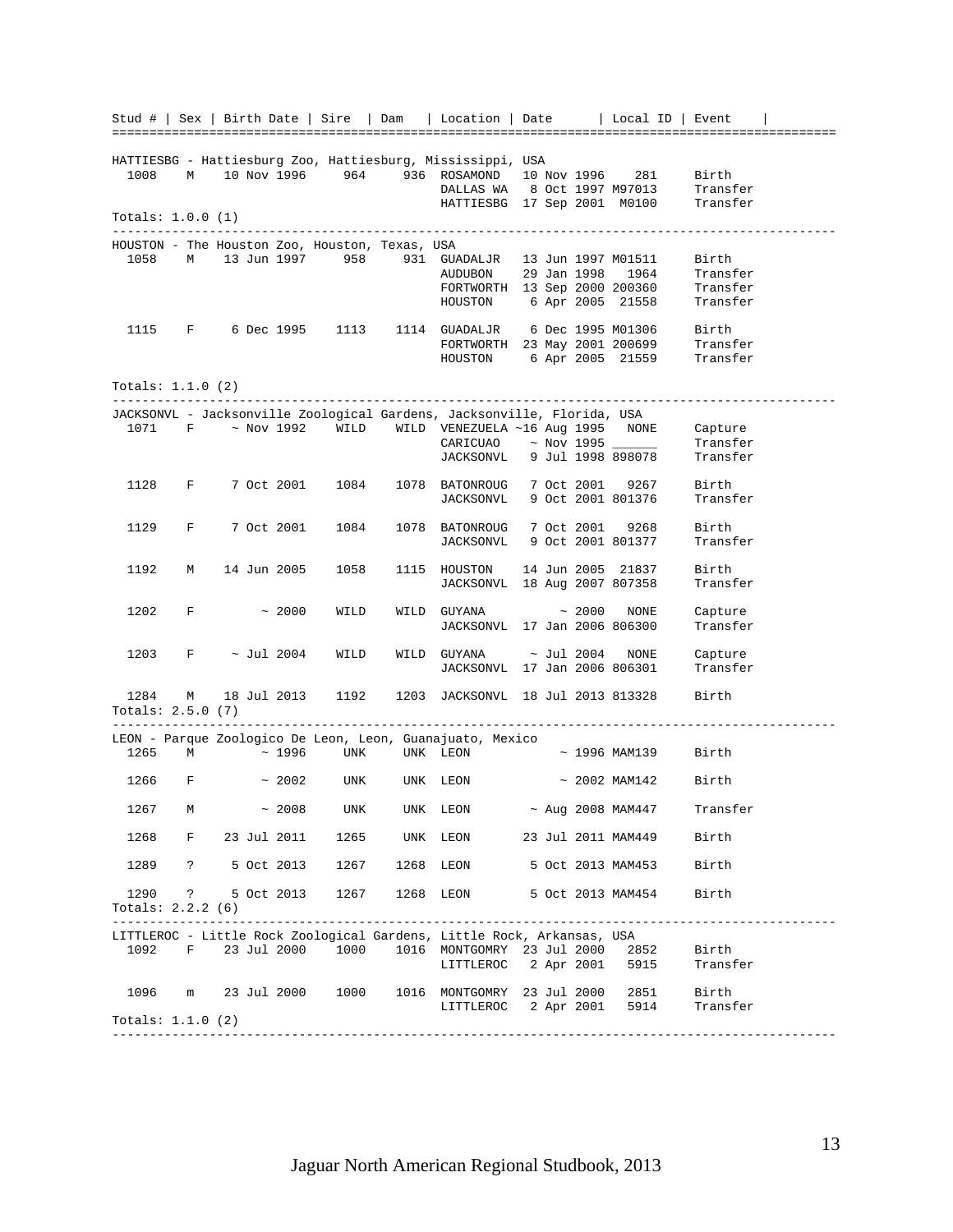| Stud # | Sex | Birth Date | Sire | Dam | Location | Date | Local ID | Event |
|---|---|---|---|---|---|---|---|---|
| **HATTIESBG - Hattiesburg Zoo, Hattiesburg, Mississippi, USA** | | | | | | | | |
| 1008 | M | 10 Nov 1996 | 964 | 936 | ROSAMOND | 10 Nov 1996 | 281 | Birth |
| | | | | | DALLAS WA | 8 Oct 1997 | M97013 | Transfer |
| | | | | | HATTIESBG | 17 Sep 2001 | M0100 | Transfer |
| Totals: 1.0.0 (1) | | | | | | | | |
| **HOUSTON - The Houston Zoo, Houston, Texas, USA** | | | | | | | | |
| 1058 | M | 13 Jun 1997 | 958 | 931 | GUADALJR | 13 Jun 1997 | M01511 | Birth |
| | | | | | AUDUBON | 29 Jan 1998 | 1964 | Transfer |
| | | | | | FORTWORTH | 13 Sep 2000 | 200360 | Transfer |
| | | | | | HOUSTON | 6 Apr 2005 | 21558 | Transfer |
| 1115 | F | 6 Dec 1995 | 1113 | 1114 | GUADALJR | 6 Dec 1995 | M01306 | Birth |
| | | | | | FORTWORTH | 23 May 2001 | 200699 | Transfer |
| | | | | | HOUSTON | 6 Apr 2005 | 21559 | Transfer |
| Totals: 1.1.0 (2) | | | | | | | | |
| **JACKSONVL - Jacksonville Zoological Gardens, Jacksonville, Florida, USA** | | | | | | | | |
| 1071 | F | ~ Nov 1992 | WILD | WILD | VENEZUELA | ~16 Aug 1995 | NONE | Capture |
| | | | | | CARICUAO | ~ Nov 1995 | ______ | Transfer |
| | | | | | JACKSONVL | 9 Jul 1998 | 898078 | Transfer |
| 1128 | F | 7 Oct 2001 | 1084 | 1078 | BATONROUG | 7 Oct 2001 | 9267 | Birth |
| | | | | | JACKSONVL | 9 Oct 2001 | 801376 | Transfer |
| 1129 | F | 7 Oct 2001 | 1084 | 1078 | BATONROUG | 7 Oct 2001 | 9268 | Birth |
| | | | | | JACKSONVL | 9 Oct 2001 | 801377 | Transfer |
| 1192 | M | 14 Jun 2005 | 1058 | 1115 | HOUSTON | 14 Jun 2005 | 21837 | Birth |
| | | | | | JACKSONVL | 18 Aug 2007 | 807358 | Transfer |
| 1202 | F | ~ 2000 | WILD | WILD | GUYANA | ~ 2000 | NONE | Capture |
| | | | | | JACKSONVL | 17 Jan 2006 | 806300 | Transfer |
| 1203 | F | ~ Jul 2004 | WILD | WILD | GUYANA | ~ Jul 2004 | NONE | Capture |
| | | | | | JACKSONVL | 17 Jan 2006 | 806301 | Transfer |
| 1284 | M | 18 Jul 2013 | 1192 | 1203 | JACKSONVL | 18 Jul 2013 | 813328 | Birth |
| Totals: 2.5.0 (7) | | | | | | | | |
| **LEON - Parque Zoologico De Leon, Leon, Guanajuato, Mexico** | | | | | | | | |
| 1265 | M | ~ 1996 | UNK | UNK | LEON | ~ 1996 | MAM139 | Birth |
| 1266 | F | ~ 2002 | UNK | UNK | LEON | ~ 2002 | MAM142 | Birth |
| 1267 | M | ~ 2008 | UNK | UNK | LEON | ~ Aug 2008 | MAM447 | Transfer |
| 1268 | F | 23 Jul 2011 | 1265 | UNK | LEON | 23 Jul 2011 | MAM449 | Birth |
| 1289 | ? | 5 Oct 2013 | 1267 | 1268 | LEON | 5 Oct 2013 | MAM453 | Birth |
| 1290 | ? | 5 Oct 2013 | 1267 | 1268 | LEON | 5 Oct 2013 | MAM454 | Birth |
| Totals: 2.2.2 (6) | | | | | | | | |
| **LITTLEROC - Little Rock Zoological Gardens, Little Rock, Arkansas, USA** | | | | | | | | |
| 1092 | F | 23 Jul 2000 | 1000 | 1016 | MONTGOMRY | 23 Jul 2000 | 2852 | Birth |
| | | | | | LITTLEROC | 2 Apr 2001 | 5915 | Transfer |
| 1096 | m | 23 Jul 2000 | 1000 | 1016 | MONTGOMRY | 23 Jul 2000 | 2851 | Birth |
| | | | | | LITTLEROC | 2 Apr 2001 | 5914 | Transfer |
| Totals: 1.1.0 (2) | | | | | | | | |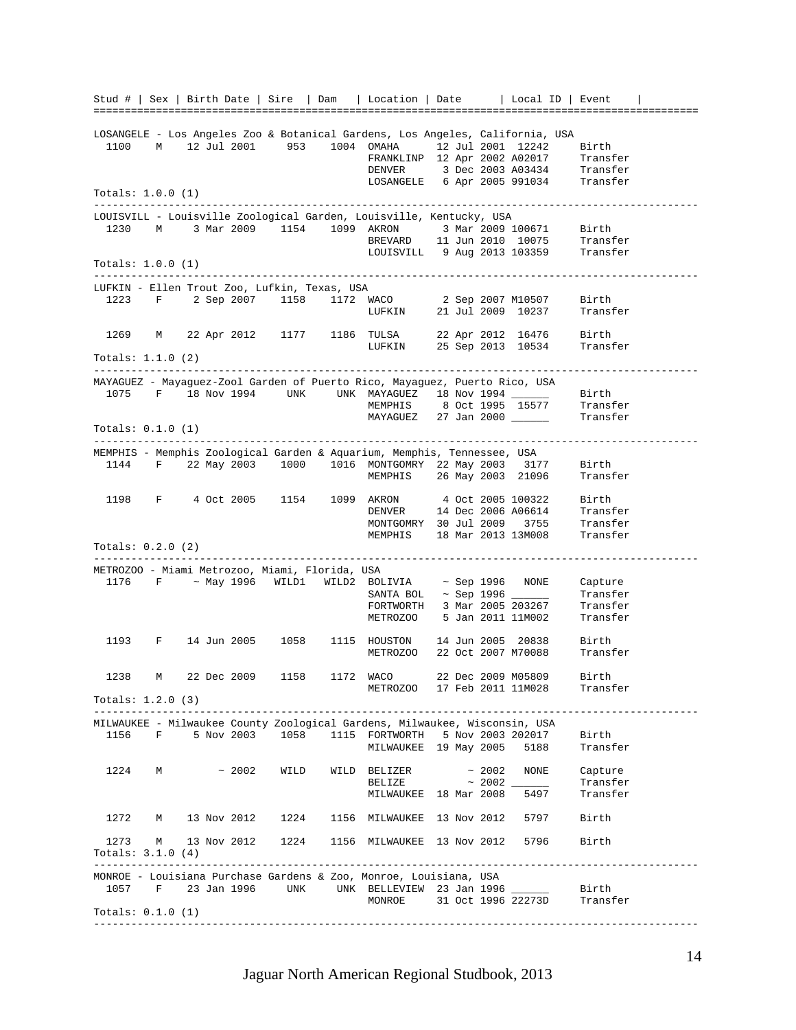```
Stud # | Sex | Birth Date | Sire  | Dam   | Location | Date      | Local ID | Event    |
==========================================================================================

LOSANGELE - Los Angeles Zoo & Botanical Gardens, Los Angeles, California, USA
  1100    M    12 Jul 2001     953    1004  OMAHA      12 Jul 2001  12242     Birth
                                            FRANKLINP  12 Apr 2002 A02017     Transfer
                                            DENVER      3 Dec 2003 A03434     Transfer
                                            LOSANGELE   6 Apr 2005 991034     Transfer
Totals: 1.0.0 (1)
------------------------------------------------------------------------------------------
LOUISVILL - Louisville Zoological Garden, Louisville, Kentucky, USA
  1230    M     3 Mar 2009    1154    1099  AKRON       3 Mar 2009 100671     Birth
                                            BREVARD    11 Jun 2010  10075     Transfer
                                            LOUISVILL   9 Aug 2013 103359     Transfer
Totals: 1.0.0 (1)
------------------------------------------------------------------------------------------
LUFKIN - Ellen Trout Zoo, Lufkin, Texas, USA
  1223    F     2 Sep 2007    1158    1172  WACO        2 Sep 2007 M10507     Birth
                                            LUFKIN     21 Jul 2009  10237     Transfer

  1269    M    22 Apr 2012    1177    1186  TULSA      22 Apr 2012  16476     Birth
                                            LUFKIN     25 Sep 2013  10534     Transfer
Totals: 1.1.0 (2)
------------------------------------------------------------------------------------------
MAYAGUEZ - Mayaguez-Zool Garden of Puerto Rico, Mayaguez, Puerto Rico, USA
  1075    F    18 Nov 1994     UNK     UNK  MAYAGUEZ   18 Nov 1994 ______     Birth
                                            MEMPHIS     8 Oct 1995  15577     Transfer
                                            MAYAGUEZ   27 Jan 2000 ______     Transfer
Totals: 0.1.0 (1)
------------------------------------------------------------------------------------------
MEMPHIS - Memphis Zoological Garden & Aquarium, Memphis, Tennessee, USA
  1144    F    22 May 2003    1000    1016  MONTGOMRY  22 May 2003   3177     Birth
                                            MEMPHIS    26 May 2003  21096     Transfer

  1198    F     4 Oct 2005    1154    1099  AKRON       4 Oct 2005 100322     Birth
                                            DENVER     14 Dec 2006 A06614     Transfer
                                            MONTGOMRY  30 Jul 2009   3755     Transfer
                                            MEMPHIS    18 Mar 2013 13M008     Transfer
Totals: 0.2.0 (2)
------------------------------------------------------------------------------------------
METROZOO - Miami Metrozoo, Miami, Florida, USA
  1176    F     ~ May 1996   WILD1   WILD2  BOLIVIA     ~ Sep 1996   NONE     Capture
                                            SANTA BOL   ~ Sep 1996 ______     Transfer
                                            FORTWORTH   3 Mar 2005 203267     Transfer
                                            METROZOO    5 Jan 2011 11M002     Transfer

  1193    F    14 Jun 2005    1058    1115  HOUSTON    14 Jun 2005  20838     Birth
                                            METROZOO   22 Oct 2007 M70088     Transfer

  1238    M    22 Dec 2009    1158    1172  WACO       22 Dec 2009 M05809     Birth
                                            METROZOO   17 Feb 2011 11M028     Transfer
Totals: 1.2.0 (3)
------------------------------------------------------------------------------------------
MILWAUKEE - Milwaukee County Zoological Gardens, Milwaukee, Wisconsin, USA
  1156    F     5 Nov 2003    1058    1115  FORTWORTH   5 Nov 2003 202017     Birth
                                            MILWAUKEE  19 May 2005   5188     Transfer

  1224    M          ~ 2002    WILD    WILD  BELIZER         ~ 2002   NONE     Capture
                                            BELIZE          ~ 2002 ______     Transfer
                                            MILWAUKEE  18 Mar 2008   5497     Transfer

  1272    M    13 Nov 2012    1224    1156  MILWAUKEE  13 Nov 2012   5797     Birth

  1273    M    13 Nov 2012    1224    1156  MILWAUKEE  13 Nov 2012   5796     Birth
Totals: 3.1.0 (4)
------------------------------------------------------------------------------------------
MONROE - Louisiana Purchase Gardens & Zoo, Monroe, Louisiana, USA
  1057    F    23 Jan 1996     UNK     UNK  BELLEVIEW  23 Jan 1996 ______     Birth
                                            MONROE     31 Oct 1996 22273D     Transfer
Totals: 0.1.0 (1)
------------------------------------------------------------------------------------------
```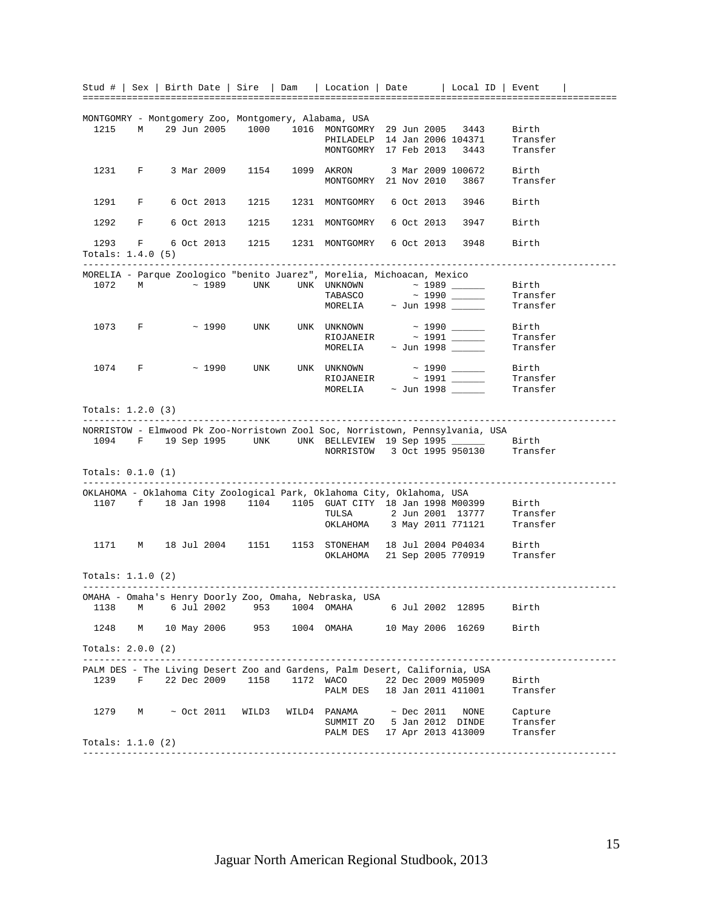| Stud # | Sex | Birth Date | Sire | Dam | Location | Date | Local ID | Event |
|---|---|---|---|---|---|---|---|---|

**MONTGOMRY - Montgomery Zoo, Montgomery, Alabama, USA**

| Stud # | Sex | Birth Date | Sire | Dam | Location | Date | Local ID | Event |
|---|---|---|---|---|---|---|---|---|
| 1215 | M | 29 Jun 2005 | 1000 | 1016 | MONTGOMRY | 29 Jun 2005 | 3443 | Birth |
| | | | | | PHILADELP | 14 Jan 2006 | 104371 | Transfer |
| | | | | | MONTGOMRY | 17 Feb 2013 | 3443 | Transfer |
| 1231 | F | 3 Mar 2009 | 1154 | 1099 | AKRON | 3 Mar 2009 | 100672 | Birth |
| | | | | | MONTGOMRY | 21 Nov 2010 | 3867 | Transfer |
| 1291 | F | 6 Oct 2013 | 1215 | 1231 | MONTGOMRY | 6 Oct 2013 | 3946 | Birth |
| 1292 | F | 6 Oct 2013 | 1215 | 1231 | MONTGOMRY | 6 Oct 2013 | 3947 | Birth |
| 1293 | F | 6 Oct 2013 | 1215 | 1231 | MONTGOMRY | 6 Oct 2013 | 3948 | Birth |

Totals: 1.4.0 (5)

**MORELIA - Parque Zoologico "benito Juarez", Morelia, Michoacan, Mexico**

| Stud # | Sex | Birth Date | Sire | Dam | Location | Date | Local ID | Event |
|---|---|---|---|---|---|---|---|---|
| 1072 | M | ~ 1989 | UNK | UNK | UNKNOWN | ~ 1989 | ______ | Birth |
| | | | | | TABASCO | ~ 1990 | ______ | Transfer |
| | | | | | MORELIA | ~ Jun 1998 | ______ | Transfer |
| 1073 | F | ~ 1990 | UNK | UNK | UNKNOWN | ~ 1990 | ______ | Birth |
| | | | | | RIOJANEIR | ~ 1991 | ______ | Transfer |
| | | | | | MORELIA | ~ Jun 1998 | ______ | Transfer |
| 1074 | F | ~ 1990 | UNK | UNK | UNKNOWN | ~ 1990 | ______ | Birth |
| | | | | | RIOJANEIR | ~ 1991 | ______ | Transfer |
| | | | | | MORELIA | ~ Jun 1998 | ______ | Transfer |

Totals: 1.2.0 (3)

**NORRISTOW - Elmwood Pk Zoo-Norristown Zool Soc, Norristown, Pennsylvania, USA**

| Stud # | Sex | Birth Date | Sire | Dam | Location | Date | Local ID | Event |
|---|---|---|---|---|---|---|---|---|
| 1094 | F | 19 Sep 1995 | UNK | UNK | BELLEVIEW | 19 Sep 1995 | ______ | Birth |
| | | | | | NORRISTOW | 3 Oct 1995 | 950130 | Transfer |

Totals: 0.1.0 (1)

**OKLAHOMA - Oklahoma City Zoological Park, Oklahoma City, Oklahoma, USA**

| Stud # | Sex | Birth Date | Sire | Dam | Location | Date | Local ID | Event |
|---|---|---|---|---|---|---|---|---|
| 1107 | f | 18 Jan 1998 | 1104 | 1105 | GUAT CITY | 18 Jan 1998 | M00399 | Birth |
| | | | | | TULSA | 2 Jun 2001 | 13777 | Transfer |
| | | | | | OKLAHOMA | 3 May 2011 | 771121 | Transfer |
| 1171 | M | 18 Jul 2004 | 1151 | 1153 | STONEHAM | 18 Jul 2004 | P04034 | Birth |
| | | | | | OKLAHOMA | 21 Sep 2005 | 770919 | Transfer |

Totals: 1.1.0 (2)

**OMAHA - Omaha's Henry Doorly Zoo, Omaha, Nebraska, USA**

| Stud # | Sex | Birth Date | Sire | Dam | Location | Date | Local ID | Event |
|---|---|---|---|---|---|---|---|---|
| 1138 | M | 6 Jul 2002 | 953 | 1004 | OMAHA | 6 Jul 2002 | 12895 | Birth |
| 1248 | M | 10 May 2006 | 953 | 1004 | OMAHA | 10 May 2006 | 16269 | Birth |

Totals: 2.0.0 (2)

**PALM DES - The Living Desert Zoo and Gardens, Palm Desert, California, USA**

| Stud # | Sex | Birth Date | Sire | Dam | Location | Date | Local ID | Event |
|---|---|---|---|---|---|---|---|---|
| 1239 | F | 22 Dec 2009 | 1158 | 1172 | WACO | 22 Dec 2009 | M05909 | Birth |
| | | | | | PALM DES | 18 Jan 2011 | 411001 | Transfer |
| 1279 | M | ~ Oct 2011 | WILD3 | WILD4 | PANAMA | ~ Dec 2011 | NONE | Capture |
| | | | | | SUMMIT ZO | 5 Jan 2012 | DINDE | Transfer |
| | | | | | PALM DES | 17 Apr 2013 | 413009 | Transfer |

Totals: 1.1.0 (2)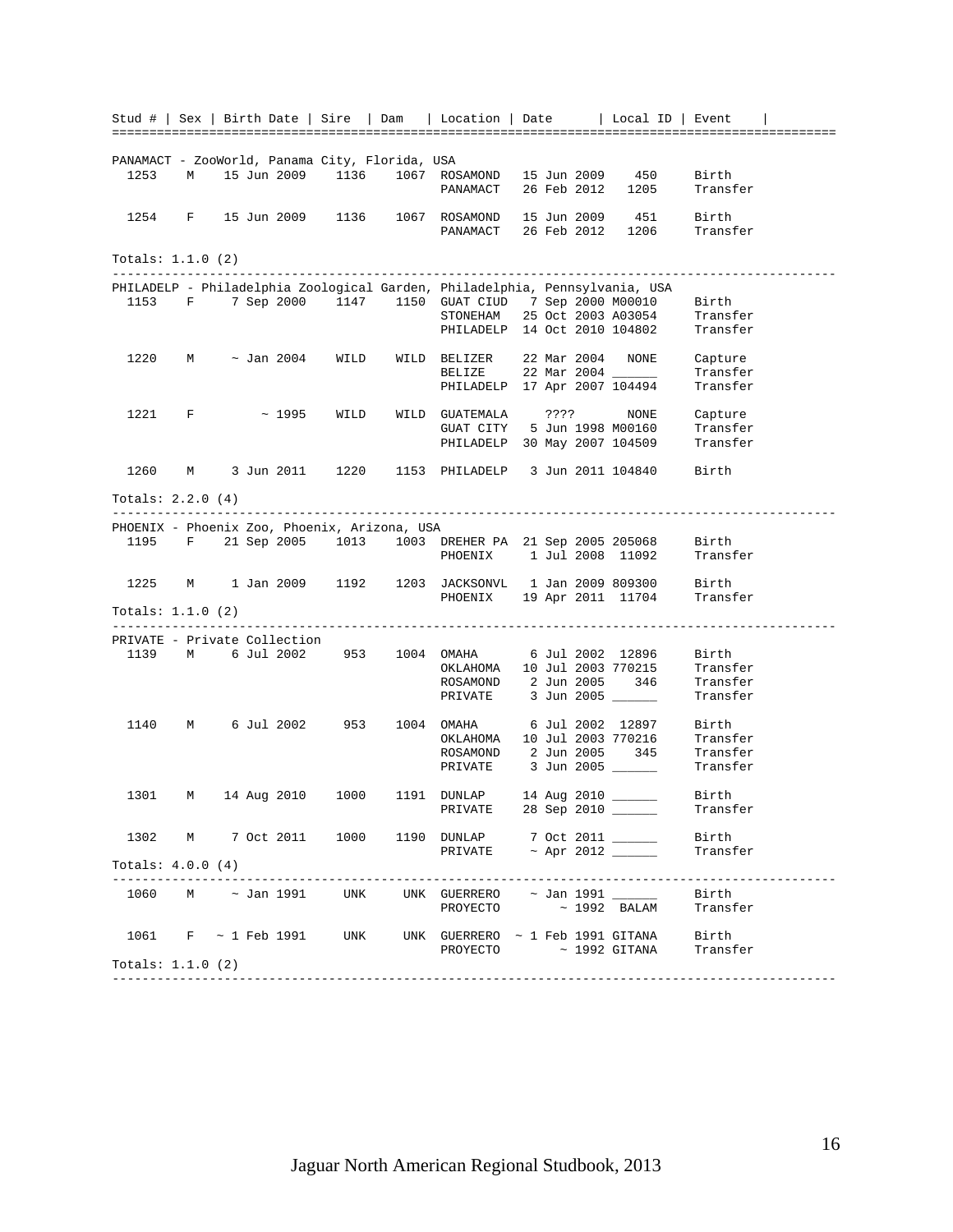| Stud # | Sex | Birth Date | Sire | Dam | Location | Date | Local ID | Event |
|---|---|---|---|---|---|---|---|---|
| **PANAMACT - ZooWorld, Panama City, Florida, USA** | | | | | | | | |
| 1253 | M | 15 Jun 2009 | 1136 | 1067 | ROSAMOND | 15 Jun 2009 | 450 | Birth |
| | | | | | PANAMACT | 26 Feb 2012 | 1205 | Transfer |
| 1254 | F | 15 Jun 2009 | 1136 | 1067 | ROSAMOND | 15 Jun 2009 | 451 | Birth |
| | | | | | PANAMACT | 26 Feb 2012 | 1206 | Transfer |
| Totals: 1.1.0 (2) | | | | | | | | |
| **PHILADELP - Philadelphia Zoological Garden, Philadelphia, Pennsylvania, USA** | | | | | | | | |
| 1153 | F | 7 Sep 2000 | 1147 | 1150 | GUAT CIUD | 7 Sep 2000 | M00010 | Birth |
| | | | | | STONEHAM | 25 Oct 2003 | A03054 | Transfer |
| | | | | | PHILADELP | 14 Oct 2010 | 104802 | Transfer |
| 1220 | M | ~ Jan 2004 | WILD | WILD | BELIZER | 22 Mar 2004 | NONE | Capture |
| | | | | | BELIZE | 22 Mar 2004 | ______ | Transfer |
| | | | | | PHILADELP | 17 Apr 2007 | 104494 | Transfer |
| 1221 | F | ~ 1995 | WILD | WILD | GUATEMALA | ???? | NONE | Capture |
| | | | | | GUAT CITY | 5 Jun 1998 | M00160 | Transfer |
| | | | | | PHILADELP | 30 May 2007 | 104509 | Transfer |
| 1260 | M | 3 Jun 2011 | 1220 | 1153 | PHILADELP | 3 Jun 2011 | 104840 | Birth |
| Totals: 2.2.0 (4) | | | | | | | | |
| **PHOENIX - Phoenix Zoo, Phoenix, Arizona, USA** | | | | | | | | |
| 1195 | F | 21 Sep 2005 | 1013 | 1003 | DREHER PA | 21 Sep 2005 | 205068 | Birth |
| | | | | | PHOENIX | 1 Jul 2008 | 11092 | Transfer |
| 1225 | M | 1 Jan 2009 | 1192 | 1203 | JACKSONVL | 1 Jan 2009 | 809300 | Birth |
| | | | | | PHOENIX | 19 Apr 2011 | 11704 | Transfer |
| Totals: 1.1.0 (2) | | | | | | | | |
| **PRIVATE - Private Collection** | | | | | | | | |
| 1139 | M | 6 Jul 2002 | 953 | 1004 | OMAHA | 6 Jul 2002 | 12896 | Birth |
| | | | | | OKLAHOMA | 10 Jul 2003 | 770215 | Transfer |
| | | | | | ROSAMOND | 2 Jun 2005 | 346 | Transfer |
| | | | | | PRIVATE | 3 Jun 2005 | ______ | Transfer |
| 1140 | M | 6 Jul 2002 | 953 | 1004 | OMAHA | 6 Jul 2002 | 12897 | Birth |
| | | | | | OKLAHOMA | 10 Jul 2003 | 770216 | Transfer |
| | | | | | ROSAMOND | 2 Jun 2005 | 345 | Transfer |
| | | | | | PRIVATE | 3 Jun 2005 | ______ | Transfer |
| 1301 | M | 14 Aug 2010 | 1000 | 1191 | DUNLAP | 14 Aug 2010 | ______ | Birth |
| | | | | | PRIVATE | 28 Sep 2010 | ______ | Transfer |
| 1302 | M | 7 Oct 2011 | 1000 | 1190 | DUNLAP | 7 Oct 2011 | ______ | Birth |
| | | | | | PRIVATE | ~ Apr 2012 | ______ | Transfer |
| Totals: 4.0.0 (4) | | | | | | | | |
| 1060 | M | ~ Jan 1991 | UNK | UNK | GUERRERO | ~ Jan 1991 | ______ | Birth |
| | | | | | PROYECTO | ~ 1992 | BALAM | Transfer |
| 1061 | F | ~ 1 Feb 1991 | UNK | UNK | GUERRERO | ~ 1 Feb 1991 | GITANA | Birth |
| | | | | | PROYECTO | ~ 1992 | GITANA | Transfer |
| Totals: 1.1.0 (2) | | | | | | | | |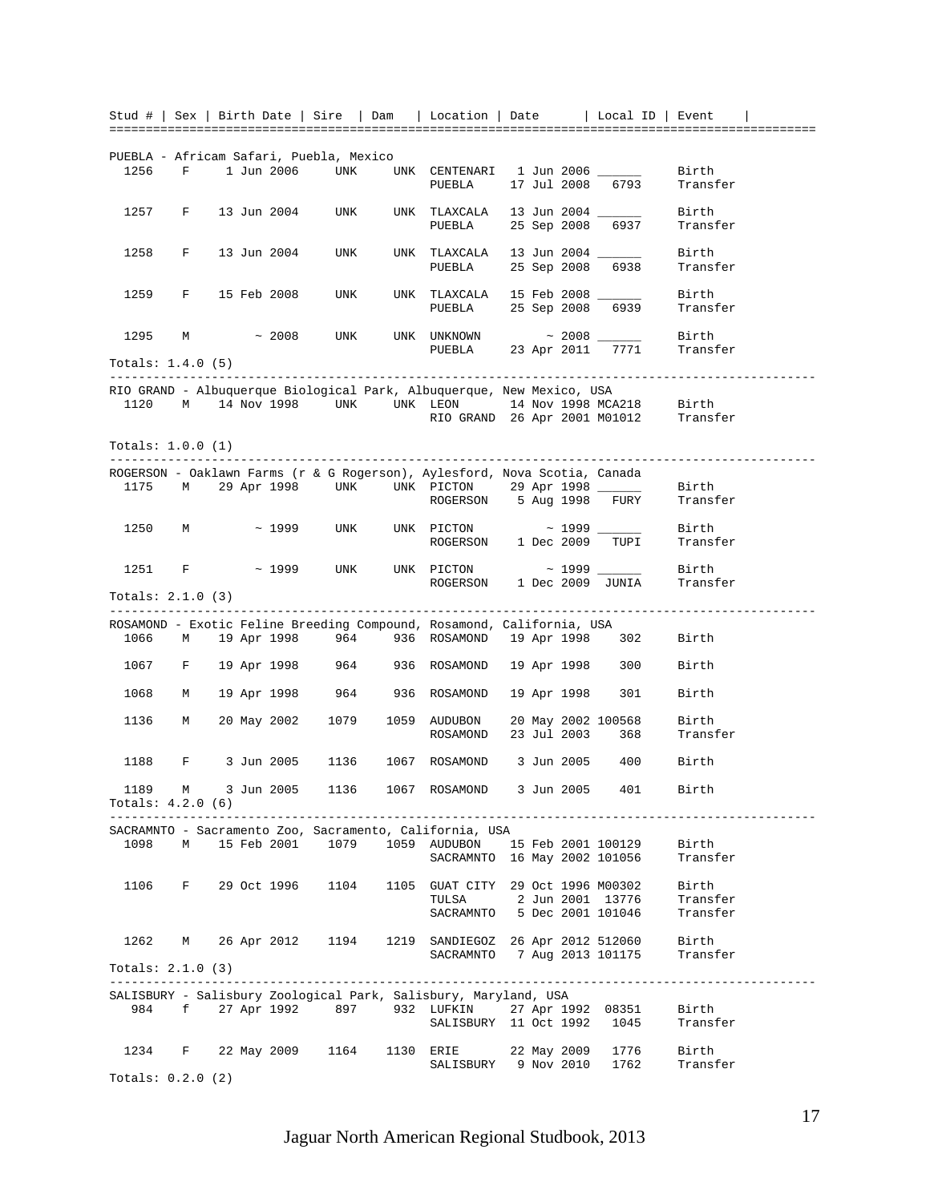| Stud # | Sex | Birth Date | Sire | Dam | Location | Date | Local ID | Event |
|---|---|---|---|---|---|---|---|---|

PUEBLA - Africam Safari, Puebla, Mexico

| Stud # | Sex | Birth Date | Sire | Dam | Location | Date | Local ID | Event |
|---|---|---|---|---|---|---|---|---|
| 1256 | F | 1 Jun 2006 | UNK | UNK | CENTENARI | 1 Jun 2006 | ______ | Birth |
| | | | | | PUEBLA | 17 Jul 2008 | 6793 | Transfer |
| 1257 | F | 13 Jun 2004 | UNK | UNK | TLAXCALA | 13 Jun 2004 | ______ | Birth |
| | | | | | PUEBLA | 25 Sep 2008 | 6937 | Transfer |
| 1258 | F | 13 Jun 2004 | UNK | UNK | TLAXCALA | 13 Jun 2004 | ______ | Birth |
| | | | | | PUEBLA | 25 Sep 2008 | 6938 | Transfer |
| 1259 | F | 15 Feb 2008 | UNK | UNK | TLAXCALA | 15 Feb 2008 | ______ | Birth |
| | | | | | PUEBLA | 25 Sep 2008 | 6939 | Transfer |
| 1295 | M | ~ 2008 | UNK | UNK | UNKNOWN | ~ 2008 | ______ | Birth |
| | | | | | PUEBLA | 23 Apr 2011 | 7771 | Transfer |

Totals: 1.4.0 (5)

RIO GRAND - Albuquerque Biological Park, Albuquerque, New Mexico, USA

| Stud # | Sex | Birth Date | Sire | Dam | Location | Date | Local ID | Event |
|---|---|---|---|---|---|---|---|---|
| 1120 | M | 14 Nov 1998 | UNK | UNK | LEON | 14 Nov 1998 | MCA218 | Birth |
| | | | | | RIO GRAND | 26 Apr 2001 | M01012 | Transfer |

Totals: 1.0.0 (1)

ROGERSON - Oaklawn Farms (r & G Rogerson), Aylesford, Nova Scotia, Canada

| Stud # | Sex | Birth Date | Sire | Dam | Location | Date | Local ID | Event |
|---|---|---|---|---|---|---|---|---|
| 1175 | M | 29 Apr 1998 | UNK | UNK | PICTON | 29 Apr 1998 | ______ | Birth |
| | | | | | ROGERSON | 5 Aug 1998 | FURY | Transfer |
| 1250 | M | ~ 1999 | UNK | UNK | PICTON | ~ 1999 | ______ | Birth |
| | | | | | ROGERSON | 1 Dec 2009 | TUPI | Transfer |
| 1251 | F | ~ 1999 | UNK | UNK | PICTON | ~ 1999 | ______ | Birth |
| | | | | | ROGERSON | 1 Dec 2009 | JUNIA | Transfer |

Totals: 2.1.0 (3)

ROSAMOND - Exotic Feline Breeding Compound, Rosamond, California, USA

| Stud # | Sex | Birth Date | Sire | Dam | Location | Date | Local ID | Event |
|---|---|---|---|---|---|---|---|---|
| 1066 | M | 19 Apr 1998 | 964 | 936 | ROSAMOND | 19 Apr 1998 | 302 | Birth |
| 1067 | F | 19 Apr 1998 | 964 | 936 | ROSAMOND | 19 Apr 1998 | 300 | Birth |
| 1068 | M | 19 Apr 1998 | 964 | 936 | ROSAMOND | 19 Apr 1998 | 301 | Birth |
| 1136 | M | 20 May 2002 | 1079 | 1059 | AUDUBON | 20 May 2002 | 100568 | Birth |
| | | | | | ROSAMOND | 23 Jul 2003 | 368 | Transfer |
| 1188 | F | 3 Jun 2005 | 1136 | 1067 | ROSAMOND | 3 Jun 2005 | 400 | Birth |
| 1189 | M | 3 Jun 2005 | 1136 | 1067 | ROSAMOND | 3 Jun 2005 | 401 | Birth |

Totals: 4.2.0 (6)

SACRAMNTO - Sacramento Zoo, Sacramento, California, USA

| Stud # | Sex | Birth Date | Sire | Dam | Location | Date | Local ID | Event |
|---|---|---|---|---|---|---|---|---|
| 1098 | M | 15 Feb 2001 | 1079 | 1059 | AUDUBON | 15 Feb 2001 | 100129 | Birth |
| | | | | | SACRAMNTO | 16 May 2002 | 101056 | Transfer |
| 1106 | F | 29 Oct 1996 | 1104 | 1105 | GUAT CITY | 29 Oct 1996 | M00302 | Birth |
| | | | | | TULSA | 2 Jun 2001 | 13776 | Transfer |
| | | | | | SACRAMNTO | 5 Dec 2001 | 101046 | Transfer |
| 1262 | M | 26 Apr 2012 | 1194 | 1219 | SANDIEGOZ | 26 Apr 2012 | 512060 | Birth |
| | | | | | SACRAMNTO | 7 Aug 2013 | 101175 | Transfer |

Totals: 2.1.0 (3)

SALISBURY - Salisbury Zoological Park, Salisbury, Maryland, USA

| Stud # | Sex | Birth Date | Sire | Dam | Location | Date | Local ID | Event |
|---|---|---|---|---|---|---|---|---|
| 984 | f | 27 Apr 1992 | 897 | 932 | LUFKIN | 27 Apr 1992 | 08351 | Birth |
| | | | | | SALISBURY | 11 Oct 1992 | 1045 | Transfer |
| 1234 | F | 22 May 2009 | 1164 | 1130 | ERIE | 22 May 2009 | 1776 | Birth |
| | | | | | SALISBURY | 9 Nov 2010 | 1762 | Transfer |

Totals: 0.2.0 (2)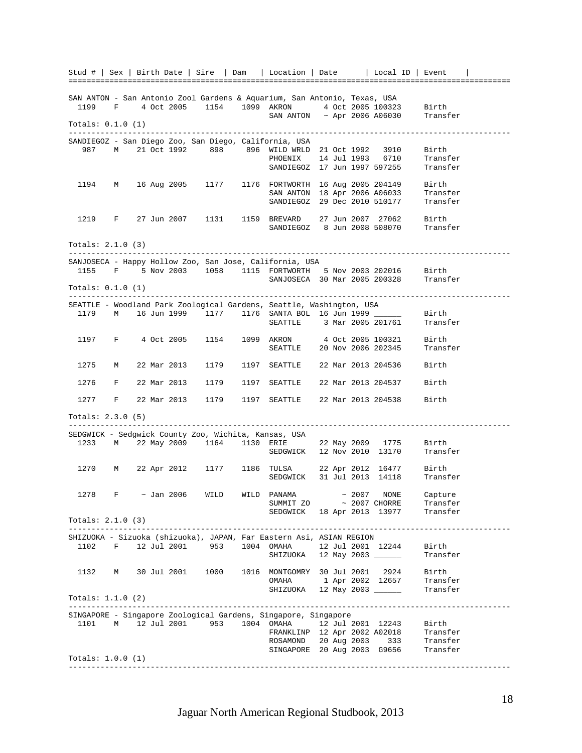```
Stud # | Sex | Birth Date | Sire  | Dam   | Location | Date       | Local ID | Event    |
==============================================================================================

SAN ANTON - San Antonio Zool Gardens & Aquarium, San Antonio, Texas, USA
  1199    F     4 Oct 2005    1154    1099  AKRON       4 Oct 2005 100323     Birth
                                            SAN ANTON   ~ Apr 2006 A06030     Transfer
Totals: 0.1.0 (1)
----------------------------------------------------------------------------------------------
SANDIEGOZ - San Diego Zoo, San Diego, California, USA
   987    M    21 Oct 1992     898     896  WILD WRLD  21 Oct 1992   3910     Birth
                                            PHOENIX    14 Jul 1993   6710     Transfer
                                            SANDIEGOZ  17 Jun 1997 597255     Transfer

  1194    M    16 Aug 2005    1177    1176  FORTWORTH  16 Aug 2005 204149     Birth
                                            SAN ANTON  18 Apr 2006 A06033     Transfer
                                            SANDIEGOZ  29 Dec 2010 510177     Transfer

  1219    F    27 Jun 2007    1131    1159  BREVARD    27 Jun 2007  27062     Birth
                                            SANDIEGOZ   8 Jun 2008 508070     Transfer

Totals: 2.1.0 (3)
----------------------------------------------------------------------------------------------
SANJOSECA - Happy Hollow Zoo, San Jose, California, USA
  1155    F     5 Nov 2003    1058    1115  FORTWORTH   5 Nov 2003 202016     Birth
                                            SANJOSECA  30 Mar 2005 200328     Transfer
Totals: 0.1.0 (1)
----------------------------------------------------------------------------------------------
SEATTLE - Woodland Park Zoological Gardens, Seattle, Washington, USA
  1179    M    16 Jun 1999    1177    1176  SANTA BOL  16 Jun 1999 ______     Birth
                                            SEATTLE     3 Mar 2005 201761     Transfer

  1197    F     4 Oct 2005    1154    1099  AKRON       4 Oct 2005 100321     Birth
                                            SEATTLE    20 Nov 2006 202345     Transfer

  1275    M    22 Mar 2013    1179    1197  SEATTLE    22 Mar 2013 204536     Birth

  1276    F    22 Mar 2013    1179    1197  SEATTLE    22 Mar 2013 204537     Birth

  1277    F    22 Mar 2013    1179    1197  SEATTLE    22 Mar 2013 204538     Birth

Totals: 2.3.0 (5)
----------------------------------------------------------------------------------------------
SEDGWICK - Sedgwick County Zoo, Wichita, Kansas, USA
  1233    M    22 May 2009    1164    1130  ERIE       22 May 2009   1775     Birth
                                            SEDGWICK   12 Nov 2010  13170     Transfer

  1270    M    22 Apr 2012    1177    1186  TULSA      22 Apr 2012  16477     Birth
                                            SEDGWICK   31 Jul 2013  14118     Transfer

  1278    F     ~ Jan 2006    WILD    WILD  PANAMA          ~ 2007   NONE     Capture
                                            SUMMIT ZO       ~ 2007 CHORRE     Transfer
                                            SEDGWICK   18 Apr 2013  13977     Transfer
Totals: 2.1.0 (3)
----------------------------------------------------------------------------------------------
SHIZUOKA - Sizuoka (shizuoka), JAPAN, Far Eastern Asi, ASIAN REGION
  1102    F    12 Jul 2001     953    1004  OMAHA      12 Jul 2001  12244     Birth
                                            SHIZUOKA   12 May 2003 ______     Transfer

  1132    M    30 Jul 2001    1000    1016  MONTGOMRY  30 Jul 2001   2924     Birth
                                            OMAHA       1 Apr 2002  12657     Transfer
                                            SHIZUOKA   12 May 2003 ______     Transfer
Totals: 1.1.0 (2)
----------------------------------------------------------------------------------------------
SINGAPORE - Singapore Zoological Gardens, Singapore, Singapore
  1101    M    12 Jul 2001     953    1004  OMAHA      12 Jul 2001  12243     Birth
                                            FRANKLINP  12 Apr 2002 A02018     Transfer
                                            ROSAMOND   20 Aug 2003    333     Transfer
                                            SINGAPORE  20 Aug 2003  G9656     Transfer
Totals: 1.0.0 (1)
----------------------------------------------------------------------------------------------
```

Jaguar North American Regional Studbook, 2013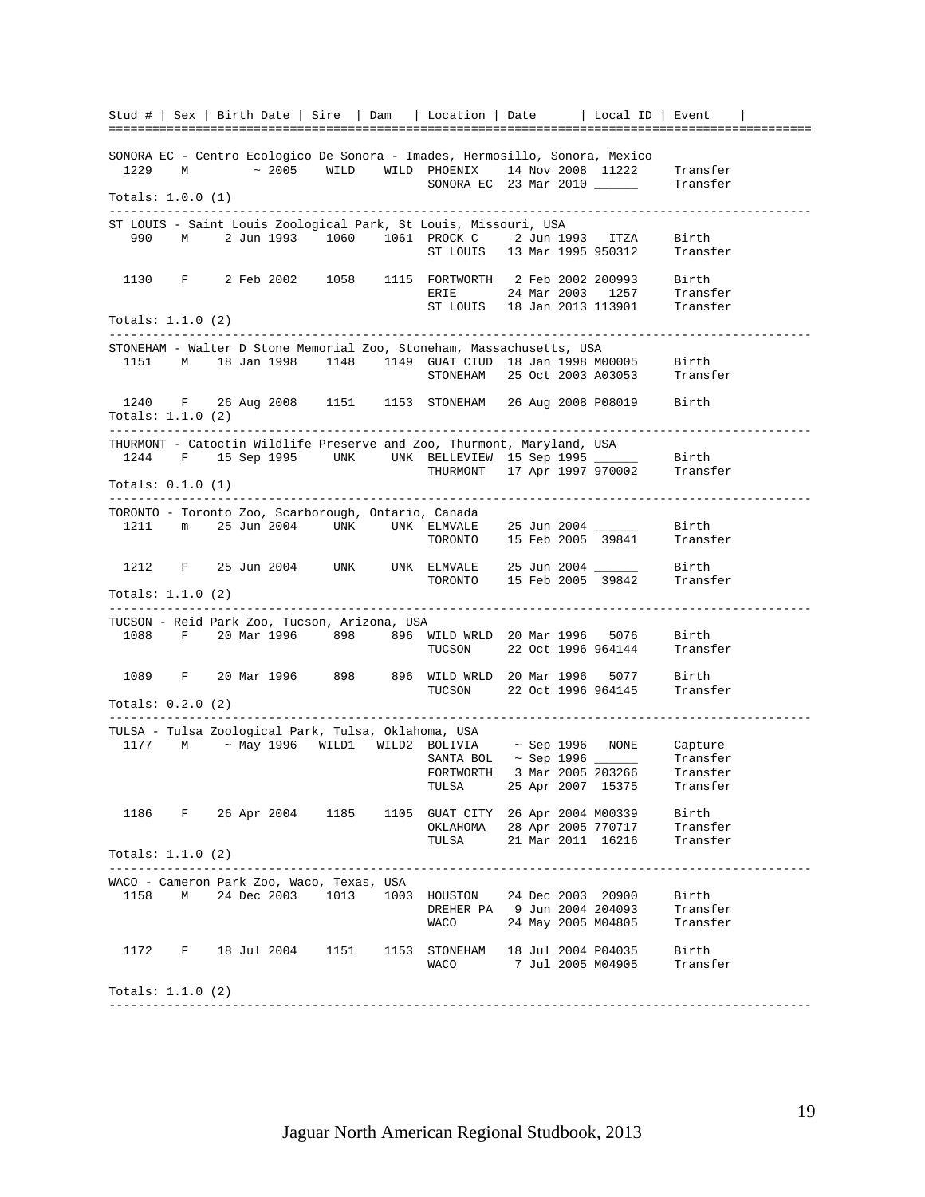| Stud # | Sex | Birth Date | Sire | Dam | Location | Date | Local ID | Event |
|---|---|---|---|---|---|---|---|---|
| **SONORA EC - Centro Ecologico De Sonora - Imades, Hermosillo, Sonora, Mexico** | | | | | | | | |
| 1229 | M | ~ 2005 | WILD | WILD | PHOENIX | 14 Nov 2008 | 11222 | Transfer |
| | | | | | SONORA EC | 23 Mar 2010 | ______ | Transfer |
| Totals: 1.0.0 (1) | | | | | | | | |
| **ST LOUIS - Saint Louis Zoological Park, St Louis, Missouri, USA** | | | | | | | | |
| 990 | M | 2 Jun 1993 | 1060 | 1061 | PROCK C | 2 Jun 1993 | ITZA | Birth |
| | | | | | ST LOUIS | 13 Mar 1995 | 950312 | Transfer |
| 1130 | F | 2 Feb 2002 | 1058 | 1115 | FORTWORTH | 2 Feb 2002 | 200993 | Birth |
| | | | | | ERIE | 24 Mar 2003 | 1257 | Transfer |
| | | | | | ST LOUIS | 18 Jan 2013 | 113901 | Transfer |
| Totals: 1.1.0 (2) | | | | | | | | |
| **STONEHAM - Walter D Stone Memorial Zoo, Stoneham, Massachusetts, USA** | | | | | | | | |
| 1151 | M | 18 Jan 1998 | 1148 | 1149 | GUAT CIUD | 18 Jan 1998 | M00005 | Birth |
| | | | | | STONEHAM | 25 Oct 2003 | A03053 | Transfer |
| 1240 | F | 26 Aug 2008 | 1151 | 1153 | STONEHAM | 26 Aug 2008 | P08019 | Birth |
| Totals: 1.1.0 (2) | | | | | | | | |
| **THURMONT - Catoctin Wildlife Preserve and Zoo, Thurmont, Maryland, USA** | | | | | | | | |
| 1244 | F | 15 Sep 1995 | UNK | UNK | BELLEVIEW | 15 Sep 1995 | ______ | Birth |
| | | | | | THURMONT | 17 Apr 1997 | 970002 | Transfer |
| Totals: 0.1.0 (1) | | | | | | | | |
| **TORONTO - Toronto Zoo, Scarborough, Ontario, Canada** | | | | | | | | |
| 1211 | m | 25 Jun 2004 | UNK | UNK | ELMVALE | 25 Jun 2004 | ______ | Birth |
| | | | | | TORONTO | 15 Feb 2005 | 39841 | Transfer |
| 1212 | F | 25 Jun 2004 | UNK | UNK | ELMVALE | 25 Jun 2004 | ______ | Birth |
| | | | | | TORONTO | 15 Feb 2005 | 39842 | Transfer |
| Totals: 1.1.0 (2) | | | | | | | | |
| **TUCSON - Reid Park Zoo, Tucson, Arizona, USA** | | | | | | | | |
| 1088 | F | 20 Mar 1996 | 898 | 896 | WILD WRLD | 20 Mar 1996 | 5076 | Birth |
| | | | | | TUCSON | 22 Oct 1996 | 964144 | Transfer |
| 1089 | F | 20 Mar 1996 | 898 | 896 | WILD WRLD | 20 Mar 1996 | 5077 | Birth |
| | | | | | TUCSON | 22 Oct 1996 | 964145 | Transfer |
| Totals: 0.2.0 (2) | | | | | | | | |
| **TULSA - Tulsa Zoological Park, Tulsa, Oklahoma, USA** | | | | | | | | |
| 1177 | M | ~ May 1996 | WILD1 | WILD2 | BOLIVIA | ~ Sep 1996 | NONE | Capture |
| | | | | | SANTA BOL | ~ Sep 1996 | ______ | Transfer |
| | | | | | FORTWORTH | 3 Mar 2005 | 203266 | Transfer |
| | | | | | TULSA | 25 Apr 2007 | 15375 | Transfer |
| 1186 | F | 26 Apr 2004 | 1185 | 1105 | GUAT CITY | 26 Apr 2004 | M00339 | Birth |
| | | | | | OKLAHOMA | 28 Apr 2005 | 770717 | Transfer |
| | | | | | TULSA | 21 Mar 2011 | 16216 | Transfer |
| Totals: 1.1.0 (2) | | | | | | | | |
| **WACO - Cameron Park Zoo, Waco, Texas, USA** | | | | | | | | |
| 1158 | M | 24 Dec 2003 | 1013 | 1003 | HOUSTON | 24 Dec 2003 | 20900 | Birth |
| | | | | | DREHER PA | 9 Jun 2004 | 204093 | Transfer |
| | | | | | WACO | 24 May 2005 | M04805 | Transfer |
| 1172 | F | 18 Jul 2004 | 1151 | 1153 | STONEHAM | 18 Jul 2004 | P04035 | Birth |
| | | | | | WACO | 7 Jul 2005 | M04905 | Transfer |
| Totals: 1.1.0 (2) | | | | | | | | |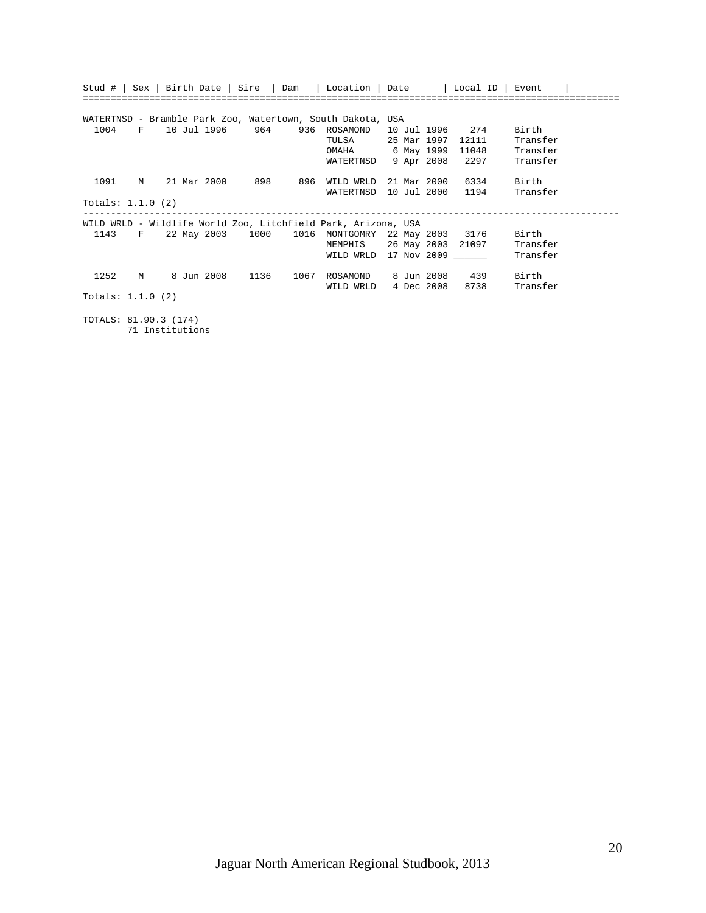| Stud # | Sex | Birth Date | Sire | Dam | Location | Date | Local ID | Event |
|---|---|---|---|---|---|---|---|---|
| **WATERTNSD - Bramble Park Zoo, Watertown, South Dakota, USA** | | | | | | | | |
| 1004 | F | 10 Jul 1996 | 964 | 936 | ROSAMOND | 10 Jul 1996 | 274 | Birth |
| | | | | | TULSA | 25 Mar 1997 | 12111 | Transfer |
| | | | | | OMAHA | 6 May 1999 | 11048 | Transfer |
| | | | | | WATERTNSD | 9 Apr 2008 | 2297 | Transfer |
| 1091 | M | 21 Mar 2000 | 898 | 896 | WILD WRLD | 21 Mar 2000 | 6334 | Birth |
| | | | | | WATERTNSD | 10 Jul 2000 | 1194 | Transfer |
| Totals: 1.1.0 (2) | | | | | | | | |
| **WILD WRLD - Wildlife World Zoo, Litchfield Park, Arizona, USA** | | | | | | | | |
| 1143 | F | 22 May 2003 | 1000 | 1016 | MONTGOMRY | 22 May 2003 | 3176 | Birth |
| | | | | | MEMPHIS | 26 May 2003 | 21097 | Transfer |
| | | | | | WILD WRLD | 17 Nov 2009 | ______ | Transfer |
| 1252 | M | 8 Jun 2008 | 1136 | 1067 | ROSAMOND | 8 Jun 2008 | 439 | Birth |
| | | | | | WILD WRLD | 4 Dec 2008 | 8738 | Transfer |
| Totals: 1.1.0 (2) | | | | | | | | |

TOTALS: 81.90.3 (174)
71 Institutions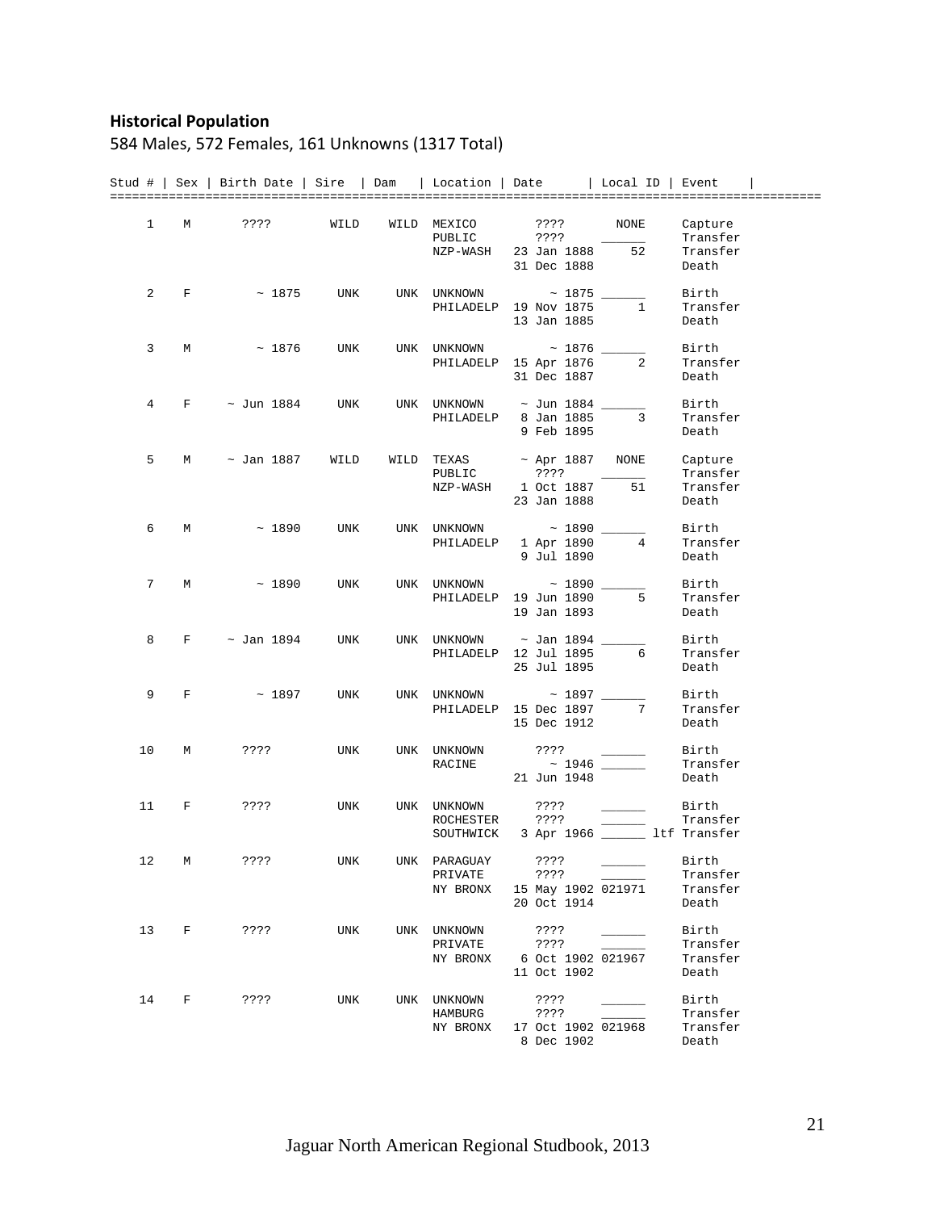**Historical Population**

584 Males, 572 Females, 161 Unknowns (1317 Total)

| Stud # | Sex | Birth Date | Sire | Dam | Location | Date | Local ID | Event |
|---|---|---|---|---|---|---|---|---|
| 1 | M | ???? | WILD | WILD | MEXICO | ???? | NONE | Capture |
| | | | | | PUBLIC | ???? | ______ | Transfer |
| | | | | | NZP-WASH | 23 Jan 1888 | 52 | Transfer |
| | | | | | | 31 Dec 1888 | | Death |
| 2 | F | ~ 1875 | UNK | UNK | UNKNOWN | ~ 1875 | ______ | Birth |
| | | | | | PHILADELP | 19 Nov 1875 | 1 | Transfer |
| | | | | | | 13 Jan 1885 | | Death |
| 3 | M | ~ 1876 | UNK | UNK | UNKNOWN | ~ 1876 | ______ | Birth |
| | | | | | PHILADELP | 15 Apr 1876 | 2 | Transfer |
| | | | | | | 31 Dec 1887 | | Death |
| 4 | F | ~ Jun 1884 | UNK | UNK | UNKNOWN | ~ Jun 1884 | ______ | Birth |
| | | | | | PHILADELP | 8 Jan 1885 | 3 | Transfer |
| | | | | | | 9 Feb 1895 | | Death |
| 5 | M | ~ Jan 1887 | WILD | WILD | TEXAS | ~ Apr 1887 | NONE | Capture |
| | | | | | PUBLIC | ???? | ______ | Transfer |
| | | | | | NZP-WASH | 1 Oct 1887 | 51 | Transfer |
| | | | | | | 23 Jan 1888 | | Death |
| 6 | M | ~ 1890 | UNK | UNK | UNKNOWN | ~ 1890 | ______ | Birth |
| | | | | | PHILADELP | 1 Apr 1890 | 4 | Transfer |
| | | | | | | 9 Jul 1890 | | Death |
| 7 | M | ~ 1890 | UNK | UNK | UNKNOWN | ~ 1890 | ______ | Birth |
| | | | | | PHILADELP | 19 Jun 1890 | 5 | Transfer |
| | | | | | | 19 Jan 1893 | | Death |
| 8 | F | ~ Jan 1894 | UNK | UNK | UNKNOWN | ~ Jan 1894 | ______ | Birth |
| | | | | | PHILADELP | 12 Jul 1895 | 6 | Transfer |
| | | | | | | 25 Jul 1895 | | Death |
| 9 | F | ~ 1897 | UNK | UNK | UNKNOWN | ~ 1897 | ______ | Birth |
| | | | | | PHILADELP | 15 Dec 1897 | 7 | Transfer |
| | | | | | | 15 Dec 1912 | | Death |
| 10 | M | ???? | UNK | UNK | UNKNOWN | ???? | ______ | Birth |
| | | | | | RACINE | ~ 1946 | ______ | Transfer |
| | | | | | | 21 Jun 1948 | | Death |
| 11 | F | ???? | UNK | UNK | UNKNOWN | ???? | ______ | Birth |
| | | | | | ROCHESTER | ???? | ______ | Transfer |
| | | | | | SOUTHWICK | 3 Apr 1966 | ______ | ltf Transfer |
| 12 | M | ???? | UNK | UNK | PARAGUAY | ???? | ______ | Birth |
| | | | | | PRIVATE | ???? | ______ | Transfer |
| | | | | | NY BRONX | 15 May 1902 | 021971 | Transfer |
| | | | | | | 20 Oct 1914 | | Death |
| 13 | F | ???? | UNK | UNK | UNKNOWN | ???? | ______ | Birth |
| | | | | | PRIVATE | ???? | ______ | Transfer |
| | | | | | NY BRONX | 6 Oct 1902 | 021967 | Transfer |
| | | | | | | 11 Oct 1902 | | Death |
| 14 | F | ???? | UNK | UNK | UNKNOWN | ???? | ______ | Birth |
| | | | | | HAMBURG | ???? | ______ | Transfer |
| | | | | | NY BRONX | 17 Oct 1902 | 021968 | Transfer |
| | | | | | | 8 Dec 1902 | | Death |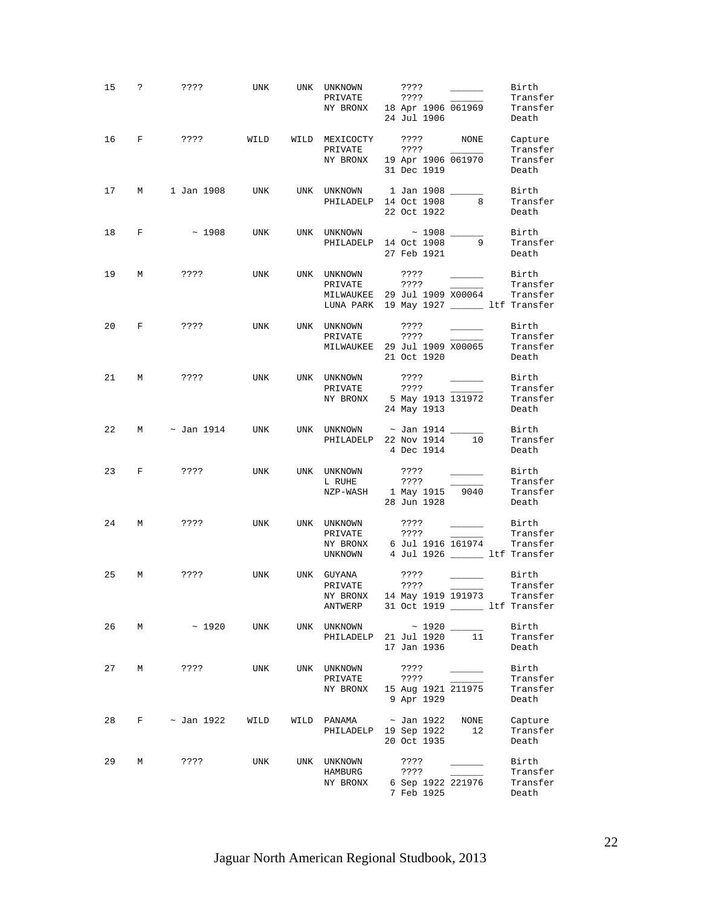```
15   ?      ????        UNK     UNK  UNKNOWN       ????     ______     Birth
                                     PRIVATE       ????     ______     Transfer
                                     NY BRONX   18 Apr 1906 061969     Transfer
                                                24 Jul 1906            Death

16   F      ????        WILD   WILD  MEXICOCTY     ????      NONE      Capture
                                     PRIVATE       ????     ______     Transfer
                                     NY BRONX   19 Apr 1906 061970     Transfer
                                                31 Dec 1919            Death

17   M    1 Jan 1908    UNK     UNK  UNKNOWN     1 Jan 1908 ______     Birth
                                     PHILADELP  14 Oct 1908      8     Transfer
                                                22 Oct 1922            Death

18   F       ~ 1908     UNK     UNK  UNKNOWN         ~ 1908 ______     Birth
                                     PHILADELP  14 Oct 1908      9     Transfer
                                                27 Feb 1921            Death

19   M      ????        UNK     UNK  UNKNOWN       ????     ______     Birth
                                     PRIVATE       ????     ______     Transfer
                                     MILWAUKEE  29 Jul 1909 X00064     Transfer
                                     LUNA PARK  19 May 1927 ______ ltf Transfer

20   F      ????        UNK     UNK  UNKNOWN       ????     ______     Birth
                                     PRIVATE       ????     ______     Transfer
                                     MILWAUKEE  29 Jul 1909 X00065     Transfer
                                                21 Oct 1920            Death

21   M      ????        UNK     UNK  UNKNOWN       ????     ______     Birth
                                     PRIVATE       ????     ______     Transfer
                                     NY BRONX    5 May 1913 131972     Transfer
                                                24 May 1913            Death

22   M    ~ Jan 1914    UNK     UNK  UNKNOWN     ~ Jan 1914 ______     Birth
                                     PHILADELP  22 Nov 1914     10     Transfer
                                                 4 Dec 1914            Death

23   F      ????        UNK     UNK  UNKNOWN       ????     ______     Birth
                                     L RUHE        ????     ______     Transfer
                                     NZP-WASH    1 May 1915   9040     Transfer
                                                28 Jun 1928            Death

24   M      ????        UNK     UNK  UNKNOWN       ????     ______     Birth
                                     PRIVATE       ????     ______     Transfer
                                     NY BRONX    6 Jul 1916 161974     Transfer
                                     UNKNOWN     4 Jul 1926 ______ ltf Transfer

25   M      ????        UNK     UNK  GUYANA        ????     ______     Birth
                                     PRIVATE       ????     ______     Transfer
                                     NY BRONX   14 May 1919 191973     Transfer
                                     ANTWERP    31 Oct 1919 ______ ltf Transfer

26   M       ~ 1920     UNK     UNK  UNKNOWN         ~ 1920 ______     Birth
                                     PHILADELP  21 Jul 1920     11     Transfer
                                                17 Jan 1936            Death

27   M      ????        UNK     UNK  UNKNOWN       ????     ______     Birth
                                     PRIVATE       ????     ______     Transfer
                                     NY BRONX   15 Aug 1921 211975     Transfer
                                                 9 Apr 1929            Death

28   F    ~ Jan 1922    WILD   WILD  PANAMA      ~ Jan 1922  NONE      Capture
                                     PHILADELP  19 Sep 1922     12     Transfer
                                                20 Oct 1935            Death

29   M      ????        UNK     UNK  UNKNOWN       ????     ______     Birth
                                     HAMBURG       ????     ______     Transfer
                                     NY BRONX    6 Sep 1922 221976     Transfer
                                                 7 Feb 1925            Death
```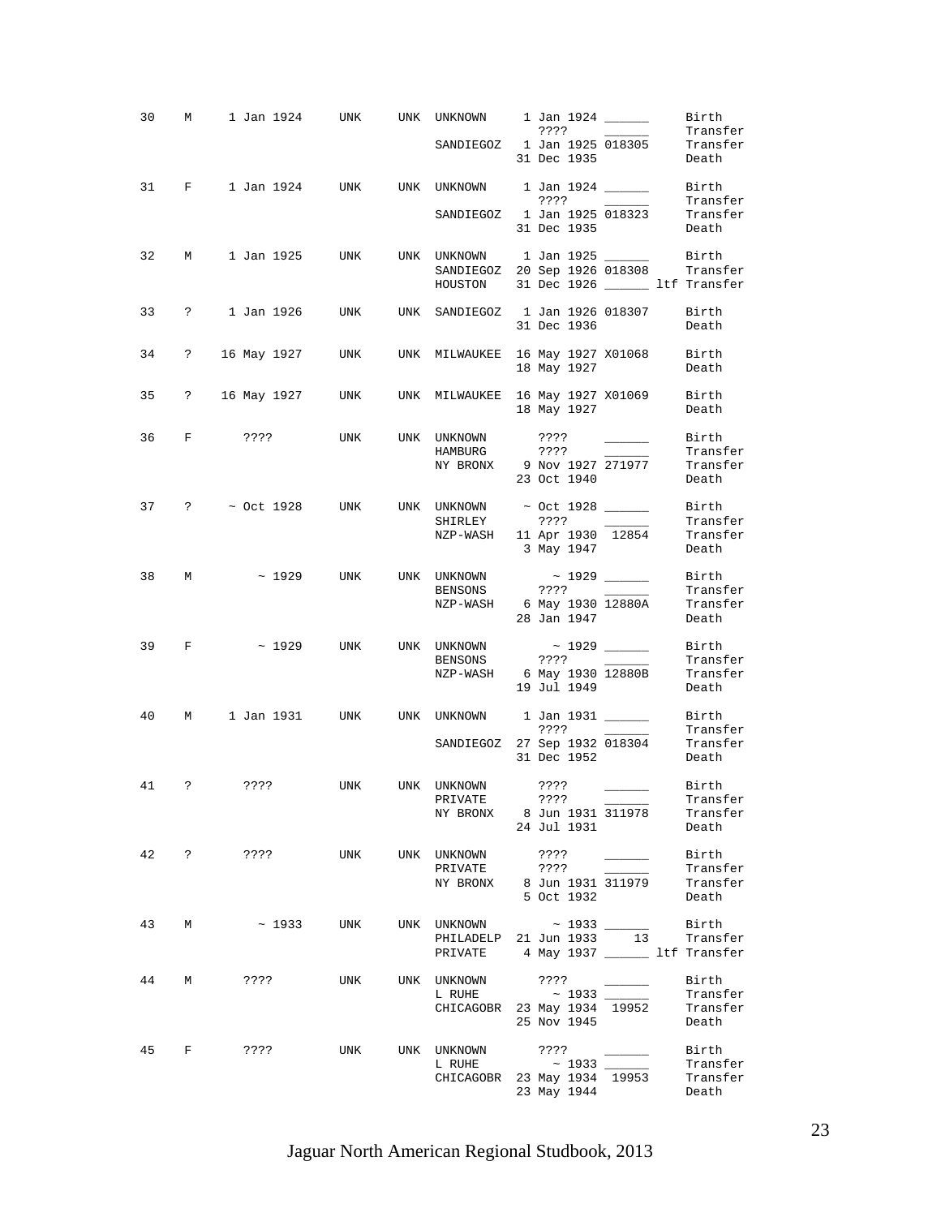```
30    M    1 Jan 1924   UNK    UNK  UNKNOWN     1 Jan 1924 ______     Birth
                                                ????       ______     Transfer
                                    SANDIEGOZ   1 Jan 1925 018305     Transfer
                                                31 Dec 1935           Death

31    F    1 Jan 1924   UNK    UNK  UNKNOWN     1 Jan 1924 ______     Birth
                                                ????       ______     Transfer
                                    SANDIEGOZ   1 Jan 1925 018323     Transfer
                                                31 Dec 1935           Death

32    M    1 Jan 1925   UNK    UNK  UNKNOWN     1 Jan 1925 ______     Birth
                                    SANDIEGOZ  20 Sep 1926 018308     Transfer
                                    HOUSTON    31 Dec 1926 ______ ltf Transfer

33    ?    1 Jan 1926   UNK    UNK  SANDIEGOZ   1 Jan 1926 018307     Birth
                                                31 Dec 1936           Death

34    ?   16 May 1927   UNK    UNK  MILWAUKEE  16 May 1927 X01068     Birth
                                                18 May 1927           Death

35    ?   16 May 1927   UNK    UNK  MILWAUKEE  16 May 1927 X01069     Birth
                                                18 May 1927           Death

36    F       ????      UNK    UNK  UNKNOWN       ????     ______     Birth
                                    HAMBURG       ????     ______     Transfer
                                    NY BRONX    9 Nov 1927 271977     Transfer
                                                23 Oct 1940           Death

37    ?    ~ Oct 1928   UNK    UNK  UNKNOWN     ~ Oct 1928 ______     Birth
                                    SHIRLEY       ????     ______     Transfer
                                    NZP-WASH   11 Apr 1930  12854     Transfer
                                                3 May 1947            Death

38    M        ~ 1929   UNK    UNK  UNKNOWN         ~ 1929 ______     Birth
                                    BENSONS       ????     ______     Transfer
                                    NZP-WASH    6 May 1930 12880A     Transfer
                                                28 Jan 1947           Death

39    F        ~ 1929   UNK    UNK  UNKNOWN         ~ 1929 ______     Birth
                                    BENSONS       ????     ______     Transfer
                                    NZP-WASH    6 May 1930 12880B     Transfer
                                                19 Jul 1949           Death

40    M    1 Jan 1931   UNK    UNK  UNKNOWN     1 Jan 1931 ______     Birth
                                                ????       ______     Transfer
                                    SANDIEGOZ  27 Sep 1932 018304     Transfer
                                                31 Dec 1952           Death

41    ?       ????      UNK    UNK  UNKNOWN       ????     ______     Birth
                                    PRIVATE       ????     ______     Transfer
                                    NY BRONX    8 Jun 1931 311978     Transfer
                                                24 Jul 1931           Death

42    ?       ????      UNK    UNK  UNKNOWN       ????     ______     Birth
                                    PRIVATE       ????     ______     Transfer
                                    NY BRONX    8 Jun 1931 311979     Transfer
                                                5 Oct 1932            Death

43    M        ~ 1933   UNK    UNK  UNKNOWN         ~ 1933 ______     Birth
                                    PHILADELP  21 Jun 1933     13     Transfer
                                    PRIVATE     4 May 1937 ______ ltf Transfer

44    M       ????      UNK    UNK  UNKNOWN       ????     ______     Birth
                                    L RUHE          ~ 1933 ______     Transfer
                                    CHICAGOBR  23 May 1934  19952     Transfer
                                                25 Nov 1945           Death

45    F       ????      UNK    UNK  UNKNOWN       ????     ______     Birth
                                    L RUHE          ~ 1933 ______     Transfer
                                    CHICAGOBR  23 May 1934  19953     Transfer
                                                23 May 1944           Death
```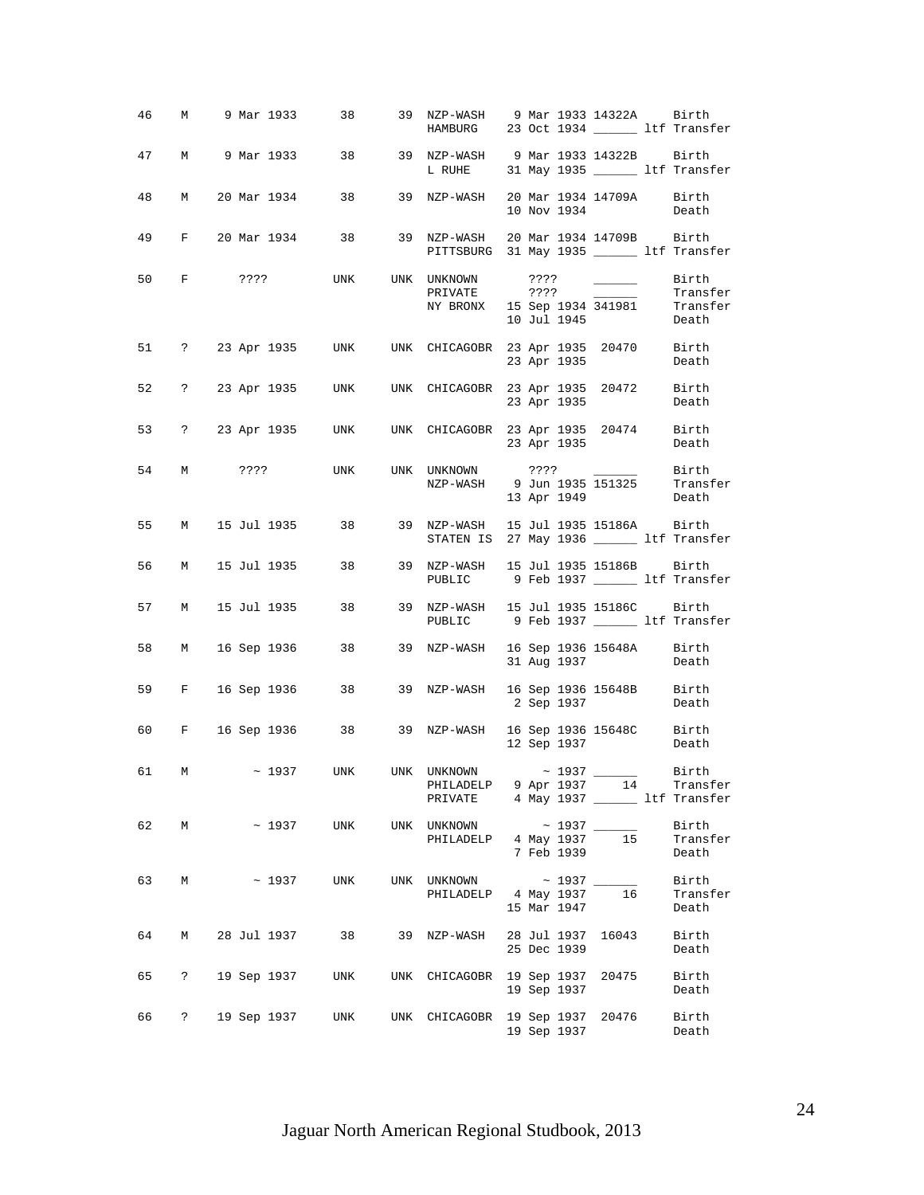| Studbook # | Sex | Birth Date | Sire | Dam | Location | Date | Local ID | Event |
|---|---|---|---|---|---|---|---|---|
| 46 | M | 9 Mar 1933 | 38 | 39 | NZP-WASH | 9 Mar 1933 | 14322A | Birth |
| | | | | | HAMBURG | 23 Oct 1934 | ______ | ltf Transfer |
| 47 | M | 9 Mar 1933 | 38 | 39 | NZP-WASH | 9 Mar 1933 | 14322B | Birth |
| | | | | | L RUHE | 31 May 1935 | ______ | ltf Transfer |
| 48 | M | 20 Mar 1934 | 38 | 39 | NZP-WASH | 20 Mar 1934 | 14709A | Birth |
| | | | | | | 10 Nov 1934 | | Death |
| 49 | F | 20 Mar 1934 | 38 | 39 | NZP-WASH | 20 Mar 1934 | 14709B | Birth |
| | | | | | PITTSBURG | 31 May 1935 | ______ | ltf Transfer |
| 50 | F | ???? | UNK | UNK | UNKNOWN | ???? | ______ | Birth |
| | | | | | PRIVATE | ???? | ______ | Transfer |
| | | | | | NY BRONX | 15 Sep 1934 | 341981 | Transfer |
| | | | | | | 10 Jul 1945 | | Death |
| 51 | ? | 23 Apr 1935 | UNK | UNK | CHICAGOBR | 23 Apr 1935 | 20470 | Birth |
| | | | | | | 23 Apr 1935 | | Death |
| 52 | ? | 23 Apr 1935 | UNK | UNK | CHICAGOBR | 23 Apr 1935 | 20472 | Birth |
| | | | | | | 23 Apr 1935 | | Death |
| 53 | ? | 23 Apr 1935 | UNK | UNK | CHICAGOBR | 23 Apr 1935 | 20474 | Birth |
| | | | | | | 23 Apr 1935 | | Death |
| 54 | M | ???? | UNK | UNK | UNKNOWN | ???? | ______ | Birth |
| | | | | | NZP-WASH | 9 Jun 1935 | 151325 | Transfer |
| | | | | | | 13 Apr 1949 | | Death |
| 55 | M | 15 Jul 1935 | 38 | 39 | NZP-WASH | 15 Jul 1935 | 15186A | Birth |
| | | | | | STATEN IS | 27 May 1936 | ______ | ltf Transfer |
| 56 | M | 15 Jul 1935 | 38 | 39 | NZP-WASH | 15 Jul 1935 | 15186B | Birth |
| | | | | | PUBLIC | 9 Feb 1937 | ______ | ltf Transfer |
| 57 | M | 15 Jul 1935 | 38 | 39 | NZP-WASH | 15 Jul 1935 | 15186C | Birth |
| | | | | | PUBLIC | 9 Feb 1937 | ______ | ltf Transfer |
| 58 | M | 16 Sep 1936 | 38 | 39 | NZP-WASH | 16 Sep 1936 | 15648A | Birth |
| | | | | | | 31 Aug 1937 | | Death |
| 59 | F | 16 Sep 1936 | 38 | 39 | NZP-WASH | 16 Sep 1936 | 15648B | Birth |
| | | | | | | 2 Sep 1937 | | Death |
| 60 | F | 16 Sep 1936 | 38 | 39 | NZP-WASH | 16 Sep 1936 | 15648C | Birth |
| | | | | | | 12 Sep 1937 | | Death |
| 61 | M | ~ 1937 | UNK | UNK | UNKNOWN | ~ 1937 | ______ | Birth |
| | | | | | PHILADELP | 9 Apr 1937 | 14 | Transfer |
| | | | | | PRIVATE | 4 May 1937 | ______ | ltf Transfer |
| 62 | M | ~ 1937 | UNK | UNK | UNKNOWN | ~ 1937 | ______ | Birth |
| | | | | | PHILADELP | 4 May 1937 | 15 | Transfer |
| | | | | | | 7 Feb 1939 | | Death |
| 63 | M | ~ 1937 | UNK | UNK | UNKNOWN | ~ 1937 | ______ | Birth |
| | | | | | PHILADELP | 4 May 1937 | 16 | Transfer |
| | | | | | | 15 Mar 1947 | | Death |
| 64 | M | 28 Jul 1937 | 38 | 39 | NZP-WASH | 28 Jul 1937 | 16043 | Birth |
| | | | | | | 25 Dec 1939 | | Death |
| 65 | ? | 19 Sep 1937 | UNK | UNK | CHICAGOBR | 19 Sep 1937 | 20475 | Birth |
| | | | | | | 19 Sep 1937 | | Death |
| 66 | ? | 19 Sep 1937 | UNK | UNK | CHICAGOBR | 19 Sep 1937 | 20476 | Birth |
| | | | | | | 19 Sep 1937 | | Death |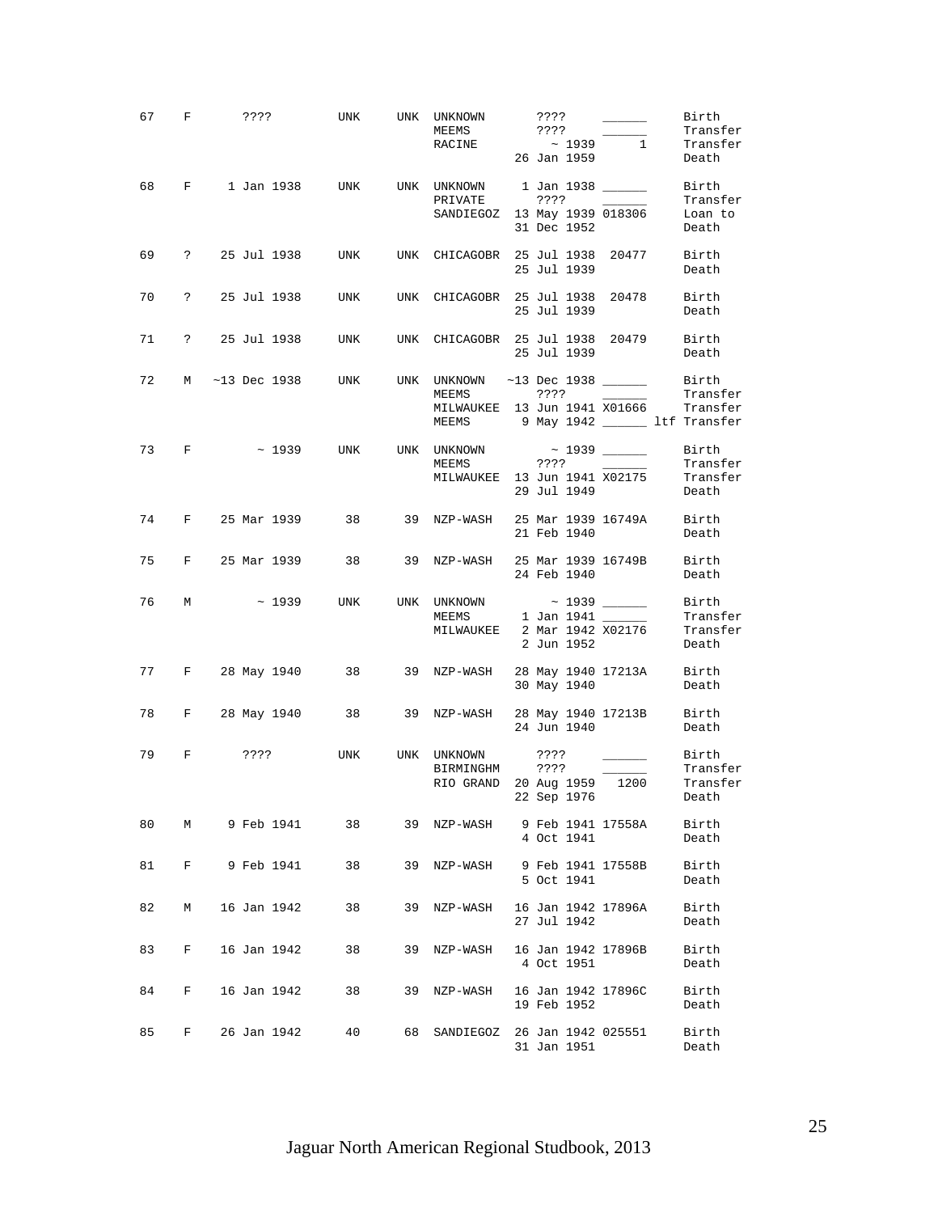| Stud # | Sex | Birth Date | Sire | Dam | Location | Date | Local ID | Event |
|---|---|---|---|---|---|---|---|---|
| 67 | F | ???? | UNK | UNK | UNKNOWN | ???? | ______ | Birth |
| | | | | | MEEMS | ???? | ______ | Transfer |
| | | | | | RACINE | ~ 1939 | 1 | Transfer |
| | | | | | | 26 Jan 1959 | | Death |
| 68 | F | 1 Jan 1938 | UNK | UNK | UNKNOWN | 1 Jan 1938 | ______ | Birth |
| | | | | | PRIVATE | ???? | ______ | Transfer |
| | | | | | SANDIEGOZ | 13 May 1939 | 018306 | Loan to |
| | | | | | | 31 Dec 1952 | | Death |
| 69 | ? | 25 Jul 1938 | UNK | UNK | CHICAGOBR | 25 Jul 1938 | 20477 | Birth |
| | | | | | | 25 Jul 1939 | | Death |
| 70 | ? | 25 Jul 1938 | UNK | UNK | CHICAGOBR | 25 Jul 1938 | 20478 | Birth |
| | | | | | | 25 Jul 1939 | | Death |
| 71 | ? | 25 Jul 1938 | UNK | UNK | CHICAGOBR | 25 Jul 1938 | 20479 | Birth |
| | | | | | | 25 Jul 1939 | | Death |
| 72 | M | ~13 Dec 1938 | UNK | UNK | UNKNOWN | ~13 Dec 1938 | ______ | Birth |
| | | | | | MEEMS | ???? | ______ | Transfer |
| | | | | | MILWAUKEE | 13 Jun 1941 | X01666 | Transfer |
| | | | | | MEEMS | 9 May 1942 | ______ ltf | Transfer |
| 73 | F | ~ 1939 | UNK | UNK | UNKNOWN | ~ 1939 | ______ | Birth |
| | | | | | MEEMS | ???? | ______ | Transfer |
| | | | | | MILWAUKEE | 13 Jun 1941 | X02175 | Transfer |
| | | | | | | 29 Jul 1949 | | Death |
| 74 | F | 25 Mar 1939 | 38 | 39 | NZP-WASH | 25 Mar 1939 | 16749A | Birth |
| | | | | | | 21 Feb 1940 | | Death |
| 75 | F | 25 Mar 1939 | 38 | 39 | NZP-WASH | 25 Mar 1939 | 16749B | Birth |
| | | | | | | 24 Feb 1940 | | Death |
| 76 | M | ~ 1939 | UNK | UNK | UNKNOWN | ~ 1939 | ______ | Birth |
| | | | | | MEEMS | 1 Jan 1941 | ______ | Transfer |
| | | | | | MILWAUKEE | 2 Mar 1942 | X02176 | Transfer |
| | | | | | | 2 Jun 1952 | | Death |
| 77 | F | 28 May 1940 | 38 | 39 | NZP-WASH | 28 May 1940 | 17213A | Birth |
| | | | | | | 30 May 1940 | | Death |
| 78 | F | 28 May 1940 | 38 | 39 | NZP-WASH | 28 May 1940 | 17213B | Birth |
| | | | | | | 24 Jun 1940 | | Death |
| 79 | F | ???? | UNK | UNK | UNKNOWN | ???? | ______ | Birth |
| | | | | | BIRMINGHM | ???? | ______ | Transfer |
| | | | | | RIO GRAND | 20 Aug 1959 | 1200 | Transfer |
| | | | | | | 22 Sep 1976 | | Death |
| 80 | M | 9 Feb 1941 | 38 | 39 | NZP-WASH | 9 Feb 1941 | 17558A | Birth |
| | | | | | | 4 Oct 1941 | | Death |
| 81 | F | 9 Feb 1941 | 38 | 39 | NZP-WASH | 9 Feb 1941 | 17558B | Birth |
| | | | | | | 5 Oct 1941 | | Death |
| 82 | M | 16 Jan 1942 | 38 | 39 | NZP-WASH | 16 Jan 1942 | 17896A | Birth |
| | | | | | | 27 Jul 1942 | | Death |
| 83 | F | 16 Jan 1942 | 38 | 39 | NZP-WASH | 16 Jan 1942 | 17896B | Birth |
| | | | | | | 4 Oct 1951 | | Death |
| 84 | F | 16 Jan 1942 | 38 | 39 | NZP-WASH | 16 Jan 1942 | 17896C | Birth |
| | | | | | | 19 Feb 1952 | | Death |
| 85 | F | 26 Jan 1942 | 40 | 68 | SANDIEGOZ | 26 Jan 1942 | 025551 | Birth |
| | | | | | | 31 Jan 1951 | | Death |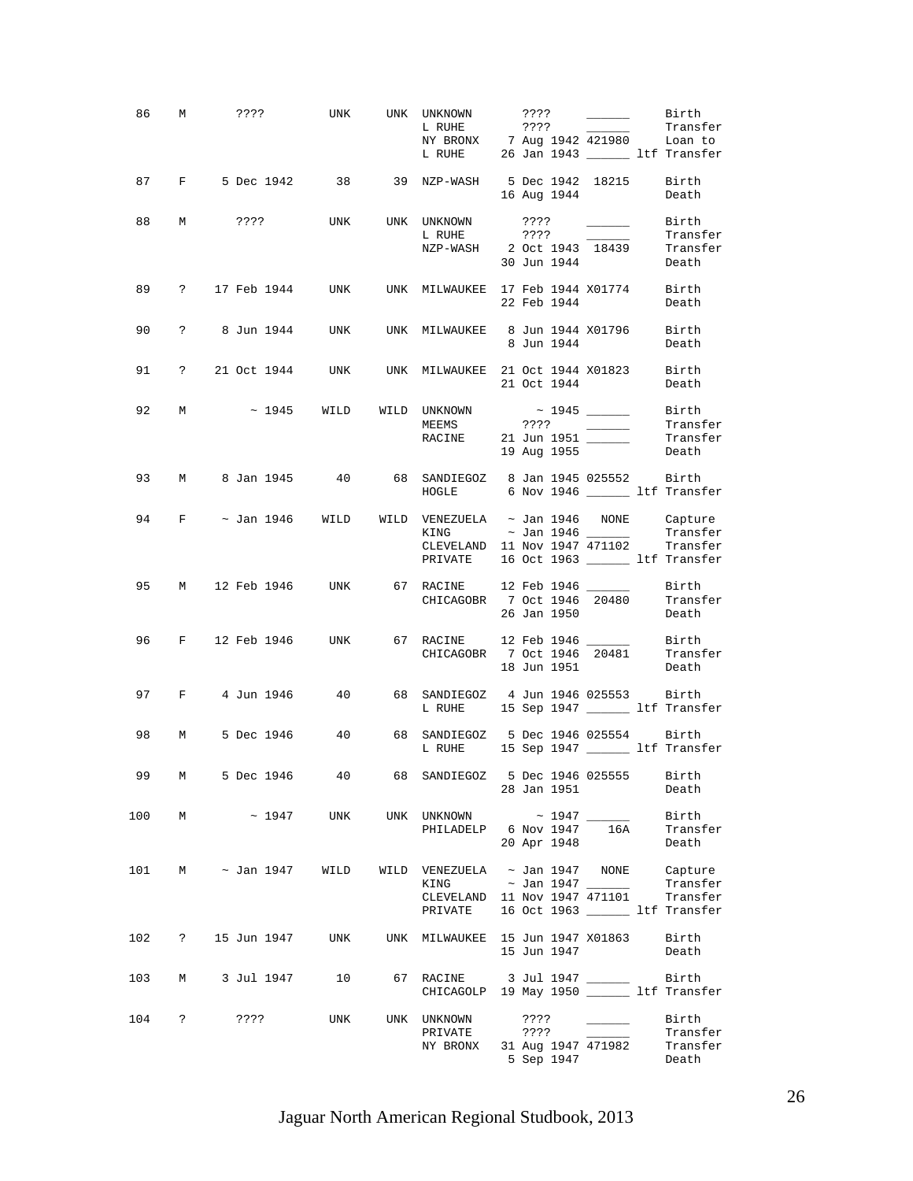| Stud # | Sex | Birth Date | Sire | Dam | Location | Date | Local ID | Event |
|---|---|---|---|---|---|---|---|---|
| 86 | M | ???? | UNK | UNK | UNKNOWN | ???? | ______ | Birth |
| | | | | | L RUHE | ???? | ______ | Transfer |
| | | | | | NY BRONX | 7 Aug 1942 | 421980 | Loan to |
| | | | | | L RUHE | 26 Jan 1943 | ______ | ltf Transfer |
| 87 | F | 5 Dec 1942 | 38 | 39 | NZP-WASH | 5 Dec 1942 | 18215 | Birth |
| | | | | | | 16 Aug 1944 | | Death |
| 88 | M | ???? | UNK | UNK | UNKNOWN | ???? | ______ | Birth |
| | | | | | L RUHE | ???? | ______ | Transfer |
| | | | | | NZP-WASH | 2 Oct 1943 | 18439 | Transfer |
| | | | | | | 30 Jun 1944 | | Death |
| 89 | ? | 17 Feb 1944 | UNK | UNK | MILWAUKEE | 17 Feb 1944 | X01774 | Birth |
| | | | | | | 22 Feb 1944 | | Death |
| 90 | ? | 8 Jun 1944 | UNK | UNK | MILWAUKEE | 8 Jun 1944 | X01796 | Birth |
| | | | | | | 8 Jun 1944 | | Death |
| 91 | ? | 21 Oct 1944 | UNK | UNK | MILWAUKEE | 21 Oct 1944 | X01823 | Birth |
| | | | | | | 21 Oct 1944 | | Death |
| 92 | M | ~ 1945 | WILD | WILD | UNKNOWN | ~ 1945 | ______ | Birth |
| | | | | | MEEMS | ???? | ______ | Transfer |
| | | | | | RACINE | 21 Jun 1951 | ______ | Transfer |
| | | | | | | 19 Aug 1955 | | Death |
| 93 | M | 8 Jan 1945 | 40 | 68 | SANDIEGOZ | 8 Jan 1945 | 025552 | Birth |
| | | | | | HOGLE | 6 Nov 1946 | ______ | ltf Transfer |
| 94 | F | ~ Jan 1946 | WILD | WILD | VENEZUELA | ~ Jan 1946 | NONE | Capture |
| | | | | | KING | ~ Jan 1946 | ______ | Transfer |
| | | | | | CLEVELAND | 11 Nov 1947 | 471102 | Transfer |
| | | | | | PRIVATE | 16 Oct 1963 | ______ | ltf Transfer |
| 95 | M | 12 Feb 1946 | UNK | 67 | RACINE | 12 Feb 1946 | ______ | Birth |
| | | | | | CHICAGOBR | 7 Oct 1946 | 20480 | Transfer |
| | | | | | | 26 Jan 1950 | | Death |
| 96 | F | 12 Feb 1946 | UNK | 67 | RACINE | 12 Feb 1946 | ______ | Birth |
| | | | | | CHICAGOBR | 7 Oct 1946 | 20481 | Transfer |
| | | | | | | 18 Jun 1951 | | Death |
| 97 | F | 4 Jun 1946 | 40 | 68 | SANDIEGOZ | 4 Jun 1946 | 025553 | Birth |
| | | | | | L RUHE | 15 Sep 1947 | ______ | ltf Transfer |
| 98 | M | 5 Dec 1946 | 40 | 68 | SANDIEGOZ | 5 Dec 1946 | 025554 | Birth |
| | | | | | L RUHE | 15 Sep 1947 | ______ | ltf Transfer |
| 99 | M | 5 Dec 1946 | 40 | 68 | SANDIEGOZ | 5 Dec 1946 | 025555 | Birth |
| | | | | | | 28 Jan 1951 | | Death |
| 100 | M | ~ 1947 | UNK | UNK | UNKNOWN | ~ 1947 | ______ | Birth |
| | | | | | PHILADELP | 6 Nov 1947 | 16A | Transfer |
| | | | | | | 20 Apr 1948 | | Death |
| 101 | M | ~ Jan 1947 | WILD | WILD | VENEZUELA | ~ Jan 1947 | NONE | Capture |
| | | | | | KING | ~ Jan 1947 | ______ | Transfer |
| | | | | | CLEVELAND | 11 Nov 1947 | 471101 | Transfer |
| | | | | | PRIVATE | 16 Oct 1963 | ______ | ltf Transfer |
| 102 | ? | 15 Jun 1947 | UNK | UNK | MILWAUKEE | 15 Jun 1947 | X01863 | Birth |
| | | | | | | 15 Jun 1947 | | Death |
| 103 | M | 3 Jul 1947 | 10 | 67 | RACINE | 3 Jul 1947 | ______ | Birth |
| | | | | | CHICAGOLP | 19 May 1950 | ______ | ltf Transfer |
| 104 | ? | ???? | UNK | UNK | UNKNOWN | ???? | ______ | Birth |
| | | | | | PRIVATE | ???? | ______ | Transfer |
| | | | | | NY BRONX | 31 Aug 1947 | 471982 | Transfer |
| | | | | | | 5 Sep 1947 | | Death |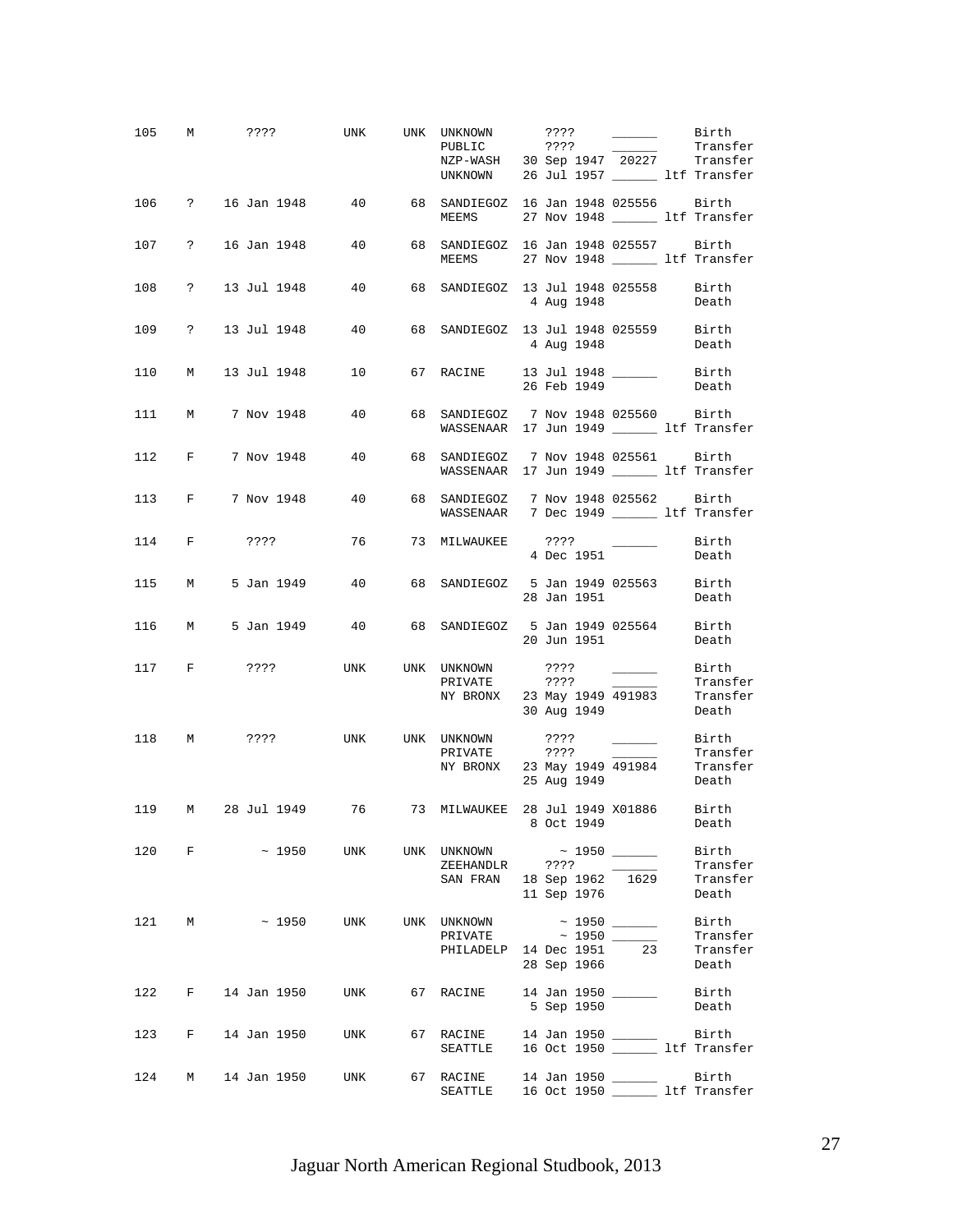| Studbook # | Sex | Birth Date | Sire | Dam | Location | Date | Local ID | Event |
|---|---|---|---|---|---|---|---|---|
| 105 | M | ???? | UNK | UNK | UNKNOWN | ???? | ______ | Birth |
| | | | | | PUBLIC | ???? | ______ | Transfer |
| | | | | | NZP-WASH | 30 Sep 1947 | 20227 | Transfer |
| | | | | | UNKNOWN | 26 Jul 1957 | ______ ltf | Transfer |
| 106 | ? | 16 Jan 1948 | 40 | 68 | SANDIEGOZ | 16 Jan 1948 | 025556 | Birth |
| | | | | | MEEMS | 27 Nov 1948 | ______ ltf | Transfer |
| 107 | ? | 16 Jan 1948 | 40 | 68 | SANDIEGOZ | 16 Jan 1948 | 025557 | Birth |
| | | | | | MEEMS | 27 Nov 1948 | ______ ltf | Transfer |
| 108 | ? | 13 Jul 1948 | 40 | 68 | SANDIEGOZ | 13 Jul 1948 | 025558 | Birth |
| | | | | | | 4 Aug 1948 | | Death |
| 109 | ? | 13 Jul 1948 | 40 | 68 | SANDIEGOZ | 13 Jul 1948 | 025559 | Birth |
| | | | | | | 4 Aug 1948 | | Death |
| 110 | M | 13 Jul 1948 | 10 | 67 | RACINE | 13 Jul 1948 | ______ | Birth |
| | | | | | | 26 Feb 1949 | | Death |
| 111 | M | 7 Nov 1948 | 40 | 68 | SANDIEGOZ | 7 Nov 1948 | 025560 | Birth |
| | | | | | WASSENAAR | 17 Jun 1949 | ______ ltf | Transfer |
| 112 | F | 7 Nov 1948 | 40 | 68 | SANDIEGOZ | 7 Nov 1948 | 025561 | Birth |
| | | | | | WASSENAAR | 17 Jun 1949 | ______ ltf | Transfer |
| 113 | F | 7 Nov 1948 | 40 | 68 | SANDIEGOZ | 7 Nov 1948 | 025562 | Birth |
| | | | | | WASSENAAR | 7 Dec 1949 | ______ ltf | Transfer |
| 114 | F | ???? | 76 | 73 | MILWAUKEE | ???? | ______ | Birth |
| | | | | | | 4 Dec 1951 | | Death |
| 115 | M | 5 Jan 1949 | 40 | 68 | SANDIEGOZ | 5 Jan 1949 | 025563 | Birth |
| | | | | | | 28 Jan 1951 | | Death |
| 116 | M | 5 Jan 1949 | 40 | 68 | SANDIEGOZ | 5 Jan 1949 | 025564 | Birth |
| | | | | | | 20 Jun 1951 | | Death |
| 117 | F | ???? | UNK | UNK | UNKNOWN | ???? | ______ | Birth |
| | | | | | PRIVATE | ???? | ______ | Transfer |
| | | | | | NY BRONX | 23 May 1949 | 491983 | Transfer |
| | | | | | | 30 Aug 1949 | | Death |
| 118 | M | ???? | UNK | UNK | UNKNOWN | ???? | ______ | Birth |
| | | | | | PRIVATE | ???? | ______ | Transfer |
| | | | | | NY BRONX | 23 May 1949 | 491984 | Transfer |
| | | | | | | 25 Aug 1949 | | Death |
| 119 | M | 28 Jul 1949 | 76 | 73 | MILWAUKEE | 28 Jul 1949 | X01886 | Birth |
| | | | | | | 8 Oct 1949 | | Death |
| 120 | F | ~ 1950 | UNK | UNK | UNKNOWN | ~ 1950 | ______ | Birth |
| | | | | | ZEEHANDLR | ???? | ______ | Transfer |
| | | | | | SAN FRAN | 18 Sep 1962 | 1629 | Transfer |
| | | | | | | 11 Sep 1976 | | Death |
| 121 | M | ~ 1950 | UNK | UNK | UNKNOWN | ~ 1950 | ______ | Birth |
| | | | | | PRIVATE | ~ 1950 | ______ | Transfer |
| | | | | | PHILADELP | 14 Dec 1951 | 23 | Transfer |
| | | | | | | 28 Sep 1966 | | Death |
| 122 | F | 14 Jan 1950 | UNK | 67 | RACINE | 14 Jan 1950 | ______ | Birth |
| | | | | | | 5 Sep 1950 | | Death |
| 123 | F | 14 Jan 1950 | UNK | 67 | RACINE | 14 Jan 1950 | ______ | Birth |
| | | | | | SEATTLE | 16 Oct 1950 | ______ ltf | Transfer |
| 124 | M | 14 Jan 1950 | UNK | 67 | RACINE | 14 Jan 1950 | ______ | Birth |
| | | | | | SEATTLE | 16 Oct 1950 | ______ ltf | Transfer |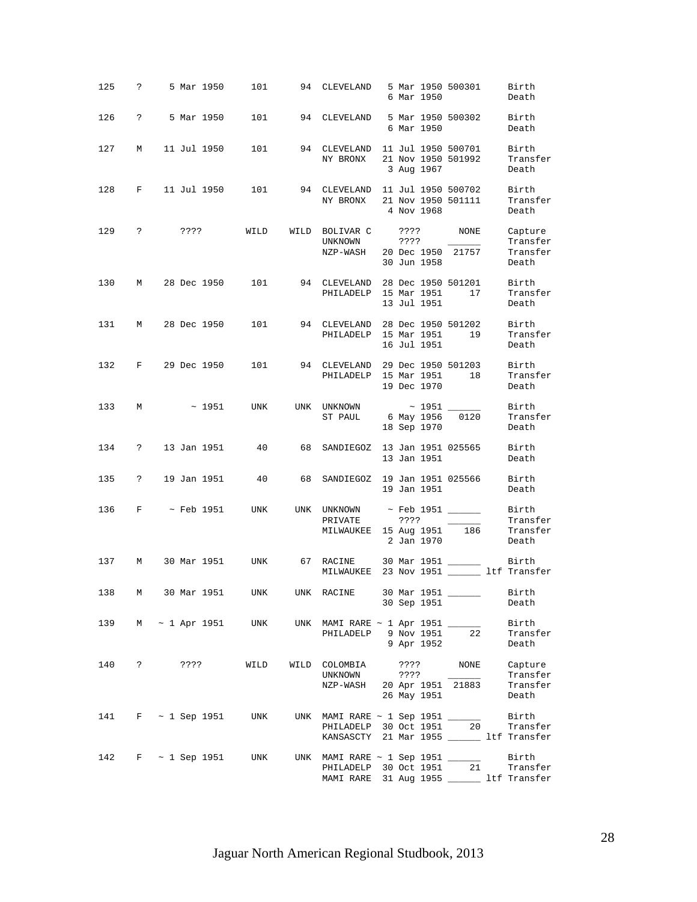```
125   ?     5 Mar 1950    101      94  CLEVELAND   5 Mar 1950 500301     Birth
                                                   6 Mar 1950            Death

126   ?     5 Mar 1950    101      94  CLEVELAND   5 Mar 1950 500302     Birth
                                                   6 Mar 1950            Death

127   M    11 Jul 1950    101      94  CLEVELAND  11 Jul 1950 500701     Birth
                                       NY BRONX   21 Nov 1950 501992     Transfer
                                                   3 Aug 1967            Death

128   F    11 Jul 1950    101      94  CLEVELAND  11 Jul 1950 500702     Birth
                                       NY BRONX   21 Nov 1950 501111     Transfer
                                                   4 Nov 1968            Death

129   ?       ????        WILD   WILD  BOLIVAR C     ????       NONE     Capture
                                       UNKNOWN       ????       ______   Transfer
                                       NZP-WASH   20 Dec 1950  21757     Transfer
                                                  30 Jun 1958            Death

130   M    28 Dec 1950    101      94  CLEVELAND  28 Dec 1950 501201     Birth
                                       PHILADELP  15 Mar 1951     17     Transfer
                                                  13 Jul 1951            Death

131   M    28 Dec 1950    101      94  CLEVELAND  28 Dec 1950 501202     Birth
                                       PHILADELP  15 Mar 1951     19     Transfer
                                                  16 Jul 1951            Death

132   F    29 Dec 1950    101      94  CLEVELAND  29 Dec 1950 501203     Birth
                                       PHILADELP  15 Mar 1951     18     Transfer
                                                  19 Dec 1970            Death

133   M         ~ 1951    UNK     UNK  UNKNOWN        ~ 1951 ______      Birth
                                       ST PAUL     6 May 1956   0120     Transfer
                                                  18 Sep 1970            Death

134   ?    13 Jan 1951     40      68  SANDIEGOZ  13 Jan 1951 025565     Birth
                                                  13 Jan 1951            Death

135   ?    19 Jan 1951     40      68  SANDIEGOZ  19 Jan 1951 025566     Birth
                                                  19 Jan 1951            Death

136   F     ~ Feb 1951    UNK     UNK  UNKNOWN    ~ Feb 1951 ______      Birth
                                       PRIVATE       ????    ______      Transfer
                                       MILWAUKEE  15 Aug 1951    186     Transfer
                                                   2 Jan 1970            Death

137   M    30 Mar 1951    UNK      67  RACINE     30 Mar 1951 ______     Birth
                                       MILWAUKEE  23 Nov 1951 ______ ltf Transfer

138   M    30 Mar 1951    UNK     UNK  RACINE     30 Mar 1951 ______     Birth
                                                  30 Sep 1951            Death

139   M   ~ 1 Apr 1951    UNK     UNK  MAMI RARE ~ 1 Apr 1951 ______     Birth
                                       PHILADELP   9 Nov 1951     22     Transfer
                                                   9 Apr 1952            Death

140   ?       ????        WILD   WILD  COLOMBIA      ????       NONE     Capture
                                       UNKNOWN       ????       ______   Transfer
                                       NZP-WASH   20 Apr 1951  21883     Transfer
                                                  26 May 1951            Death

141   F   ~ 1 Sep 1951    UNK     UNK  MAMI RARE ~ 1 Sep 1951 ______     Birth
                                       PHILADELP  30 Oct 1951     20     Transfer
                                       KANSASCTY  21 Mar 1955 ______ ltf Transfer

142   F   ~ 1 Sep 1951    UNK     UNK  MAMI RARE ~ 1 Sep 1951 ______     Birth
                                       PHILADELP  30 Oct 1951     21     Transfer
                                       MAMI RARE  31 Aug 1955 ______ ltf Transfer
```

Jaguar North American Regional Studbook, 2013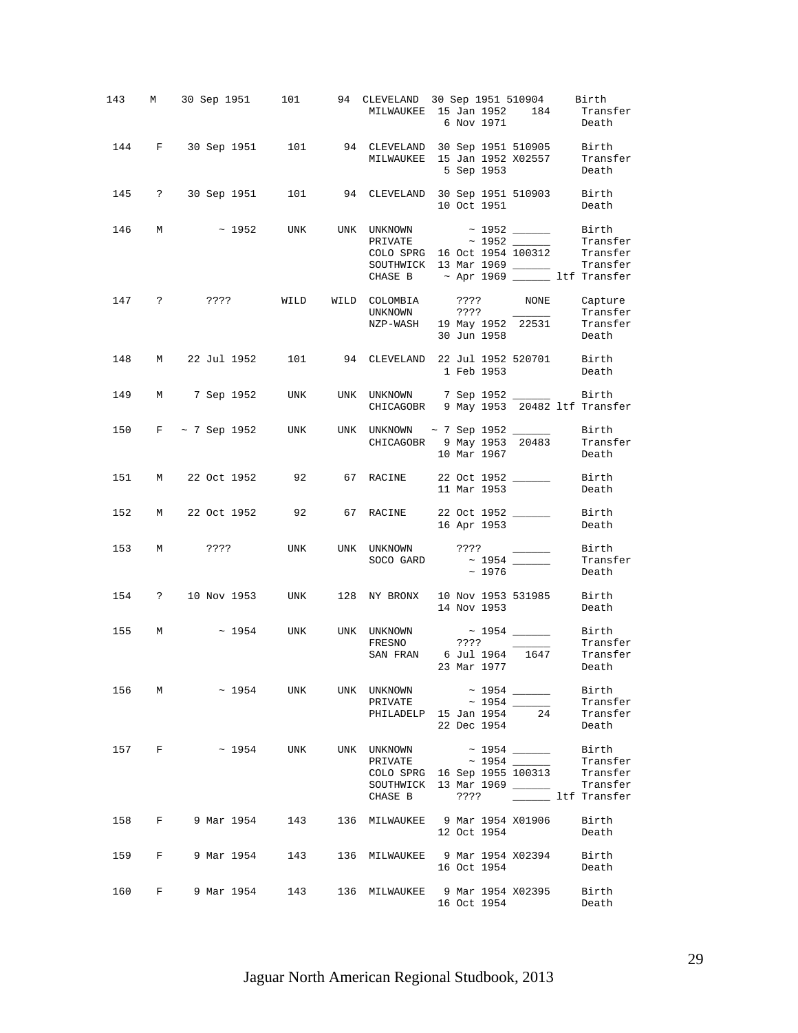| Stud # | Sex | Birth Date | Sire | Dam | Location | Date | Local ID | Event |
|---|---|---|---|---|---|---|---|---|
| 143 | M | 30 Sep 1951 | 101 | 94 | CLEVELAND | 30 Sep 1951 | 510904 | Birth |
| | | | | | MILWAUKEE | 15 Jan 1952 | 184 | Transfer |
| | | | | | | 6 Nov 1971 | | Death |
| 144 | F | 30 Sep 1951 | 101 | 94 | CLEVELAND | 30 Sep 1951 | 510905 | Birth |
| | | | | | MILWAUKEE | 15 Jan 1952 | X02557 | Transfer |
| | | | | | | 5 Sep 1953 | | Death |
| 145 | ? | 30 Sep 1951 | 101 | 94 | CLEVELAND | 30 Sep 1951 | 510903 | Birth |
| | | | | | | 10 Oct 1951 | | Death |
| 146 | M | ~ 1952 | UNK | UNK | UNKNOWN | ~ 1952 | ______ | Birth |
| | | | | | PRIVATE | ~ 1952 | ______ | Transfer |
| | | | | | COLO SPRG | 16 Oct 1954 | 100312 | Transfer |
| | | | | | SOUTHWICK | 13 Mar 1969 | ______ | Transfer |
| | | | | | CHASE B | ~ Apr 1969 | ______ | ltf Transfer |
| 147 | ? | ???? | WILD | WILD | COLOMBIA | ???? | NONE | Capture |
| | | | | | UNKNOWN | ???? | ______ | Transfer |
| | | | | | NZP-WASH | 19 May 1952 | 22531 | Transfer |
| | | | | | | 30 Jun 1958 | | Death |
| 148 | M | 22 Jul 1952 | 101 | 94 | CLEVELAND | 22 Jul 1952 | 520701 | Birth |
| | | | | | | 1 Feb 1953 | | Death |
| 149 | M | 7 Sep 1952 | UNK | UNK | UNKNOWN | 7 Sep 1952 | ______ | Birth |
| | | | | | CHICAGOBR | 9 May 1953 | 20482 | ltf Transfer |
| 150 | F | ~ 7 Sep 1952 | UNK | UNK | UNKNOWN | ~ 7 Sep 1952 | ______ | Birth |
| | | | | | CHICAGOBR | 9 May 1953 | 20483 | Transfer |
| | | | | | | 10 Mar 1967 | | Death |
| 151 | M | 22 Oct 1952 | 92 | 67 | RACINE | 22 Oct 1952 | ______ | Birth |
| | | | | | | 11 Mar 1953 | | Death |
| 152 | M | 22 Oct 1952 | 92 | 67 | RACINE | 22 Oct 1952 | ______ | Birth |
| | | | | | | 16 Apr 1953 | | Death |
| 153 | M | ???? | UNK | UNK | UNKNOWN | ???? | ______ | Birth |
| | | | | | SOCO GARD | ~ 1954 | ______ | Transfer |
| | | | | | | ~ 1976 | | Death |
| 154 | ? | 10 Nov 1953 | UNK | 128 | NY BRONX | 10 Nov 1953 | 531985 | Birth |
| | | | | | | 14 Nov 1953 | | Death |
| 155 | M | ~ 1954 | UNK | UNK | UNKNOWN | ~ 1954 | ______ | Birth |
| | | | | | FRESNO | ???? | ______ | Transfer |
| | | | | | SAN FRAN | 6 Jul 1964 | 1647 | Transfer |
| | | | | | | 23 Mar 1977 | | Death |
| 156 | M | ~ 1954 | UNK | UNK | UNKNOWN | ~ 1954 | ______ | Birth |
| | | | | | PRIVATE | ~ 1954 | ______ | Transfer |
| | | | | | PHILADELP | 15 Jan 1954 | 24 | Transfer |
| | | | | | | 22 Dec 1954 | | Death |
| 157 | F | ~ 1954 | UNK | UNK | UNKNOWN | ~ 1954 | ______ | Birth |
| | | | | | PRIVATE | ~ 1954 | ______ | Transfer |
| | | | | | COLO SPRG | 16 Sep 1955 | 100313 | Transfer |
| | | | | | SOUTHWICK | 13 Mar 1969 | ______ | Transfer |
| | | | | | CHASE B | ???? | ______ | ltf Transfer |
| 158 | F | 9 Mar 1954 | 143 | 136 | MILWAUKEE | 9 Mar 1954 | X01906 | Birth |
| | | | | | | 12 Oct 1954 | | Death |
| 159 | F | 9 Mar 1954 | 143 | 136 | MILWAUKEE | 9 Mar 1954 | X02394 | Birth |
| | | | | | | 16 Oct 1954 | | Death |
| 160 | F | 9 Mar 1954 | 143 | 136 | MILWAUKEE | 9 Mar 1954 | X02395 | Birth |
| | | | | | | 16 Oct 1954 | | Death |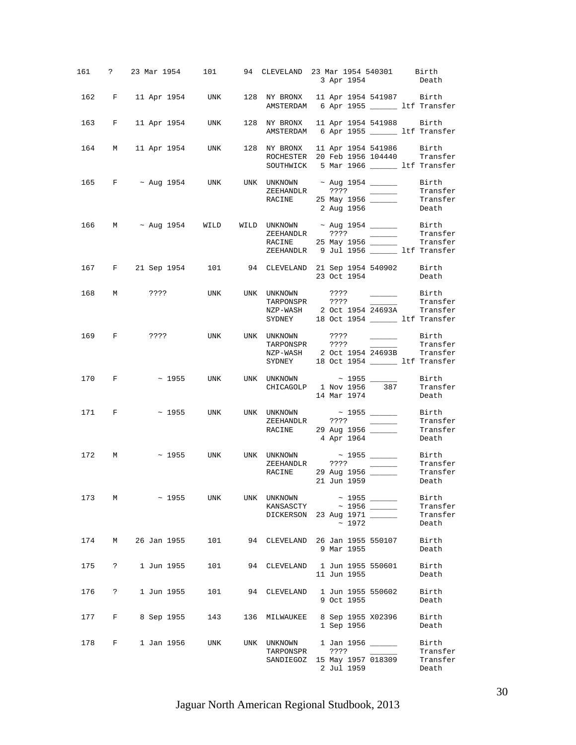| Stud # | Sex | Birth Date | Sire | Dam | Location | Date | Local ID | Event |
|---|---|---|---|---|---|---|---|---|
| 161 | ? | 23 Mar 1954 | 101 | 94 | CLEVELAND | 23 Mar 1954 | 540301 | Birth |
| | | | | | | 3 Apr 1954 | | Death |
| 162 | F | 11 Apr 1954 | UNK | 128 | NY BRONX | 11 Apr 1954 | 541987 | Birth |
| | | | | | AMSTERDAM | 6 Apr 1955 | ______ | ltf Transfer |
| 163 | F | 11 Apr 1954 | UNK | 128 | NY BRONX | 11 Apr 1954 | 541988 | Birth |
| | | | | | AMSTERDAM | 6 Apr 1955 | ______ | ltf Transfer |
| 164 | M | 11 Apr 1954 | UNK | 128 | NY BRONX | 11 Apr 1954 | 541986 | Birth |
| | | | | | ROCHESTER | 20 Feb 1956 | 104440 | Transfer |
| | | | | | SOUTHWICK | 5 Mar 1966 | ______ | ltf Transfer |
| 165 | F | ~ Aug 1954 | UNK | UNK | UNKNOWN | ~ Aug 1954 | ______ | Birth |
| | | | | | ZEEHANDLR | ???? | ______ | Transfer |
| | | | | | RACINE | 25 May 1956 | ______ | Transfer |
| | | | | | | 2 Aug 1956 | | Death |
| 166 | M | ~ Aug 1954 | WILD | WILD | UNKNOWN | ~ Aug 1954 | ______ | Birth |
| | | | | | ZEEHANDLR | ???? | ______ | Transfer |
| | | | | | RACINE | 25 May 1956 | ______ | Transfer |
| | | | | | ZEEHANDLR | 9 Jul 1956 | ______ | ltf Transfer |
| 167 | F | 21 Sep 1954 | 101 | 94 | CLEVELAND | 21 Sep 1954 | 540902 | Birth |
| | | | | | | 23 Oct 1954 | | Death |
| 168 | M | ???? | UNK | UNK | UNKNOWN | ???? | ______ | Birth |
| | | | | | TARPONSPR | ???? | ______ | Transfer |
| | | | | | NZP-WASH | 2 Oct 1954 | 24693A | Transfer |
| | | | | | SYDNEY | 18 Oct 1954 | ______ | ltf Transfer |
| 169 | F | ???? | UNK | UNK | UNKNOWN | ???? | ______ | Birth |
| | | | | | TARPONSPR | ???? | ______ | Transfer |
| | | | | | NZP-WASH | 2 Oct 1954 | 24693B | Transfer |
| | | | | | SYDNEY | 18 Oct 1954 | ______ | ltf Transfer |
| 170 | F | ~ 1955 | UNK | UNK | UNKNOWN | ~ 1955 | ______ | Birth |
| | | | | | CHICAGOLP | 1 Nov 1956 | 387 | Transfer |
| | | | | | | 14 Mar 1974 | | Death |
| 171 | F | ~ 1955 | UNK | UNK | UNKNOWN | ~ 1955 | ______ | Birth |
| | | | | | ZEEHANDLR | ???? | ______ | Transfer |
| | | | | | RACINE | 29 Aug 1956 | ______ | Transfer |
| | | | | | | 4 Apr 1964 | | Death |
| 172 | M | ~ 1955 | UNK | UNK | UNKNOWN | ~ 1955 | ______ | Birth |
| | | | | | ZEEHANDLR | ???? | ______ | Transfer |
| | | | | | RACINE | 29 Aug 1956 | ______ | Transfer |
| | | | | | | 21 Jun 1959 | | Death |
| 173 | M | ~ 1955 | UNK | UNK | UNKNOWN | ~ 1955 | ______ | Birth |
| | | | | | KANSASCTY | ~ 1956 | ______ | Transfer |
| | | | | | DICKERSON | 23 Aug 1971 | ______ | Transfer |
| | | | | | | ~ 1972 | | Death |
| 174 | M | 26 Jan 1955 | 101 | 94 | CLEVELAND | 26 Jan 1955 | 550107 | Birth |
| | | | | | | 9 Mar 1955 | | Death |
| 175 | ? | 1 Jun 1955 | 101 | 94 | CLEVELAND | 1 Jun 1955 | 550601 | Birth |
| | | | | | | 11 Jun 1955 | | Death |
| 176 | ? | 1 Jun 1955 | 101 | 94 | CLEVELAND | 1 Jun 1955 | 550602 | Birth |
| | | | | | | 9 Oct 1955 | | Death |
| 177 | F | 8 Sep 1955 | 143 | 136 | MILWAUKEE | 8 Sep 1955 | X02396 | Birth |
| | | | | | | 1 Sep 1956 | | Death |
| 178 | F | 1 Jan 1956 | UNK | UNK | UNKNOWN | 1 Jan 1956 | ______ | Birth |
| | | | | | TARPONSPR | ???? | ______ | Transfer |
| | | | | | SANDIEGOZ | 15 May 1957 | 018309 | Transfer |
| | | | | | | 2 Jul 1959 | | Death |

Jaguar North American Regional Studbook, 2013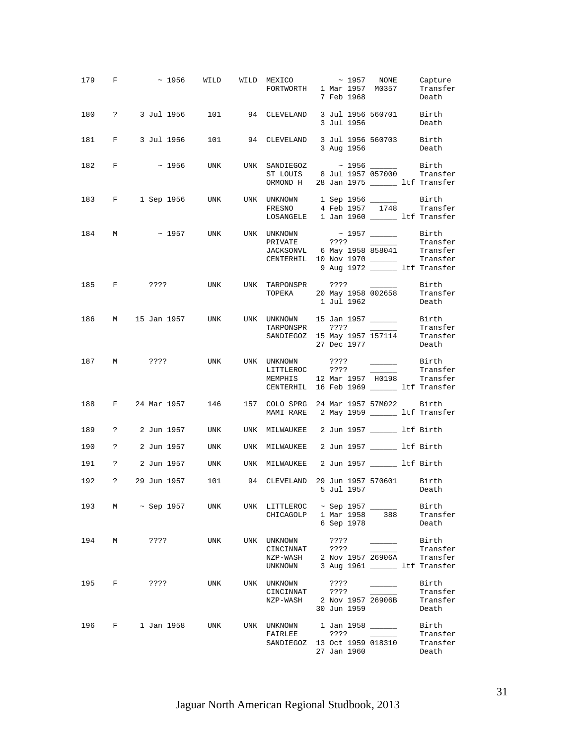| Stbk # | Sex | Birth Date | Sire | Dam | Location | Date | Local ID | Event |
|---|---|---|---|---|---|---|---|---|
| 179 | F | ~ 1956 | WILD | WILD | MEXICO | ~ 1957 | NONE | Capture |
| | | | | | FORTWORTH | 1 Mar 1957 | M0357 | Transfer |
| | | | | | | 7 Feb 1968 | | Death |
| 180 | ? | 3 Jul 1956 | 101 | 94 | CLEVELAND | 3 Jul 1956 | 560701 | Birth |
| | | | | | | 3 Jul 1956 | | Death |
| 181 | F | 3 Jul 1956 | 101 | 94 | CLEVELAND | 3 Jul 1956 | 560703 | Birth |
| | | | | | | 3 Aug 1956 | | Death |
| 182 | F | ~ 1956 | UNK | UNK | SANDIEGOZ | ~ 1956 | ______ | Birth |
| | | | | | ST LOUIS | 8 Jul 1957 | 057000 | Transfer |
| | | | | | ORMOND H | 28 Jan 1975 | ______ | ltf Transfer |
| 183 | F | 1 Sep 1956 | UNK | UNK | UNKNOWN | 1 Sep 1956 | ______ | Birth |
| | | | | | FRESNO | 4 Feb 1957 | 1748 | Transfer |
| | | | | | LOSANGELE | 1 Jan 1960 | ______ | ltf Transfer |
| 184 | M | ~ 1957 | UNK | UNK | UNKNOWN | ~ 1957 | ______ | Birth |
| | | | | | PRIVATE | ???? | ______ | Transfer |
| | | | | | JACKSONVL | 6 May 1958 | 858041 | Transfer |
| | | | | | CENTERHIL | 10 Nov 1970 | ______ | Transfer |
| | | | | | | 9 Aug 1972 | ______ | ltf Transfer |
| 185 | F | ???? | UNK | UNK | TARPONSPR | ???? | ______ | Birth |
| | | | | | TOPEKA | 20 May 1958 | 002658 | Transfer |
| | | | | | | 1 Jul 1962 | | Death |
| 186 | M | 15 Jan 1957 | UNK | UNK | UNKNOWN | 15 Jan 1957 | ______ | Birth |
| | | | | | TARPONSPR | ???? | ______ | Transfer |
| | | | | | SANDIEGOZ | 15 May 1957 | 157114 | Transfer |
| | | | | | | 27 Dec 1977 | | Death |
| 187 | M | ???? | UNK | UNK | UNKNOWN | ???? | ______ | Birth |
| | | | | | LITTLEROC | ???? | ______ | Transfer |
| | | | | | MEMPHIS | 12 Mar 1957 | H0198 | Transfer |
| | | | | | CENTERHIL | 16 Feb 1969 | ______ | ltf Transfer |
| 188 | F | 24 Mar 1957 | 146 | 157 | COLO SPRG | 24 Mar 1957 | 57M022 | Birth |
| | | | | | MAMI RARE | 2 May 1959 | ______ | ltf Transfer |
| 189 | ? | 2 Jun 1957 | UNK | UNK | MILWAUKEE | 2 Jun 1957 | ______ | ltf Birth |
| 190 | ? | 2 Jun 1957 | UNK | UNK | MILWAUKEE | 2 Jun 1957 | ______ | ltf Birth |
| 191 | ? | 2 Jun 1957 | UNK | UNK | MILWAUKEE | 2 Jun 1957 | ______ | ltf Birth |
| 192 | ? | 29 Jun 1957 | 101 | 94 | CLEVELAND | 29 Jun 1957 | 570601 | Birth |
| | | | | | | 5 Jul 1957 | | Death |
| 193 | M | ~ Sep 1957 | UNK | UNK | LITTLEROC | ~ Sep 1957 | ______ | Birth |
| | | | | | CHICAGOLP | 1 Mar 1958 | 388 | Transfer |
| | | | | | | 6 Sep 1978 | | Death |
| 194 | M | ???? | UNK | UNK | UNKNOWN | ???? | ______ | Birth |
| | | | | | CINCINNAT | ???? | ______ | Transfer |
| | | | | | NZP-WASH | 2 Nov 1957 | 26906A | Transfer |
| | | | | | UNKNOWN | 3 Aug 1961 | ______ | ltf Transfer |
| 195 | F | ???? | UNK | UNK | UNKNOWN | ???? | ______ | Birth |
| | | | | | CINCINNAT | ???? | ______ | Transfer |
| | | | | | NZP-WASH | 2 Nov 1957 | 26906B | Transfer |
| | | | | | | 30 Jun 1959 | | Death |
| 196 | F | 1 Jan 1958 | UNK | UNK | UNKNOWN | 1 Jan 1958 | ______ | Birth |
| | | | | | FAIRLEE | ???? | ______ | Transfer |
| | | | | | SANDIEGOZ | 13 Oct 1959 | 018310 | Transfer |
| | | | | | | 27 Jan 1960 | | Death |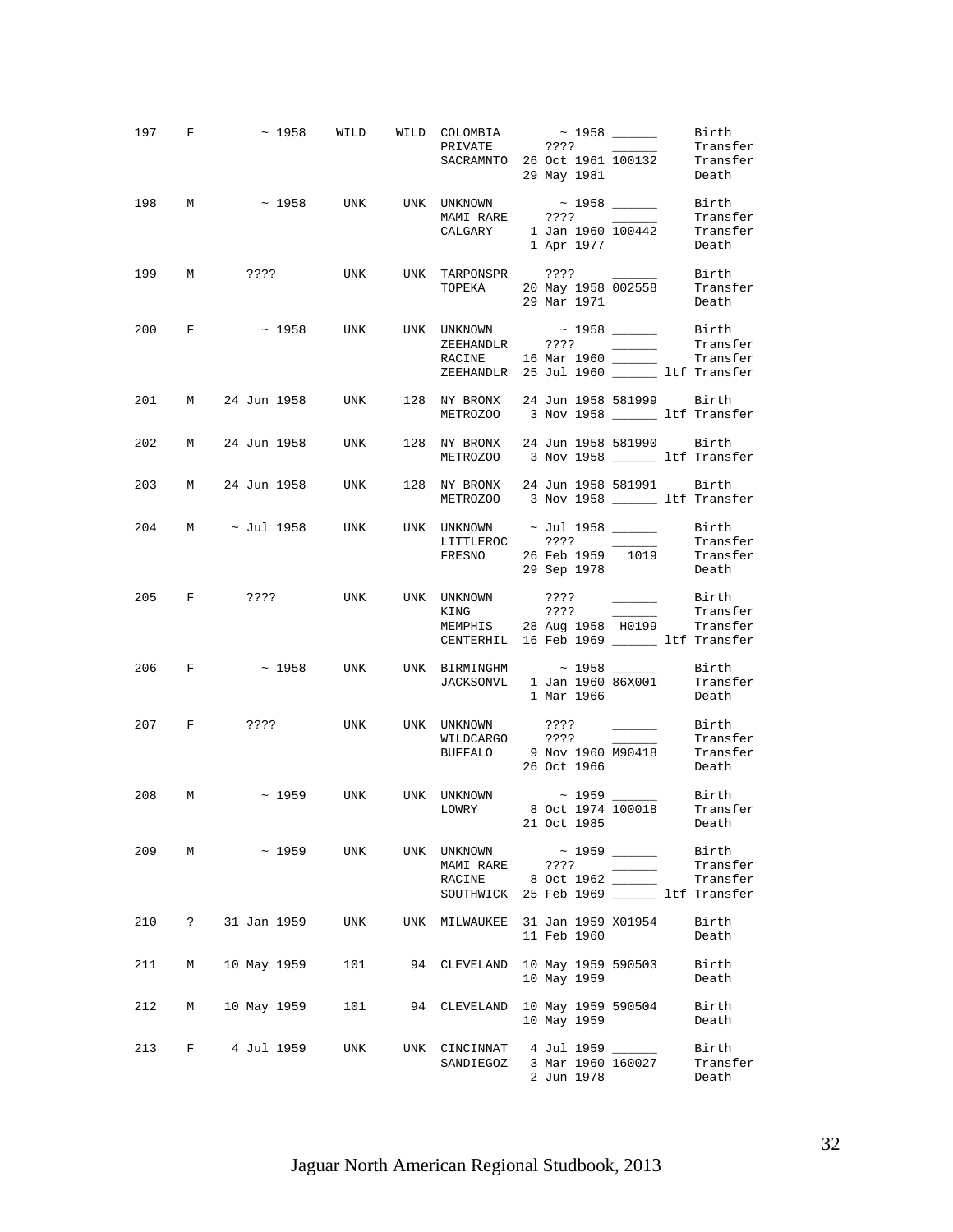| Stud # | Sex | Birth Date | Sire | Dam | Location | Date | Local ID | Event |
|---|---|---|---|---|---|---|---|---|
| 197 | F | ~ 1958 | WILD | WILD | COLOMBIA | ~ 1958 | ______ | Birth |
| | | | | | PRIVATE | ???? | ______ | Transfer |
| | | | | | SACRAMNTO | 26 Oct 1961 | 100132 | Transfer |
| | | | | | | 29 May 1981 | | Death |
| 198 | M | ~ 1958 | UNK | UNK | UNKNOWN | ~ 1958 | ______ | Birth |
| | | | | | MAMI RARE | ???? | ______ | Transfer |
| | | | | | CALGARY | 1 Jan 1960 | 100442 | Transfer |
| | | | | | | 1 Apr 1977 | | Death |
| 199 | M | ???? | UNK | UNK | TARPONSPR | ???? | ______ | Birth |
| | | | | | TOPEKA | 20 May 1958 | 002558 | Transfer |
| | | | | | | 29 Mar 1971 | | Death |
| 200 | F | ~ 1958 | UNK | UNK | UNKNOWN | ~ 1958 | ______ | Birth |
| | | | | | ZEEHANDLR | ???? | ______ | Transfer |
| | | | | | RACINE | 16 Mar 1960 | ______ | Transfer |
| | | | | | ZEEHANDLR | 25 Jul 1960 | ______ ltf | Transfer |
| 201 | M | 24 Jun 1958 | UNK | 128 | NY BRONX | 24 Jun 1958 | 581999 | Birth |
| | | | | | METROZOO | 3 Nov 1958 | ______ ltf | Transfer |
| 202 | M | 24 Jun 1958 | UNK | 128 | NY BRONX | 24 Jun 1958 | 581990 | Birth |
| | | | | | METROZOO | 3 Nov 1958 | ______ ltf | Transfer |
| 203 | M | 24 Jun 1958 | UNK | 128 | NY BRONX | 24 Jun 1958 | 581991 | Birth |
| | | | | | METROZOO | 3 Nov 1958 | ______ ltf | Transfer |
| 204 | M | ~ Jul 1958 | UNK | UNK | UNKNOWN | ~ Jul 1958 | ______ | Birth |
| | | | | | LITTLEROC | ???? | ______ | Transfer |
| | | | | | FRESNO | 26 Feb 1959 | 1019 | Transfer |
| | | | | | | 29 Sep 1978 | | Death |
| 205 | F | ???? | UNK | UNK | UNKNOWN | ???? | ______ | Birth |
| | | | | | KING | ???? | ______ | Transfer |
| | | | | | MEMPHIS | 28 Aug 1958 | H0199 | Transfer |
| | | | | | CENTERHIL | 16 Feb 1969 | ______ ltf | Transfer |
| 206 | F | ~ 1958 | UNK | UNK | BIRMINGHM | ~ 1958 | ______ | Birth |
| | | | | | JACKSONVL | 1 Jan 1960 | 86X001 | Transfer |
| | | | | | | 1 Mar 1966 | | Death |
| 207 | F | ???? | UNK | UNK | UNKNOWN | ???? | ______ | Birth |
| | | | | | WILDCARGO | ???? | ______ | Transfer |
| | | | | | BUFFALO | 9 Nov 1960 | M90418 | Transfer |
| | | | | | | 26 Oct 1966 | | Death |
| 208 | M | ~ 1959 | UNK | UNK | UNKNOWN | ~ 1959 | ______ | Birth |
| | | | | | LOWRY | 8 Oct 1974 | 100018 | Transfer |
| | | | | | | 21 Oct 1985 | | Death |
| 209 | M | ~ 1959 | UNK | UNK | UNKNOWN | ~ 1959 | ______ | Birth |
| | | | | | MAMI RARE | ???? | ______ | Transfer |
| | | | | | RACINE | 8 Oct 1962 | ______ | Transfer |
| | | | | | SOUTHWICK | 25 Feb 1969 | ______ ltf | Transfer |
| 210 | ? | 31 Jan 1959 | UNK | UNK | MILWAUKEE | 31 Jan 1959 | X01954 | Birth |
| | | | | | | 11 Feb 1960 | | Death |
| 211 | M | 10 May 1959 | 101 | 94 | CLEVELAND | 10 May 1959 | 590503 | Birth |
| | | | | | | 10 May 1959 | | Death |
| 212 | M | 10 May 1959 | 101 | 94 | CLEVELAND | 10 May 1959 | 590504 | Birth |
| | | | | | | 10 May 1959 | | Death |
| 213 | F | 4 Jul 1959 | UNK | UNK | CINCINNAT | 4 Jul 1959 | ______ | Birth |
| | | | | | SANDIEGOZ | 3 Mar 1960 | 160027 | Transfer |
| | | | | | | 2 Jun 1978 | | Death |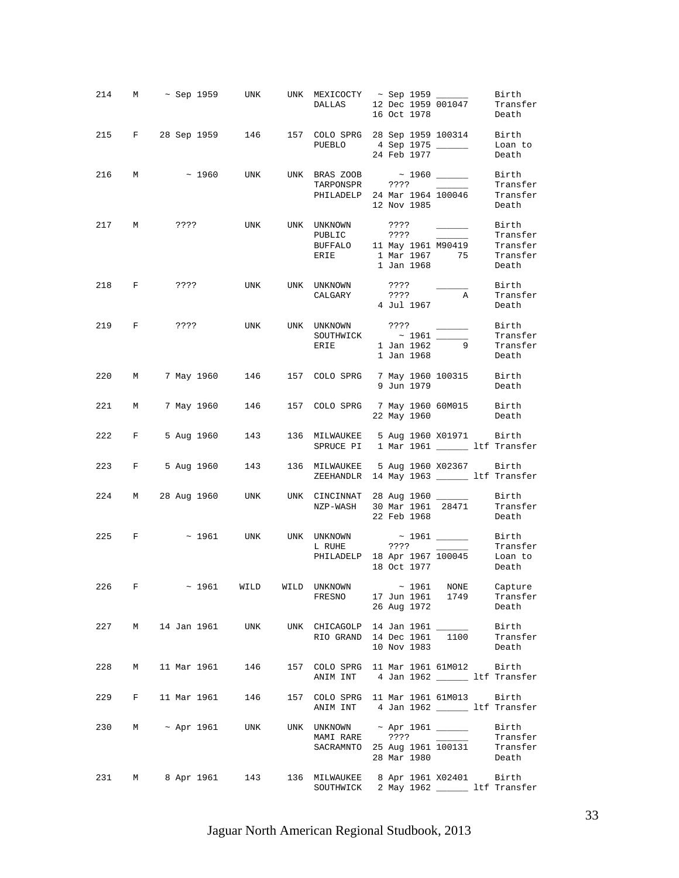| Stud # | Sex | Birth Date | Sire | Dam | Location | Date | Local ID | Event |
|---|---|---|---|---|---|---|---|---|
| 214 | M | ~ Sep 1959 | UNK | UNK | MEXICOCTY | ~ Sep 1959 | ______ | Birth |
| | | | | | DALLAS | 12 Dec 1959 | 001047 | Transfer |
| | | | | | | 16 Oct 1978 | | Death |
| 215 | F | 28 Sep 1959 | 146 | 157 | COLO SPRG | 28 Sep 1959 | 100314 | Birth |
| | | | | | PUEBLO | 4 Sep 1975 | ______ | Loan to |
| | | | | | | 24 Feb 1977 | | Death |
| 216 | M | ~ 1960 | UNK | UNK | BRAS ZOOB | ~ 1960 | ______ | Birth |
| | | | | | TARPONSPR | ???? | ______ | Transfer |
| | | | | | PHILADELP | 24 Mar 1964 | 100046 | Transfer |
| | | | | | | 12 Nov 1985 | | Death |
| 217 | M | ???? | UNK | UNK | UNKNOWN | ???? | ______ | Birth |
| | | | | | PUBLIC | ???? | ______ | Transfer |
| | | | | | BUFFALO | 11 May 1961 | M90419 | Transfer |
| | | | | | ERIE | 1 Mar 1967 | 75 | Transfer |
| | | | | | | 1 Jan 1968 | | Death |
| 218 | F | ???? | UNK | UNK | UNKNOWN | ???? | ______ | Birth |
| | | | | | CALGARY | ???? | A | Transfer |
| | | | | | | 4 Jul 1967 | | Death |
| 219 | F | ???? | UNK | UNK | UNKNOWN | ???? | ______ | Birth |
| | | | | | SOUTHWICK | ~ 1961 | ______ | Transfer |
| | | | | | ERIE | 1 Jan 1962 | 9 | Transfer |
| | | | | | | 1 Jan 1968 | | Death |
| 220 | M | 7 May 1960 | 146 | 157 | COLO SPRG | 7 May 1960 | 100315 | Birth |
| | | | | | | 9 Jun 1979 | | Death |
| 221 | M | 7 May 1960 | 146 | 157 | COLO SPRG | 7 May 1960 | 60M015 | Birth |
| | | | | | | 22 May 1960 | | Death |
| 222 | F | 5 Aug 1960 | 143 | 136 | MILWAUKEE | 5 Aug 1960 | X01971 | Birth |
| | | | | | SPRUCE PI | 1 Mar 1961 | ______ | ltf Transfer |
| 223 | F | 5 Aug 1960 | 143 | 136 | MILWAUKEE | 5 Aug 1960 | X02367 | Birth |
| | | | | | ZEEHANDLR | 14 May 1963 | ______ | ltf Transfer |
| 224 | M | 28 Aug 1960 | UNK | UNK | CINCINNAT | 28 Aug 1960 | ______ | Birth |
| | | | | | NZP-WASH | 30 Mar 1961 | 28471 | Transfer |
| | | | | | | 22 Feb 1968 | | Death |
| 225 | F | ~ 1961 | UNK | UNK | UNKNOWN | ~ 1961 | ______ | Birth |
| | | | | | L RUHE | ???? | ______ | Transfer |
| | | | | | PHILADELP | 18 Apr 1967 | 100045 | Loan to |
| | | | | | | 18 Oct 1977 | | Death |
| 226 | F | ~ 1961 | WILD | WILD | UNKNOWN | ~ 1961 | NONE | Capture |
| | | | | | FRESNO | 17 Jun 1961 | 1749 | Transfer |
| | | | | | | 26 Aug 1972 | | Death |
| 227 | M | 14 Jan 1961 | UNK | UNK | CHICAGOLP | 14 Jan 1961 | ______ | Birth |
| | | | | | RIO GRAND | 14 Dec 1961 | 1100 | Transfer |
| | | | | | | 10 Nov 1983 | | Death |
| 228 | M | 11 Mar 1961 | 146 | 157 | COLO SPRG | 11 Mar 1961 | 61M012 | Birth |
| | | | | | ANIM INT | 4 Jan 1962 | ______ | ltf Transfer |
| 229 | F | 11 Mar 1961 | 146 | 157 | COLO SPRG | 11 Mar 1961 | 61M013 | Birth |
| | | | | | ANIM INT | 4 Jan 1962 | ______ | ltf Transfer |
| 230 | M | ~ Apr 1961 | UNK | UNK | UNKNOWN | ~ Apr 1961 | ______ | Birth |
| | | | | | MAMI RARE | ???? | ______ | Transfer |
| | | | | | SACRAMNTO | 25 Aug 1961 | 100131 | Transfer |
| | | | | | | 28 Mar 1980 | | Death |
| 231 | M | 8 Apr 1961 | 143 | 136 | MILWAUKEE | 8 Apr 1961 | X02401 | Birth |
| | | | | | SOUTHWICK | 2 May 1962 | ______ | ltf Transfer |

Jaguar North American Regional Studbook, 2013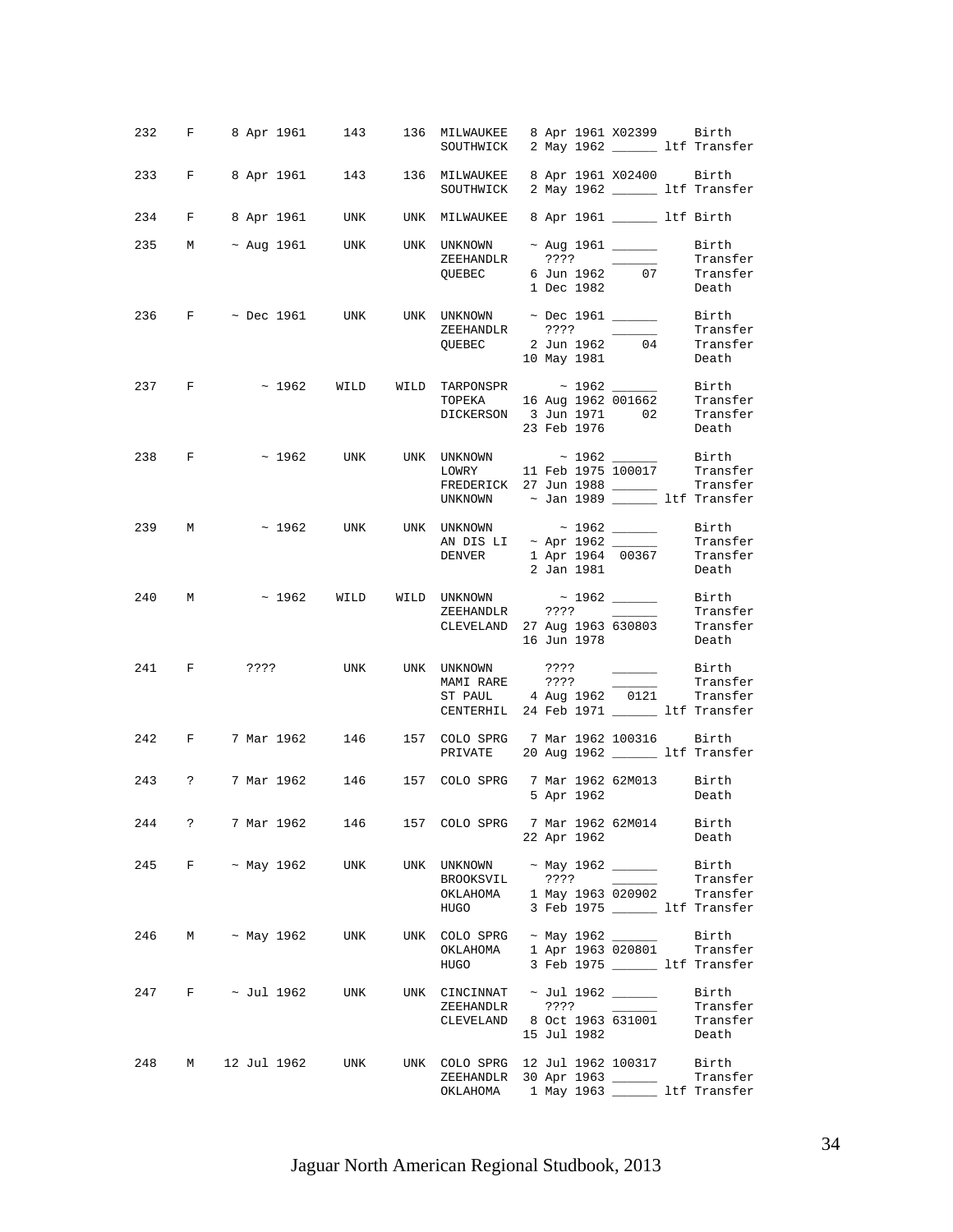```
232   F     8 Apr 1961    143     136  MILWAUKEE   8 Apr 1961 X02399     Birth
                                       SOUTHWICK   2 May 1962 ______ ltf Transfer

233   F     8 Apr 1961    143     136  MILWAUKEE   8 Apr 1961 X02400     Birth
                                       SOUTHWICK   2 May 1962 ______ ltf Transfer

234   F     8 Apr 1961    UNK     UNK  MILWAUKEE   8 Apr 1961 ______ ltf Birth

235   M    ~ Aug 1961     UNK     UNK  UNKNOWN    ~ Aug 1961 ______     Birth
                                       ZEEHANDLR    ????     ______     Transfer
                                       QUEBEC      6 Jun 1962    07     Transfer
                                                   1 Dec 1982           Death

236   F    ~ Dec 1961     UNK     UNK  UNKNOWN    ~ Dec 1961 ______     Birth
                                       ZEEHANDLR    ????     ______     Transfer
                                       QUEBEC      2 Jun 1962    04     Transfer
                                                  10 May 1981           Death

237   F        ~ 1962    WILD    WILD  TARPONSPR       ~ 1962 ______     Birth
                                       TOPEKA     16 Aug 1962 001662     Transfer
                                       DICKERSON   3 Jun 1971     02     Transfer
                                                  23 Feb 1976            Death

238   F        ~ 1962     UNK     UNK  UNKNOWN         ~ 1962 ______     Birth
                                       LOWRY      11 Feb 1975 100017     Transfer
                                       FREDERICK  27 Jun 1988 ______     Transfer
                                       UNKNOWN    ~ Jan 1989 ______ ltf Transfer

239   M        ~ 1962     UNK     UNK  UNKNOWN         ~ 1962 ______     Birth
                                       AN DIS LI  ~ Apr 1962 ______      Transfer
                                       DENVER      1 Apr 1964  00367     Transfer
                                                   2 Jan 1981            Death

240   M        ~ 1962    WILD    WILD  UNKNOWN         ~ 1962 ______     Birth
                                       ZEEHANDLR    ????      ______     Transfer
                                       CLEVELAND  27 Aug 1963 630803     Transfer
                                                  16 Jun 1978            Death

241   F      ????         UNK     UNK  UNKNOWN      ????      ______     Birth
                                       MAMI RARE    ????      ______     Transfer
                                       ST PAUL     4 Aug 1962   0121     Transfer
                                       CENTERHIL  24 Feb 1971 ______ ltf Transfer

242   F     7 Mar 1962    146     157  COLO SPRG   7 Mar 1962 100316     Birth
                                       PRIVATE    20 Aug 1962 ______ ltf Transfer

243   ?     7 Mar 1962    146     157  COLO SPRG   7 Mar 1962 62M013     Birth
                                                   5 Apr 1962            Death

244   ?     7 Mar 1962    146     157  COLO SPRG   7 Mar 1962 62M014     Birth
                                                  22 Apr 1962            Death

245   F    ~ May 1962     UNK     UNK  UNKNOWN    ~ May 1962 ______     Birth
                                       BROOKSVIL    ????     ______     Transfer
                                       OKLAHOMA    1 May 1963 020902     Transfer
                                       HUGO        3 Feb 1975 ______ ltf Transfer

246   M    ~ May 1962     UNK     UNK  COLO SPRG  ~ May 1962 ______     Birth
                                       OKLAHOMA    1 Apr 1963 020801     Transfer
                                       HUGO        3 Feb 1975 ______ ltf Transfer

247   F    ~ Jul 1962     UNK     UNK  CINCINNAT  ~ Jul 1962 ______     Birth
                                       ZEEHANDLR    ????     ______     Transfer
                                       CLEVELAND   8 Oct 1963 631001     Transfer
                                                  15 Jul 1982            Death

248   M   12 Jul 1962     UNK     UNK  COLO SPRG  12 Jul 1962 100317     Birth
                                       ZEEHANDLR  30 Apr 1963 ______     Transfer
                                       OKLAHOMA    1 May 1963 ______ ltf Transfer
```

Jaguar North American Regional Studbook, 2013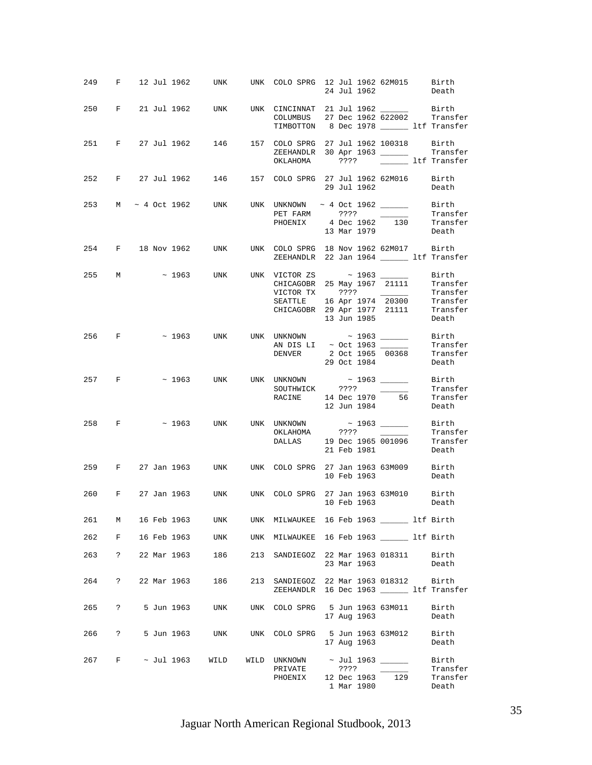```
249   F    12 Jul 1962    UNK     UNK  COLO SPRG  12 Jul 1962 62M015     Birth
                                                  24 Jul 1962            Death

250   F    21 Jul 1962    UNK     UNK  CINCINNAT  21 Jul 1962 ______     Birth
                                       COLUMBUS   27 Dec 1962 622002     Transfer
                                       TIMBOTTON   8 Dec 1978 ______ ltf Transfer

251   F    27 Jul 1962    146     157  COLO SPRG  27 Jul 1962 100318     Birth
                                       ZEEHANDLR  30 Apr 1963 ______     Transfer
                                       OKLAHOMA      ????     ______ ltf Transfer

252   F    27 Jul 1962    146     157  COLO SPRG  27 Jul 1962 62M016     Birth
                                                  29 Jul 1962            Death

253   M  ~ 4 Oct 1962     UNK     UNK  UNKNOWN   ~ 4 Oct 1962 ______     Birth
                                       PET FARM      ????     ______     Transfer
                                       PHOENIX     4 Dec 1962    130     Transfer
                                                  13 Mar 1979            Death

254   F    18 Nov 1962    UNK     UNK  COLO SPRG  18 Nov 1962 62M017     Birth
                                       ZEEHANDLR  22 Jan 1964 ______ ltf Transfer

255   M         ~ 1963    UNK     UNK  VICTOR ZS       ~ 1963 ______     Birth
                                       CHICAGOBR  25 May 1967  21111     Transfer
                                       VICTOR TX     ????     ______     Transfer
                                       SEATTLE    16 Apr 1974  20300     Transfer
                                       CHICAGOBR  29 Apr 1977  21111     Transfer
                                                  13 Jun 1985            Death

256   F         ~ 1963    UNK     UNK  UNKNOWN         ~ 1963 ______     Birth
                                       AN DIS LI  ~ Oct 1963 ______      Transfer
                                       DENVER      2 Oct 1965  00368     Transfer
                                                  29 Oct 1984            Death

257   F         ~ 1963    UNK     UNK  UNKNOWN         ~ 1963 ______     Birth
                                       SOUTHWICK     ????     ______     Transfer
                                       RACINE     14 Dec 1970     56     Transfer
                                                  12 Jun 1984            Death

258   F         ~ 1963    UNK     UNK  UNKNOWN         ~ 1963 ______     Birth
                                       OKLAHOMA      ????     ______     Transfer
                                       DALLAS     19 Dec 1965 001096     Transfer
                                                  21 Feb 1981            Death

259   F    27 Jan 1963    UNK     UNK  COLO SPRG  27 Jan 1963 63M009     Birth
                                                  10 Feb 1963            Death

260   F    27 Jan 1963    UNK     UNK  COLO SPRG  27 Jan 1963 63M010     Birth
                                                  10 Feb 1963            Death

261   M    16 Feb 1963    UNK     UNK  MILWAUKEE  16 Feb 1963 ______ ltf Birth

262   F    16 Feb 1963    UNK     UNK  MILWAUKEE  16 Feb 1963 ______ ltf Birth

263   ?    22 Mar 1963    186     213  SANDIEGOZ  22 Mar 1963 018311     Birth
                                                  23 Mar 1963            Death

264   ?    22 Mar 1963    186     213  SANDIEGOZ  22 Mar 1963 018312     Birth
                                       ZEEHANDLR  16 Dec 1963 ______ ltf Transfer

265   ?     5 Jun 1963    UNK     UNK  COLO SPRG   5 Jun 1963 63M011     Birth
                                                  17 Aug 1963            Death

266   ?     5 Jun 1963    UNK     UNK  COLO SPRG   5 Jun 1963 63M012     Birth
                                                  17 Aug 1963            Death

267   F    ~ Jul 1963    WILD    WILD  UNKNOWN    ~ Jul 1963 ______      Birth
                                       PRIVATE       ????     ______     Transfer
                                       PHOENIX    12 Dec 1963    129     Transfer
                                                   1 Mar 1980            Death
```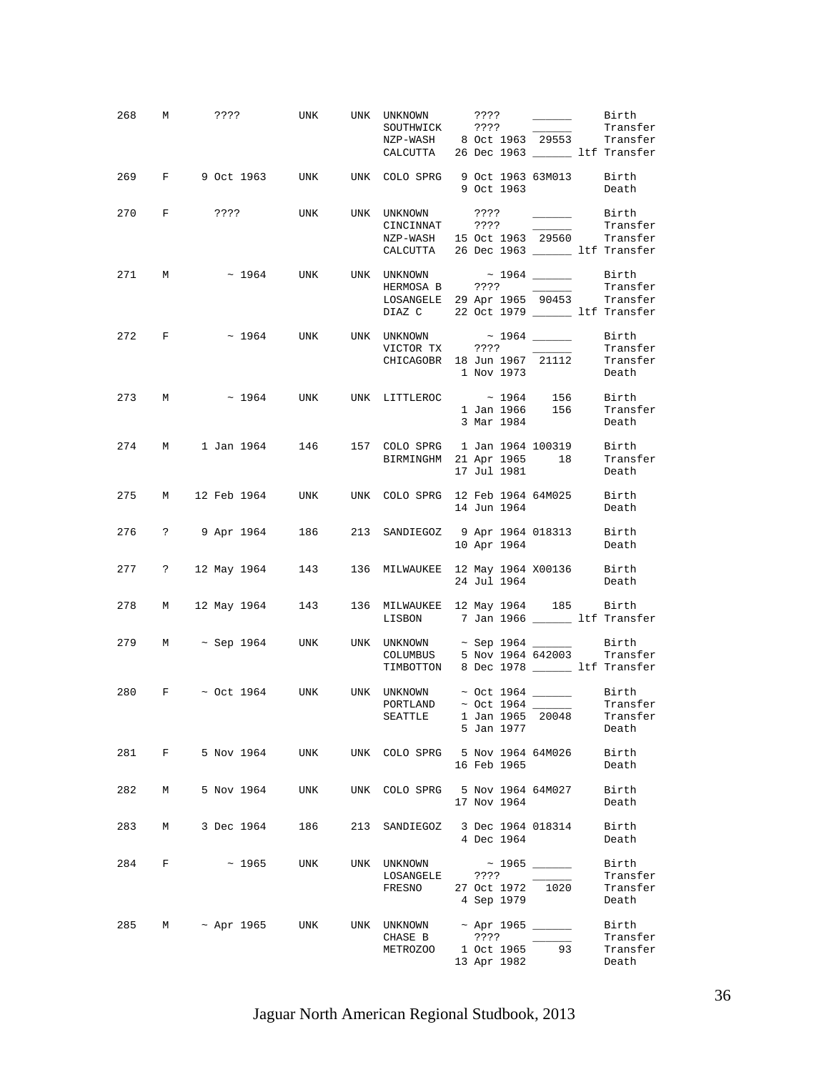| Stud # | Sex | Birth Date | Sire | Dam | Location | Date | Local ID | Event |
|---|---|---|---|---|---|---|---|---|
| 268 | M | ???? | UNK | UNK | UNKNOWN | ???? | ______ | Birth |
| | | | | | SOUTHWICK | ???? | ______ | Transfer |
| | | | | | NZP-WASH | 8 Oct 1963 | 29553 | Transfer |
| | | | | | CALCUTTA | 26 Dec 1963 | ______ ltf | Transfer |
| 269 | F | 9 Oct 1963 | UNK | UNK | COLO SPRG | 9 Oct 1963 | 63M013 | Birth |
| | | | | | | 9 Oct 1963 | | Death |
| 270 | F | ???? | UNK | UNK | UNKNOWN | ???? | ______ | Birth |
| | | | | | CINCINNAT | ???? | ______ | Transfer |
| | | | | | NZP-WASH | 15 Oct 1963 | 29560 | Transfer |
| | | | | | CALCUTTA | 26 Dec 1963 | ______ ltf | Transfer |
| 271 | M | ~ 1964 | UNK | UNK | UNKNOWN | ~ 1964 | ______ | Birth |
| | | | | | HERMOSA B | ???? | ______ | Transfer |
| | | | | | LOSANGELE | 29 Apr 1965 | 90453 | Transfer |
| | | | | | DIAZ C | 22 Oct 1979 | ______ ltf | Transfer |
| 272 | F | ~ 1964 | UNK | UNK | UNKNOWN | ~ 1964 | ______ | Birth |
| | | | | | VICTOR TX | ???? | ______ | Transfer |
| | | | | | CHICAGOBR | 18 Jun 1967 | 21112 | Transfer |
| | | | | | | 1 Nov 1973 | | Death |
| 273 | M | ~ 1964 | UNK | UNK | LITTLEROC | ~ 1964 | 156 | Birth |
| | | | | | | 1 Jan 1966 | 156 | Transfer |
| | | | | | | 3 Mar 1984 | | Death |
| 274 | M | 1 Jan 1964 | 146 | 157 | COLO SPRG | 1 Jan 1964 | 100319 | Birth |
| | | | | | BIRMINGHM | 21 Apr 1965 | 18 | Transfer |
| | | | | | | 17 Jul 1981 | | Death |
| 275 | M | 12 Feb 1964 | UNK | UNK | COLO SPRG | 12 Feb 1964 | 64M025 | Birth |
| | | | | | | 14 Jun 1964 | | Death |
| 276 | ? | 9 Apr 1964 | 186 | 213 | SANDIEGOZ | 9 Apr 1964 | 018313 | Birth |
| | | | | | | 10 Apr 1964 | | Death |
| 277 | ? | 12 May 1964 | 143 | 136 | MILWAUKEE | 12 May 1964 | X00136 | Birth |
| | | | | | | 24 Jul 1964 | | Death |
| 278 | M | 12 May 1964 | 143 | 136 | MILWAUKEE | 12 May 1964 | 185 | Birth |
| | | | | | LISBON | 7 Jan 1966 | ______ ltf | Transfer |
| 279 | M | ~ Sep 1964 | UNK | UNK | UNKNOWN | ~ Sep 1964 | ______ | Birth |
| | | | | | COLUMBUS | 5 Nov 1964 | 642003 | Transfer |
| | | | | | TIMBOTTON | 8 Dec 1978 | ______ ltf | Transfer |
| 280 | F | ~ Oct 1964 | UNK | UNK | UNKNOWN | ~ Oct 1964 | ______ | Birth |
| | | | | | PORTLAND | ~ Oct 1964 | ______ | Transfer |
| | | | | | SEATTLE | 1 Jan 1965 | 20048 | Transfer |
| | | | | | | 5 Jan 1977 | | Death |
| 281 | F | 5 Nov 1964 | UNK | UNK | COLO SPRG | 5 Nov 1964 | 64M026 | Birth |
| | | | | | | 16 Feb 1965 | | Death |
| 282 | M | 5 Nov 1964 | UNK | UNK | COLO SPRG | 5 Nov 1964 | 64M027 | Birth |
| | | | | | | 17 Nov 1964 | | Death |
| 283 | M | 3 Dec 1964 | 186 | 213 | SANDIEGOZ | 3 Dec 1964 | 018314 | Birth |
| | | | | | | 4 Dec 1964 | | Death |
| 284 | F | ~ 1965 | UNK | UNK | UNKNOWN | ~ 1965 | ______ | Birth |
| | | | | | LOSANGELE | ???? | ______ | Transfer |
| | | | | | FRESNO | 27 Oct 1972 | 1020 | Transfer |
| | | | | | | 4 Sep 1979 | | Death |
| 285 | M | ~ Apr 1965 | UNK | UNK | UNKNOWN | ~ Apr 1965 | ______ | Birth |
| | | | | | CHASE B | ???? | ______ | Transfer |
| | | | | | METROZOO | 1 Oct 1965 | 93 | Transfer |
| | | | | | | 13 Apr 1982 | | Death |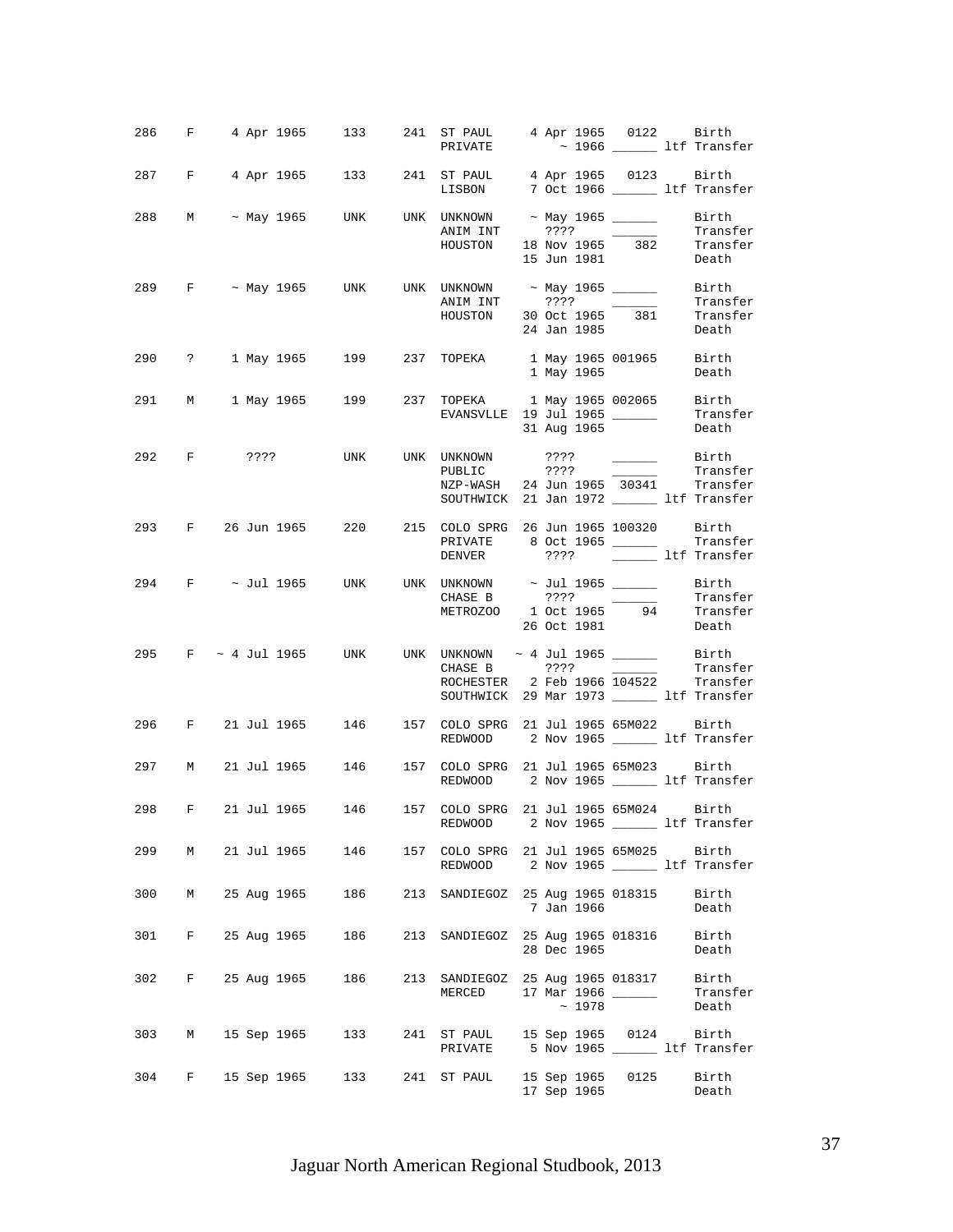| Studbook # | Sex | Birth Date | Sire | Dam | Location | Date | Local ID | Event |
|---|---|---|---|---|---|---|---|---|
| 286 | F | 4 Apr 1965 | 133 | 241 | ST PAUL | 4 Apr 1965 | 0122 | Birth |
| | | | | | PRIVATE | ~ 1966 | ______ | ltf Transfer |
| 287 | F | 4 Apr 1965 | 133 | 241 | ST PAUL | 4 Apr 1965 | 0123 | Birth |
| | | | | | LISBON | 7 Oct 1966 | ______ | ltf Transfer |
| 288 | M | ~ May 1965 | UNK | UNK | UNKNOWN | ~ May 1965 | ______ | Birth |
| | | | | | ANIM INT | ???? | ______ | Transfer |
| | | | | | HOUSTON | 18 Nov 1965 | 382 | Transfer |
| | | | | | | 15 Jun 1981 | | Death |
| 289 | F | ~ May 1965 | UNK | UNK | UNKNOWN | ~ May 1965 | ______ | Birth |
| | | | | | ANIM INT | ???? | ______ | Transfer |
| | | | | | HOUSTON | 30 Oct 1965 | 381 | Transfer |
| | | | | | | 24 Jan 1985 | | Death |
| 290 | ? | 1 May 1965 | 199 | 237 | TOPEKA | 1 May 1965 | 001965 | Birth |
| | | | | | | 1 May 1965 | | Death |
| 291 | M | 1 May 1965 | 199 | 237 | TOPEKA | 1 May 1965 | 002065 | Birth |
| | | | | | EVANSVLLE | 19 Jul 1965 | ______ | Transfer |
| | | | | | | 31 Aug 1965 | | Death |
| 292 | F | ???? | UNK | UNK | UNKNOWN | ???? | ______ | Birth |
| | | | | | PUBLIC | ???? | ______ | Transfer |
| | | | | | NZP-WASH | 24 Jun 1965 | 30341 | Transfer |
| | | | | | SOUTHWICK | 21 Jan 1972 | ______ | ltf Transfer |
| 293 | F | 26 Jun 1965 | 220 | 215 | COLO SPRG | 26 Jun 1965 | 100320 | Birth |
| | | | | | PRIVATE | 8 Oct 1965 | ______ | Transfer |
| | | | | | DENVER | ???? | ______ | ltf Transfer |
| 294 | F | ~ Jul 1965 | UNK | UNK | UNKNOWN | ~ Jul 1965 | ______ | Birth |
| | | | | | CHASE B | ???? | ______ | Transfer |
| | | | | | METROZOO | 1 Oct 1965 | 94 | Transfer |
| | | | | | | 26 Oct 1981 | | Death |
| 295 | F | ~ 4 Jul 1965 | UNK | UNK | UNKNOWN | ~ 4 Jul 1965 | ______ | Birth |
| | | | | | CHASE B | ???? | ______ | Transfer |
| | | | | | ROCHESTER | 2 Feb 1966 | 104522 | Transfer |
| | | | | | SOUTHWICK | 29 Mar 1973 | ______ | ltf Transfer |
| 296 | F | 21 Jul 1965 | 146 | 157 | COLO SPRG | 21 Jul 1965 | 65M022 | Birth |
| | | | | | REDWOOD | 2 Nov 1965 | ______ | ltf Transfer |
| 297 | M | 21 Jul 1965 | 146 | 157 | COLO SPRG | 21 Jul 1965 | 65M023 | Birth |
| | | | | | REDWOOD | 2 Nov 1965 | ______ | ltf Transfer |
| 298 | F | 21 Jul 1965 | 146 | 157 | COLO SPRG | 21 Jul 1965 | 65M024 | Birth |
| | | | | | REDWOOD | 2 Nov 1965 | ______ | ltf Transfer |
| 299 | M | 21 Jul 1965 | 146 | 157 | COLO SPRG | 21 Jul 1965 | 65M025 | Birth |
| | | | | | REDWOOD | 2 Nov 1965 | ______ | ltf Transfer |
| 300 | M | 25 Aug 1965 | 186 | 213 | SANDIEGOZ | 25 Aug 1965 | 018315 | Birth |
| | | | | | | 7 Jan 1966 | | Death |
| 301 | F | 25 Aug 1965 | 186 | 213 | SANDIEGOZ | 25 Aug 1965 | 018316 | Birth |
| | | | | | | 28 Dec 1965 | | Death |
| 302 | F | 25 Aug 1965 | 186 | 213 | SANDIEGOZ | 25 Aug 1965 | 018317 | Birth |
| | | | | | MERCED | 17 Mar 1966 | ______ | Transfer |
| | | | | | | ~ 1978 | | Death |
| 303 | M | 15 Sep 1965 | 133 | 241 | ST PAUL | 15 Sep 1965 | 0124 | Birth |
| | | | | | PRIVATE | 5 Nov 1965 | ______ | ltf Transfer |
| 304 | F | 15 Sep 1965 | 133 | 241 | ST PAUL | 15 Sep 1965 | 0125 | Birth |
| | | | | | | 17 Sep 1965 | | Death |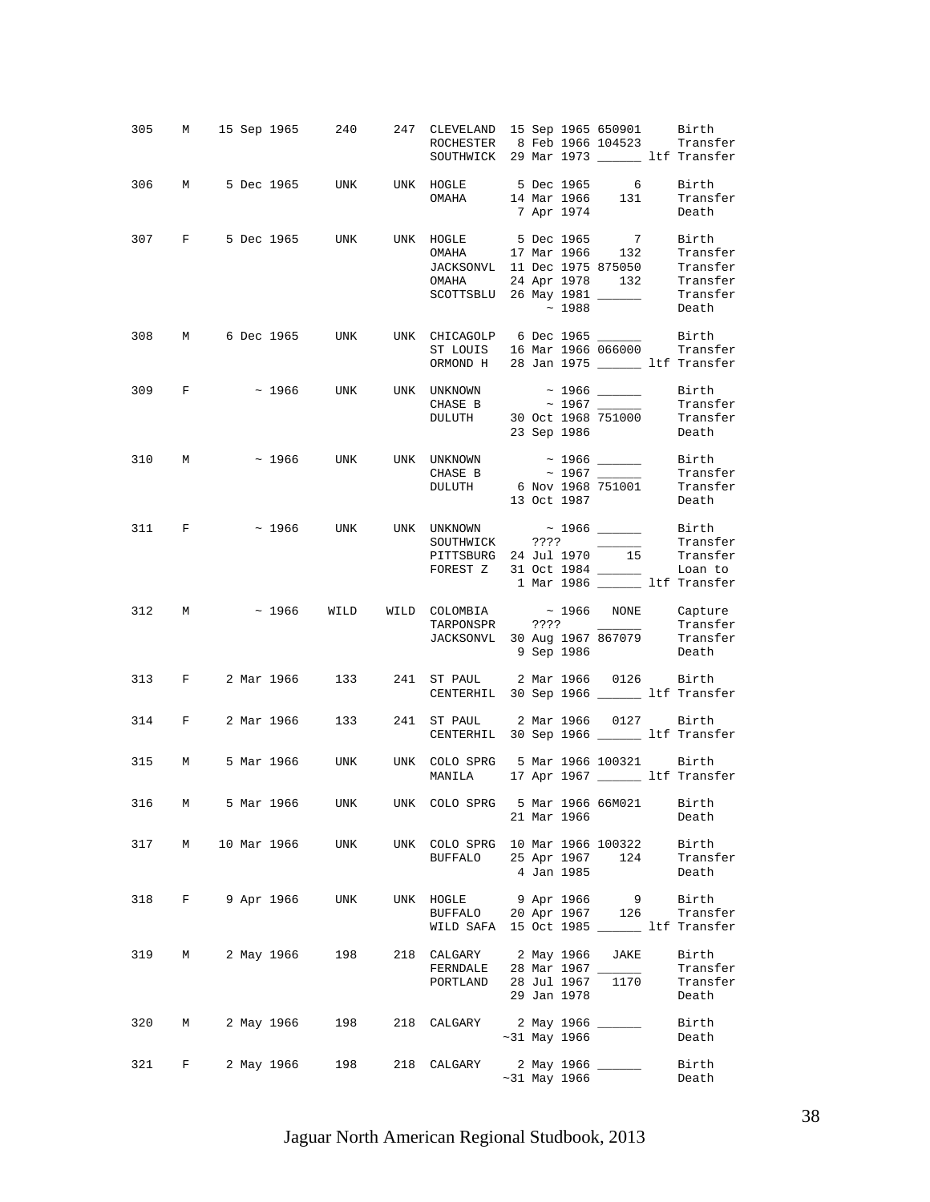| Stud # | Sex | Birth Date | Sire | Dam | Location | Date | Local ID | Event |
|---|---|---|---|---|---|---|---|---|
| 305 | M | 15 Sep 1965 | 240 | 247 | CLEVELAND | 15 Sep 1965 | 650901 | Birth |
| | | | | | ROCHESTER | 8 Feb 1966 | 104523 | Transfer |
| | | | | | SOUTHWICK | 29 Mar 1973 | ______ ltf | Transfer |
| 306 | M | 5 Dec 1965 | UNK | UNK | HOGLE | 5 Dec 1965 | 6 | Birth |
| | | | | | OMAHA | 14 Mar 1966 | 131 | Transfer |
| | | | | | | 7 Apr 1974 | | Death |
| 307 | F | 5 Dec 1965 | UNK | UNK | HOGLE | 5 Dec 1965 | 7 | Birth |
| | | | | | OMAHA | 17 Mar 1966 | 132 | Transfer |
| | | | | | JACKSONVL | 11 Dec 1975 | 875050 | Transfer |
| | | | | | OMAHA | 24 Apr 1978 | 132 | Transfer |
| | | | | | SCOTTSBLU | 26 May 1981 | ______ | Transfer |
| | | | | | | ~ 1988 | | Death |
| 308 | M | 6 Dec 1965 | UNK | UNK | CHICAGOLP | 6 Dec 1965 | ______ | Birth |
| | | | | | ST LOUIS | 16 Mar 1966 | 066000 | Transfer |
| | | | | | ORMOND H | 28 Jan 1975 | ______ ltf | Transfer |
| 309 | F | ~ 1966 | UNK | UNK | UNKNOWN | ~ 1966 | ______ | Birth |
| | | | | | CHASE B | ~ 1967 | ______ | Transfer |
| | | | | | DULUTH | 30 Oct 1968 | 751000 | Transfer |
| | | | | | | 23 Sep 1986 | | Death |
| 310 | M | ~ 1966 | UNK | UNK | UNKNOWN | ~ 1966 | ______ | Birth |
| | | | | | CHASE B | ~ 1967 | ______ | Transfer |
| | | | | | DULUTH | 6 Nov 1968 | 751001 | Transfer |
| | | | | | | 13 Oct 1987 | | Death |
| 311 | F | ~ 1966 | UNK | UNK | UNKNOWN | ~ 1966 | ______ | Birth |
| | | | | | SOUTHWICK | ???? | ______ | Transfer |
| | | | | | PITTSBURG | 24 Jul 1970 | 15 | Transfer |
| | | | | | FOREST Z | 31 Oct 1984 | ______ | Loan to |
| | | | | | | 1 Mar 1986 | ______ ltf | Transfer |
| 312 | M | ~ 1966 | WILD | WILD | COLOMBIA | ~ 1966 | NONE | Capture |
| | | | | | TARPONSPR | ???? | ______ | Transfer |
| | | | | | JACKSONVL | 30 Aug 1967 | 867079 | Transfer |
| | | | | | | 9 Sep 1986 | | Death |
| 313 | F | 2 Mar 1966 | 133 | 241 | ST PAUL | 2 Mar 1966 | 0126 | Birth |
| | | | | | CENTERHIL | 30 Sep 1966 | ______ ltf | Transfer |
| 314 | F | 2 Mar 1966 | 133 | 241 | ST PAUL | 2 Mar 1966 | 0127 | Birth |
| | | | | | CENTERHIL | 30 Sep 1966 | ______ ltf | Transfer |
| 315 | M | 5 Mar 1966 | UNK | UNK | COLO SPRG | 5 Mar 1966 | 100321 | Birth |
| | | | | | MANILA | 17 Apr 1967 | ______ ltf | Transfer |
| 316 | M | 5 Mar 1966 | UNK | UNK | COLO SPRG | 5 Mar 1966 | 66M021 | Birth |
| | | | | | | 21 Mar 1966 | | Death |
| 317 | M | 10 Mar 1966 | UNK | UNK | COLO SPRG | 10 Mar 1966 | 100322 | Birth |
| | | | | | BUFFALO | 25 Apr 1967 | 124 | Transfer |
| | | | | | | 4 Jan 1985 | | Death |
| 318 | F | 9 Apr 1966 | UNK | UNK | HOGLE | 9 Apr 1966 | 9 | Birth |
| | | | | | BUFFALO | 20 Apr 1967 | 126 | Transfer |
| | | | | | WILD SAFA | 15 Oct 1985 | ______ ltf | Transfer |
| 319 | M | 2 May 1966 | 198 | 218 | CALGARY | 2 May 1966 | JAKE | Birth |
| | | | | | FERNDALE | 28 Mar 1967 | ______ | Transfer |
| | | | | | PORTLAND | 28 Jul 1967 | 1170 | Transfer |
| | | | | | | 29 Jan 1978 | | Death |
| 320 | M | 2 May 1966 | 198 | 218 | CALGARY | 2 May 1966 | ______ | Birth |
| | | | | | | ~31 May 1966 | | Death |
| 321 | F | 2 May 1966 | 198 | 218 | CALGARY | 2 May 1966 | ______ | Birth |
| | | | | | | ~31 May 1966 | | Death |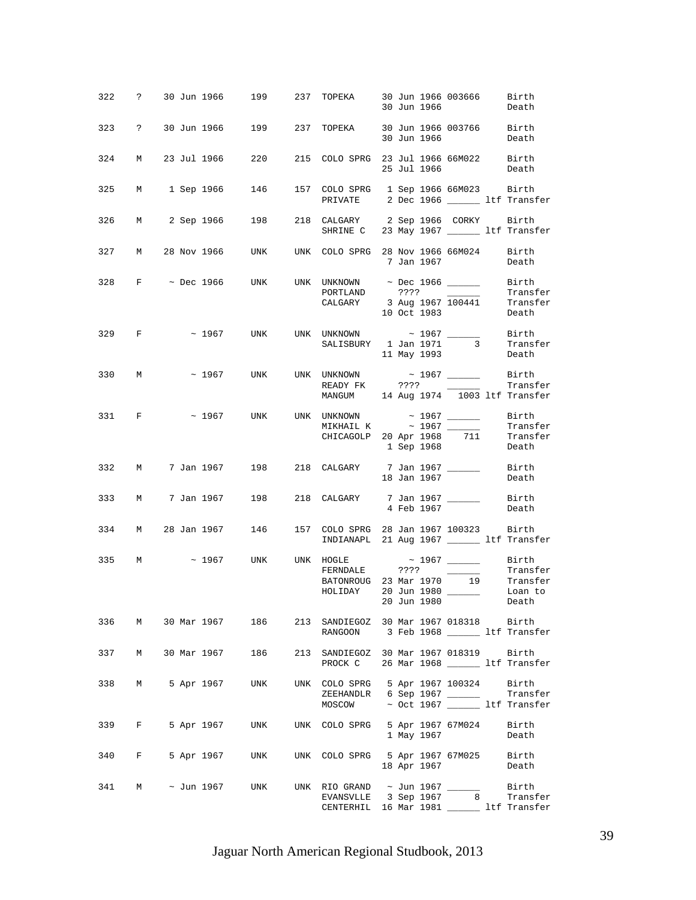| Studbook # | Sex | Birth Date | Sire | Dam | Location | Date | Local ID | Event |
|---|---|---|---|---|---|---|---|---|
| 322 | ? | 30 Jun 1966 | 199 | 237 | TOPEKA | 30 Jun 1966 | 003666 | Birth |
| | | | | | | 30 Jun 1966 | | Death |
| 323 | ? | 30 Jun 1966 | 199 | 237 | TOPEKA | 30 Jun 1966 | 003766 | Birth |
| | | | | | | 30 Jun 1966 | | Death |
| 324 | M | 23 Jul 1966 | 220 | 215 | COLO SPRG | 23 Jul 1966 | 66M022 | Birth |
| | | | | | | 25 Jul 1966 | | Death |
| 325 | M | 1 Sep 1966 | 146 | 157 | COLO SPRG | 1 Sep 1966 | 66M023 | Birth |
| | | | | | PRIVATE | 2 Dec 1966 | ______ | ltf Transfer |
| 326 | M | 2 Sep 1966 | 198 | 218 | CALGARY | 2 Sep 1966 | CORKY | Birth |
| | | | | | SHRINE C | 23 May 1967 | ______ | ltf Transfer |
| 327 | M | 28 Nov 1966 | UNK | UNK | COLO SPRG | 28 Nov 1966 | 66M024 | Birth |
| | | | | | | 7 Jan 1967 | | Death |
| 328 | F | ~ Dec 1966 | UNK | UNK | UNKNOWN | ~ Dec 1966 | ______ | Birth |
| | | | | | PORTLAND | ???? | ______ | Transfer |
| | | | | | CALGARY | 3 Aug 1967 | 100441 | Transfer |
| | | | | | | 10 Oct 1983 | | Death |
| 329 | F | ~ 1967 | UNK | UNK | UNKNOWN | ~ 1967 | ______ | Birth |
| | | | | | SALISBURY | 1 Jan 1971 | 3 | Transfer |
| | | | | | | 11 May 1993 | | Death |
| 330 | M | ~ 1967 | UNK | UNK | UNKNOWN | ~ 1967 | ______ | Birth |
| | | | | | READY FK | ???? | ______ | Transfer |
| | | | | | MANGUM | 14 Aug 1974 | 1003 | ltf Transfer |
| 331 | F | ~ 1967 | UNK | UNK | UNKNOWN | ~ 1967 | ______ | Birth |
| | | | | | MIKHAIL K | ~ 1967 | ______ | Transfer |
| | | | | | CHICAGOLP | 20 Apr 1968 | 711 | Transfer |
| | | | | | | 1 Sep 1968 | | Death |
| 332 | M | 7 Jan 1967 | 198 | 218 | CALGARY | 7 Jan 1967 | ______ | Birth |
| | | | | | | 18 Jan 1967 | | Death |
| 333 | M | 7 Jan 1967 | 198 | 218 | CALGARY | 7 Jan 1967 | ______ | Birth |
| | | | | | | 4 Feb 1967 | | Death |
| 334 | M | 28 Jan 1967 | 146 | 157 | COLO SPRG | 28 Jan 1967 | 100323 | Birth |
| | | | | | INDIANAPL | 21 Aug 1967 | ______ | ltf Transfer |
| 335 | M | ~ 1967 | UNK | UNK | HOGLE | ~ 1967 | ______ | Birth |
| | | | | | FERNDALE | ???? | ______ | Transfer |
| | | | | | BATONROUG | 23 Mar 1970 | 19 | Transfer |
| | | | | | HOLIDAY | 20 Jun 1980 | ______ | Loan to |
| | | | | | | 20 Jun 1980 | | Death |
| 336 | M | 30 Mar 1967 | 186 | 213 | SANDIEGOZ | 30 Mar 1967 | 018318 | Birth |
| | | | | | RANGOON | 3 Feb 1968 | ______ | ltf Transfer |
| 337 | M | 30 Mar 1967 | 186 | 213 | SANDIEGOZ | 30 Mar 1967 | 018319 | Birth |
| | | | | | PROCK C | 26 Mar 1968 | ______ | ltf Transfer |
| 338 | M | 5 Apr 1967 | UNK | UNK | COLO SPRG | 5 Apr 1967 | 100324 | Birth |
| | | | | | ZEEHANDLR | 6 Sep 1967 | ______ | Transfer |
| | | | | | MOSCOW | ~ Oct 1967 | ______ | ltf Transfer |
| 339 | F | 5 Apr 1967 | UNK | UNK | COLO SPRG | 5 Apr 1967 | 67M024 | Birth |
| | | | | | | 1 May 1967 | | Death |
| 340 | F | 5 Apr 1967 | UNK | UNK | COLO SPRG | 5 Apr 1967 | 67M025 | Birth |
| | | | | | | 18 Apr 1967 | | Death |
| 341 | M | ~ Jun 1967 | UNK | UNK | RIO GRAND | ~ Jun 1967 | ______ | Birth |
| | | | | | EVANSVLLE | 3 Sep 1967 | 8 | Transfer |
| | | | | | CENTERHIL | 16 Mar 1981 | ______ | ltf Transfer |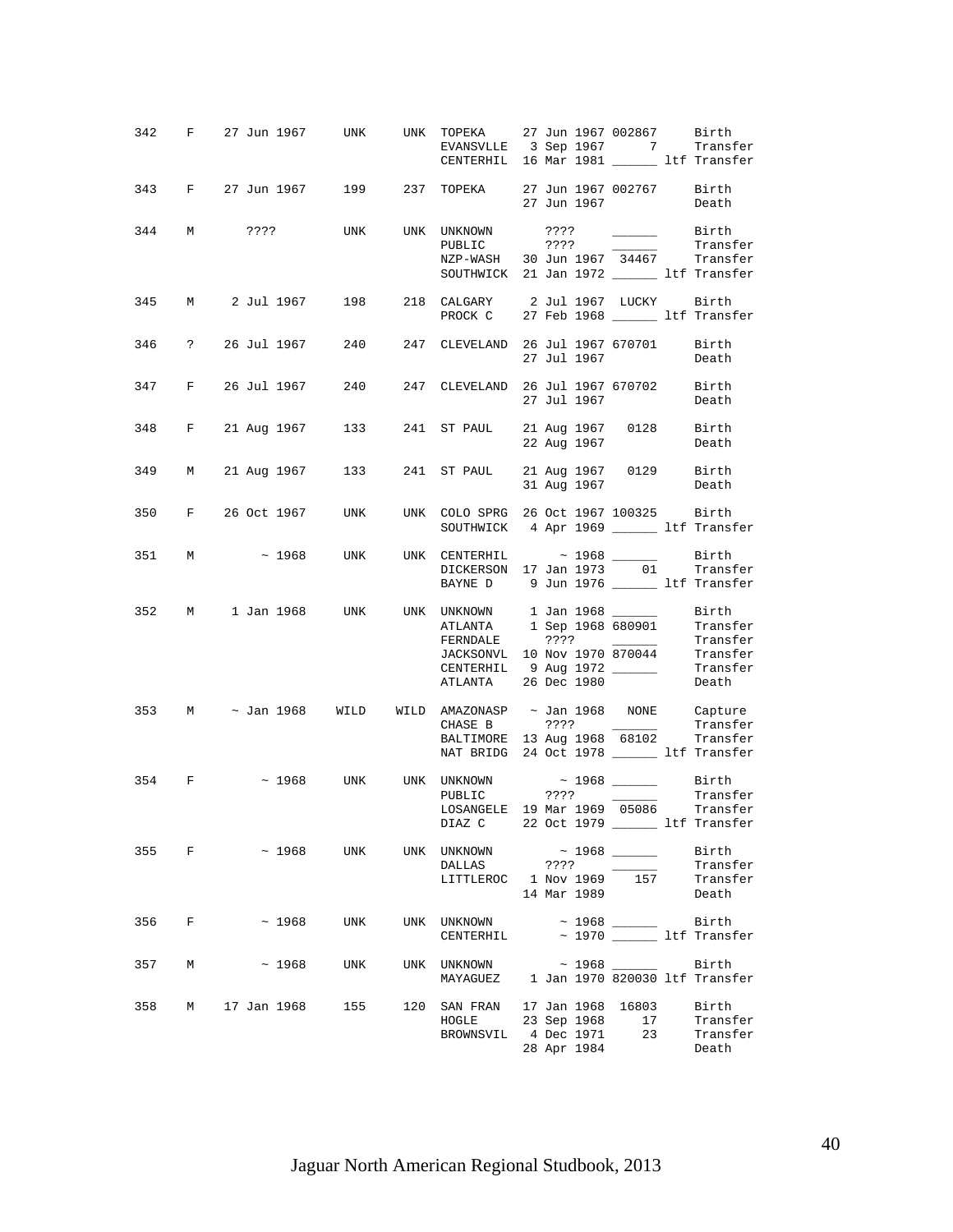| Stud # | Sex | Birth Date | Sire | Dam | Location | Date | Local ID | Event |
|---|---|---|---|---|---|---|---|---|
| 342 | F | 27 Jun 1967 | UNK | UNK | TOPEKA | 27 Jun 1967 | 002867 | Birth |
| | | | | | EVANSVLLE | 3 Sep 1967 | 7 | Transfer |
| | | | | | CENTERHIL | 16 Mar 1981 | ______ ltf | Transfer |
| 343 | F | 27 Jun 1967 | 199 | 237 | TOPEKA | 27 Jun 1967 | 002767 | Birth |
| | | | | | | 27 Jun 1967 | | Death |
| 344 | M | ???? | UNK | UNK | UNKNOWN | ???? | ______ | Birth |
| | | | | | PUBLIC | ???? | ______ | Transfer |
| | | | | | NZP-WASH | 30 Jun 1967 | 34467 | Transfer |
| | | | | | SOUTHWICK | 21 Jan 1972 | ______ ltf | Transfer |
| 345 | M | 2 Jul 1967 | 198 | 218 | CALGARY | 2 Jul 1967 | LUCKY | Birth |
| | | | | | PROCK C | 27 Feb 1968 | ______ ltf | Transfer |
| 346 | ? | 26 Jul 1967 | 240 | 247 | CLEVELAND | 26 Jul 1967 | 670701 | Birth |
| | | | | | | 27 Jul 1967 | | Death |
| 347 | F | 26 Jul 1967 | 240 | 247 | CLEVELAND | 26 Jul 1967 | 670702 | Birth |
| | | | | | | 27 Jul 1967 | | Death |
| 348 | F | 21 Aug 1967 | 133 | 241 | ST PAUL | 21 Aug 1967 | 0128 | Birth |
| | | | | | | 22 Aug 1967 | | Death |
| 349 | M | 21 Aug 1967 | 133 | 241 | ST PAUL | 21 Aug 1967 | 0129 | Birth |
| | | | | | | 31 Aug 1967 | | Death |
| 350 | F | 26 Oct 1967 | UNK | UNK | COLO SPRG | 26 Oct 1967 | 100325 | Birth |
| | | | | | SOUTHWICK | 4 Apr 1969 | ______ ltf | Transfer |
| 351 | M | ~ 1968 | UNK | UNK | CENTERHIL | ~ 1968 | ______ | Birth |
| | | | | | DICKERSON | 17 Jan 1973 | 01 | Transfer |
| | | | | | BAYNE D | 9 Jun 1976 | ______ ltf | Transfer |
| 352 | M | 1 Jan 1968 | UNK | UNK | UNKNOWN | 1 Jan 1968 | ______ | Birth |
| | | | | | ATLANTA | 1 Sep 1968 | 680901 | Transfer |
| | | | | | FERNDALE | ???? | ______ | Transfer |
| | | | | | JACKSONVL | 10 Nov 1970 | 870044 | Transfer |
| | | | | | CENTERHIL | 9 Aug 1972 | ______ | Transfer |
| | | | | | ATLANTA | 26 Dec 1980 | | Death |
| 353 | M | ~ Jan 1968 | WILD | WILD | AMAZONASP | ~ Jan 1968 | NONE | Capture |
| | | | | | CHASE B | ???? | ______ | Transfer |
| | | | | | BALTIMORE | 13 Aug 1968 | 68102 | Transfer |
| | | | | | NAT BRIDG | 24 Oct 1978 | ______ ltf | Transfer |
| 354 | F | ~ 1968 | UNK | UNK | UNKNOWN | ~ 1968 | ______ | Birth |
| | | | | | PUBLIC | ???? | ______ | Transfer |
| | | | | | LOSANGELE | 19 Mar 1969 | 05086 | Transfer |
| | | | | | DIAZ C | 22 Oct 1979 | ______ ltf | Transfer |
| 355 | F | ~ 1968 | UNK | UNK | UNKNOWN | ~ 1968 | ______ | Birth |
| | | | | | DALLAS | ???? | ______ | Transfer |
| | | | | | LITTLEROC | 1 Nov 1969 | 157 | Transfer |
| | | | | | | 14 Mar 1989 | | Death |
| 356 | F | ~ 1968 | UNK | UNK | UNKNOWN | ~ 1968 | ______ | Birth |
| | | | | | CENTERHIL | ~ 1970 | ______ ltf | Transfer |
| 357 | M | ~ 1968 | UNK | UNK | UNKNOWN | ~ 1968 | ______ | Birth |
| | | | | | MAYAGUEZ | 1 Jan 1970 | 820030 ltf | Transfer |
| 358 | M | 17 Jan 1968 | 155 | 120 | SAN FRAN | 17 Jan 1968 | 16803 | Birth |
| | | | | | HOGLE | 23 Sep 1968 | 17 | Transfer |
| | | | | | BROWNSVIL | 4 Dec 1971 | 23 | Transfer |
| | | | | | | 28 Apr 1984 | | Death |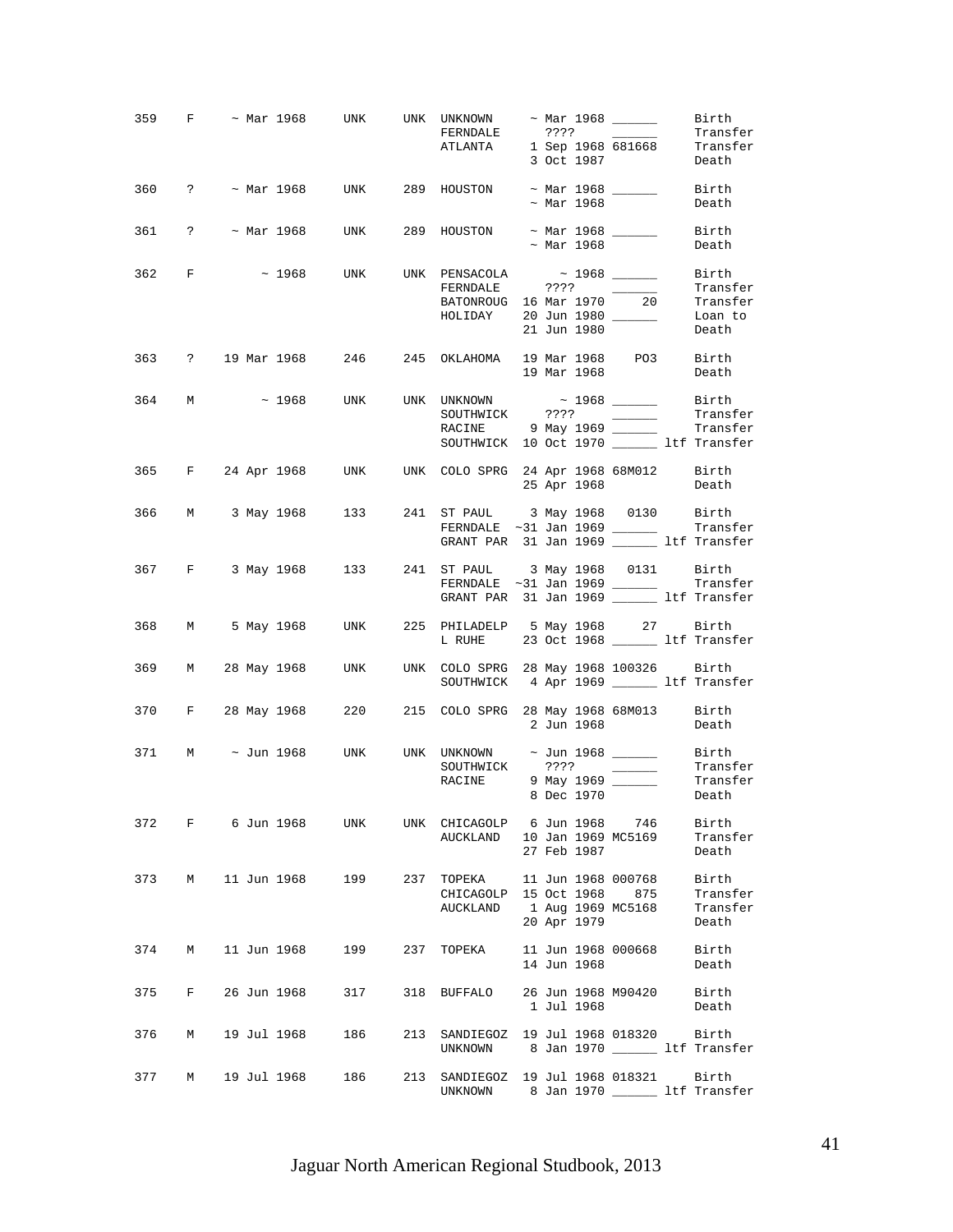| Stud # | Sex | Birth Date | Sire | Dam | Location | Date | Local ID | Event |
|---|---|---|---|---|---|---|---|---|
| 359 | F | ~ Mar 1968 | UNK | UNK | UNKNOWN | ~ Mar 1968 | ______ | Birth |
| | | | | | FERNDALE | ???? | ______ | Transfer |
| | | | | | ATLANTA | 1 Sep 1968 | 681668 | Transfer |
| | | | | | | 3 Oct 1987 | | Death |
| 360 | ? | ~ Mar 1968 | UNK | 289 | HOUSTON | ~ Mar 1968 | ______ | Birth |
| | | | | | | ~ Mar 1968 | | Death |
| 361 | ? | ~ Mar 1968 | UNK | 289 | HOUSTON | ~ Mar 1968 | ______ | Birth |
| | | | | | | ~ Mar 1968 | | Death |
| 362 | F | ~ 1968 | UNK | UNK | PENSACOLA | ~ 1968 | ______ | Birth |
| | | | | | FERNDALE | ???? | ______ | Transfer |
| | | | | | BATONROUG | 16 Mar 1970 | 20 | Transfer |
| | | | | | HOLIDAY | 20 Jun 1980 | ______ | Loan to |
| | | | | | | 21 Jun 1980 | | Death |
| 363 | ? | 19 Mar 1968 | 246 | 245 | OKLAHOMA | 19 Mar 1968 | PO3 | Birth |
| | | | | | | 19 Mar 1968 | | Death |
| 364 | M | ~ 1968 | UNK | UNK | UNKNOWN | ~ 1968 | ______ | Birth |
| | | | | | SOUTHWICK | ???? | ______ | Transfer |
| | | | | | RACINE | 9 May 1969 | ______ | Transfer |
| | | | | | SOUTHWICK | 10 Oct 1970 | ______ | ltf Transfer |
| 365 | F | 24 Apr 1968 | UNK | UNK | COLO SPRG | 24 Apr 1968 | 68M012 | Birth |
| | | | | | | 25 Apr 1968 | | Death |
| 366 | M | 3 May 1968 | 133 | 241 | ST PAUL | 3 May 1968 | 0130 | Birth |
| | | | | | FERNDALE | ~31 Jan 1969 | ______ | Transfer |
| | | | | | GRANT PAR | 31 Jan 1969 | ______ | ltf Transfer |
| 367 | F | 3 May 1968 | 133 | 241 | ST PAUL | 3 May 1968 | 0131 | Birth |
| | | | | | FERNDALE | ~31 Jan 1969 | ______ | Transfer |
| | | | | | GRANT PAR | 31 Jan 1969 | ______ | ltf Transfer |
| 368 | M | 5 May 1968 | UNK | 225 | PHILADELP | 5 May 1968 | 27 | Birth |
| | | | | | L RUHE | 23 Oct 1968 | ______ | ltf Transfer |
| 369 | M | 28 May 1968 | UNK | UNK | COLO SPRG | 28 May 1968 | 100326 | Birth |
| | | | | | SOUTHWICK | 4 Apr 1969 | ______ | ltf Transfer |
| 370 | F | 28 May 1968 | 220 | 215 | COLO SPRG | 28 May 1968 | 68M013 | Birth |
| | | | | | | 2 Jun 1968 | | Death |
| 371 | M | ~ Jun 1968 | UNK | UNK | UNKNOWN | ~ Jun 1968 | ______ | Birth |
| | | | | | SOUTHWICK | ???? | ______ | Transfer |
| | | | | | RACINE | 9 May 1969 | ______ | Transfer |
| | | | | | | 8 Dec 1970 | | Death |
| 372 | F | 6 Jun 1968 | UNK | UNK | CHICAGOLP | 6 Jun 1968 | 746 | Birth |
| | | | | | AUCKLAND | 10 Jan 1969 | MC5169 | Transfer |
| | | | | | | 27 Feb 1987 | | Death |
| 373 | M | 11 Jun 1968 | 199 | 237 | TOPEKA | 11 Jun 1968 | 000768 | Birth |
| | | | | | CHICAGOLP | 15 Oct 1968 | 875 | Transfer |
| | | | | | AUCKLAND | 1 Aug 1969 | MC5168 | Transfer |
| | | | | | | 20 Apr 1979 | | Death |
| 374 | M | 11 Jun 1968 | 199 | 237 | TOPEKA | 11 Jun 1968 | 000668 | Birth |
| | | | | | | 14 Jun 1968 | | Death |
| 375 | F | 26 Jun 1968 | 317 | 318 | BUFFALO | 26 Jun 1968 | M90420 | Birth |
| | | | | | | 1 Jul 1968 | | Death |
| 376 | M | 19 Jul 1968 | 186 | 213 | SANDIEGOZ | 19 Jul 1968 | 018320 | Birth |
| | | | | | UNKNOWN | 8 Jan 1970 | ______ | ltf Transfer |
| 377 | M | 19 Jul 1968 | 186 | 213 | SANDIEGOZ | 19 Jul 1968 | 018321 | Birth |
| | | | | | UNKNOWN | 8 Jan 1970 | ______ | ltf Transfer |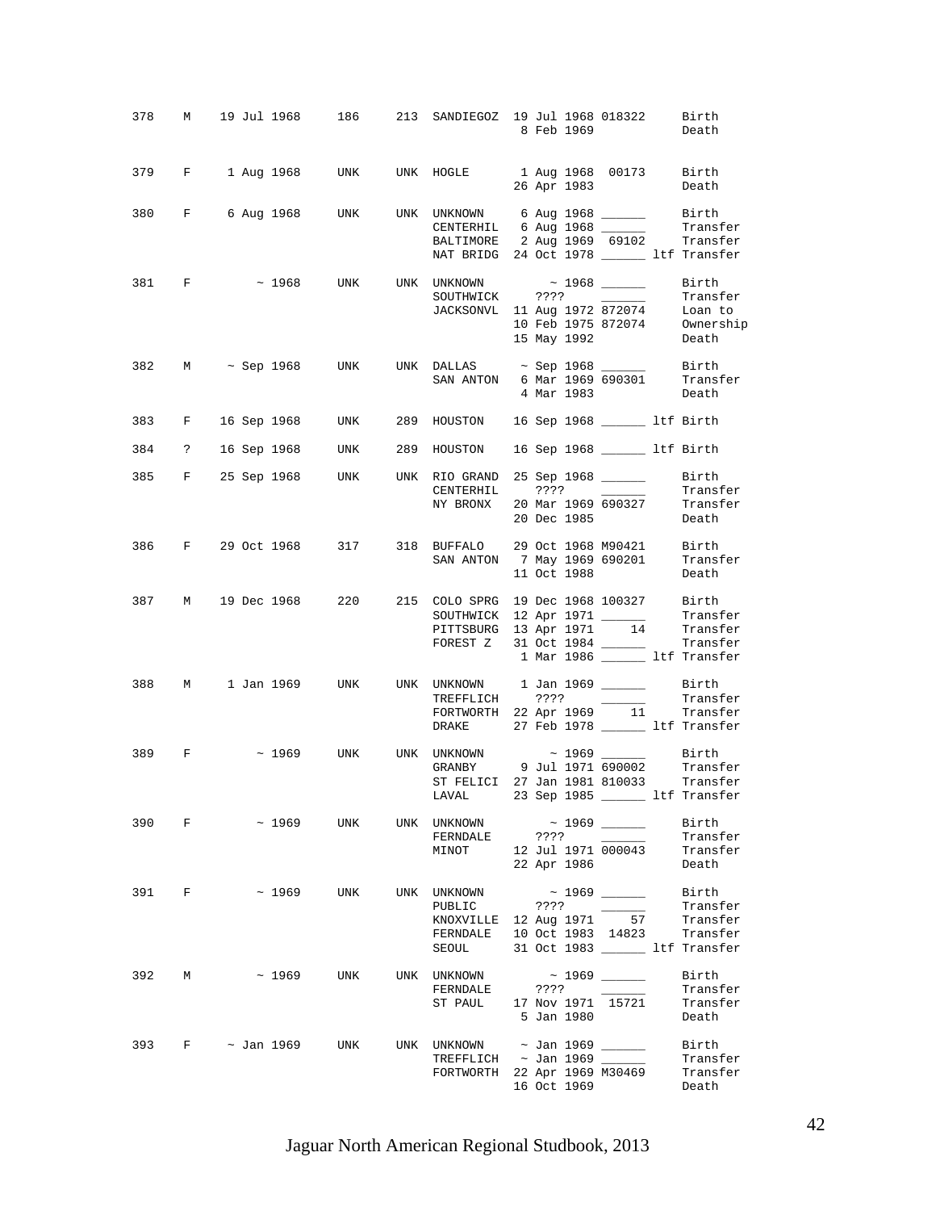| Stud # | Sex | Birth Date | Sire | Dam | Location | Date | Local ID | Event |
|---|---|---|---|---|---|---|---|---|
| 378 | M | 19 Jul 1968 | 186 | 213 | SANDIEGOZ | 19 Jul 1968 | 018322 | Birth |
| | | | | | | 8 Feb 1969 | | Death |
| 379 | F | 1 Aug 1968 | UNK | UNK | HOGLE | 1 Aug 1968 | 00173 | Birth |
| | | | | | | 26 Apr 1983 | | Death |
| 380 | F | 6 Aug 1968 | UNK | UNK | UNKNOWN | 6 Aug 1968 | ______ | Birth |
| | | | | | CENTERHIL | 6 Aug 1968 | ______ | Transfer |
| | | | | | BALTIMORE | 2 Aug 1969 | 69102 | Transfer |
| | | | | | NAT BRIDG | 24 Oct 1978 | ______ | ltf Transfer |
| 381 | F | ~ 1968 | UNK | UNK | UNKNOWN | ~ 1968 | ______ | Birth |
| | | | | | SOUTHWICK | ???? | ______ | Transfer |
| | | | | | JACKSONVL | 11 Aug 1972 | 872074 | Loan to |
| | | | | | | 10 Feb 1975 | 872074 | Ownership |
| | | | | | | 15 May 1992 | | Death |
| 382 | M | ~ Sep 1968 | UNK | UNK | DALLAS | ~ Sep 1968 | ______ | Birth |
| | | | | | SAN ANTON | 6 Mar 1969 | 690301 | Transfer |
| | | | | | | 4 Mar 1983 | | Death |
| 383 | F | 16 Sep 1968 | UNK | 289 | HOUSTON | 16 Sep 1968 | ______ | ltf Birth |
| 384 | ? | 16 Sep 1968 | UNK | 289 | HOUSTON | 16 Sep 1968 | ______ | ltf Birth |
| 385 | F | 25 Sep 1968 | UNK | UNK | RIO GRAND | 25 Sep 1968 | ______ | Birth |
| | | | | | CENTERHIL | ???? | ______ | Transfer |
| | | | | | NY BRONX | 20 Mar 1969 | 690327 | Transfer |
| | | | | | | 20 Dec 1985 | | Death |
| 386 | F | 29 Oct 1968 | 317 | 318 | BUFFALO | 29 Oct 1968 | M90421 | Birth |
| | | | | | SAN ANTON | 7 May 1969 | 690201 | Transfer |
| | | | | | | 11 Oct 1988 | | Death |
| 387 | M | 19 Dec 1968 | 220 | 215 | COLO SPRG | 19 Dec 1968 | 100327 | Birth |
| | | | | | SOUTHWICK | 12 Apr 1971 | ______ | Transfer |
| | | | | | PITTSBURG | 13 Apr 1971 | 14 | Transfer |
| | | | | | FOREST Z | 31 Oct 1984 | ______ | Transfer |
| | | | | | | 1 Mar 1986 | ______ | ltf Transfer |
| 388 | M | 1 Jan 1969 | UNK | UNK | UNKNOWN | 1 Jan 1969 | ______ | Birth |
| | | | | | TREFFLICH | ???? | ______ | Transfer |
| | | | | | FORTWORTH | 22 Apr 1969 | 11 | Transfer |
| | | | | | DRAKE | 27 Feb 1978 | ______ | ltf Transfer |
| 389 | F | ~ 1969 | UNK | UNK | UNKNOWN | ~ 1969 | ______ | Birth |
| | | | | | GRANBY | 9 Jul 1971 | 690002 | Transfer |
| | | | | | ST FELICI | 27 Jan 1981 | 810033 | Transfer |
| | | | | | LAVAL | 23 Sep 1985 | ______ | ltf Transfer |
| 390 | F | ~ 1969 | UNK | UNK | UNKNOWN | ~ 1969 | ______ | Birth |
| | | | | | FERNDALE | ???? | ______ | Transfer |
| | | | | | MINOT | 12 Jul 1971 | 000043 | Transfer |
| | | | | | | 22 Apr 1986 | | Death |
| 391 | F | ~ 1969 | UNK | UNK | UNKNOWN | ~ 1969 | ______ | Birth |
| | | | | | PUBLIC | ???? | ______ | Transfer |
| | | | | | KNOXVILLE | 12 Aug 1971 | 57 | Transfer |
| | | | | | FERNDALE | 10 Oct 1983 | 14823 | Transfer |
| | | | | | SEOUL | 31 Oct 1983 | ______ | ltf Transfer |
| 392 | M | ~ 1969 | UNK | UNK | UNKNOWN | ~ 1969 | ______ | Birth |
| | | | | | FERNDALE | ???? | ______ | Transfer |
| | | | | | ST PAUL | 17 Nov 1971 | 15721 | Transfer |
| | | | | | | 5 Jan 1980 | | Death |
| 393 | F | ~ Jan 1969 | UNK | UNK | UNKNOWN | ~ Jan 1969 | ______ | Birth |
| | | | | | TREFFLICH | ~ Jan 1969 | ______ | Transfer |
| | | | | | FORTWORTH | 22 Apr 1969 | M30469 | Transfer |
| | | | | | | 16 Oct 1969 | | Death |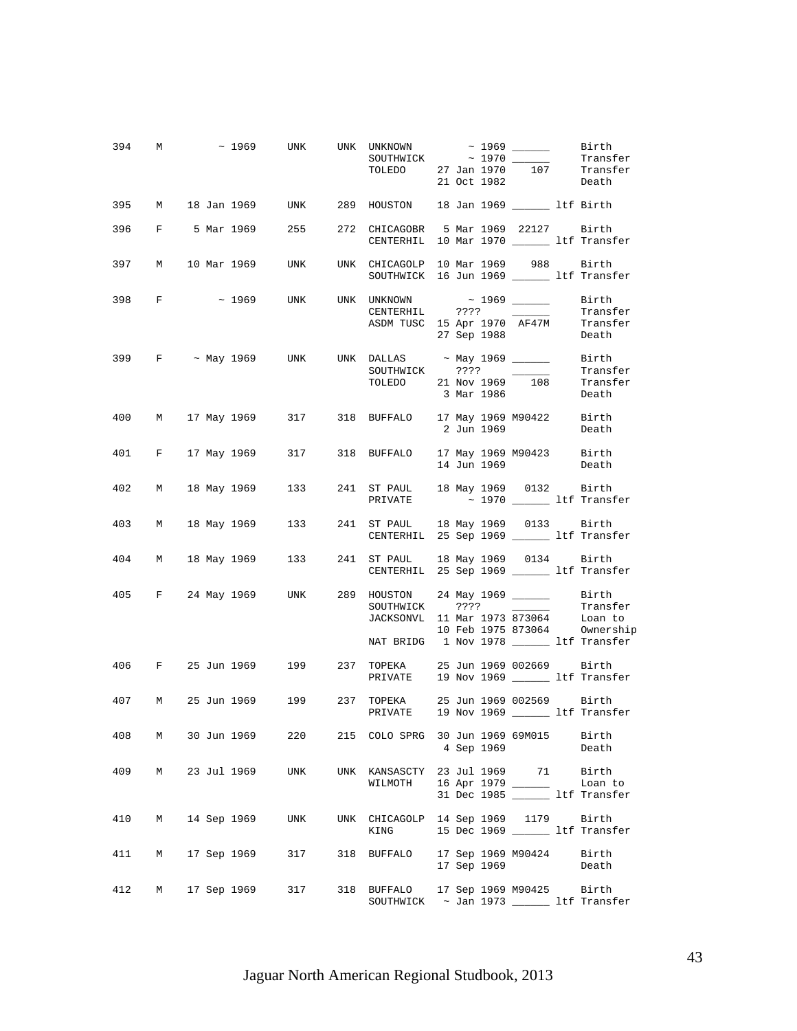| Stud # | Sex | Birth Date | Sire | Dam | Location | Date | Local ID | Event |
|---|---|---|---|---|---|---|---|---|
| 394 | M | ~ 1969 | UNK | UNK | UNKNOWN | ~ 1969 | ______ | Birth |
| | | | | | SOUTHWICK | ~ 1970 | ______ | Transfer |
| | | | | | TOLEDO | 27 Jan 1970 | 107 | Transfer |
| | | | | | | 21 Oct 1982 | | Death |
| 395 | M | 18 Jan 1969 | UNK | 289 | HOUSTON | 18 Jan 1969 | ______ ltf | Birth |
| 396 | F | 5 Mar 1969 | 255 | 272 | CHICAGOBR | 5 Mar 1969 | 22127 | Birth |
| | | | | | CENTERHIL | 10 Mar 1970 | ______ ltf | Transfer |
| 397 | M | 10 Mar 1969 | UNK | UNK | CHICAGOLP | 10 Mar 1969 | 988 | Birth |
| | | | | | SOUTHWICK | 16 Jun 1969 | ______ ltf | Transfer |
| 398 | F | ~ 1969 | UNK | UNK | UNKNOWN | ~ 1969 | ______ | Birth |
| | | | | | CENTERHIL | ???? | ______ | Transfer |
| | | | | | ASDM TUSC | 15 Apr 1970 | AF47M | Transfer |
| | | | | | | 27 Sep 1988 | | Death |
| 399 | F | ~ May 1969 | UNK | UNK | DALLAS | ~ May 1969 | ______ | Birth |
| | | | | | SOUTHWICK | ???? | ______ | Transfer |
| | | | | | TOLEDO | 21 Nov 1969 | 108 | Transfer |
| | | | | | | 3 Mar 1986 | | Death |
| 400 | M | 17 May 1969 | 317 | 318 | BUFFALO | 17 May 1969 | M90422 | Birth |
| | | | | | | 2 Jun 1969 | | Death |
| 401 | F | 17 May 1969 | 317 | 318 | BUFFALO | 17 May 1969 | M90423 | Birth |
| | | | | | | 14 Jun 1969 | | Death |
| 402 | M | 18 May 1969 | 133 | 241 | ST PAUL | 18 May 1969 | 0132 | Birth |
| | | | | | PRIVATE | ~ 1970 | ______ ltf | Transfer |
| 403 | M | 18 May 1969 | 133 | 241 | ST PAUL | 18 May 1969 | 0133 | Birth |
| | | | | | CENTERHIL | 25 Sep 1969 | ______ ltf | Transfer |
| 404 | M | 18 May 1969 | 133 | 241 | ST PAUL | 18 May 1969 | 0134 | Birth |
| | | | | | CENTERHIL | 25 Sep 1969 | ______ ltf | Transfer |
| 405 | F | 24 May 1969 | UNK | 289 | HOUSTON | 24 May 1969 | ______ | Birth |
| | | | | | SOUTHWICK | ???? | ______ | Transfer |
| | | | | | JACKSONVL | 11 Mar 1973 | 873064 | Loan to |
| | | | | | | 10 Feb 1975 | 873064 | Ownership |
| | | | | | NAT BRIDG | 1 Nov 1978 | ______ ltf | Transfer |
| 406 | F | 25 Jun 1969 | 199 | 237 | TOPEKA | 25 Jun 1969 | 002669 | Birth |
| | | | | | PRIVATE | 19 Nov 1969 | ______ ltf | Transfer |
| 407 | M | 25 Jun 1969 | 199 | 237 | TOPEKA | 25 Jun 1969 | 002569 | Birth |
| | | | | | PRIVATE | 19 Nov 1969 | ______ ltf | Transfer |
| 408 | M | 30 Jun 1969 | 220 | 215 | COLO SPRG | 30 Jun 1969 | 69M015 | Birth |
| | | | | | | 4 Sep 1969 | | Death |
| 409 | M | 23 Jul 1969 | UNK | UNK | KANSASCTY | 23 Jul 1969 | 71 | Birth |
| | | | | | WILMOTH | 16 Apr 1979 | ______ | Loan to |
| | | | | | | 31 Dec 1985 | ______ ltf | Transfer |
| 410 | M | 14 Sep 1969 | UNK | UNK | CHICAGOLP | 14 Sep 1969 | 1179 | Birth |
| | | | | | KING | 15 Dec 1969 | ______ ltf | Transfer |
| 411 | M | 17 Sep 1969 | 317 | 318 | BUFFALO | 17 Sep 1969 | M90424 | Birth |
| | | | | | | 17 Sep 1969 | | Death |
| 412 | M | 17 Sep 1969 | 317 | 318 | BUFFALO | 17 Sep 1969 | M90425 | Birth |
| | | | | | SOUTHWICK | ~ Jan 1973 | ______ ltf | Transfer |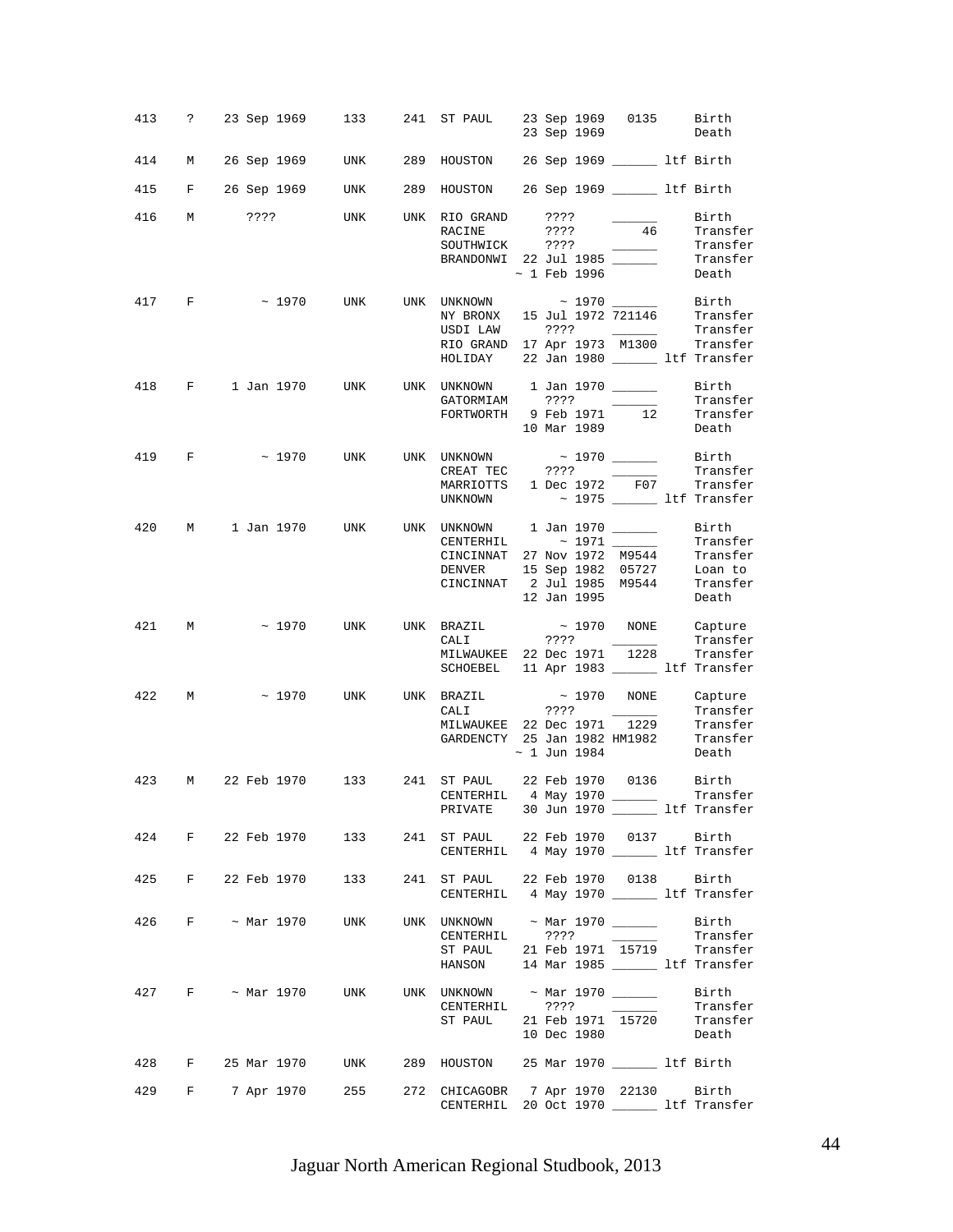| Stud # | Sex | Birth Date | Sire | Dam | Location | Date | Local ID | Event |
|---|---|---|---|---|---|---|---|---|
| 413 | ? | 23 Sep 1969 | 133 | 241 | ST PAUL | 23 Sep 1969 | 0135 | Birth |
| | | | | | | 23 Sep 1969 | | Death |
| 414 | M | 26 Sep 1969 | UNK | 289 | HOUSTON | 26 Sep 1969 | ______ ltf | Birth |
| 415 | F | 26 Sep 1969 | UNK | 289 | HOUSTON | 26 Sep 1969 | ______ ltf | Birth |
| 416 | M | ???? | UNK | UNK | RIO GRAND | ???? | ______ | Birth |
| | | | | | RACINE | ???? | 46 | Transfer |
| | | | | | SOUTHWICK | ???? | ______ | Transfer |
| | | | | | BRANDONWI | 22 Jul 1985 | ______ | Transfer |
| | | | | | | ~ 1 Feb 1996 | | Death |
| 417 | F | ~ 1970 | UNK | UNK | UNKNOWN | ~ 1970 | ______ | Birth |
| | | | | | NY BRONX | 15 Jul 1972 | 721146 | Transfer |
| | | | | | USDI LAW | ???? | ______ | Transfer |
| | | | | | RIO GRAND | 17 Apr 1973 | M1300 | Transfer |
| | | | | | HOLIDAY | 22 Jan 1980 | ______ ltf | Transfer |
| 418 | F | 1 Jan 1970 | UNK | UNK | UNKNOWN | 1 Jan 1970 | ______ | Birth |
| | | | | | GATORMIAM | ???? | ______ | Transfer |
| | | | | | FORTWORTH | 9 Feb 1971 | 12 | Transfer |
| | | | | | | 10 Mar 1989 | | Death |
| 419 | F | ~ 1970 | UNK | UNK | UNKNOWN | ~ 1970 | ______ | Birth |
| | | | | | CREAT TEC | ???? | ______ | Transfer |
| | | | | | MARRIOTTS | 1 Dec 1972 | F07 | Transfer |
| | | | | | UNKNOWN | ~ 1975 | ______ ltf | Transfer |
| 420 | M | 1 Jan 1970 | UNK | UNK | UNKNOWN | 1 Jan 1970 | ______ | Birth |
| | | | | | CENTERHIL | ~ 1971 | ______ | Transfer |
| | | | | | CINCINNAT | 27 Nov 1972 | M9544 | Transfer |
| | | | | | DENVER | 15 Sep 1982 | 05727 | Loan to |
| | | | | | CINCINNAT | 2 Jul 1985 | M9544 | Transfer |
| | | | | | | 12 Jan 1995 | | Death |
| 421 | M | ~ 1970 | UNK | UNK | BRAZIL | ~ 1970 | NONE | Capture |
| | | | | | CALI | ???? | ______ | Transfer |
| | | | | | MILWAUKEE | 22 Dec 1971 | 1228 | Transfer |
| | | | | | SCHOEBEL | 11 Apr 1983 | ______ ltf | Transfer |
| 422 | M | ~ 1970 | UNK | UNK | BRAZIL | ~ 1970 | NONE | Capture |
| | | | | | CALI | ???? | ______ | Transfer |
| | | | | | MILWAUKEE | 22 Dec 1971 | 1229 | Transfer |
| | | | | | GARDENCTY | 25 Jan 1982 | HM1982 | Transfer |
| | | | | | | ~ 1 Jun 1984 | | Death |
| 423 | M | 22 Feb 1970 | 133 | 241 | ST PAUL | 22 Feb 1970 | 0136 | Birth |
| | | | | | CENTERHIL | 4 May 1970 | ______ | Transfer |
| | | | | | PRIVATE | 30 Jun 1970 | ______ ltf | Transfer |
| 424 | F | 22 Feb 1970 | 133 | 241 | ST PAUL | 22 Feb 1970 | 0137 | Birth |
| | | | | | CENTERHIL | 4 May 1970 | ______ ltf | Transfer |
| 425 | F | 22 Feb 1970 | 133 | 241 | ST PAUL | 22 Feb 1970 | 0138 | Birth |
| | | | | | CENTERHIL | 4 May 1970 | ______ ltf | Transfer |
| 426 | F | ~ Mar 1970 | UNK | UNK | UNKNOWN | ~ Mar 1970 | ______ | Birth |
| | | | | | CENTERHIL | ???? | ______ | Transfer |
| | | | | | ST PAUL | 21 Feb 1971 | 15719 | Transfer |
| | | | | | HANSON | 14 Mar 1985 | ______ ltf | Transfer |
| 427 | F | ~ Mar 1970 | UNK | UNK | UNKNOWN | ~ Mar 1970 | ______ | Birth |
| | | | | | CENTERHIL | ???? | ______ | Transfer |
| | | | | | ST PAUL | 21 Feb 1971 | 15720 | Transfer |
| | | | | | | 10 Dec 1980 | | Death |
| 428 | F | 25 Mar 1970 | UNK | 289 | HOUSTON | 25 Mar 1970 | ______ ltf | Birth |
| 429 | F | 7 Apr 1970 | 255 | 272 | CHICAGOBR | 7 Apr 1970 | 22130 | Birth |
| | | | | | CENTERHIL | 20 Oct 1970 | ______ ltf | Transfer |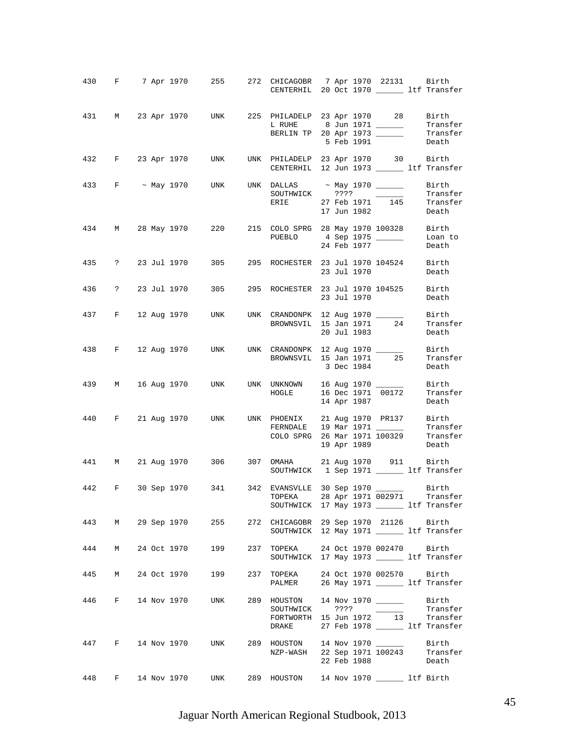| Stud # | Sex | Birth Date | Sire | Dam | Location | Date | Local ID | | Event |
|---|---|---|---|---|---|---|---|---|---|
| 430 | F | 7 Apr 1970 | 255 | 272 | CHICAGOBR | 7 Apr 1970 | 22131 | | Birth |
| | | | | | CENTERHIL | 20 Oct 1970 | ______ | ltf | Transfer |
| 431 | M | 23 Apr 1970 | UNK | 225 | PHILADELP | 23 Apr 1970 | 28 | | Birth |
| | | | | | L RUHE | 8 Jun 1971 | ______ | | Transfer |
| | | | | | BERLIN TP | 20 Apr 1973 | ______ | | Transfer |
| | | | | | | 5 Feb 1991 | | | Death |
| 432 | F | 23 Apr 1970 | UNK | UNK | PHILADELP | 23 Apr 1970 | 30 | | Birth |
| | | | | | CENTERHIL | 12 Jun 1973 | ______ | ltf | Transfer |
| 433 | F | ~ May 1970 | UNK | UNK | DALLAS | ~ May 1970 | ______ | | Birth |
| | | | | | SOUTHWICK | ???? | ______ | | Transfer |
| | | | | | ERIE | 27 Feb 1971 | 145 | | Transfer |
| | | | | | | 17 Jun 1982 | | | Death |
| 434 | M | 28 May 1970 | 220 | 215 | COLO SPRG | 28 May 1970 | 100328 | | Birth |
| | | | | | PUEBLO | 4 Sep 1975 | ______ | | Loan to |
| | | | | | | 24 Feb 1977 | | | Death |
| 435 | ? | 23 Jul 1970 | 305 | 295 | ROCHESTER | 23 Jul 1970 | 104524 | | Birth |
| | | | | | | 23 Jul 1970 | | | Death |
| 436 | ? | 23 Jul 1970 | 305 | 295 | ROCHESTER | 23 Jul 1970 | 104525 | | Birth |
| | | | | | | 23 Jul 1970 | | | Death |
| 437 | F | 12 Aug 1970 | UNK | UNK | CRANDONPK | 12 Aug 1970 | ______ | | Birth |
| | | | | | BROWNSVIL | 15 Jan 1971 | 24 | | Transfer |
| | | | | | | 20 Jul 1983 | | | Death |
| 438 | F | 12 Aug 1970 | UNK | UNK | CRANDONPK | 12 Aug 1970 | ______ | | Birth |
| | | | | | BROWNSVIL | 15 Jan 1971 | 25 | | Transfer |
| | | | | | | 3 Dec 1984 | | | Death |
| 439 | M | 16 Aug 1970 | UNK | UNK | UNKNOWN | 16 Aug 1970 | ______ | | Birth |
| | | | | | HOGLE | 16 Dec 1971 | 00172 | | Transfer |
| | | | | | | 14 Apr 1987 | | | Death |
| 440 | F | 21 Aug 1970 | UNK | UNK | PHOENIX | 21 Aug 1970 | PR137 | | Birth |
| | | | | | FERNDALE | 19 Mar 1971 | ______ | | Transfer |
| | | | | | COLO SPRG | 26 Mar 1971 | 100329 | | Transfer |
| | | | | | | 19 Apr 1989 | | | Death |
| 441 | M | 21 Aug 1970 | 306 | 307 | OMAHA | 21 Aug 1970 | 911 | | Birth |
| | | | | | SOUTHWICK | 1 Sep 1971 | ______ | ltf | Transfer |
| 442 | F | 30 Sep 1970 | 341 | 342 | EVANSVLLE | 30 Sep 1970 | ______ | | Birth |
| | | | | | TOPEKA | 28 Apr 1971 | 002971 | | Transfer |
| | | | | | SOUTHWICK | 17 May 1973 | ______ | ltf | Transfer |
| 443 | M | 29 Sep 1970 | 255 | 272 | CHICAGOBR | 29 Sep 1970 | 21126 | | Birth |
| | | | | | SOUTHWICK | 12 May 1971 | ______ | ltf | Transfer |
| 444 | M | 24 Oct 1970 | 199 | 237 | TOPEKA | 24 Oct 1970 | 002470 | | Birth |
| | | | | | SOUTHWICK | 17 May 1973 | ______ | ltf | Transfer |
| 445 | M | 24 Oct 1970 | 199 | 237 | TOPEKA | 24 Oct 1970 | 002570 | | Birth |
| | | | | | PALMER | 26 May 1971 | ______ | ltf | Transfer |
| 446 | F | 14 Nov 1970 | UNK | 289 | HOUSTON | 14 Nov 1970 | ______ | | Birth |
| | | | | | SOUTHWICK | ???? | ______ | | Transfer |
| | | | | | FORTWORTH | 15 Jun 1972 | 13 | | Transfer |
| | | | | | DRAKE | 27 Feb 1978 | ______ | ltf | Transfer |
| 447 | F | 14 Nov 1970 | UNK | 289 | HOUSTON | 14 Nov 1970 | ______ | | Birth |
| | | | | | NZP-WASH | 22 Sep 1971 | 100243 | | Transfer |
| | | | | | | 22 Feb 1988 | | | Death |
| 448 | F | 14 Nov 1970 | UNK | 289 | HOUSTON | 14 Nov 1970 | ______ | ltf | Birth |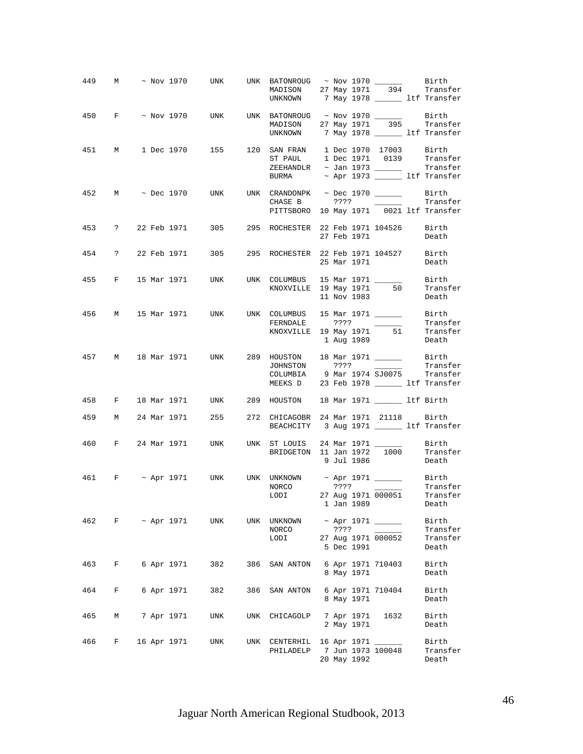| Stud # | Sex | Birth Date | Sire | Dam | Location | Date | Local ID | Event |
|---|---|---|---|---|---|---|---|---|
| 449 | M | ~ Nov 1970 | UNK | UNK | BATONROUG | ~ Nov 1970 | ______ | Birth |
| | | | | | MADISON | 27 May 1971 | 394 | Transfer |
| | | | | | UNKNOWN | 7 May 1978 | ______ ltf | Transfer |
| 450 | F | ~ Nov 1970 | UNK | UNK | BATONROUG | ~ Nov 1970 | ______ | Birth |
| | | | | | MADISON | 27 May 1971 | 395 | Transfer |
| | | | | | UNKNOWN | 7 May 1978 | ______ ltf | Transfer |
| 451 | M | 1 Dec 1970 | 155 | 120 | SAN FRAN | 1 Dec 1970 | 17003 | Birth |
| | | | | | ST PAUL | 1 Dec 1971 | 0139 | Transfer |
| | | | | | ZEEHANDLR | ~ Jan 1973 | ______ | Transfer |
| | | | | | BURMA | ~ Apr 1973 | ______ ltf | Transfer |
| 452 | M | ~ Dec 1970 | UNK | UNK | CRANDONPK | ~ Dec 1970 | ______ | Birth |
| | | | | | CHASE B | ???? | ______ | Transfer |
| | | | | | PITTSBORO | 10 May 1971 | 0021 ltf | Transfer |
| 453 | ? | 22 Feb 1971 | 305 | 295 | ROCHESTER | 22 Feb 1971 | 104526 | Birth |
| | | | | | | 27 Feb 1971 | | Death |
| 454 | ? | 22 Feb 1971 | 305 | 295 | ROCHESTER | 22 Feb 1971 | 104527 | Birth |
| | | | | | | 25 Mar 1971 | | Death |
| 455 | F | 15 Mar 1971 | UNK | UNK | COLUMBUS | 15 Mar 1971 | ______ | Birth |
| | | | | | KNOXVILLE | 19 May 1971 | 50 | Transfer |
| | | | | | | 11 Nov 1983 | | Death |
| 456 | M | 15 Mar 1971 | UNK | UNK | COLUMBUS | 15 Mar 1971 | ______ | Birth |
| | | | | | FERNDALE | ???? | ______ | Transfer |
| | | | | | KNOXVILLE | 19 May 1971 | 51 | Transfer |
| | | | | | | 1 Aug 1989 | | Death |
| 457 | M | 18 Mar 1971 | UNK | 289 | HOUSTON | 18 Mar 1971 | ______ | Birth |
| | | | | | JOHNSTON | ???? | ______ | Transfer |
| | | | | | COLUMBIA | 9 Mar 1974 | SJ0075 | Transfer |
| | | | | | MEEKS D | 23 Feb 1978 | ______ ltf | Transfer |
| 458 | F | 18 Mar 1971 | UNK | 289 | HOUSTON | 18 Mar 1971 | ______ ltf | Birth |
| 459 | M | 24 Mar 1971 | 255 | 272 | CHICAGOBR | 24 Mar 1971 | 21118 | Birth |
| | | | | | BEACHCITY | 3 Aug 1971 | ______ ltf | Transfer |
| 460 | F | 24 Mar 1971 | UNK | UNK | ST LOUIS | 24 Mar 1971 | ______ | Birth |
| | | | | | BRIDGETON | 11 Jan 1972 | 1000 | Transfer |
| | | | | | | 9 Jul 1986 | | Death |
| 461 | F | ~ Apr 1971 | UNK | UNK | UNKNOWN | ~ Apr 1971 | ______ | Birth |
| | | | | | NORCO | ???? | ______ | Transfer |
| | | | | | LODI | 27 Aug 1971 | 000051 | Transfer |
| | | | | | | 1 Jan 1989 | | Death |
| 462 | F | ~ Apr 1971 | UNK | UNK | UNKNOWN | ~ Apr 1971 | ______ | Birth |
| | | | | | NORCO | ???? | ______ | Transfer |
| | | | | | LODI | 27 Aug 1971 | 000052 | Transfer |
| | | | | | | 5 Dec 1991 | | Death |
| 463 | F | 6 Apr 1971 | 382 | 386 | SAN ANTON | 6 Apr 1971 | 710403 | Birth |
| | | | | | | 8 May 1971 | | Death |
| 464 | F | 6 Apr 1971 | 382 | 386 | SAN ANTON | 6 Apr 1971 | 710404 | Birth |
| | | | | | | 8 May 1971 | | Death |
| 465 | M | 7 Apr 1971 | UNK | UNK | CHICAGOLP | 7 Apr 1971 | 1632 | Birth |
| | | | | | | 2 May 1971 | | Death |
| 466 | F | 16 Apr 1971 | UNK | UNK | CENTERHIL | 16 Apr 1971 | ______ | Birth |
| | | | | | PHILADELP | 7 Jun 1973 | 100048 | Transfer |
| | | | | | | 20 May 1992 | | Death |

Jaguar North American Regional Studbook, 2013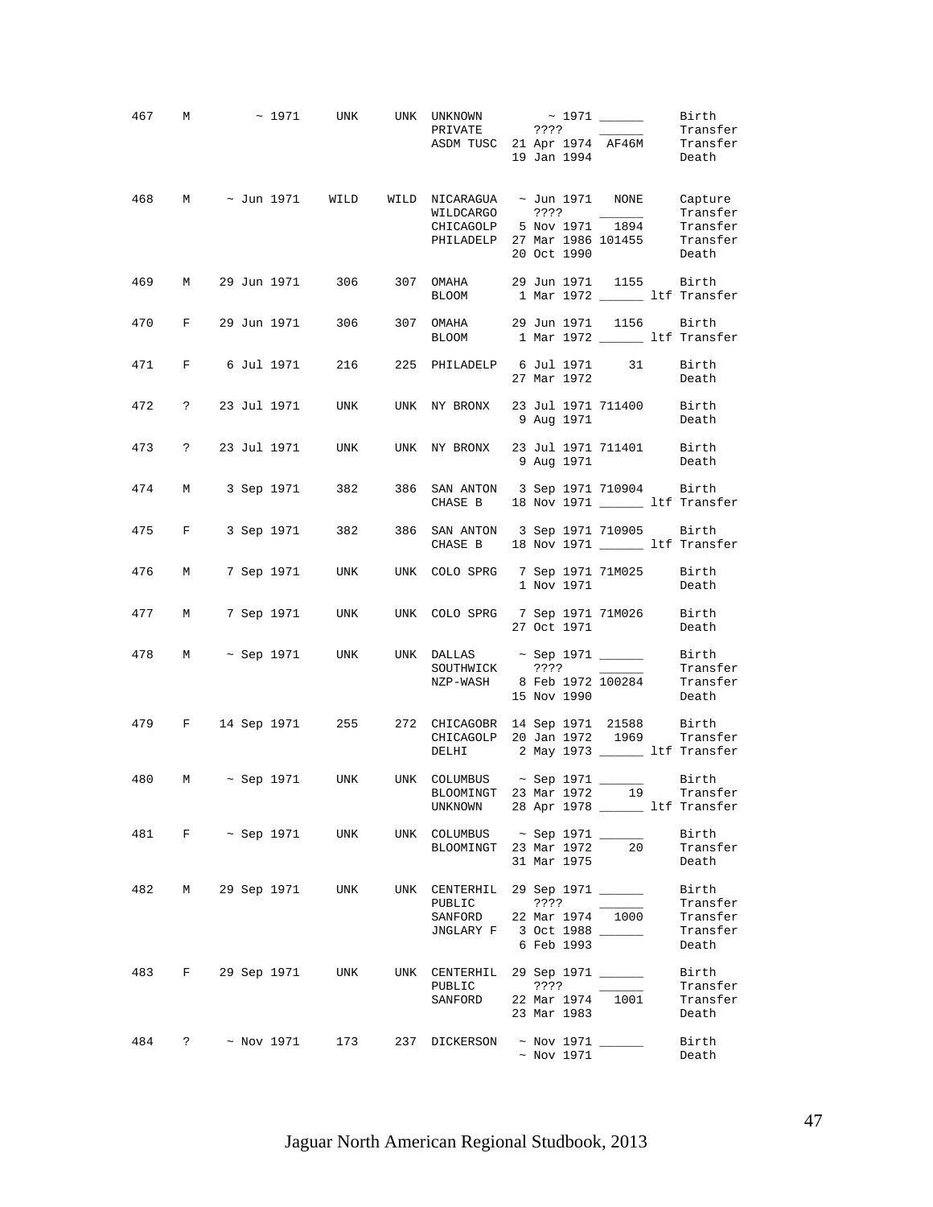| Stud # | Sex | Birth Date | Sire | Dam | Location | Date | Local ID | | Event |
|---|---|---|---|---|---|---|---|---|---|
| 467 | M | ~ 1971 | UNK | UNK | UNKNOWN | ~ 1971 | ______ | | Birth |
| | | | | | PRIVATE | ???? | ______ | | Transfer |
| | | | | | ASDM TUSC | 21 Apr 1974 | AF46M | | Transfer |
| | | | | | | 19 Jan 1994 | | | Death |
| 468 | M | ~ Jun 1971 | WILD | WILD | NICARAGUA | ~ Jun 1971 | NONE | | Capture |
| | | | | | WILDCARGO | ???? | ______ | | Transfer |
| | | | | | CHICAGOLP | 5 Nov 1971 | 1894 | | Transfer |
| | | | | | PHILADELP | 27 Mar 1986 | 101455 | | Transfer |
| | | | | | | 20 Oct 1990 | | | Death |
| 469 | M | 29 Jun 1971 | 306 | 307 | OMAHA | 29 Jun 1971 | 1155 | | Birth |
| | | | | | BLOOM | 1 Mar 1972 | ______ | ltf | Transfer |
| 470 | F | 29 Jun 1971 | 306 | 307 | OMAHA | 29 Jun 1971 | 1156 | | Birth |
| | | | | | BLOOM | 1 Mar 1972 | ______ | ltf | Transfer |
| 471 | F | 6 Jul 1971 | 216 | 225 | PHILADELP | 6 Jul 1971 | 31 | | Birth |
| | | | | | | 27 Mar 1972 | | | Death |
| 472 | ? | 23 Jul 1971 | UNK | UNK | NY BRONX | 23 Jul 1971 | 711400 | | Birth |
| | | | | | | 9 Aug 1971 | | | Death |
| 473 | ? | 23 Jul 1971 | UNK | UNK | NY BRONX | 23 Jul 1971 | 711401 | | Birth |
| | | | | | | 9 Aug 1971 | | | Death |
| 474 | M | 3 Sep 1971 | 382 | 386 | SAN ANTON | 3 Sep 1971 | 710904 | | Birth |
| | | | | | CHASE B | 18 Nov 1971 | ______ | ltf | Transfer |
| 475 | F | 3 Sep 1971 | 382 | 386 | SAN ANTON | 3 Sep 1971 | 710905 | | Birth |
| | | | | | CHASE B | 18 Nov 1971 | ______ | ltf | Transfer |
| 476 | M | 7 Sep 1971 | UNK | UNK | COLO SPRG | 7 Sep 1971 | 71M025 | | Birth |
| | | | | | | 1 Nov 1971 | | | Death |
| 477 | M | 7 Sep 1971 | UNK | UNK | COLO SPRG | 7 Sep 1971 | 71M026 | | Birth |
| | | | | | | 27 Oct 1971 | | | Death |
| 478 | M | ~ Sep 1971 | UNK | UNK | DALLAS | ~ Sep 1971 | ______ | | Birth |
| | | | | | SOUTHWICK | ???? | ______ | | Transfer |
| | | | | | NZP-WASH | 8 Feb 1972 | 100284 | | Transfer |
| | | | | | | 15 Nov 1990 | | | Death |
| 479 | F | 14 Sep 1971 | 255 | 272 | CHICAGOBR | 14 Sep 1971 | 21588 | | Birth |
| | | | | | CHICAGOLP | 20 Jan 1972 | 1969 | | Transfer |
| | | | | | DELHI | 2 May 1973 | ______ | ltf | Transfer |
| 480 | M | ~ Sep 1971 | UNK | UNK | COLUMBUS | ~ Sep 1971 | ______ | | Birth |
| | | | | | BLOOMINGT | 23 Mar 1972 | 19 | | Transfer |
| | | | | | UNKNOWN | 28 Apr 1978 | ______ | ltf | Transfer |
| 481 | F | ~ Sep 1971 | UNK | UNK | COLUMBUS | ~ Sep 1971 | ______ | | Birth |
| | | | | | BLOOMINGT | 23 Mar 1972 | 20 | | Transfer |
| | | | | | | 31 Mar 1975 | | | Death |
| 482 | M | 29 Sep 1971 | UNK | UNK | CENTERHIL | 29 Sep 1971 | ______ | | Birth |
| | | | | | PUBLIC | ???? | ______ | | Transfer |
| | | | | | SANFORD | 22 Mar 1974 | 1000 | | Transfer |
| | | | | | JNGLARY F | 3 Oct 1988 | ______ | | Transfer |
| | | | | | | 6 Feb 1993 | | | Death |
| 483 | F | 29 Sep 1971 | UNK | UNK | CENTERHIL | 29 Sep 1971 | ______ | | Birth |
| | | | | | PUBLIC | ???? | ______ | | Transfer |
| | | | | | SANFORD | 22 Mar 1974 | 1001 | | Transfer |
| | | | | | | 23 Mar 1983 | | | Death |
| 484 | ? | ~ Nov 1971 | 173 | 237 | DICKERSON | ~ Nov 1971 | ______ | | Birth |
| | | | | | | ~ Nov 1971 | | | Death |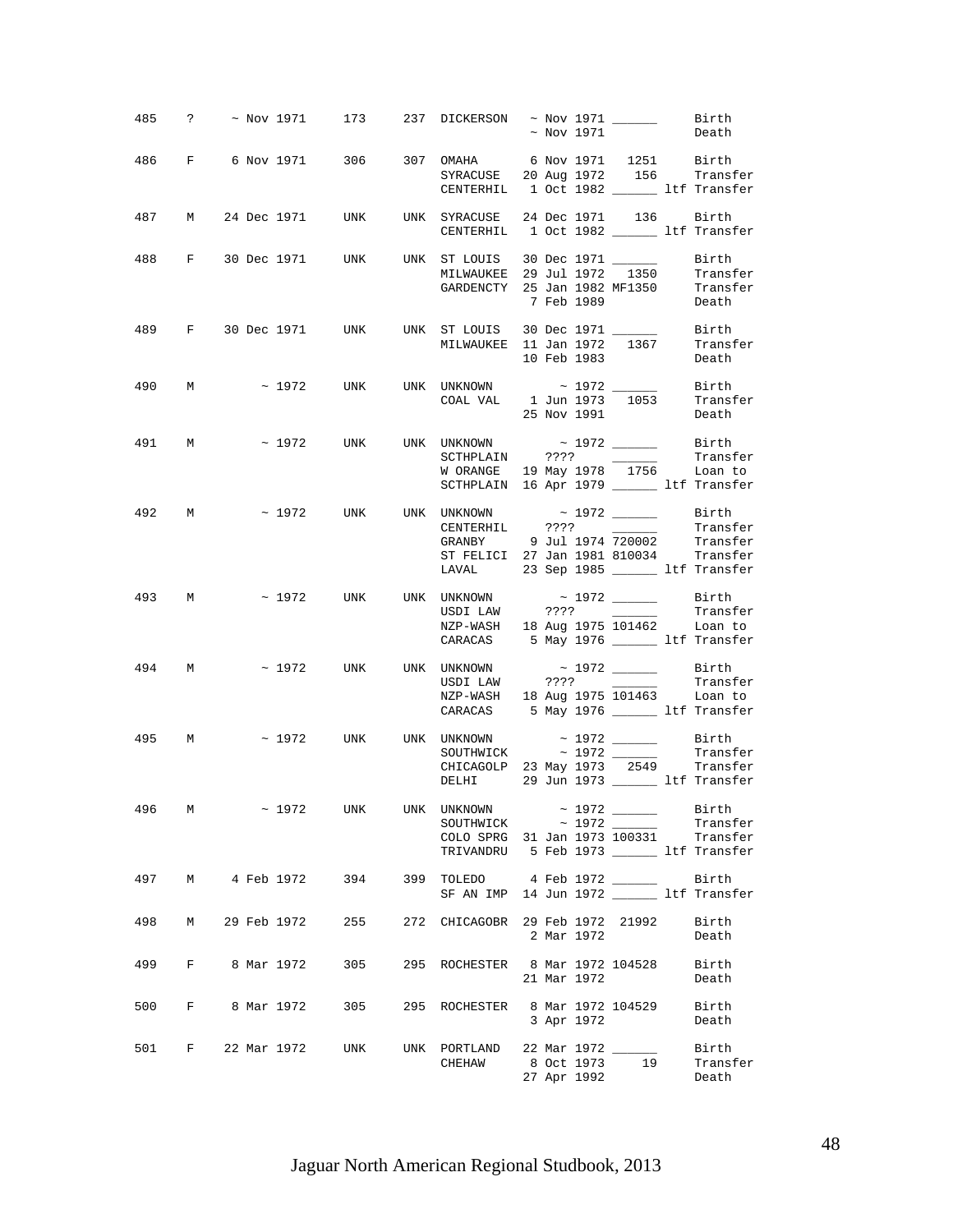| Stud # | Sex | Birth Date | Sire | Dam | Location | Date | Local ID | Event |
|---|---|---|---|---|---|---|---|---|
| 485 | ? | ~ Nov 1971 | 173 | 237 | DICKERSON | ~ Nov 1971 | ______ | Birth |
| | | | | | | ~ Nov 1971 | | Death |
| 486 | F | 6 Nov 1971 | 306 | 307 | OMAHA | 6 Nov 1971 | 1251 | Birth |
| | | | | | SYRACUSE | 20 Aug 1972 | 156 | Transfer |
| | | | | | CENTERHIL | 1 Oct 1982 | ______ ltf | Transfer |
| 487 | M | 24 Dec 1971 | UNK | UNK | SYRACUSE | 24 Dec 1971 | 136 | Birth |
| | | | | | CENTERHIL | 1 Oct 1982 | ______ ltf | Transfer |
| 488 | F | 30 Dec 1971 | UNK | UNK | ST LOUIS | 30 Dec 1971 | ______ | Birth |
| | | | | | MILWAUKEE | 29 Jul 1972 | 1350 | Transfer |
| | | | | | GARDENCTY | 25 Jan 1982 | MF1350 | Transfer |
| | | | | | | 7 Feb 1989 | | Death |
| 489 | F | 30 Dec 1971 | UNK | UNK | ST LOUIS | 30 Dec 1971 | ______ | Birth |
| | | | | | MILWAUKEE | 11 Jan 1972 | 1367 | Transfer |
| | | | | | | 10 Feb 1983 | | Death |
| 490 | M | ~ 1972 | UNK | UNK | UNKNOWN | ~ 1972 | ______ | Birth |
| | | | | | COAL VAL | 1 Jun 1973 | 1053 | Transfer |
| | | | | | | 25 Nov 1991 | | Death |
| 491 | M | ~ 1972 | UNK | UNK | UNKNOWN | ~ 1972 | ______ | Birth |
| | | | | | SCTHPLAIN | ???? | ______ | Transfer |
| | | | | | W ORANGE | 19 May 1978 | 1756 | Loan to |
| | | | | | SCTHPLAIN | 16 Apr 1979 | ______ ltf | Transfer |
| 492 | M | ~ 1972 | UNK | UNK | UNKNOWN | ~ 1972 | ______ | Birth |
| | | | | | CENTERHIL | ???? | ______ | Transfer |
| | | | | | GRANBY | 9 Jul 1974 | 720002 | Transfer |
| | | | | | ST FELICI | 27 Jan 1981 | 810034 | Transfer |
| | | | | | LAVAL | 23 Sep 1985 | ______ ltf | Transfer |
| 493 | M | ~ 1972 | UNK | UNK | UNKNOWN | ~ 1972 | ______ | Birth |
| | | | | | USDI LAW | ???? | ______ | Transfer |
| | | | | | NZP-WASH | 18 Aug 1975 | 101462 | Loan to |
| | | | | | CARACAS | 5 May 1976 | ______ ltf | Transfer |
| 494 | M | ~ 1972 | UNK | UNK | UNKNOWN | ~ 1972 | ______ | Birth |
| | | | | | USDI LAW | ???? | ______ | Transfer |
| | | | | | NZP-WASH | 18 Aug 1975 | 101463 | Loan to |
| | | | | | CARACAS | 5 May 1976 | ______ ltf | Transfer |
| 495 | M | ~ 1972 | UNK | UNK | UNKNOWN | ~ 1972 | ______ | Birth |
| | | | | | SOUTHWICK | ~ 1972 | ______ | Transfer |
| | | | | | CHICAGOLP | 23 May 1973 | 2549 | Transfer |
| | | | | | DELHI | 29 Jun 1973 | ______ ltf | Transfer |
| 496 | M | ~ 1972 | UNK | UNK | UNKNOWN | ~ 1972 | ______ | Birth |
| | | | | | SOUTHWICK | ~ 1972 | ______ | Transfer |
| | | | | | COLO SPRG | 31 Jan 1973 | 100331 | Transfer |
| | | | | | TRIVANDRU | 5 Feb 1973 | ______ ltf | Transfer |
| 497 | M | 4 Feb 1972 | 394 | 399 | TOLEDO | 4 Feb 1972 | ______ | Birth |
| | | | | | SF AN IMP | 14 Jun 1972 | ______ ltf | Transfer |
| 498 | M | 29 Feb 1972 | 255 | 272 | CHICAGOBR | 29 Feb 1972 | 21992 | Birth |
| | | | | | | 2 Mar 1972 | | Death |
| 499 | F | 8 Mar 1972 | 305 | 295 | ROCHESTER | 8 Mar 1972 | 104528 | Birth |
| | | | | | | 21 Mar 1972 | | Death |
| 500 | F | 8 Mar 1972 | 305 | 295 | ROCHESTER | 8 Mar 1972 | 104529 | Birth |
| | | | | | | 3 Apr 1972 | | Death |
| 501 | F | 22 Mar 1972 | UNK | UNK | PORTLAND | 22 Mar 1972 | ______ | Birth |
| | | | | | CHEHAW | 8 Oct 1973 | 19 | Transfer |
| | | | | | | 27 Apr 1992 | | Death |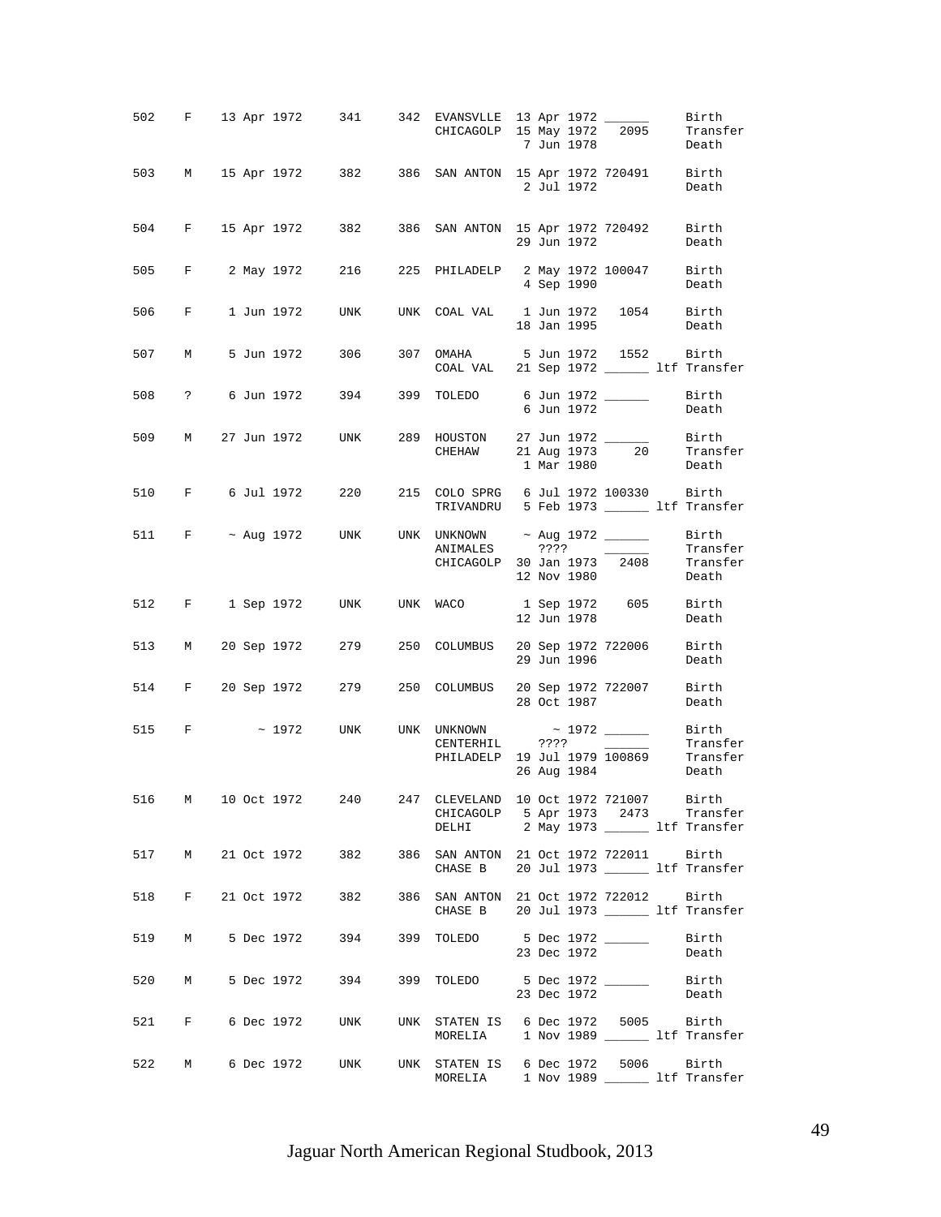| Stud # | Sex | Birth Date | Sire | Dam | Location | Date | Local ID | Event |
|---|---|---|---|---|---|---|---|---|
| 502 | F | 13 Apr 1972 | 341 | 342 | EVANSVLLE | 13 Apr 1972 | ______ | Birth |
| | | | | | CHICAGOLP | 15 May 1972 | 2095 | Transfer |
| | | | | | | 7 Jun 1978 | | Death |
| 503 | M | 15 Apr 1972 | 382 | 386 | SAN ANTON | 15 Apr 1972 | 720491 | Birth |
| | | | | | | 2 Jul 1972 | | Death |
| 504 | F | 15 Apr 1972 | 382 | 386 | SAN ANTON | 15 Apr 1972 | 720492 | Birth |
| | | | | | | 29 Jun 1972 | | Death |
| 505 | F | 2 May 1972 | 216 | 225 | PHILADELP | 2 May 1972 | 100047 | Birth |
| | | | | | | 4 Sep 1990 | | Death |
| 506 | F | 1 Jun 1972 | UNK | UNK | COAL VAL | 1 Jun 1972 | 1054 | Birth |
| | | | | | | 18 Jan 1995 | | Death |
| 507 | M | 5 Jun 1972 | 306 | 307 | OMAHA | 5 Jun 1972 | 1552 | Birth |
| | | | | | COAL VAL | 21 Sep 1972 | ______ | ltf Transfer |
| 508 | ? | 6 Jun 1972 | 394 | 399 | TOLEDO | 6 Jun 1972 | ______ | Birth |
| | | | | | | 6 Jun 1972 | | Death |
| 509 | M | 27 Jun 1972 | UNK | 289 | HOUSTON | 27 Jun 1972 | ______ | Birth |
| | | | | | CHEHAW | 21 Aug 1973 | 20 | Transfer |
| | | | | | | 1 Mar 1980 | | Death |
| 510 | F | 6 Jul 1972 | 220 | 215 | COLO SPRG | 6 Jul 1972 | 100330 | Birth |
| | | | | | TRIVANDRU | 5 Feb 1973 | ______ | ltf Transfer |
| 511 | F | ~ Aug 1972 | UNK | UNK | UNKNOWN | ~ Aug 1972 | ______ | Birth |
| | | | | | ANIMALES | ???? | ______ | Transfer |
| | | | | | CHICAGOLP | 30 Jan 1973 | 2408 | Transfer |
| | | | | | | 12 Nov 1980 | | Death |
| 512 | F | 1 Sep 1972 | UNK | UNK | WACO | 1 Sep 1972 | 605 | Birth |
| | | | | | | 12 Jun 1978 | | Death |
| 513 | M | 20 Sep 1972 | 279 | 250 | COLUMBUS | 20 Sep 1972 | 722006 | Birth |
| | | | | | | 29 Jun 1996 | | Death |
| 514 | F | 20 Sep 1972 | 279 | 250 | COLUMBUS | 20 Sep 1972 | 722007 | Birth |
| | | | | | | 28 Oct 1987 | | Death |
| 515 | F | ~ 1972 | UNK | UNK | UNKNOWN | ~ 1972 | ______ | Birth |
| | | | | | CENTERHIL | ???? | ______ | Transfer |
| | | | | | PHILADELP | 19 Jul 1979 | 100869 | Transfer |
| | | | | | | 26 Aug 1984 | | Death |
| 516 | M | 10 Oct 1972 | 240 | 247 | CLEVELAND | 10 Oct 1972 | 721007 | Birth |
| | | | | | CHICAGOLP | 5 Apr 1973 | 2473 | Transfer |
| | | | | | DELHI | 2 May 1973 | ______ | ltf Transfer |
| 517 | M | 21 Oct 1972 | 382 | 386 | SAN ANTON | 21 Oct 1972 | 722011 | Birth |
| | | | | | CHASE B | 20 Jul 1973 | ______ | ltf Transfer |
| 518 | F | 21 Oct 1972 | 382 | 386 | SAN ANTON | 21 Oct 1972 | 722012 | Birth |
| | | | | | CHASE B | 20 Jul 1973 | ______ | ltf Transfer |
| 519 | M | 5 Dec 1972 | 394 | 399 | TOLEDO | 5 Dec 1972 | ______ | Birth |
| | | | | | | 23 Dec 1972 | | Death |
| 520 | M | 5 Dec 1972 | 394 | 399 | TOLEDO | 5 Dec 1972 | ______ | Birth |
| | | | | | | 23 Dec 1972 | | Death |
| 521 | F | 6 Dec 1972 | UNK | UNK | STATEN IS | 6 Dec 1972 | 5005 | Birth |
| | | | | | MORELIA | 1 Nov 1989 | ______ | ltf Transfer |
| 522 | M | 6 Dec 1972 | UNK | UNK | STATEN IS | 6 Dec 1972 | 5006 | Birth |
| | | | | | MORELIA | 1 Nov 1989 | ______ | ltf Transfer |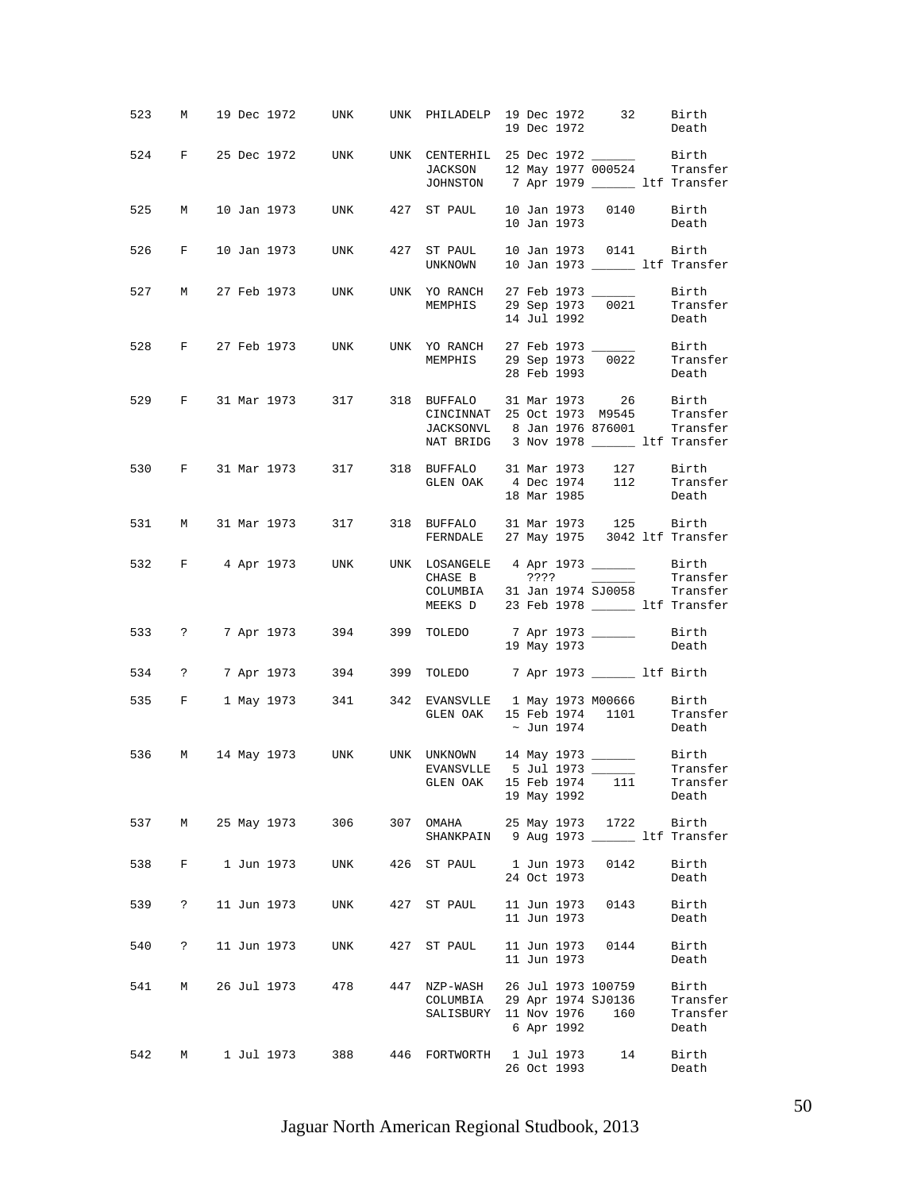| Stud # | Sex | Birth Date | Sire | Dam | Location | Date | Local ID | Event |
|---|---|---|---|---|---|---|---|---|
| 523 | M | 19 Dec 1972 | UNK | UNK | PHILADELP | 19 Dec 1972 | 32 | Birth |
| | | | | | | 19 Dec 1972 | | Death |
| 524 | F | 25 Dec 1972 | UNK | UNK | CENTERHIL | 25 Dec 1972 | ______ | Birth |
| | | | | | JACKSON | 12 May 1977 | 000524 | Transfer |
| | | | | | JOHNSTON | 7 Apr 1979 | ______ ltf | Transfer |
| 525 | M | 10 Jan 1973 | UNK | 427 | ST PAUL | 10 Jan 1973 | 0140 | Birth |
| | | | | | | 10 Jan 1973 | | Death |
| 526 | F | 10 Jan 1973 | UNK | 427 | ST PAUL | 10 Jan 1973 | 0141 | Birth |
| | | | | | UNKNOWN | 10 Jan 1973 | ______ ltf | Transfer |
| 527 | M | 27 Feb 1973 | UNK | UNK | YO RANCH | 27 Feb 1973 | ______ | Birth |
| | | | | | MEMPHIS | 29 Sep 1973 | 0021 | Transfer |
| | | | | | | 14 Jul 1992 | | Death |
| 528 | F | 27 Feb 1973 | UNK | UNK | YO RANCH | 27 Feb 1973 | ______ | Birth |
| | | | | | MEMPHIS | 29 Sep 1973 | 0022 | Transfer |
| | | | | | | 28 Feb 1993 | | Death |
| 529 | F | 31 Mar 1973 | 317 | 318 | BUFFALO | 31 Mar 1973 | 26 | Birth |
| | | | | | CINCINNAT | 25 Oct 1973 | M9545 | Transfer |
| | | | | | JACKSONVL | 8 Jan 1976 | 876001 | Transfer |
| | | | | | NAT BRIDG | 3 Nov 1978 | ______ ltf | Transfer |
| 530 | F | 31 Mar 1973 | 317 | 318 | BUFFALO | 31 Mar 1973 | 127 | Birth |
| | | | | | GLEN OAK | 4 Dec 1974 | 112 | Transfer |
| | | | | | | 18 Mar 1985 | | Death |
| 531 | M | 31 Mar 1973 | 317 | 318 | BUFFALO | 31 Mar 1973 | 125 | Birth |
| | | | | | FERNDALE | 27 May 1975 | 3042 ltf | Transfer |
| 532 | F | 4 Apr 1973 | UNK | UNK | LOSANGELE | 4 Apr 1973 | ______ | Birth |
| | | | | | CHASE B | ???? | ______ | Transfer |
| | | | | | COLUMBIA | 31 Jan 1974 | SJ0058 | Transfer |
| | | | | | MEEKS D | 23 Feb 1978 | ______ ltf | Transfer |
| 533 | ? | 7 Apr 1973 | 394 | 399 | TOLEDO | 7 Apr 1973 | ______ | Birth |
| | | | | | | 19 May 1973 | | Death |
| 534 | ? | 7 Apr 1973 | 394 | 399 | TOLEDO | 7 Apr 1973 | ______ ltf | Birth |
| 535 | F | 1 May 1973 | 341 | 342 | EVANSVLLE | 1 May 1973 | M00666 | Birth |
| | | | | | GLEN OAK | 15 Feb 1974 | 1101 | Transfer |
| | | | | | | ~ Jun 1974 | | Death |
| 536 | M | 14 May 1973 | UNK | UNK | UNKNOWN | 14 May 1973 | ______ | Birth |
| | | | | | EVANSVLLE | 5 Jul 1973 | ______ | Transfer |
| | | | | | GLEN OAK | 15 Feb 1974 | 111 | Transfer |
| | | | | | | 19 May 1992 | | Death |
| 537 | M | 25 May 1973 | 306 | 307 | OMAHA | 25 May 1973 | 1722 | Birth |
| | | | | | SHANKPAIN | 9 Aug 1973 | ______ ltf | Transfer |
| 538 | F | 1 Jun 1973 | UNK | 426 | ST PAUL | 1 Jun 1973 | 0142 | Birth |
| | | | | | | 24 Oct 1973 | | Death |
| 539 | ? | 11 Jun 1973 | UNK | 427 | ST PAUL | 11 Jun 1973 | 0143 | Birth |
| | | | | | | 11 Jun 1973 | | Death |
| 540 | ? | 11 Jun 1973 | UNK | 427 | ST PAUL | 11 Jun 1973 | 0144 | Birth |
| | | | | | | 11 Jun 1973 | | Death |
| 541 | M | 26 Jul 1973 | 478 | 447 | NZP-WASH | 26 Jul 1973 | 100759 | Birth |
| | | | | | COLUMBIA | 29 Apr 1974 | SJ0136 | Transfer |
| | | | | | SALISBURY | 11 Nov 1976 | 160 | Transfer |
| | | | | | | 6 Apr 1992 | | Death |
| 542 | M | 1 Jul 1973 | 388 | 446 | FORTWORTH | 1 Jul 1973 | 14 | Birth |
| | | | | | | 26 Oct 1993 | | Death |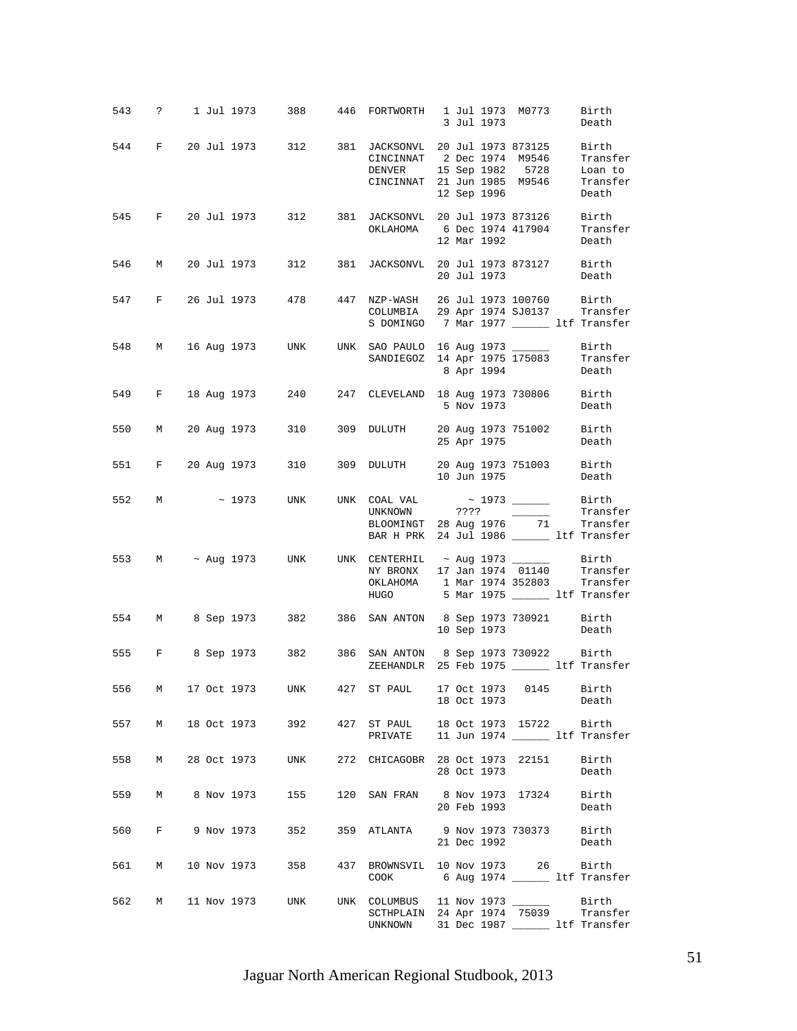| Studbook # | Sex | Birth Date | Sire | Dam | Location | Date | Local ID | Event |
|---|---|---|---|---|---|---|---|---|
| 543 | ? | 1 Jul 1973 | 388 | 446 | FORTWORTH | 1 Jul 1973 | M0773 | Birth |
| | | | | | | 3 Jul 1973 | | Death |
| 544 | F | 20 Jul 1973 | 312 | 381 | JACKSONVL | 20 Jul 1973 | 873125 | Birth |
| | | | | | CINCINNAT | 2 Dec 1974 | M9546 | Transfer |
| | | | | | DENVER | 15 Sep 1982 | 5728 | Loan to |
| | | | | | CINCINNAT | 21 Jun 1985 | M9546 | Transfer |
| | | | | | | 12 Sep 1996 | | Death |
| 545 | F | 20 Jul 1973 | 312 | 381 | JACKSONVL | 20 Jul 1973 | 873126 | Birth |
| | | | | | OKLAHOMA | 6 Dec 1974 | 417904 | Transfer |
| | | | | | | 12 Mar 1992 | | Death |
| 546 | M | 20 Jul 1973 | 312 | 381 | JACKSONVL | 20 Jul 1973 | 873127 | Birth |
| | | | | | | 20 Jul 1973 | | Death |
| 547 | F | 26 Jul 1973 | 478 | 447 | NZP-WASH | 26 Jul 1973 | 100760 | Birth |
| | | | | | COLUMBIA | 29 Apr 1974 | SJ0137 | Transfer |
| | | | | | S DOMINGO | 7 Mar 1977 | ______ | ltf Transfer |
| 548 | M | 16 Aug 1973 | UNK | UNK | SAO PAULO | 16 Aug 1973 | ______ | Birth |
| | | | | | SANDIEGOZ | 14 Apr 1975 | 175083 | Transfer |
| | | | | | | 8 Apr 1994 | | Death |
| 549 | F | 18 Aug 1973 | 240 | 247 | CLEVELAND | 18 Aug 1973 | 730806 | Birth |
| | | | | | | 5 Nov 1973 | | Death |
| 550 | M | 20 Aug 1973 | 310 | 309 | DULUTH | 20 Aug 1973 | 751002 | Birth |
| | | | | | | 25 Apr 1975 | | Death |
| 551 | F | 20 Aug 1973 | 310 | 309 | DULUTH | 20 Aug 1973 | 751003 | Birth |
| | | | | | | 10 Jun 1975 | | Death |
| 552 | M | ~ 1973 | UNK | UNK | COAL VAL | ~ 1973 | ______ | Birth |
| | | | | | UNKNOWN | ???? | ______ | Transfer |
| | | | | | BLOOMINGT | 28 Aug 1976 | 71 | Transfer |
| | | | | | BAR H PRK | 24 Jul 1986 | ______ | ltf Transfer |
| 553 | M | ~ Aug 1973 | UNK | UNK | CENTERHIL | ~ Aug 1973 | ______ | Birth |
| | | | | | NY BRONX | 17 Jan 1974 | 01140 | Transfer |
| | | | | | OKLAHOMA | 1 Mar 1974 | 352803 | Transfer |
| | | | | | HUGO | 5 Mar 1975 | ______ | ltf Transfer |
| 554 | M | 8 Sep 1973 | 382 | 386 | SAN ANTON | 8 Sep 1973 | 730921 | Birth |
| | | | | | | 10 Sep 1973 | | Death |
| 555 | F | 8 Sep 1973 | 382 | 386 | SAN ANTON | 8 Sep 1973 | 730922 | Birth |
| | | | | | ZEEHANDLR | 25 Feb 1975 | ______ | ltf Transfer |
| 556 | M | 17 Oct 1973 | UNK | 427 | ST PAUL | 17 Oct 1973 | 0145 | Birth |
| | | | | | | 18 Oct 1973 | | Death |
| 557 | M | 18 Oct 1973 | 392 | 427 | ST PAUL | 18 Oct 1973 | 15722 | Birth |
| | | | | | PRIVATE | 11 Jun 1974 | ______ | ltf Transfer |
| 558 | M | 28 Oct 1973 | UNK | 272 | CHICAGOBR | 28 Oct 1973 | 22151 | Birth |
| | | | | | | 28 Oct 1973 | | Death |
| 559 | M | 8 Nov 1973 | 155 | 120 | SAN FRAN | 8 Nov 1973 | 17324 | Birth |
| | | | | | | 20 Feb 1993 | | Death |
| 560 | F | 9 Nov 1973 | 352 | 359 | ATLANTA | 9 Nov 1973 | 730373 | Birth |
| | | | | | | 21 Dec 1992 | | Death |
| 561 | M | 10 Nov 1973 | 358 | 437 | BROWNSVIL | 10 Nov 1973 | 26 | Birth |
| | | | | | COOK | 6 Aug 1974 | ______ | ltf Transfer |
| 562 | M | 11 Nov 1973 | UNK | UNK | COLUMBUS | 11 Nov 1973 | ______ | Birth |
| | | | | | SCTHPLAIN | 24 Apr 1974 | 75039 | Transfer |
| | | | | | UNKNOWN | 31 Dec 1987 | ______ | ltf Transfer |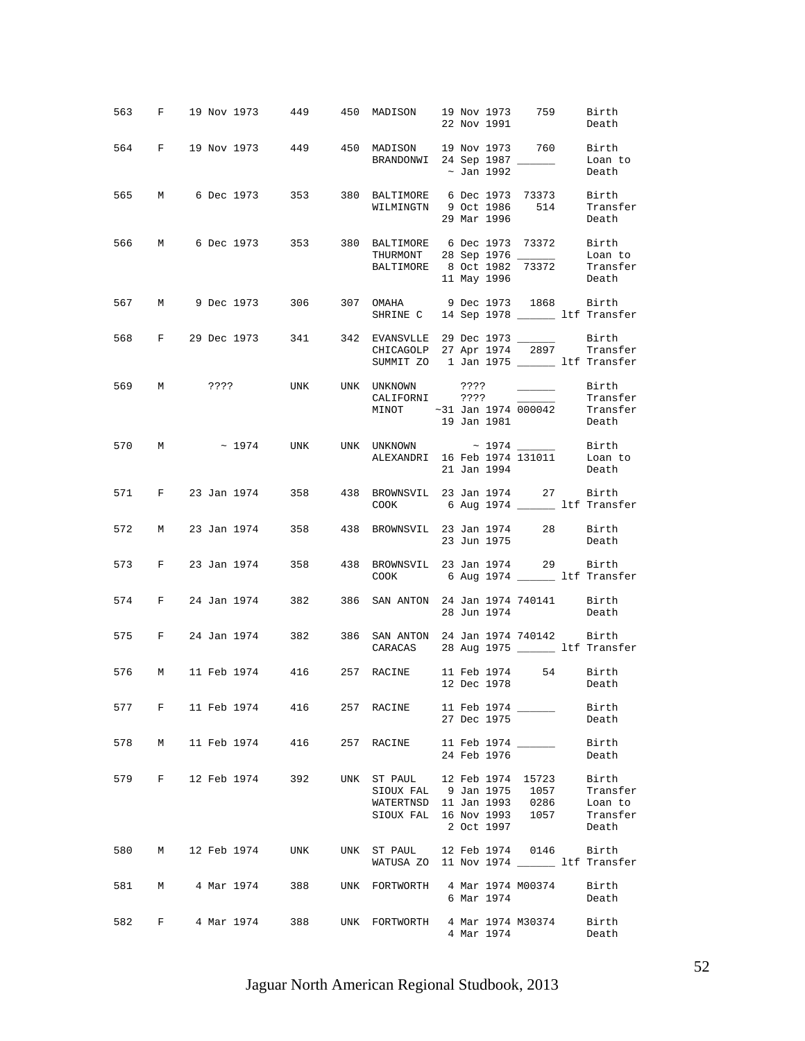| Stud # | Sex | Birth Date | Sire | Dam | Location | Date | Local ID | Event |
|---|---|---|---|---|---|---|---|---|
| 563 | F | 19 Nov 1973 | 449 | 450 | MADISON | 19 Nov 1973 | 759 | Birth |
| | | | | | | 22 Nov 1991 | | Death |
| 564 | F | 19 Nov 1973 | 449 | 450 | MADISON | 19 Nov 1973 | 760 | Birth |
| | | | | | BRANDONWI | 24 Sep 1987 | ______ | Loan to |
| | | | | | | ~ Jan 1992 | | Death |
| 565 | M | 6 Dec 1973 | 353 | 380 | BALTIMORE | 6 Dec 1973 | 73373 | Birth |
| | | | | | WILMINGTN | 9 Oct 1986 | 514 | Transfer |
| | | | | | | 29 Mar 1996 | | Death |
| 566 | M | 6 Dec 1973 | 353 | 380 | BALTIMORE | 6 Dec 1973 | 73372 | Birth |
| | | | | | THURMONT | 28 Sep 1976 | ______ | Loan to |
| | | | | | BALTIMORE | 8 Oct 1982 | 73372 | Transfer |
| | | | | | | 11 May 1996 | | Death |
| 567 | M | 9 Dec 1973 | 306 | 307 | OMAHA | 9 Dec 1973 | 1868 | Birth |
| | | | | | SHRINE C | 14 Sep 1978 | ______ | ltf Transfer |
| 568 | F | 29 Dec 1973 | 341 | 342 | EVANSVLLE | 29 Dec 1973 | ______ | Birth |
| | | | | | CHICAGOLP | 27 Apr 1974 | 2897 | Transfer |
| | | | | | SUMMIT ZO | 1 Jan 1975 | ______ | ltf Transfer |
| 569 | M | ???? | UNK | UNK | UNKNOWN | ???? | ______ | Birth |
| | | | | | CALIFORNI | ???? | ______ | Transfer |
| | | | | | MINOT | ~31 Jan 1974 | 000042 | Transfer |
| | | | | | | 19 Jan 1981 | | Death |
| 570 | M | ~ 1974 | UNK | UNK | UNKNOWN | ~ 1974 | ______ | Birth |
| | | | | | ALEXANDRI | 16 Feb 1974 | 131011 | Loan to |
| | | | | | | 21 Jan 1994 | | Death |
| 571 | F | 23 Jan 1974 | 358 | 438 | BROWNSVIL | 23 Jan 1974 | 27 | Birth |
| | | | | | COOK | 6 Aug 1974 | ______ | ltf Transfer |
| 572 | M | 23 Jan 1974 | 358 | 438 | BROWNSVIL | 23 Jan 1974 | 28 | Birth |
| | | | | | | 23 Jun 1975 | | Death |
| 573 | F | 23 Jan 1974 | 358 | 438 | BROWNSVIL | 23 Jan 1974 | 29 | Birth |
| | | | | | COOK | 6 Aug 1974 | ______ | ltf Transfer |
| 574 | F | 24 Jan 1974 | 382 | 386 | SAN ANTON | 24 Jan 1974 | 740141 | Birth |
| | | | | | | 28 Jun 1974 | | Death |
| 575 | F | 24 Jan 1974 | 382 | 386 | SAN ANTON | 24 Jan 1974 | 740142 | Birth |
| | | | | | CARACAS | 28 Aug 1975 | ______ | ltf Transfer |
| 576 | M | 11 Feb 1974 | 416 | 257 | RACINE | 11 Feb 1974 | 54 | Birth |
| | | | | | | 12 Dec 1978 | | Death |
| 577 | F | 11 Feb 1974 | 416 | 257 | RACINE | 11 Feb 1974 | ______ | Birth |
| | | | | | | 27 Dec 1975 | | Death |
| 578 | M | 11 Feb 1974 | 416 | 257 | RACINE | 11 Feb 1974 | ______ | Birth |
| | | | | | | 24 Feb 1976 | | Death |
| 579 | F | 12 Feb 1974 | 392 | UNK | ST PAUL | 12 Feb 1974 | 15723 | Birth |
| | | | | | SIOUX FAL | 9 Jan 1975 | 1057 | Transfer |
| | | | | | WATERTNSD | 11 Jan 1993 | 0286 | Loan to |
| | | | | | SIOUX FAL | 16 Nov 1993 | 1057 | Transfer |
| | | | | | | 2 Oct 1997 | | Death |
| 580 | M | 12 Feb 1974 | UNK | UNK | ST PAUL | 12 Feb 1974 | 0146 | Birth |
| | | | | | WATUSA ZO | 11 Nov 1974 | ______ | ltf Transfer |
| 581 | M | 4 Mar 1974 | 388 | UNK | FORTWORTH | 4 Mar 1974 | M00374 | Birth |
| | | | | | | 6 Mar 1974 | | Death |
| 582 | F | 4 Mar 1974 | 388 | UNK | FORTWORTH | 4 Mar 1974 | M30374 | Birth |
| | | | | | | 4 Mar 1974 | | Death |

Jaguar North American Regional Studbook, 2013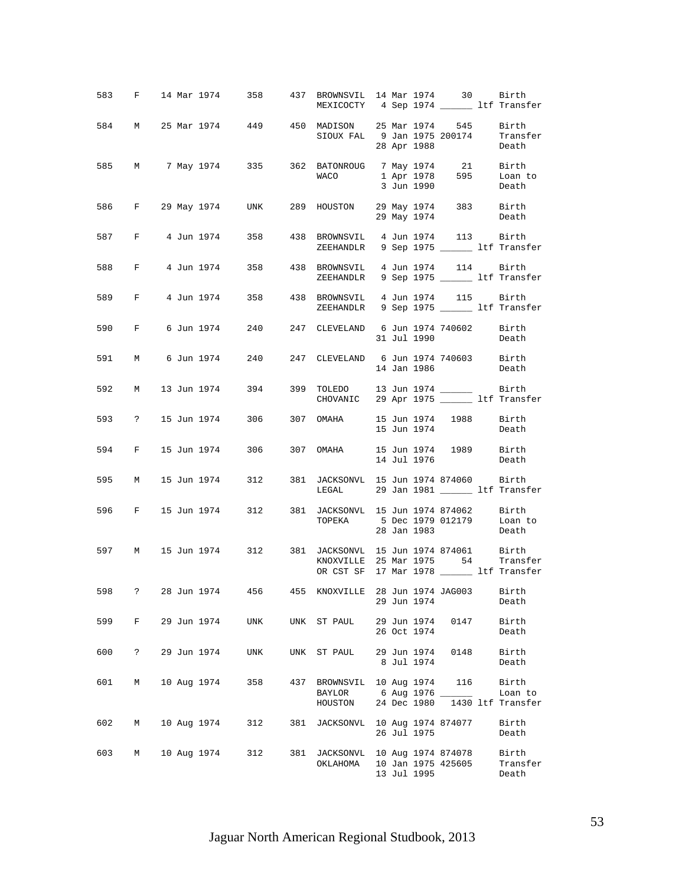| Studbook # | Sex | Birth Date | Sire | Dam | Location | Date | Local ID | Event |
|---|---|---|---|---|---|---|---|---|
| 583 | F | 14 Mar 1974 | 358 | 437 | BROWNSVIL | 14 Mar 1974 | 30 | Birth |
| | | | | | MEXICOCTY | 4 Sep 1974 | ______ | ltf Transfer |
| 584 | M | 25 Mar 1974 | 449 | 450 | MADISON | 25 Mar 1974 | 545 | Birth |
| | | | | | SIOUX FAL | 9 Jan 1975 | 200174 | Transfer |
| | | | | | | 28 Apr 1988 | | Death |
| 585 | M | 7 May 1974 | 335 | 362 | BATONROUG | 7 May 1974 | 21 | Birth |
| | | | | | WACO | 1 Apr 1978 | 595 | Loan to |
| | | | | | | 3 Jun 1990 | | Death |
| 586 | F | 29 May 1974 | UNK | 289 | HOUSTON | 29 May 1974 | 383 | Birth |
| | | | | | | 29 May 1974 | | Death |
| 587 | F | 4 Jun 1974 | 358 | 438 | BROWNSVIL | 4 Jun 1974 | 113 | Birth |
| | | | | | ZEEHANDLR | 9 Sep 1975 | ______ | ltf Transfer |
| 588 | F | 4 Jun 1974 | 358 | 438 | BROWNSVIL | 4 Jun 1974 | 114 | Birth |
| | | | | | ZEEHANDLR | 9 Sep 1975 | ______ | ltf Transfer |
| 589 | F | 4 Jun 1974 | 358 | 438 | BROWNSVIL | 4 Jun 1974 | 115 | Birth |
| | | | | | ZEEHANDLR | 9 Sep 1975 | ______ | ltf Transfer |
| 590 | F | 6 Jun 1974 | 240 | 247 | CLEVELAND | 6 Jun 1974 | 740602 | Birth |
| | | | | | | 31 Jul 1990 | | Death |
| 591 | M | 6 Jun 1974 | 240 | 247 | CLEVELAND | 6 Jun 1974 | 740603 | Birth |
| | | | | | | 14 Jan 1986 | | Death |
| 592 | M | 13 Jun 1974 | 394 | 399 | TOLEDO | 13 Jun 1974 | ______ | Birth |
| | | | | | CHOVANIC | 29 Apr 1975 | ______ | ltf Transfer |
| 593 | ? | 15 Jun 1974 | 306 | 307 | OMAHA | 15 Jun 1974 | 1988 | Birth |
| | | | | | | 15 Jun 1974 | | Death |
| 594 | F | 15 Jun 1974 | 306 | 307 | OMAHA | 15 Jun 1974 | 1989 | Birth |
| | | | | | | 14 Jul 1976 | | Death |
| 595 | M | 15 Jun 1974 | 312 | 381 | JACKSONVL | 15 Jun 1974 | 874060 | Birth |
| | | | | | LEGAL | 29 Jan 1981 | ______ | ltf Transfer |
| 596 | F | 15 Jun 1974 | 312 | 381 | JACKSONVL | 15 Jun 1974 | 874062 | Birth |
| | | | | | TOPEKA | 5 Dec 1979 | 012179 | Loan to |
| | | | | | | 28 Jan 1983 | | Death |
| 597 | M | 15 Jun 1974 | 312 | 381 | JACKSONVL | 15 Jun 1974 | 874061 | Birth |
| | | | | | KNOXVILLE | 25 Mar 1975 | 54 | Transfer |
| | | | | | OR CST SF | 17 Mar 1978 | ______ | ltf Transfer |
| 598 | ? | 28 Jun 1974 | 456 | 455 | KNOXVILLE | 28 Jun 1974 | JAG003 | Birth |
| | | | | | | 29 Jun 1974 | | Death |
| 599 | F | 29 Jun 1974 | UNK | UNK | ST PAUL | 29 Jun 1974 | 0147 | Birth |
| | | | | | | 26 Oct 1974 | | Death |
| 600 | ? | 29 Jun 1974 | UNK | UNK | ST PAUL | 29 Jun 1974 | 0148 | Birth |
| | | | | | | 8 Jul 1974 | | Death |
| 601 | M | 10 Aug 1974 | 358 | 437 | BROWNSVIL | 10 Aug 1974 | 116 | Birth |
| | | | | | BAYLOR | 6 Aug 1976 | ______ | Loan to |
| | | | | | HOUSTON | 24 Dec 1980 | 1430 | ltf Transfer |
| 602 | M | 10 Aug 1974 | 312 | 381 | JACKSONVL | 10 Aug 1974 | 874077 | Birth |
| | | | | | | 26 Jul 1975 | | Death |
| 603 | M | 10 Aug 1974 | 312 | 381 | JACKSONVL | 10 Aug 1974 | 874078 | Birth |
| | | | | | OKLAHOMA | 10 Jan 1975 | 425605 | Transfer |
| | | | | | | 13 Jul 1995 | | Death |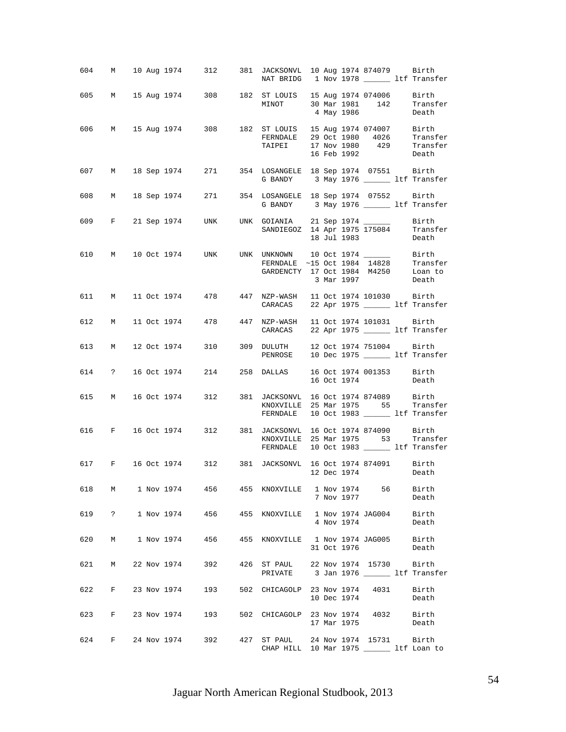| Stud # | Sex | Birth Date | Sire | Dam | Location | Date | Local ID | Event |
|---|---|---|---|---|---|---|---|---|
| 604 | M | 10 Aug 1974 | 312 | 381 | JACKSONVL | 10 Aug 1974 | 874079 | Birth |
| | | | | | NAT BRIDG | 1 Nov 1978 | ______ | ltf Transfer |
| 605 | M | 15 Aug 1974 | 308 | 182 | ST LOUIS | 15 Aug 1974 | 074006 | Birth |
| | | | | | MINOT | 30 Mar 1981 | 142 | Transfer |
| | | | | | | 4 May 1986 | | Death |
| 606 | M | 15 Aug 1974 | 308 | 182 | ST LOUIS | 15 Aug 1974 | 074007 | Birth |
| | | | | | FERNDALE | 29 Oct 1980 | 4026 | Transfer |
| | | | | | TAIPEI | 17 Nov 1980 | 429 | Transfer |
| | | | | | | 16 Feb 1992 | | Death |
| 607 | M | 18 Sep 1974 | 271 | 354 | LOSANGELE | 18 Sep 1974 | 07551 | Birth |
| | | | | | G BANDY | 3 May 1976 | ______ | ltf Transfer |
| 608 | M | 18 Sep 1974 | 271 | 354 | LOSANGELE | 18 Sep 1974 | 07552 | Birth |
| | | | | | G BANDY | 3 May 1976 | ______ | ltf Transfer |
| 609 | F | 21 Sep 1974 | UNK | UNK | GOIANIA | 21 Sep 1974 | ______ | Birth |
| | | | | | SANDIEGOZ | 14 Apr 1975 | 175084 | Transfer |
| | | | | | | 18 Jul 1983 | | Death |
| 610 | M | 10 Oct 1974 | UNK | UNK | UNKNOWN | 10 Oct 1974 | ______ | Birth |
| | | | | | FERNDALE | ~15 Oct 1984 | 14828 | Transfer |
| | | | | | GARDENCTY | 17 Oct 1984 | M4250 | Loan to |
| | | | | | | 3 Mar 1997 | | Death |
| 611 | M | 11 Oct 1974 | 478 | 447 | NZP-WASH | 11 Oct 1974 | 101030 | Birth |
| | | | | | CARACAS | 22 Apr 1975 | ______ | ltf Transfer |
| 612 | M | 11 Oct 1974 | 478 | 447 | NZP-WASH | 11 Oct 1974 | 101031 | Birth |
| | | | | | CARACAS | 22 Apr 1975 | ______ | ltf Transfer |
| 613 | M | 12 Oct 1974 | 310 | 309 | DULUTH | 12 Oct 1974 | 751004 | Birth |
| | | | | | PENROSE | 10 Dec 1975 | ______ | ltf Transfer |
| 614 | ? | 16 Oct 1974 | 214 | 258 | DALLAS | 16 Oct 1974 | 001353 | Birth |
| | | | | | | 16 Oct 1974 | | Death |
| 615 | M | 16 Oct 1974 | 312 | 381 | JACKSONVL | 16 Oct 1974 | 874089 | Birth |
| | | | | | KNOXVILLE | 25 Mar 1975 | 55 | Transfer |
| | | | | | FERNDALE | 10 Oct 1983 | ______ | ltf Transfer |
| 616 | F | 16 Oct 1974 | 312 | 381 | JACKSONVL | 16 Oct 1974 | 874090 | Birth |
| | | | | | KNOXVILLE | 25 Mar 1975 | 53 | Transfer |
| | | | | | FERNDALE | 10 Oct 1983 | ______ | ltf Transfer |
| 617 | F | 16 Oct 1974 | 312 | 381 | JACKSONVL | 16 Oct 1974 | 874091 | Birth |
| | | | | | | 12 Dec 1974 | | Death |
| 618 | M | 1 Nov 1974 | 456 | 455 | KNOXVILLE | 1 Nov 1974 | 56 | Birth |
| | | | | | | 7 Nov 1977 | | Death |
| 619 | ? | 1 Nov 1974 | 456 | 455 | KNOXVILLE | 1 Nov 1974 | JAG004 | Birth |
| | | | | | | 4 Nov 1974 | | Death |
| 620 | M | 1 Nov 1974 | 456 | 455 | KNOXVILLE | 1 Nov 1974 | JAG005 | Birth |
| | | | | | | 31 Oct 1976 | | Death |
| 621 | M | 22 Nov 1974 | 392 | 426 | ST PAUL | 22 Nov 1974 | 15730 | Birth |
| | | | | | PRIVATE | 3 Jan 1976 | ______ | ltf Transfer |
| 622 | F | 23 Nov 1974 | 193 | 502 | CHICAGOLP | 23 Nov 1974 | 4031 | Birth |
| | | | | | | 10 Dec 1974 | | Death |
| 623 | F | 23 Nov 1974 | 193 | 502 | CHICAGOLP | 23 Nov 1974 | 4032 | Birth |
| | | | | | | 17 Mar 1975 | | Death |
| 624 | F | 24 Nov 1974 | 392 | 427 | ST PAUL | 24 Nov 1974 | 15731 | Birth |
| | | | | | CHAP HILL | 10 Mar 1975 | ______ | ltf Loan to |

Jaguar North American Regional Studbook, 2013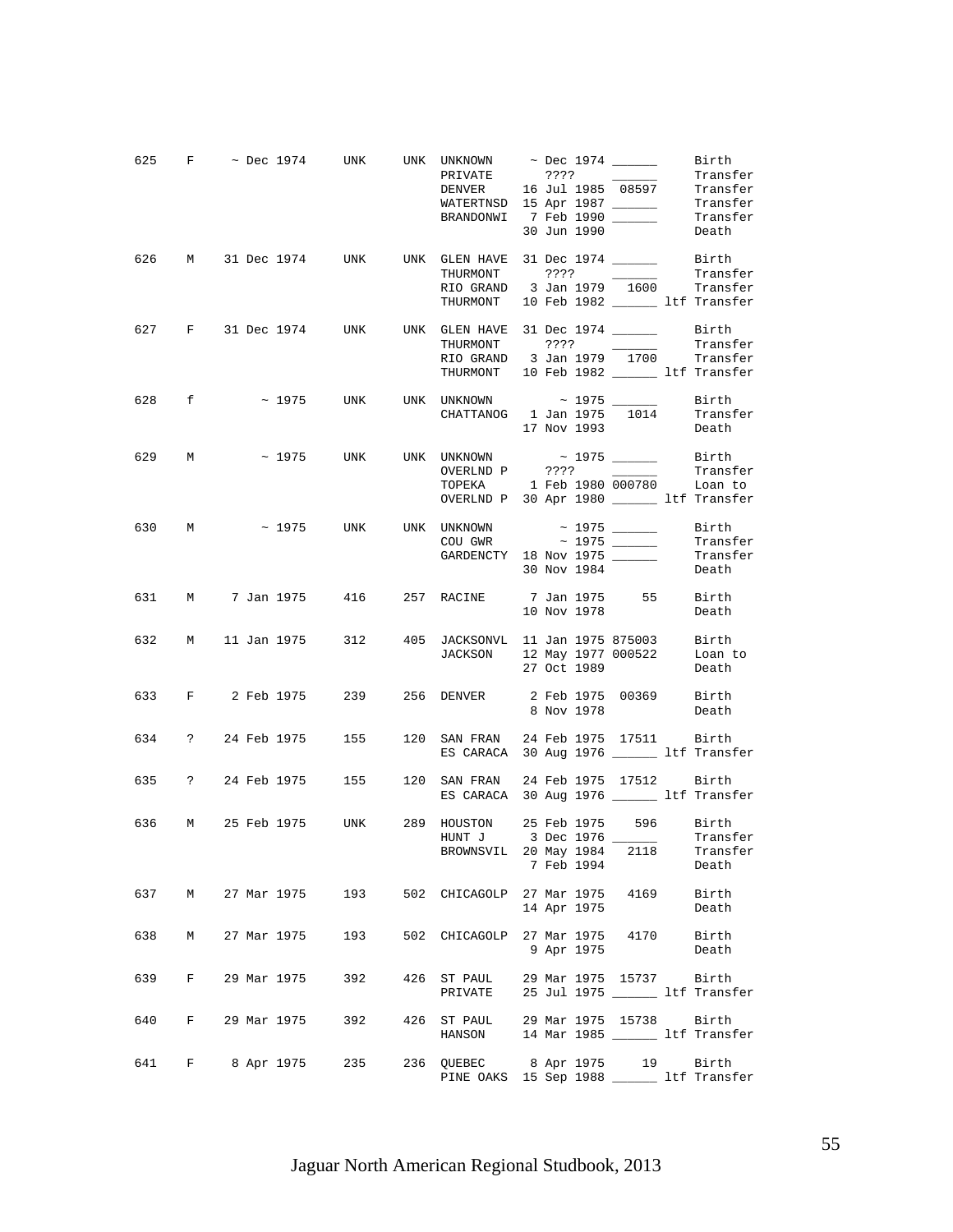| Stud # | Sex | Birth Date | Sire | Dam | Location | Date | Local ID | Event |
|---|---|---|---|---|---|---|---|---|
| 625 | F | ~ Dec 1974 | UNK | UNK | UNKNOWN | ~ Dec 1974 | ______ | Birth |
| | | | | | PRIVATE | ???? | ______ | Transfer |
| | | | | | DENVER | 16 Jul 1985 | 08597 | Transfer |
| | | | | | WATERTNSD | 15 Apr 1987 | ______ | Transfer |
| | | | | | BRANDONWI | 7 Feb 1990 | ______ | Transfer |
| | | | | | | 30 Jun 1990 | | Death |
| 626 | M | 31 Dec 1974 | UNK | UNK | GLEN HAVE | 31 Dec 1974 | ______ | Birth |
| | | | | | THURMONT | ???? | ______ | Transfer |
| | | | | | RIO GRAND | 3 Jan 1979 | 1600 | Transfer |
| | | | | | THURMONT | 10 Feb 1982 | ______ ltf | Transfer |
| 627 | F | 31 Dec 1974 | UNK | UNK | GLEN HAVE | 31 Dec 1974 | ______ | Birth |
| | | | | | THURMONT | ???? | ______ | Transfer |
| | | | | | RIO GRAND | 3 Jan 1979 | 1700 | Transfer |
| | | | | | THURMONT | 10 Feb 1982 | ______ ltf | Transfer |
| 628 | f | ~ 1975 | UNK | UNK | UNKNOWN | ~ 1975 | ______ | Birth |
| | | | | | CHATTANOG | 1 Jan 1975 | 1014 | Transfer |
| | | | | | | 17 Nov 1993 | | Death |
| 629 | M | ~ 1975 | UNK | UNK | UNKNOWN | ~ 1975 | ______ | Birth |
| | | | | | OVERLND P | ???? | ______ | Transfer |
| | | | | | TOPEKA | 1 Feb 1980 | 000780 | Loan to |
| | | | | | OVERLND P | 30 Apr 1980 | ______ ltf | Transfer |
| 630 | M | ~ 1975 | UNK | UNK | UNKNOWN | ~ 1975 | ______ | Birth |
| | | | | | COU GWR | ~ 1975 | ______ | Transfer |
| | | | | | GARDENCTY | 18 Nov 1975 | ______ | Transfer |
| | | | | | | 30 Nov 1984 | | Death |
| 631 | M | 7 Jan 1975 | 416 | 257 | RACINE | 7 Jan 1975 | 55 | Birth |
| | | | | | | 10 Nov 1978 | | Death |
| 632 | M | 11 Jan 1975 | 312 | 405 | JACKSONVL | 11 Jan 1975 | 875003 | Birth |
| | | | | | JACKSON | 12 May 1977 | 000522 | Loan to |
| | | | | | | 27 Oct 1989 | | Death |
| 633 | F | 2 Feb 1975 | 239 | 256 | DENVER | 2 Feb 1975 | 00369 | Birth |
| | | | | | | 8 Nov 1978 | | Death |
| 634 | ? | 24 Feb 1975 | 155 | 120 | SAN FRAN | 24 Feb 1975 | 17511 | Birth |
| | | | | | ES CARACA | 30 Aug 1976 | ______ ltf | Transfer |
| 635 | ? | 24 Feb 1975 | 155 | 120 | SAN FRAN | 24 Feb 1975 | 17512 | Birth |
| | | | | | ES CARACA | 30 Aug 1976 | ______ ltf | Transfer |
| 636 | M | 25 Feb 1975 | UNK | 289 | HOUSTON | 25 Feb 1975 | 596 | Birth |
| | | | | | HUNT J | 3 Dec 1976 | ______ | Transfer |
| | | | | | BROWNSVIL | 20 May 1984 | 2118 | Transfer |
| | | | | | | 7 Feb 1994 | | Death |
| 637 | M | 27 Mar 1975 | 193 | 502 | CHICAGOLP | 27 Mar 1975 | 4169 | Birth |
| | | | | | | 14 Apr 1975 | | Death |
| 638 | M | 27 Mar 1975 | 193 | 502 | CHICAGOLP | 27 Mar 1975 | 4170 | Birth |
| | | | | | | 9 Apr 1975 | | Death |
| 639 | F | 29 Mar 1975 | 392 | 426 | ST PAUL | 29 Mar 1975 | 15737 | Birth |
| | | | | | PRIVATE | 25 Jul 1975 | ______ ltf | Transfer |
| 640 | F | 29 Mar 1975 | 392 | 426 | ST PAUL | 29 Mar 1975 | 15738 | Birth |
| | | | | | HANSON | 14 Mar 1985 | ______ ltf | Transfer |
| 641 | F | 8 Apr 1975 | 235 | 236 | QUEBEC | 8 Apr 1975 | 19 | Birth |
| | | | | | PINE OAKS | 15 Sep 1988 | ______ ltf | Transfer |

Jaguar North American Regional Studbook, 2013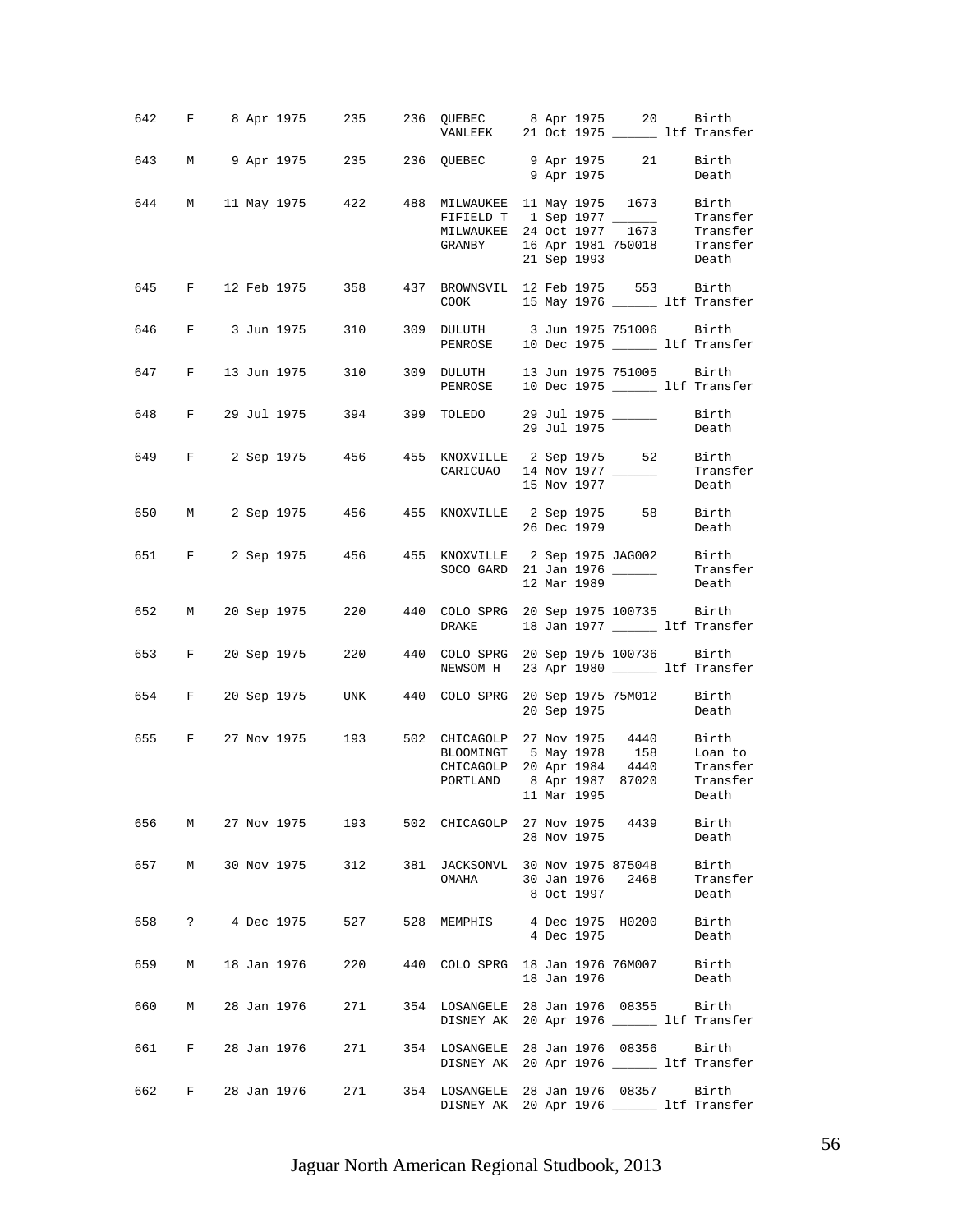| Stud # | Sex | Birth Date | Sire | Dam | Location | Date | Local ID | Event |
|---|---|---|---|---|---|---|---|---|
| 642 | F | 8 Apr 1975 | 235 | 236 | QUEBEC | 8 Apr 1975 | 20 | Birth |
| | | | | | VANLEEK | 21 Oct 1975 | ______ ltf | Transfer |
| 643 | M | 9 Apr 1975 | 235 | 236 | QUEBEC | 9 Apr 1975 | 21 | Birth |
| | | | | | | 9 Apr 1975 | | Death |
| 644 | M | 11 May 1975 | 422 | 488 | MILWAUKEE | 11 May 1975 | 1673 | Birth |
| | | | | | FIFIELD T | 1 Sep 1977 | ______ | Transfer |
| | | | | | MILWAUKEE | 24 Oct 1977 | 1673 | Transfer |
| | | | | | GRANBY | 16 Apr 1981 | 750018 | Transfer |
| | | | | | | 21 Sep 1993 | | Death |
| 645 | F | 12 Feb 1975 | 358 | 437 | BROWNSVIL | 12 Feb 1975 | 553 | Birth |
| | | | | | COOK | 15 May 1976 | ______ ltf | Transfer |
| 646 | F | 3 Jun 1975 | 310 | 309 | DULUTH | 3 Jun 1975 | 751006 | Birth |
| | | | | | PENROSE | 10 Dec 1975 | ______ ltf | Transfer |
| 647 | F | 13 Jun 1975 | 310 | 309 | DULUTH | 13 Jun 1975 | 751005 | Birth |
| | | | | | PENROSE | 10 Dec 1975 | ______ ltf | Transfer |
| 648 | F | 29 Jul 1975 | 394 | 399 | TOLEDO | 29 Jul 1975 | ______ | Birth |
| | | | | | | 29 Jul 1975 | | Death |
| 649 | F | 2 Sep 1975 | 456 | 455 | KNOXVILLE | 2 Sep 1975 | 52 | Birth |
| | | | | | CARICUAO | 14 Nov 1977 | ______ | Transfer |
| | | | | | | 15 Nov 1977 | | Death |
| 650 | M | 2 Sep 1975 | 456 | 455 | KNOXVILLE | 2 Sep 1975 | 58 | Birth |
| | | | | | | 26 Dec 1979 | | Death |
| 651 | F | 2 Sep 1975 | 456 | 455 | KNOXVILLE | 2 Sep 1975 | JAG002 | Birth |
| | | | | | SOCO GARD | 21 Jan 1976 | ______ | Transfer |
| | | | | | | 12 Mar 1989 | | Death |
| 652 | M | 20 Sep 1975 | 220 | 440 | COLO SPRG | 20 Sep 1975 | 100735 | Birth |
| | | | | | DRAKE | 18 Jan 1977 | ______ ltf | Transfer |
| 653 | F | 20 Sep 1975 | 220 | 440 | COLO SPRG | 20 Sep 1975 | 100736 | Birth |
| | | | | | NEWSOM H | 23 Apr 1980 | ______ ltf | Transfer |
| 654 | F | 20 Sep 1975 | UNK | 440 | COLO SPRG | 20 Sep 1975 | 75M012 | Birth |
| | | | | | | 20 Sep 1975 | | Death |
| 655 | F | 27 Nov 1975 | 193 | 502 | CHICAGOLP | 27 Nov 1975 | 4440 | Birth |
| | | | | | BLOOMINGT | 5 May 1978 | 158 | Loan to |
| | | | | | CHICAGOLP | 20 Apr 1984 | 4440 | Transfer |
| | | | | | PORTLAND | 8 Apr 1987 | 87020 | Transfer |
| | | | | | | 11 Mar 1995 | | Death |
| 656 | M | 27 Nov 1975 | 193 | 502 | CHICAGOLP | 27 Nov 1975 | 4439 | Birth |
| | | | | | | 28 Nov 1975 | | Death |
| 657 | M | 30 Nov 1975 | 312 | 381 | JACKSONVL | 30 Nov 1975 | 875048 | Birth |
| | | | | | OMAHA | 30 Jan 1976 | 2468 | Transfer |
| | | | | | | 8 Oct 1997 | | Death |
| 658 | ? | 4 Dec 1975 | 527 | 528 | MEMPHIS | 4 Dec 1975 | H0200 | Birth |
| | | | | | | 4 Dec 1975 | | Death |
| 659 | M | 18 Jan 1976 | 220 | 440 | COLO SPRG | 18 Jan 1976 | 76M007 | Birth |
| | | | | | | 18 Jan 1976 | | Death |
| 660 | M | 28 Jan 1976 | 271 | 354 | LOSANGELE | 28 Jan 1976 | 08355 | Birth |
| | | | | | DISNEY AK | 20 Apr 1976 | ______ ltf | Transfer |
| 661 | F | 28 Jan 1976 | 271 | 354 | LOSANGELE | 28 Jan 1976 | 08356 | Birth |
| | | | | | DISNEY AK | 20 Apr 1976 | ______ ltf | Transfer |
| 662 | F | 28 Jan 1976 | 271 | 354 | LOSANGELE | 28 Jan 1976 | 08357 | Birth |
| | | | | | DISNEY AK | 20 Apr 1976 | ______ ltf | Transfer |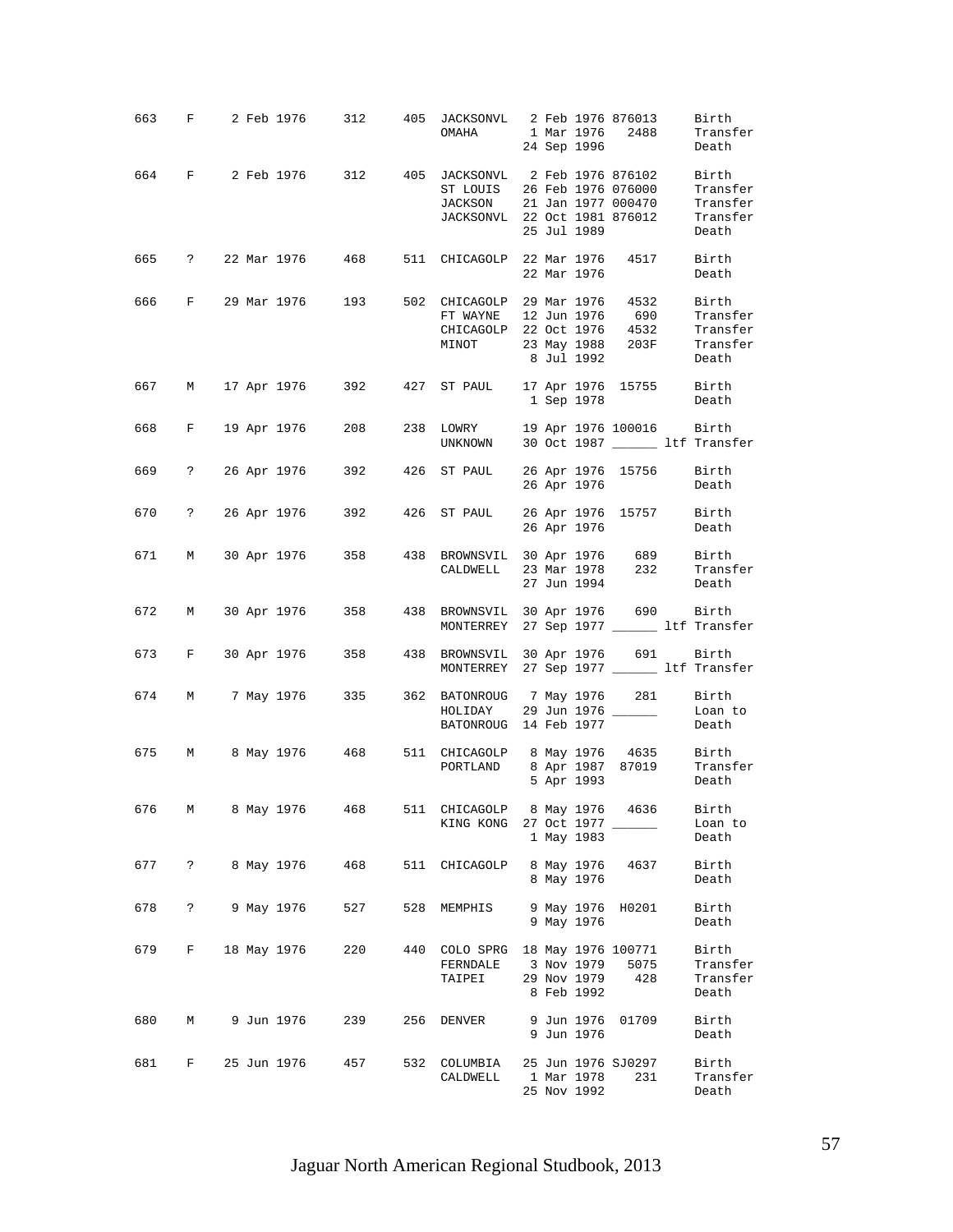| Stud # | Sex | Birth Date | Sire | Dam | Location | Date | Local ID | Event |
|---|---|---|---|---|---|---|---|---|
| 663 | F | 2 Feb 1976 | 312 | 405 | JACKSONVL | 2 Feb 1976 | 876013 | Birth |
| | | | | | OMAHA | 1 Mar 1976 | 2488 | Transfer |
| | | | | | | 24 Sep 1996 | | Death |
| 664 | F | 2 Feb 1976 | 312 | 405 | JACKSONVL | 2 Feb 1976 | 876102 | Birth |
| | | | | | ST LOUIS | 26 Feb 1976 | 076000 | Transfer |
| | | | | | JACKSON | 21 Jan 1977 | 000470 | Transfer |
| | | | | | JACKSONVL | 22 Oct 1981 | 876012 | Transfer |
| | | | | | | 25 Jul 1989 | | Death |
| 665 | ? | 22 Mar 1976 | 468 | 511 | CHICAGOLP | 22 Mar 1976 | 4517 | Birth |
| | | | | | | 22 Mar 1976 | | Death |
| 666 | F | 29 Mar 1976 | 193 | 502 | CHICAGOLP | 29 Mar 1976 | 4532 | Birth |
| | | | | | FT WAYNE | 12 Jun 1976 | 690 | Transfer |
| | | | | | CHICAGOLP | 22 Oct 1976 | 4532 | Transfer |
| | | | | | MINOT | 23 May 1988 | 203F | Transfer |
| | | | | | | 8 Jul 1992 | | Death |
| 667 | M | 17 Apr 1976 | 392 | 427 | ST PAUL | 17 Apr 1976 | 15755 | Birth |
| | | | | | | 1 Sep 1978 | | Death |
| 668 | F | 19 Apr 1976 | 208 | 238 | LOWRY | 19 Apr 1976 | 100016 | Birth |
| | | | | | UNKNOWN | 30 Oct 1987 | ______ | ltf Transfer |
| 669 | ? | 26 Apr 1976 | 392 | 426 | ST PAUL | 26 Apr 1976 | 15756 | Birth |
| | | | | | | 26 Apr 1976 | | Death |
| 670 | ? | 26 Apr 1976 | 392 | 426 | ST PAUL | 26 Apr 1976 | 15757 | Birth |
| | | | | | | 26 Apr 1976 | | Death |
| 671 | M | 30 Apr 1976 | 358 | 438 | BROWNSVIL | 30 Apr 1976 | 689 | Birth |
| | | | | | CALDWELL | 23 Mar 1978 | 232 | Transfer |
| | | | | | | 27 Jun 1994 | | Death |
| 672 | M | 30 Apr 1976 | 358 | 438 | BROWNSVIL | 30 Apr 1976 | 690 | Birth |
| | | | | | MONTERREY | 27 Sep 1977 | ______ | ltf Transfer |
| 673 | F | 30 Apr 1976 | 358 | 438 | BROWNSVIL | 30 Apr 1976 | 691 | Birth |
| | | | | | MONTERREY | 27 Sep 1977 | ______ | ltf Transfer |
| 674 | M | 7 May 1976 | 335 | 362 | BATONROUG | 7 May 1976 | 281 | Birth |
| | | | | | HOLIDAY | 29 Jun 1976 | ______ | Loan to |
| | | | | | BATONROUG | 14 Feb 1977 | | Death |
| 675 | M | 8 May 1976 | 468 | 511 | CHICAGOLP | 8 May 1976 | 4635 | Birth |
| | | | | | PORTLAND | 8 Apr 1987 | 87019 | Transfer |
| | | | | | | 5 Apr 1993 | | Death |
| 676 | M | 8 May 1976 | 468 | 511 | CHICAGOLP | 8 May 1976 | 4636 | Birth |
| | | | | | KING KONG | 27 Oct 1977 | ______ | Loan to |
| | | | | | | 1 May 1983 | | Death |
| 677 | ? | 8 May 1976 | 468 | 511 | CHICAGOLP | 8 May 1976 | 4637 | Birth |
| | | | | | | 8 May 1976 | | Death |
| 678 | ? | 9 May 1976 | 527 | 528 | MEMPHIS | 9 May 1976 | H0201 | Birth |
| | | | | | | 9 May 1976 | | Death |
| 679 | F | 18 May 1976 | 220 | 440 | COLO SPRG | 18 May 1976 | 100771 | Birth |
| | | | | | FERNDALE | 3 Nov 1979 | 5075 | Transfer |
| | | | | | TAIPEI | 29 Nov 1979 | 428 | Transfer |
| | | | | | | 8 Feb 1992 | | Death |
| 680 | M | 9 Jun 1976 | 239 | 256 | DENVER | 9 Jun 1976 | 01709 | Birth |
| | | | | | | 9 Jun 1976 | | Death |
| 681 | F | 25 Jun 1976 | 457 | 532 | COLUMBIA | 25 Jun 1976 | SJ0297 | Birth |
| | | | | | CALDWELL | 1 Mar 1978 | 231 | Transfer |
| | | | | | | 25 Nov 1992 | | Death |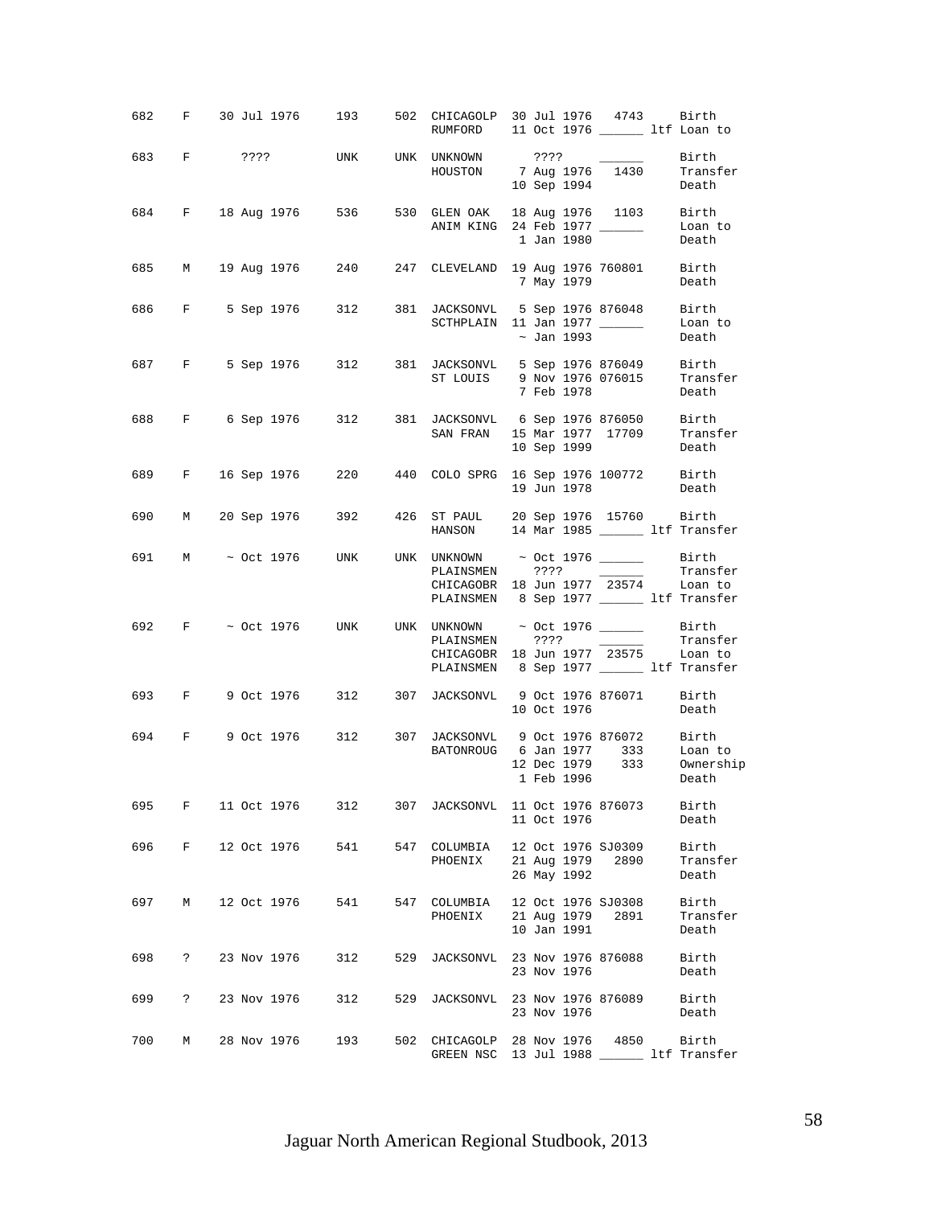| Studbook # | Sex | Birth Date | Sire | Dam | Location | Date | Local ID | Event |
|---|---|---|---|---|---|---|---|---|
| 682 | F | 30 Jul 1976 | 193 | 502 | CHICAGOLP | 30 Jul 1976 | 4743 | Birth |
| | | | | | RUMFORD | 11 Oct 1976 | ______ ltf | Loan to |
| 683 | F | ???? | UNK | UNK | UNKNOWN | ???? | ______ | Birth |
| | | | | | HOUSTON | 7 Aug 1976 | 1430 | Transfer |
| | | | | | | 10 Sep 1994 | | Death |
| 684 | F | 18 Aug 1976 | 536 | 530 | GLEN OAK | 18 Aug 1976 | 1103 | Birth |
| | | | | | ANIM KING | 24 Feb 1977 | ______ | Loan to |
| | | | | | | 1 Jan 1980 | | Death |
| 685 | M | 19 Aug 1976 | 240 | 247 | CLEVELAND | 19 Aug 1976 | 760801 | Birth |
| | | | | | | 7 May 1979 | | Death |
| 686 | F | 5 Sep 1976 | 312 | 381 | JACKSONVL | 5 Sep 1976 | 876048 | Birth |
| | | | | | SCTHPLAIN | 11 Jan 1977 | ______ | Loan to |
| | | | | | | ~ Jan 1993 | | Death |
| 687 | F | 5 Sep 1976 | 312 | 381 | JACKSONVL | 5 Sep 1976 | 876049 | Birth |
| | | | | | ST LOUIS | 9 Nov 1976 | 076015 | Transfer |
| | | | | | | 7 Feb 1978 | | Death |
| 688 | F | 6 Sep 1976 | 312 | 381 | JACKSONVL | 6 Sep 1976 | 876050 | Birth |
| | | | | | SAN FRAN | 15 Mar 1977 | 17709 | Transfer |
| | | | | | | 10 Sep 1999 | | Death |
| 689 | F | 16 Sep 1976 | 220 | 440 | COLO SPRG | 16 Sep 1976 | 100772 | Birth |
| | | | | | | 19 Jun 1978 | | Death |
| 690 | M | 20 Sep 1976 | 392 | 426 | ST PAUL | 20 Sep 1976 | 15760 | Birth |
| | | | | | HANSON | 14 Mar 1985 | ______ ltf | Transfer |
| 691 | M | ~ Oct 1976 | UNK | UNK | UNKNOWN | ~ Oct 1976 | ______ | Birth |
| | | | | | PLAINSMEN | ???? | ______ | Transfer |
| | | | | | CHICAGOBR | 18 Jun 1977 | 23574 | Loan to |
| | | | | | PLAINSMEN | 8 Sep 1977 | ______ ltf | Transfer |
| 692 | F | ~ Oct 1976 | UNK | UNK | UNKNOWN | ~ Oct 1976 | ______ | Birth |
| | | | | | PLAINSMEN | ???? | ______ | Transfer |
| | | | | | CHICAGOBR | 18 Jun 1977 | 23575 | Loan to |
| | | | | | PLAINSMEN | 8 Sep 1977 | ______ ltf | Transfer |
| 693 | F | 9 Oct 1976 | 312 | 307 | JACKSONVL | 9 Oct 1976 | 876071 | Birth |
| | | | | | | 10 Oct 1976 | | Death |
| 694 | F | 9 Oct 1976 | 312 | 307 | JACKSONVL | 9 Oct 1976 | 876072 | Birth |
| | | | | | BATONROUG | 6 Jan 1977 | 333 | Loan to |
| | | | | | | 12 Dec 1979 | 333 | Ownership |
| | | | | | | 1 Feb 1996 | | Death |
| 695 | F | 11 Oct 1976 | 312 | 307 | JACKSONVL | 11 Oct 1976 | 876073 | Birth |
| | | | | | | 11 Oct 1976 | | Death |
| 696 | F | 12 Oct 1976 | 541 | 547 | COLUMBIA | 12 Oct 1976 | SJ0309 | Birth |
| | | | | | PHOENIX | 21 Aug 1979 | 2890 | Transfer |
| | | | | | | 26 May 1992 | | Death |
| 697 | M | 12 Oct 1976 | 541 | 547 | COLUMBIA | 12 Oct 1976 | SJ0308 | Birth |
| | | | | | PHOENIX | 21 Aug 1979 | 2891 | Transfer |
| | | | | | | 10 Jan 1991 | | Death |
| 698 | ? | 23 Nov 1976 | 312 | 529 | JACKSONVL | 23 Nov 1976 | 876088 | Birth |
| | | | | | | 23 Nov 1976 | | Death |
| 699 | ? | 23 Nov 1976 | 312 | 529 | JACKSONVL | 23 Nov 1976 | 876089 | Birth |
| | | | | | | 23 Nov 1976 | | Death |
| 700 | M | 28 Nov 1976 | 193 | 502 | CHICAGOLP | 28 Nov 1976 | 4850 | Birth |
| | | | | | GREEN NSC | 13 Jul 1988 | ______ ltf | Transfer |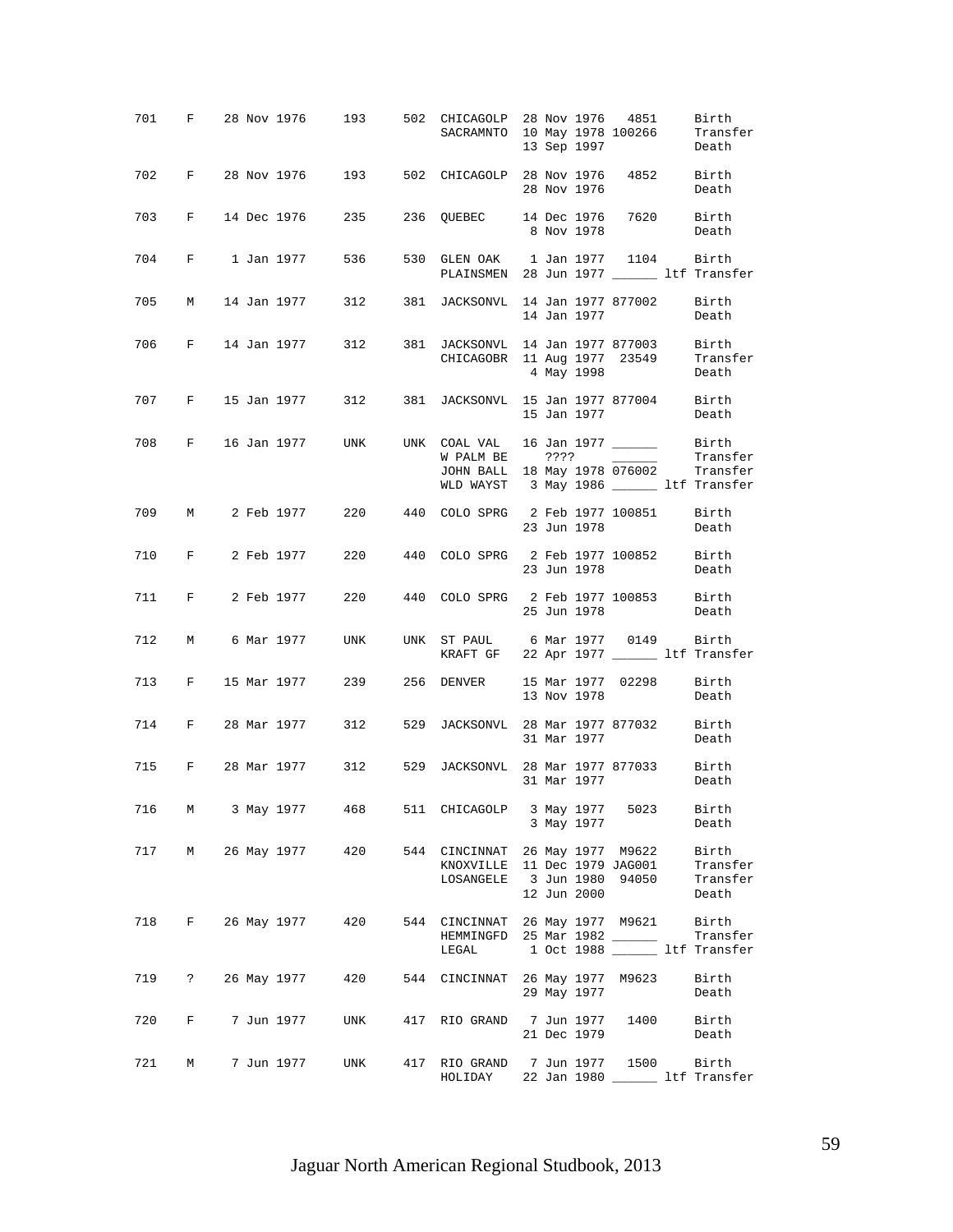| Stud # | Sex | Birth Date | Sire | Dam | Location | Date | Local ID | Event |
|---|---|---|---|---|---|---|---|---|
| 701 | F | 28 Nov 1976 | 193 | 502 | CHICAGOLP | 28 Nov 1976 | 4851 | Birth |
| | | | | | SACRAMNTO | 10 May 1978 | 100266 | Transfer |
| | | | | | | 13 Sep 1997 | | Death |
| 702 | F | 28 Nov 1976 | 193 | 502 | CHICAGOLP | 28 Nov 1976 | 4852 | Birth |
| | | | | | | 28 Nov 1976 | | Death |
| 703 | F | 14 Dec 1976 | 235 | 236 | QUEBEC | 14 Dec 1976 | 7620 | Birth |
| | | | | | | 8 Nov 1978 | | Death |
| 704 | F | 1 Jan 1977 | 536 | 530 | GLEN OAK | 1 Jan 1977 | 1104 | Birth |
| | | | | | PLAINSMEN | 28 Jun 1977 | ______ | ltf Transfer |
| 705 | M | 14 Jan 1977 | 312 | 381 | JACKSONVL | 14 Jan 1977 | 877002 | Birth |
| | | | | | | 14 Jan 1977 | | Death |
| 706 | F | 14 Jan 1977 | 312 | 381 | JACKSONVL | 14 Jan 1977 | 877003 | Birth |
| | | | | | CHICAGOBR | 11 Aug 1977 | 23549 | Transfer |
| | | | | | | 4 May 1998 | | Death |
| 707 | F | 15 Jan 1977 | 312 | 381 | JACKSONVL | 15 Jan 1977 | 877004 | Birth |
| | | | | | | 15 Jan 1977 | | Death |
| 708 | F | 16 Jan 1977 | UNK | UNK | COAL VAL | 16 Jan 1977 | ______ | Birth |
| | | | | | W PALM BE | ???? | ______ | Transfer |
| | | | | | JOHN BALL | 18 May 1978 | 076002 | Transfer |
| | | | | | WLD WAYST | 3 May 1986 | ______ | ltf Transfer |
| 709 | M | 2 Feb 1977 | 220 | 440 | COLO SPRG | 2 Feb 1977 | 100851 | Birth |
| | | | | | | 23 Jun 1978 | | Death |
| 710 | F | 2 Feb 1977 | 220 | 440 | COLO SPRG | 2 Feb 1977 | 100852 | Birth |
| | | | | | | 23 Jun 1978 | | Death |
| 711 | F | 2 Feb 1977 | 220 | 440 | COLO SPRG | 2 Feb 1977 | 100853 | Birth |
| | | | | | | 25 Jun 1978 | | Death |
| 712 | M | 6 Mar 1977 | UNK | UNK | ST PAUL | 6 Mar 1977 | 0149 | Birth |
| | | | | | KRAFT GF | 22 Apr 1977 | ______ | ltf Transfer |
| 713 | F | 15 Mar 1977 | 239 | 256 | DENVER | 15 Mar 1977 | 02298 | Birth |
| | | | | | | 13 Nov 1978 | | Death |
| 714 | F | 28 Mar 1977 | 312 | 529 | JACKSONVL | 28 Mar 1977 | 877032 | Birth |
| | | | | | | 31 Mar 1977 | | Death |
| 715 | F | 28 Mar 1977 | 312 | 529 | JACKSONVL | 28 Mar 1977 | 877033 | Birth |
| | | | | | | 31 Mar 1977 | | Death |
| 716 | M | 3 May 1977 | 468 | 511 | CHICAGOLP | 3 May 1977 | 5023 | Birth |
| | | | | | | 3 May 1977 | | Death |
| 717 | M | 26 May 1977 | 420 | 544 | CINCINNAT | 26 May 1977 | M9622 | Birth |
| | | | | | KNOXVILLE | 11 Dec 1979 | JAG001 | Transfer |
| | | | | | LOSANGELE | 3 Jun 1980 | 94050 | Transfer |
| | | | | | | 12 Jun 2000 | | Death |
| 718 | F | 26 May 1977 | 420 | 544 | CINCINNAT | 26 May 1977 | M9621 | Birth |
| | | | | | HEMMINGFD | 25 Mar 1982 | ______ | Transfer |
| | | | | | LEGAL | 1 Oct 1988 | ______ | ltf Transfer |
| 719 | ? | 26 May 1977 | 420 | 544 | CINCINNAT | 26 May 1977 | M9623 | Birth |
| | | | | | | 29 May 1977 | | Death |
| 720 | F | 7 Jun 1977 | UNK | 417 | RIO GRAND | 7 Jun 1977 | 1400 | Birth |
| | | | | | | 21 Dec 1979 | | Death |
| 721 | M | 7 Jun 1977 | UNK | 417 | RIO GRAND | 7 Jun 1977 | 1500 | Birth |
| | | | | | HOLIDAY | 22 Jan 1980 | ______ | ltf Transfer |

Jaguar North American Regional Studbook, 2013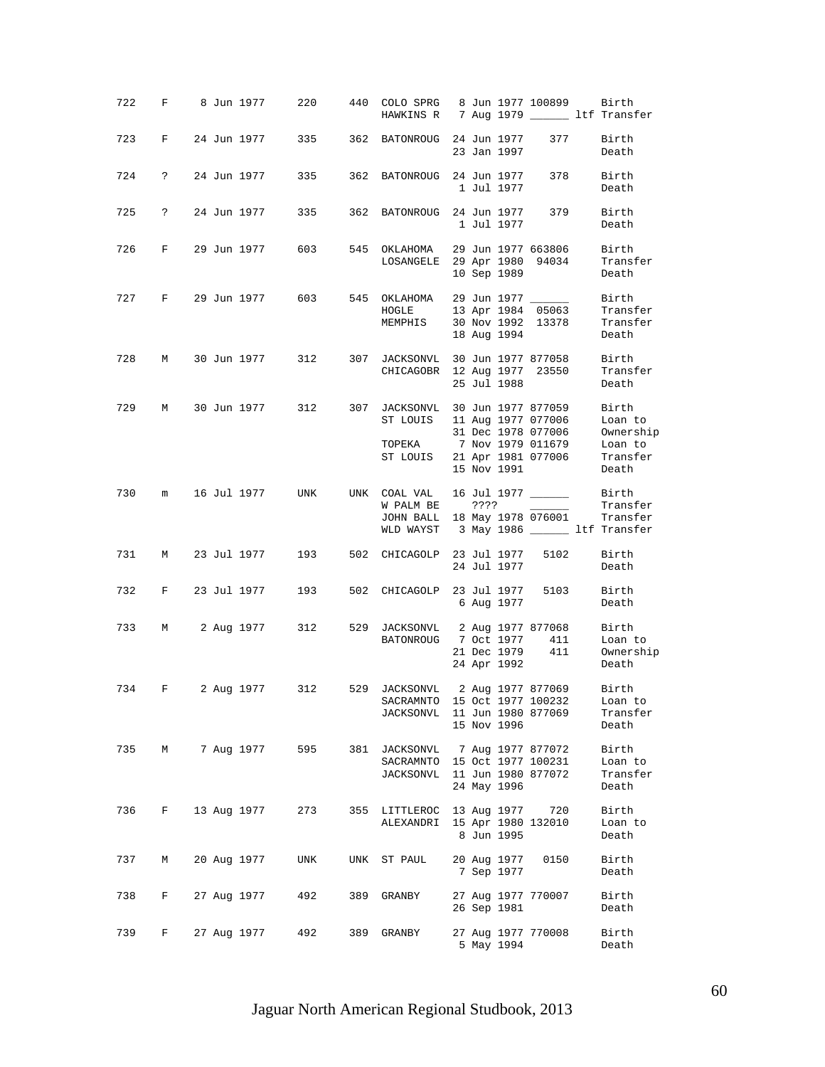| Stud # | Sex | Birth Date | Sire | Dam | Location | Date | Local ID | Event |
|---|---|---|---|---|---|---|---|---|
| 722 | F | 8 Jun 1977 | 220 | 440 | COLO SPRG | 8 Jun 1977 | 100899 | Birth |
| | | | | | HAWKINS R | 7 Aug 1979 | ______ ltf | Transfer |
| 723 | F | 24 Jun 1977 | 335 | 362 | BATONROUG | 24 Jun 1977 | 377 | Birth |
| | | | | | | 23 Jan 1997 | | Death |
| 724 | ? | 24 Jun 1977 | 335 | 362 | BATONROUG | 24 Jun 1977 | 378 | Birth |
| | | | | | | 1 Jul 1977 | | Death |
| 725 | ? | 24 Jun 1977 | 335 | 362 | BATONROUG | 24 Jun 1977 | 379 | Birth |
| | | | | | | 1 Jul 1977 | | Death |
| 726 | F | 29 Jun 1977 | 603 | 545 | OKLAHOMA | 29 Jun 1977 | 663806 | Birth |
| | | | | | LOSANGELE | 29 Apr 1980 | 94034 | Transfer |
| | | | | | | 10 Sep 1989 | | Death |
| 727 | F | 29 Jun 1977 | 603 | 545 | OKLAHOMA | 29 Jun 1977 | ______ | Birth |
| | | | | | HOGLE | 13 Apr 1984 | 05063 | Transfer |
| | | | | | MEMPHIS | 30 Nov 1992 | 13378 | Transfer |
| | | | | | | 18 Aug 1994 | | Death |
| 728 | M | 30 Jun 1977 | 312 | 307 | JACKSONVL | 30 Jun 1977 | 877058 | Birth |
| | | | | | CHICAGOBR | 12 Aug 1977 | 23550 | Transfer |
| | | | | | | 25 Jul 1988 | | Death |
| 729 | M | 30 Jun 1977 | 312 | 307 | JACKSONVL | 30 Jun 1977 | 877059 | Birth |
| | | | | | ST LOUIS | 11 Aug 1977 | 077006 | Loan to |
| | | | | | | 31 Dec 1978 | 077006 | Ownership |
| | | | | | TOPEKA | 7 Nov 1979 | 011679 | Loan to |
| | | | | | ST LOUIS | 21 Apr 1981 | 077006 | Transfer |
| | | | | | | 15 Nov 1991 | | Death |
| 730 | m | 16 Jul 1977 | UNK | UNK | COAL VAL | 16 Jul 1977 | ______ | Birth |
| | | | | | W PALM BE | ???? | ______ | Transfer |
| | | | | | JOHN BALL | 18 May 1978 | 076001 | Transfer |
| | | | | | WLD WAYST | 3 May 1986 | ______ ltf | Transfer |
| 731 | M | 23 Jul 1977 | 193 | 502 | CHICAGOLP | 23 Jul 1977 | 5102 | Birth |
| | | | | | | 24 Jul 1977 | | Death |
| 732 | F | 23 Jul 1977 | 193 | 502 | CHICAGOLP | 23 Jul 1977 | 5103 | Birth |
| | | | | | | 6 Aug 1977 | | Death |
| 733 | M | 2 Aug 1977 | 312 | 529 | JACKSONVL | 2 Aug 1977 | 877068 | Birth |
| | | | | | BATONROUG | 7 Oct 1977 | 411 | Loan to |
| | | | | | | 21 Dec 1979 | 411 | Ownership |
| | | | | | | 24 Apr 1992 | | Death |
| 734 | F | 2 Aug 1977 | 312 | 529 | JACKSONVL | 2 Aug 1977 | 877069 | Birth |
| | | | | | SACRAMNTO | 15 Oct 1977 | 100232 | Loan to |
| | | | | | JACKSONVL | 11 Jun 1980 | 877069 | Transfer |
| | | | | | | 15 Nov 1996 | | Death |
| 735 | M | 7 Aug 1977 | 595 | 381 | JACKSONVL | 7 Aug 1977 | 877072 | Birth |
| | | | | | SACRAMNTO | 15 Oct 1977 | 100231 | Loan to |
| | | | | | JACKSONVL | 11 Jun 1980 | 877072 | Transfer |
| | | | | | | 24 May 1996 | | Death |
| 736 | F | 13 Aug 1977 | 273 | 355 | LITTLEROC | 13 Aug 1977 | 720 | Birth |
| | | | | | ALEXANDRI | 15 Apr 1980 | 132010 | Loan to |
| | | | | | | 8 Jun 1995 | | Death |
| 737 | M | 20 Aug 1977 | UNK | UNK | ST PAUL | 20 Aug 1977 | 0150 | Birth |
| | | | | | | 7 Sep 1977 | | Death |
| 738 | F | 27 Aug 1977 | 492 | 389 | GRANBY | 27 Aug 1977 | 770007 | Birth |
| | | | | | | 26 Sep 1981 | | Death |
| 739 | F | 27 Aug 1977 | 492 | 389 | GRANBY | 27 Aug 1977 | 770008 | Birth |
| | | | | | | 5 May 1994 | | Death |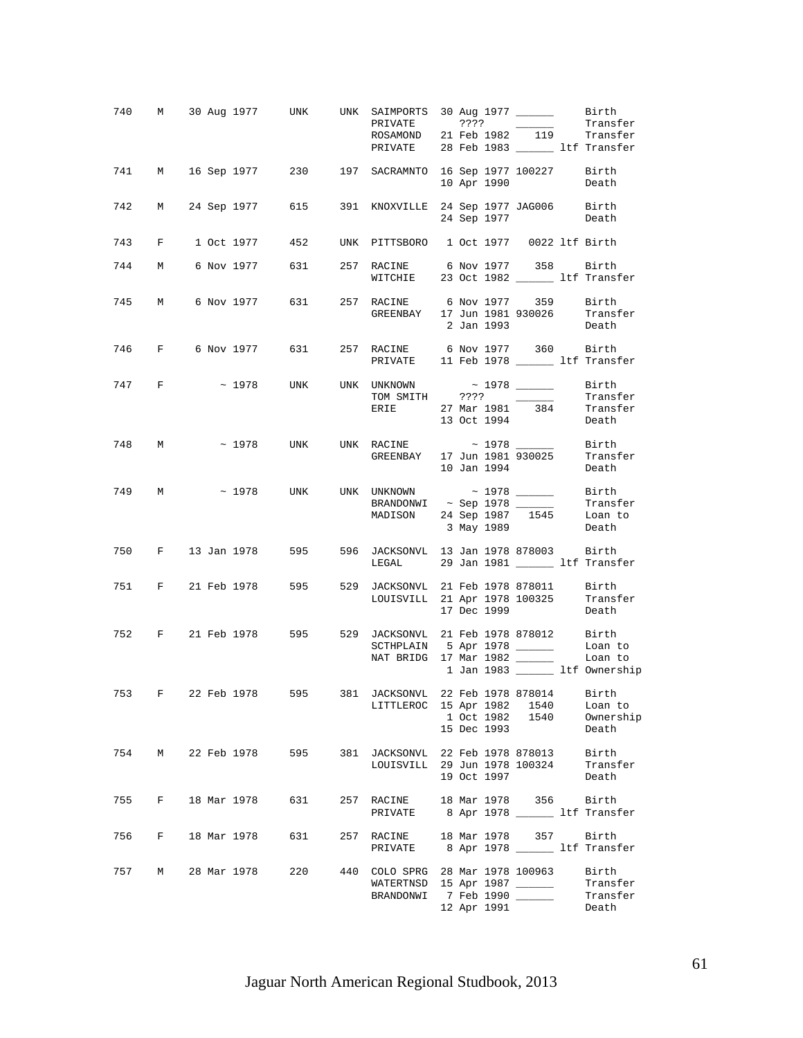| Stud # | Sex | Birth Date | Sire | Dam | Location | Date | Local ID | Event |
|---|---|---|---|---|---|---|---|---|
| 740 | M | 30 Aug 1977 | UNK | UNK | SAIMPORTS | 30 Aug 1977 | ______ | Birth |
| | | | | | PRIVATE | ???? | ______ | Transfer |
| | | | | | ROSAMOND | 21 Feb 1982 | 119 | Transfer |
| | | | | | PRIVATE | 28 Feb 1983 | ______ ltf | Transfer |
| 741 | M | 16 Sep 1977 | 230 | 197 | SACRAMNTO | 16 Sep 1977 | 100227 | Birth |
| | | | | | | 10 Apr 1990 | | Death |
| 742 | M | 24 Sep 1977 | 615 | 391 | KNOXVILLE | 24 Sep 1977 | JAG006 | Birth |
| | | | | | | 24 Sep 1977 | | Death |
| 743 | F | 1 Oct 1977 | 452 | UNK | PITTSBORO | 1 Oct 1977 | 0022 ltf | Birth |
| 744 | M | 6 Nov 1977 | 631 | 257 | RACINE | 6 Nov 1977 | 358 | Birth |
| | | | | | WITCHIE | 23 Oct 1982 | ______ ltf | Transfer |
| 745 | M | 6 Nov 1977 | 631 | 257 | RACINE | 6 Nov 1977 | 359 | Birth |
| | | | | | GREENBAY | 17 Jun 1981 | 930026 | Transfer |
| | | | | | | 2 Jan 1993 | | Death |
| 746 | F | 6 Nov 1977 | 631 | 257 | RACINE | 6 Nov 1977 | 360 | Birth |
| | | | | | PRIVATE | 11 Feb 1978 | ______ ltf | Transfer |
| 747 | F | ~ 1978 | UNK | UNK | UNKNOWN | ~ 1978 | ______ | Birth |
| | | | | | TOM SMITH | ???? | ______ | Transfer |
| | | | | | ERIE | 27 Mar 1981 | 384 | Transfer |
| | | | | | | 13 Oct 1994 | | Death |
| 748 | M | ~ 1978 | UNK | UNK | RACINE | ~ 1978 | ______ | Birth |
| | | | | | GREENBAY | 17 Jun 1981 | 930025 | Transfer |
| | | | | | | 10 Jan 1994 | | Death |
| 749 | M | ~ 1978 | UNK | UNK | UNKNOWN | ~ 1978 | ______ | Birth |
| | | | | | BRANDONWI | ~ Sep 1978 | ______ | Transfer |
| | | | | | MADISON | 24 Sep 1987 | 1545 | Loan to |
| | | | | | | 3 May 1989 | | Death |
| 750 | F | 13 Jan 1978 | 595 | 596 | JACKSONVL | 13 Jan 1978 | 878003 | Birth |
| | | | | | LEGAL | 29 Jan 1981 | ______ ltf | Transfer |
| 751 | F | 21 Feb 1978 | 595 | 529 | JACKSONVL | 21 Feb 1978 | 878011 | Birth |
| | | | | | LOUISVILL | 21 Apr 1978 | 100325 | Transfer |
| | | | | | | 17 Dec 1999 | | Death |
| 752 | F | 21 Feb 1978 | 595 | 529 | JACKSONVL | 21 Feb 1978 | 878012 | Birth |
| | | | | | SCTHPLAIN | 5 Apr 1978 | ______ | Loan to |
| | | | | | NAT BRIDG | 17 Mar 1982 | ______ | Loan to |
| | | | | | | 1 Jan 1983 | ______ ltf | Ownership |
| 753 | F | 22 Feb 1978 | 595 | 381 | JACKSONVL | 22 Feb 1978 | 878014 | Birth |
| | | | | | LITTLEROC | 15 Apr 1982 | 1540 | Loan to |
| | | | | | | 1 Oct 1982 | 1540 | Ownership |
| | | | | | | 15 Dec 1993 | | Death |
| 754 | M | 22 Feb 1978 | 595 | 381 | JACKSONVL | 22 Feb 1978 | 878013 | Birth |
| | | | | | LOUISVILL | 29 Jun 1978 | 100324 | Transfer |
| | | | | | | 19 Oct 1997 | | Death |
| 755 | F | 18 Mar 1978 | 631 | 257 | RACINE | 18 Mar 1978 | 356 | Birth |
| | | | | | PRIVATE | 8 Apr 1978 | ______ ltf | Transfer |
| 756 | F | 18 Mar 1978 | 631 | 257 | RACINE | 18 Mar 1978 | 357 | Birth |
| | | | | | PRIVATE | 8 Apr 1978 | ______ ltf | Transfer |
| 757 | M | 28 Mar 1978 | 220 | 440 | COLO SPRG | 28 Mar 1978 | 100963 | Birth |
| | | | | | WATERTNSD | 15 Apr 1987 | ______ | Transfer |
| | | | | | BRANDONWI | 7 Feb 1990 | ______ | Transfer |
| | | | | | | 12 Apr 1991 | | Death |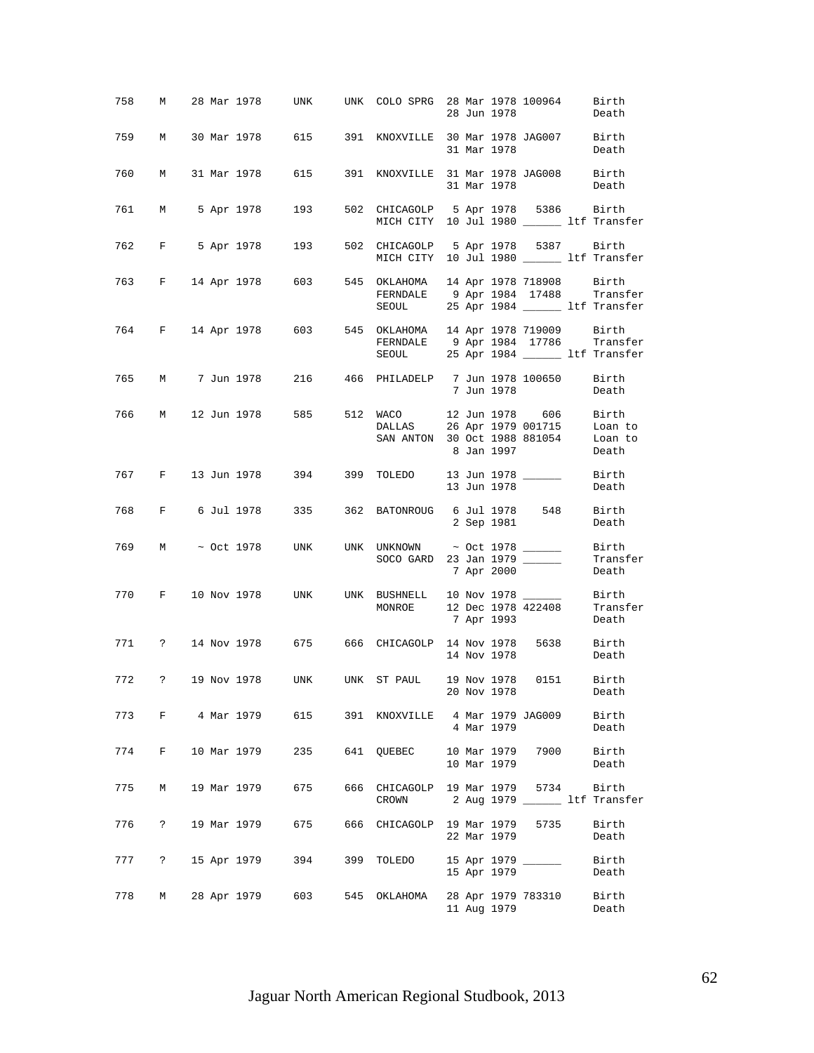| Stud # | Sex | Birth Date | Sire | Dam | Location | Date | Local ID | Event |
|---|---|---|---|---|---|---|---|---|
| 758 | M | 28 Mar 1978 | UNK | UNK | COLO SPRG | 28 Mar 1978 | 100964 | Birth |
| | | | | | | 28 Jun 1978 | | Death |
| 759 | M | 30 Mar 1978 | 615 | 391 | KNOXVILLE | 30 Mar 1978 | JAG007 | Birth |
| | | | | | | 31 Mar 1978 | | Death |
| 760 | M | 31 Mar 1978 | 615 | 391 | KNOXVILLE | 31 Mar 1978 | JAG008 | Birth |
| | | | | | | 31 Mar 1978 | | Death |
| 761 | M | 5 Apr 1978 | 193 | 502 | CHICAGOLP | 5 Apr 1978 | 5386 | Birth |
| | | | | | MICH CITY | 10 Jul 1980 | ______ ltf | Transfer |
| 762 | F | 5 Apr 1978 | 193 | 502 | CHICAGOLP | 5 Apr 1978 | 5387 | Birth |
| | | | | | MICH CITY | 10 Jul 1980 | ______ ltf | Transfer |
| 763 | F | 14 Apr 1978 | 603 | 545 | OKLAHOMA | 14 Apr 1978 | 718908 | Birth |
| | | | | | FERNDALE | 9 Apr 1984 | 17488 | Transfer |
| | | | | | SEOUL | 25 Apr 1984 | ______ ltf | Transfer |
| 764 | F | 14 Apr 1978 | 603 | 545 | OKLAHOMA | 14 Apr 1978 | 719009 | Birth |
| | | | | | FERNDALE | 9 Apr 1984 | 17786 | Transfer |
| | | | | | SEOUL | 25 Apr 1984 | ______ ltf | Transfer |
| 765 | M | 7 Jun 1978 | 216 | 466 | PHILADELP | 7 Jun 1978 | 100650 | Birth |
| | | | | | | 7 Jun 1978 | | Death |
| 766 | M | 12 Jun 1978 | 585 | 512 | WACO | 12 Jun 1978 | 606 | Birth |
| | | | | | DALLAS | 26 Apr 1979 | 001715 | Loan to |
| | | | | | SAN ANTON | 30 Oct 1988 | 881054 | Loan to |
| | | | | | | 8 Jan 1997 | | Death |
| 767 | F | 13 Jun 1978 | 394 | 399 | TOLEDO | 13 Jun 1978 | ______ | Birth |
| | | | | | | 13 Jun 1978 | | Death |
| 768 | F | 6 Jul 1978 | 335 | 362 | BATONROUG | 6 Jul 1978 | 548 | Birth |
| | | | | | | 2 Sep 1981 | | Death |
| 769 | M | ~ Oct 1978 | UNK | UNK | UNKNOWN | ~ Oct 1978 | ______ | Birth |
| | | | | | SOCO GARD | 23 Jan 1979 | ______ | Transfer |
| | | | | | | 7 Apr 2000 | | Death |
| 770 | F | 10 Nov 1978 | UNK | UNK | BUSHNELL | 10 Nov 1978 | ______ | Birth |
| | | | | | MONROE | 12 Dec 1978 | 422408 | Transfer |
| | | | | | | 7 Apr 1993 | | Death |
| 771 | ? | 14 Nov 1978 | 675 | 666 | CHICAGOLP | 14 Nov 1978 | 5638 | Birth |
| | | | | | | 14 Nov 1978 | | Death |
| 772 | ? | 19 Nov 1978 | UNK | UNK | ST PAUL | 19 Nov 1978 | 0151 | Birth |
| | | | | | | 20 Nov 1978 | | Death |
| 773 | F | 4 Mar 1979 | 615 | 391 | KNOXVILLE | 4 Mar 1979 | JAG009 | Birth |
| | | | | | | 4 Mar 1979 | | Death |
| 774 | F | 10 Mar 1979 | 235 | 641 | QUEBEC | 10 Mar 1979 | 7900 | Birth |
| | | | | | | 10 Mar 1979 | | Death |
| 775 | M | 19 Mar 1979 | 675 | 666 | CHICAGOLP | 19 Mar 1979 | 5734 | Birth |
| | | | | | CROWN | 2 Aug 1979 | ______ ltf | Transfer |
| 776 | ? | 19 Mar 1979 | 675 | 666 | CHICAGOLP | 19 Mar 1979 | 5735 | Birth |
| | | | | | | 22 Mar 1979 | | Death |
| 777 | ? | 15 Apr 1979 | 394 | 399 | TOLEDO | 15 Apr 1979 | ______ | Birth |
| | | | | | | 15 Apr 1979 | | Death |
| 778 | M | 28 Apr 1979 | 603 | 545 | OKLAHOMA | 28 Apr 1979 | 783310 | Birth |
| | | | | | | 11 Aug 1979 | | Death |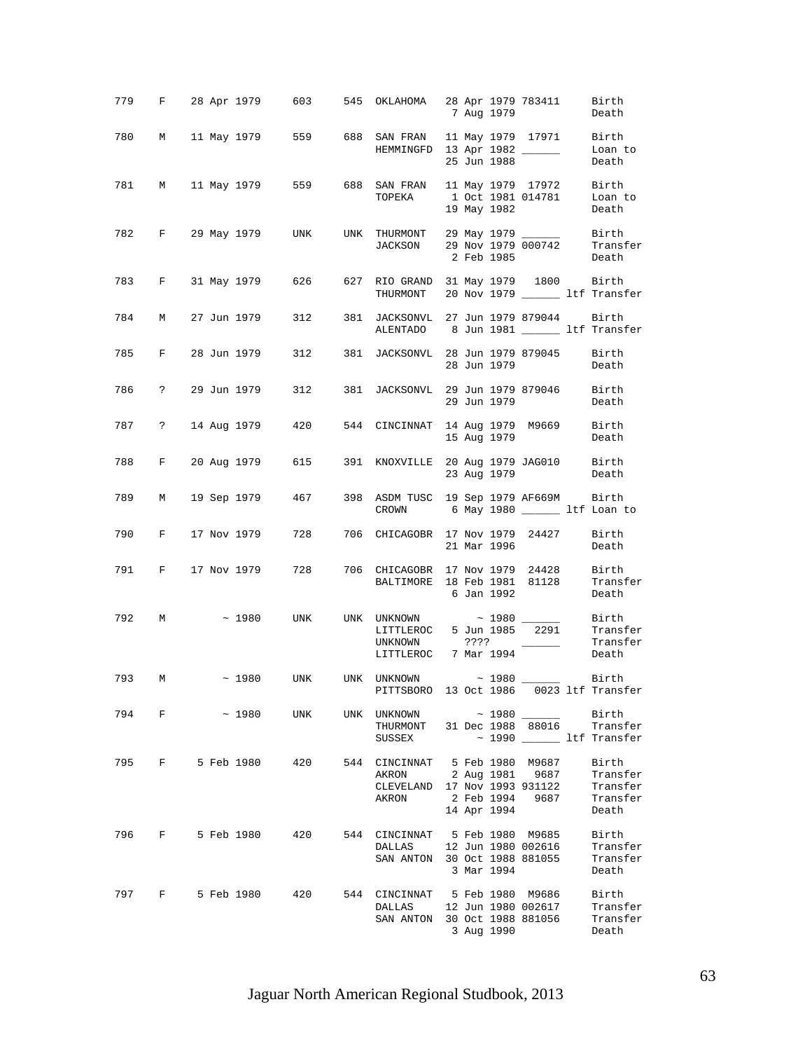| Studbook # | Sex | Birth Date | Sire | Dam | Location | Date | Local ID | Event |
|---|---|---|---|---|---|---|---|---|
| 779 | F | 28 Apr 1979 | 603 | 545 | OKLAHOMA | 28 Apr 1979 | 783411 | Birth |
| | | | | | | 7 Aug 1979 | | Death |
| 780 | M | 11 May 1979 | 559 | 688 | SAN FRAN | 11 May 1979 | 17971 | Birth |
| | | | | | HEMMINGFD | 13 Apr 1982 | ______ | Loan to |
| | | | | | | 25 Jun 1988 | | Death |
| 781 | M | 11 May 1979 | 559 | 688 | SAN FRAN | 11 May 1979 | 17972 | Birth |
| | | | | | TOPEKA | 1 Oct 1981 | 014781 | Loan to |
| | | | | | | 19 May 1982 | | Death |
| 782 | F | 29 May 1979 | UNK | UNK | THURMONT | 29 May 1979 | ______ | Birth |
| | | | | | JACKSON | 29 Nov 1979 | 000742 | Transfer |
| | | | | | | 2 Feb 1985 | | Death |
| 783 | F | 31 May 1979 | 626 | 627 | RIO GRAND | 31 May 1979 | 1800 | Birth |
| | | | | | THURMONT | 20 Nov 1979 | ______ ltf | Transfer |
| 784 | M | 27 Jun 1979 | 312 | 381 | JACKSONVL | 27 Jun 1979 | 879044 | Birth |
| | | | | | ALENTADO | 8 Jun 1981 | ______ ltf | Transfer |
| 785 | F | 28 Jun 1979 | 312 | 381 | JACKSONVL | 28 Jun 1979 | 879045 | Birth |
| | | | | | | 28 Jun 1979 | | Death |
| 786 | ? | 29 Jun 1979 | 312 | 381 | JACKSONVL | 29 Jun 1979 | 879046 | Birth |
| | | | | | | 29 Jun 1979 | | Death |
| 787 | ? | 14 Aug 1979 | 420 | 544 | CINCINNAT | 14 Aug 1979 | M9669 | Birth |
| | | | | | | 15 Aug 1979 | | Death |
| 788 | F | 20 Aug 1979 | 615 | 391 | KNOXVILLE | 20 Aug 1979 | JAG010 | Birth |
| | | | | | | 23 Aug 1979 | | Death |
| 789 | M | 19 Sep 1979 | 467 | 398 | ASDM TUSC | 19 Sep 1979 | AF669M | Birth |
| | | | | | CROWN | 6 May 1980 | ______ ltf | Loan to |
| 790 | F | 17 Nov 1979 | 728 | 706 | CHICAGOBR | 17 Nov 1979 | 24427 | Birth |
| | | | | | | 21 Mar 1996 | | Death |
| 791 | F | 17 Nov 1979 | 728 | 706 | CHICAGOBR | 17 Nov 1979 | 24428 | Birth |
| | | | | | BALTIMORE | 18 Feb 1981 | 81128 | Transfer |
| | | | | | | 6 Jan 1992 | | Death |
| 792 | M | ~ 1980 | UNK | UNK | UNKNOWN | ~ 1980 | ______ | Birth |
| | | | | | LITTLEROC | 5 Jun 1985 | 2291 | Transfer |
| | | | | | UNKNOWN | ???? | ______ | Transfer |
| | | | | | LITTLEROC | 7 Mar 1994 | | Death |
| 793 | M | ~ 1980 | UNK | UNK | UNKNOWN | ~ 1980 | ______ | Birth |
| | | | | | PITTSBORO | 13 Oct 1986 | 0023 ltf | Transfer |
| 794 | F | ~ 1980 | UNK | UNK | UNKNOWN | ~ 1980 | ______ | Birth |
| | | | | | THURMONT | 31 Dec 1988 | 88016 | Transfer |
| | | | | | SUSSEX | ~ 1990 | ______ ltf | Transfer |
| 795 | F | 5 Feb 1980 | 420 | 544 | CINCINNAT | 5 Feb 1980 | M9687 | Birth |
| | | | | | AKRON | 2 Aug 1981 | 9687 | Transfer |
| | | | | | CLEVELAND | 17 Nov 1993 | 931122 | Transfer |
| | | | | | AKRON | 2 Feb 1994 | 9687 | Transfer |
| | | | | | | 14 Apr 1994 | | Death |
| 796 | F | 5 Feb 1980 | 420 | 544 | CINCINNAT | 5 Feb 1980 | M9685 | Birth |
| | | | | | DALLAS | 12 Jun 1980 | 002616 | Transfer |
| | | | | | SAN ANTON | 30 Oct 1988 | 881055 | Transfer |
| | | | | | | 3 Mar 1994 | | Death |
| 797 | F | 5 Feb 1980 | 420 | 544 | CINCINNAT | 5 Feb 1980 | M9686 | Birth |
| | | | | | DALLAS | 12 Jun 1980 | 002617 | Transfer |
| | | | | | SAN ANTON | 30 Oct 1988 | 881056 | Transfer |
| | | | | | | 3 Aug 1990 | | Death |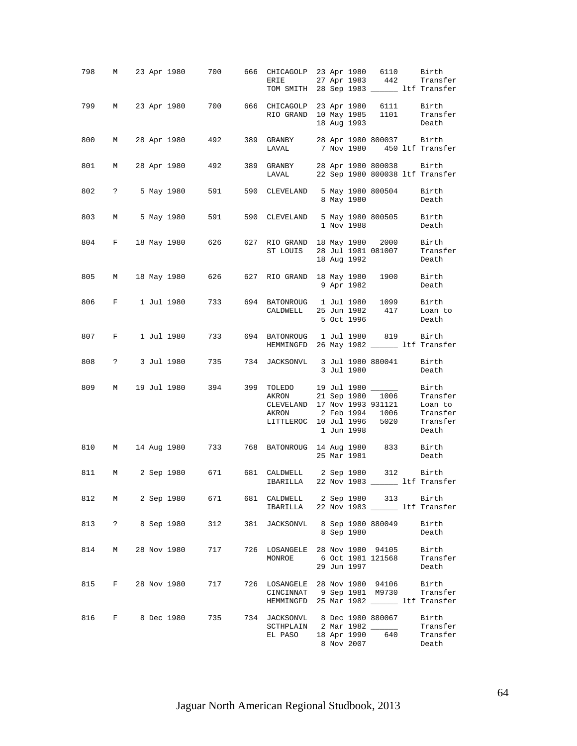| Stud # | Sex | Birth Date | Sire | Dam | Location | Date | Local ID | Event |
|---|---|---|---|---|---|---|---|---|
| 798 | M | 23 Apr 1980 | 700 | 666 | CHICAGOLP | 23 Apr 1980 | 6110 | Birth |
| | | | | | ERIE | 27 Apr 1983 | 442 | Transfer |
| | | | | | TOM SMITH | 28 Sep 1983 | ______ | ltf Transfer |
| 799 | M | 23 Apr 1980 | 700 | 666 | CHICAGOLP | 23 Apr 1980 | 6111 | Birth |
| | | | | | RIO GRAND | 10 May 1985 | 1101 | Transfer |
| | | | | | | 18 Aug 1993 | | Death |
| 800 | M | 28 Apr 1980 | 492 | 389 | GRANBY | 28 Apr 1980 | 800037 | Birth |
| | | | | | LAVAL | 7 Nov 1980 | 450 | ltf Transfer |
| 801 | M | 28 Apr 1980 | 492 | 389 | GRANBY | 28 Apr 1980 | 800038 | Birth |
| | | | | | LAVAL | 22 Sep 1980 | 800038 | ltf Transfer |
| 802 | ? | 5 May 1980 | 591 | 590 | CLEVELAND | 5 May 1980 | 800504 | Birth |
| | | | | | | 8 May 1980 | | Death |
| 803 | M | 5 May 1980 | 591 | 590 | CLEVELAND | 5 May 1980 | 800505 | Birth |
| | | | | | | 1 Nov 1988 | | Death |
| 804 | F | 18 May 1980 | 626 | 627 | RIO GRAND | 18 May 1980 | 2000 | Birth |
| | | | | | ST LOUIS | 28 Jul 1981 | 081007 | Transfer |
| | | | | | | 18 Aug 1992 | | Death |
| 805 | M | 18 May 1980 | 626 | 627 | RIO GRAND | 18 May 1980 | 1900 | Birth |
| | | | | | | 9 Apr 1982 | | Death |
| 806 | F | 1 Jul 1980 | 733 | 694 | BATONROUG | 1 Jul 1980 | 1099 | Birth |
| | | | | | CALDWELL | 25 Jun 1982 | 417 | Loan to |
| | | | | | | 5 Oct 1996 | | Death |
| 807 | F | 1 Jul 1980 | 733 | 694 | BATONROUG | 1 Jul 1980 | 819 | Birth |
| | | | | | HEMMINGFD | 26 May 1982 | ______ | ltf Transfer |
| 808 | ? | 3 Jul 1980 | 735 | 734 | JACKSONVL | 3 Jul 1980 | 880041 | Birth |
| | | | | | | 3 Jul 1980 | | Death |
| 809 | M | 19 Jul 1980 | 394 | 399 | TOLEDO | 19 Jul 1980 | ______ | Birth |
| | | | | | AKRON | 21 Sep 1980 | 1006 | Transfer |
| | | | | | CLEVELAND | 17 Nov 1993 | 931121 | Loan to |
| | | | | | AKRON | 2 Feb 1994 | 1006 | Transfer |
| | | | | | LITTLEROC | 10 Jul 1996 | 5020 | Transfer |
| | | | | | | 1 Jun 1998 | | Death |
| 810 | M | 14 Aug 1980 | 733 | 768 | BATONROUG | 14 Aug 1980 | 833 | Birth |
| | | | | | | 25 Mar 1981 | | Death |
| 811 | M | 2 Sep 1980 | 671 | 681 | CALDWELL | 2 Sep 1980 | 312 | Birth |
| | | | | | IBARILLA | 22 Nov 1983 | ______ | ltf Transfer |
| 812 | M | 2 Sep 1980 | 671 | 681 | CALDWELL | 2 Sep 1980 | 313 | Birth |
| | | | | | IBARILLA | 22 Nov 1983 | ______ | ltf Transfer |
| 813 | ? | 8 Sep 1980 | 312 | 381 | JACKSONVL | 8 Sep 1980 | 880049 | Birth |
| | | | | | | 8 Sep 1980 | | Death |
| 814 | M | 28 Nov 1980 | 717 | 726 | LOSANGELE | 28 Nov 1980 | 94105 | Birth |
| | | | | | MONROE | 6 Oct 1981 | 121568 | Transfer |
| | | | | | | 29 Jun 1997 | | Death |
| 815 | F | 28 Nov 1980 | 717 | 726 | LOSANGELE | 28 Nov 1980 | 94106 | Birth |
| | | | | | CINCINNAT | 9 Sep 1981 | M9730 | Transfer |
| | | | | | HEMMINGFD | 25 Mar 1982 | ______ | ltf Transfer |
| 816 | F | 8 Dec 1980 | 735 | 734 | JACKSONVL | 8 Dec 1980 | 880067 | Birth |
| | | | | | SCTHPLAIN | 2 Mar 1982 | ______ | Transfer |
| | | | | | EL PASO | 18 Apr 1990 | 640 | Transfer |
| | | | | | | 8 Nov 2007 | | Death |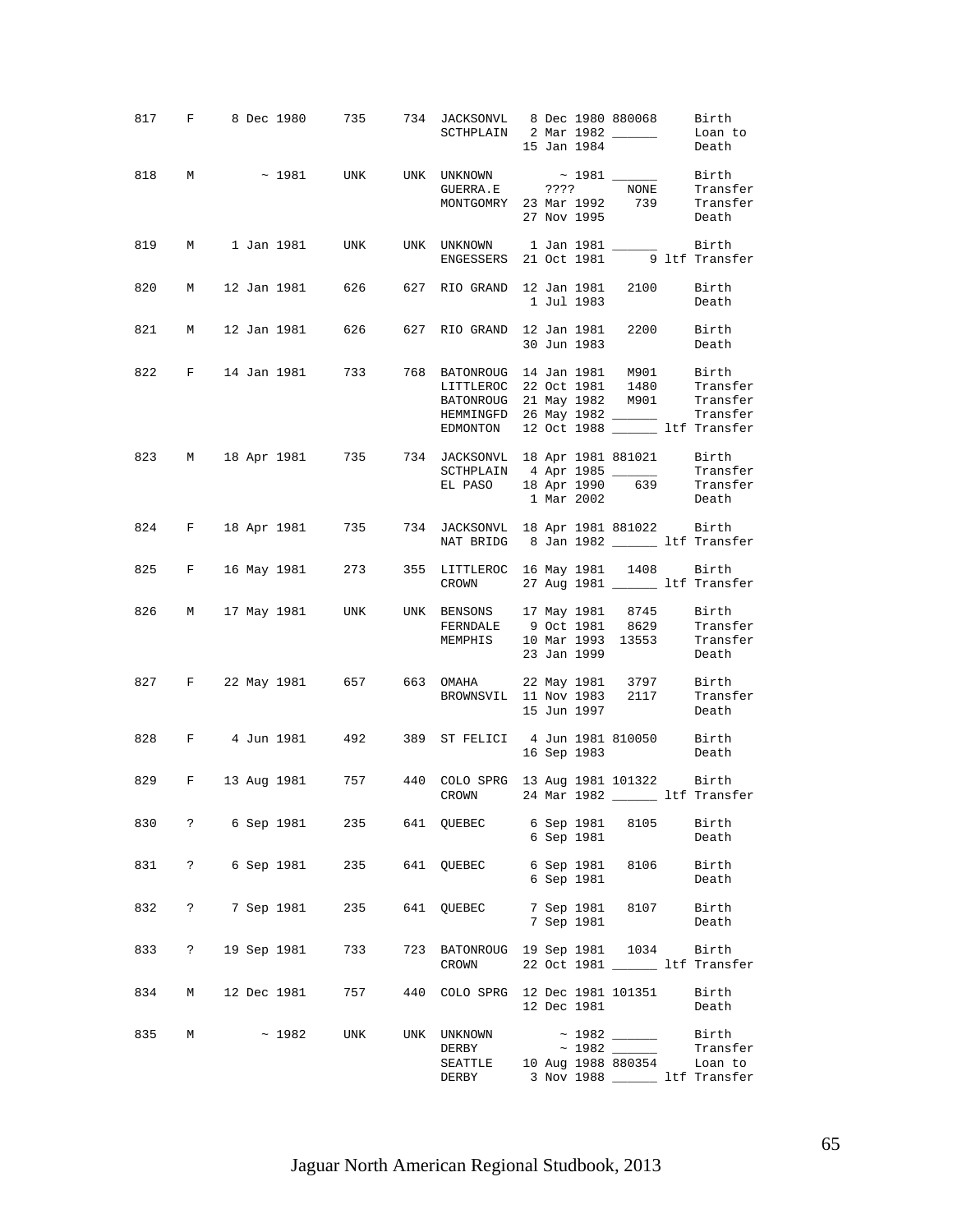| Stud # | Sex | Birth Date | Sire | Dam | Location | Date | Local ID | Event |
|---|---|---|---|---|---|---|---|---|
| 817 | F | 8 Dec 1980 | 735 | 734 | JACKSONVL | 8 Dec 1980 | 880068 | Birth |
| | | | | | SCTHPLAIN | 2 Mar 1982 | ______ | Loan to |
| | | | | | | 15 Jan 1984 | | Death |
| 818 | M | ~ 1981 | UNK | UNK | UNKNOWN | ~ 1981 | ______ | Birth |
| | | | | | GUERRA.E | ???? | NONE | Transfer |
| | | | | | MONTGOMRY | 23 Mar 1992 | 739 | Transfer |
| | | | | | | 27 Nov 1995 | | Death |
| 819 | M | 1 Jan 1981 | UNK | UNK | UNKNOWN | 1 Jan 1981 | ______ | Birth |
| | | | | | ENGESSERS | 21 Oct 1981 | 9 | ltf Transfer |
| 820 | M | 12 Jan 1981 | 626 | 627 | RIO GRAND | 12 Jan 1981 | 2100 | Birth |
| | | | | | | 1 Jul 1983 | | Death |
| 821 | M | 12 Jan 1981 | 626 | 627 | RIO GRAND | 12 Jan 1981 | 2200 | Birth |
| | | | | | | 30 Jun 1983 | | Death |
| 822 | F | 14 Jan 1981 | 733 | 768 | BATONROUG | 14 Jan 1981 | M901 | Birth |
| | | | | | LITTLEROC | 22 Oct 1981 | 1480 | Transfer |
| | | | | | BATONROUG | 21 May 1982 | M901 | Transfer |
| | | | | | HEMMINGFD | 26 May 1982 | ______ | Transfer |
| | | | | | EDMONTON | 12 Oct 1988 | ______ | ltf Transfer |
| 823 | M | 18 Apr 1981 | 735 | 734 | JACKSONVL | 18 Apr 1981 | 881021 | Birth |
| | | | | | SCTHPLAIN | 4 Apr 1985 | ______ | Transfer |
| | | | | | EL PASO | 18 Apr 1990 | 639 | Transfer |
| | | | | | | 1 Mar 2002 | | Death |
| 824 | F | 18 Apr 1981 | 735 | 734 | JACKSONVL | 18 Apr 1981 | 881022 | Birth |
| | | | | | NAT BRIDG | 8 Jan 1982 | ______ | ltf Transfer |
| 825 | F | 16 May 1981 | 273 | 355 | LITTLEROC | 16 May 1981 | 1408 | Birth |
| | | | | | CROWN | 27 Aug 1981 | ______ | ltf Transfer |
| 826 | M | 17 May 1981 | UNK | UNK | BENSONS | 17 May 1981 | 8745 | Birth |
| | | | | | FERNDALE | 9 Oct 1981 | 8629 | Transfer |
| | | | | | MEMPHIS | 10 Mar 1993 | 13553 | Transfer |
| | | | | | | 23 Jan 1999 | | Death |
| 827 | F | 22 May 1981 | 657 | 663 | OMAHA | 22 May 1981 | 3797 | Birth |
| | | | | | BROWNSVIL | 11 Nov 1983 | 2117 | Transfer |
| | | | | | | 15 Jun 1997 | | Death |
| 828 | F | 4 Jun 1981 | 492 | 389 | ST FELICI | 4 Jun 1981 | 810050 | Birth |
| | | | | | | 16 Sep 1983 | | Death |
| 829 | F | 13 Aug 1981 | 757 | 440 | COLO SPRG | 13 Aug 1981 | 101322 | Birth |
| | | | | | CROWN | 24 Mar 1982 | ______ | ltf Transfer |
| 830 | ? | 6 Sep 1981 | 235 | 641 | QUEBEC | 6 Sep 1981 | 8105 | Birth |
| | | | | | | 6 Sep 1981 | | Death |
| 831 | ? | 6 Sep 1981 | 235 | 641 | QUEBEC | 6 Sep 1981 | 8106 | Birth |
| | | | | | | 6 Sep 1981 | | Death |
| 832 | ? | 7 Sep 1981 | 235 | 641 | QUEBEC | 7 Sep 1981 | 8107 | Birth |
| | | | | | | 7 Sep 1981 | | Death |
| 833 | ? | 19 Sep 1981 | 733 | 723 | BATONROUG | 19 Sep 1981 | 1034 | Birth |
| | | | | | CROWN | 22 Oct 1981 | ______ | ltf Transfer |
| 834 | M | 12 Dec 1981 | 757 | 440 | COLO SPRG | 12 Dec 1981 | 101351 | Birth |
| | | | | | | 12 Dec 1981 | | Death |
| 835 | M | ~ 1982 | UNK | UNK | UNKNOWN | ~ 1982 | ______ | Birth |
| | | | | | DERBY | ~ 1982 | ______ | Transfer |
| | | | | | SEATTLE | 10 Aug 1988 | 880354 | Loan to |
| | | | | | DERBY | 3 Nov 1988 | ______ | ltf Transfer |

Jaguar North American Regional Studbook, 2013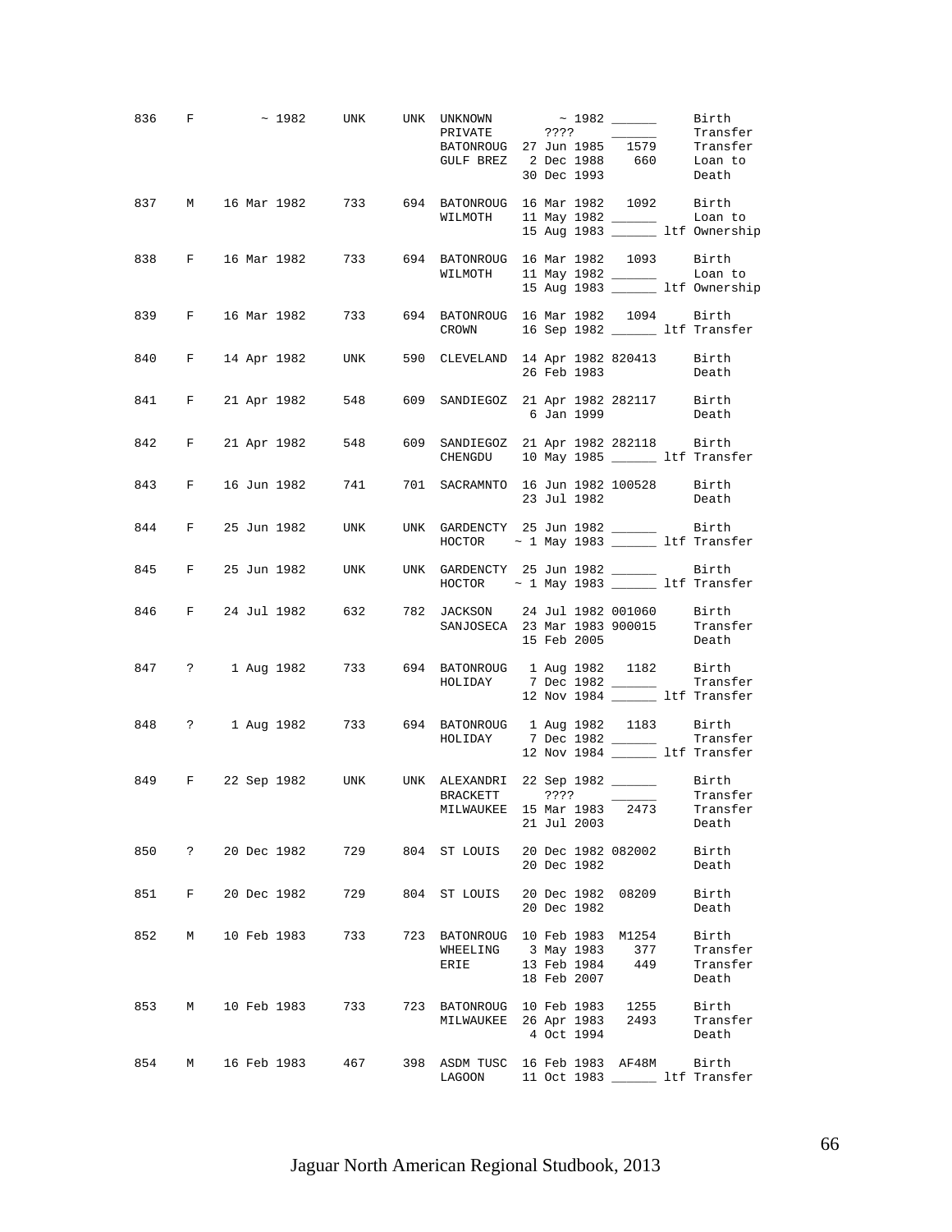```
836   F        ~ 1982    UNK     UNK  UNKNOWN        ~ 1982 ______     Birth
                                      PRIVATE       ????    ______     Transfer
                                      BATONROUG  27 Jun 1985   1579     Transfer
                                      GULF BREZ   2 Dec 1988    660     Loan to
                                                 30 Dec 1993            Death

837   M    16 Mar 1982    733     694  BATONROUG  16 Mar 1982   1092     Birth
                                      WILMOTH    11 May 1982 ______     Loan to
                                                 15 Aug 1983 ______ ltf Ownership

838   F    16 Mar 1982    733     694  BATONROUG  16 Mar 1982   1093     Birth
                                      WILMOTH    11 May 1982 ______     Loan to
                                                 15 Aug 1983 ______ ltf Ownership

839   F    16 Mar 1982    733     694  BATONROUG  16 Mar 1982   1094     Birth
                                      CROWN      16 Sep 1982 ______ ltf Transfer

840   F    14 Apr 1982    UNK     590  CLEVELAND  14 Apr 1982 820413     Birth
                                                 26 Feb 1983            Death

841   F    21 Apr 1982    548     609  SANDIEGOZ  21 Apr 1982 282117     Birth
                                                  6 Jan 1999            Death

842   F    21 Apr 1982    548     609  SANDIEGOZ  21 Apr 1982 282118     Birth
                                      CHENGDU    10 May 1985 ______ ltf Transfer

843   F    16 Jun 1982    741     701  SACRAMNTO  16 Jun 1982 100528     Birth
                                                 23 Jul 1982            Death

844   F    25 Jun 1982    UNK     UNK  GARDENCTY  25 Jun 1982 ______     Birth
                                      HOCTOR   ~ 1 May 1983 ______ ltf Transfer

845   F    25 Jun 1982    UNK     UNK  GARDENCTY  25 Jun 1982 ______     Birth
                                      HOCTOR   ~ 1 May 1983 ______ ltf Transfer

846   F    24 Jul 1982    632     782  JACKSON    24 Jul 1982 001060     Birth
                                      SANJOSECA  23 Mar 1983 900015     Transfer
                                                 15 Feb 2005            Death

847   ?     1 Aug 1982    733     694  BATONROUG   1 Aug 1982   1182     Birth
                                      HOLIDAY     7 Dec 1982 ______     Transfer
                                                 12 Nov 1984 ______ ltf Transfer

848   ?     1 Aug 1982    733     694  BATONROUG   1 Aug 1982   1183     Birth
                                      HOLIDAY     7 Dec 1982 ______     Transfer
                                                 12 Nov 1984 ______ ltf Transfer

849   F    22 Sep 1982    UNK     UNK  ALEXANDRI  22 Sep 1982 ______     Birth
                                      BRACKETT      ????    ______     Transfer
                                      MILWAUKEE  15 Mar 1983   2473     Transfer
                                                 21 Jul 2003            Death

850   ?    20 Dec 1982    729     804  ST LOUIS   20 Dec 1982 082002     Birth
                                                 20 Dec 1982            Death

851   F    20 Dec 1982    729     804  ST LOUIS   20 Dec 1982  08209     Birth
                                                 20 Dec 1982            Death

852   M    10 Feb 1983    733     723  BATONROUG  10 Feb 1983  M1254     Birth
                                      WHEELING    3 May 1983    377     Transfer
                                      ERIE       13 Feb 1984    449     Transfer
                                                 18 Feb 2007            Death

853   M    10 Feb 1983    733     723  BATONROUG  10 Feb 1983   1255     Birth
                                      MILWAUKEE  26 Apr 1983   2493     Transfer
                                                  4 Oct 1994            Death

854   M    16 Feb 1983    467     398  ASDM TUSC  16 Feb 1983  AF48M     Birth
                                      LAGOON     11 Oct 1983 ______ ltf Transfer
```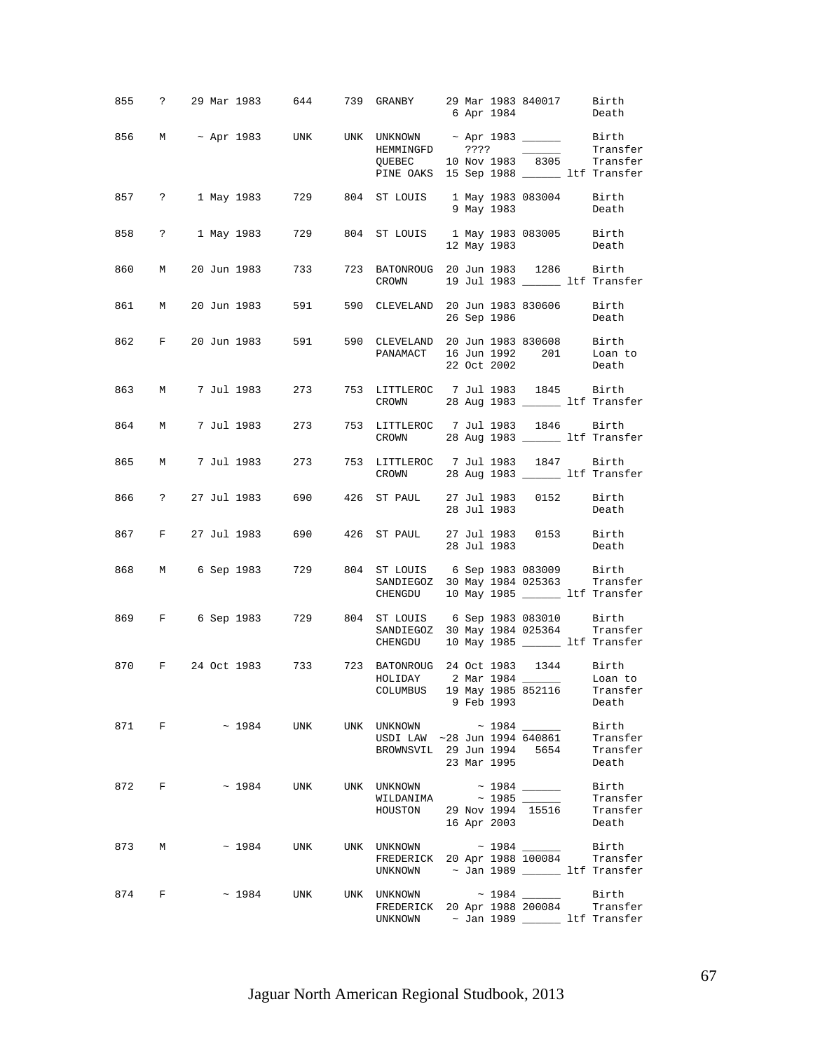| Studbook # | Sex | Birth Date | Sire | Dam | Location | Date | Local ID | Event |
|---|---|---|---|---|---|---|---|---|
| 855 | ? | 29 Mar 1983 | 644 | 739 | GRANBY | 29 Mar 1983 | 840017 | Birth |
| | | | | | | 6 Apr 1984 | | Death |
| 856 | M | ~ Apr 1983 | UNK | UNK | UNKNOWN | ~ Apr 1983 | ______ | Birth |
| | | | | | HEMMINGFD | ???? | ______ | Transfer |
| | | | | | QUEBEC | 10 Nov 1983 | 8305 | Transfer |
| | | | | | PINE OAKS | 15 Sep 1988 | ______ | ltf Transfer |
| 857 | ? | 1 May 1983 | 729 | 804 | ST LOUIS | 1 May 1983 | 083004 | Birth |
| | | | | | | 9 May 1983 | | Death |
| 858 | ? | 1 May 1983 | 729 | 804 | ST LOUIS | 1 May 1983 | 083005 | Birth |
| | | | | | | 12 May 1983 | | Death |
| 860 | M | 20 Jun 1983 | 733 | 723 | BATONROUG | 20 Jun 1983 | 1286 | Birth |
| | | | | | CROWN | 19 Jul 1983 | ______ | ltf Transfer |
| 861 | M | 20 Jun 1983 | 591 | 590 | CLEVELAND | 20 Jun 1983 | 830606 | Birth |
| | | | | | | 26 Sep 1986 | | Death |
| 862 | F | 20 Jun 1983 | 591 | 590 | CLEVELAND | 20 Jun 1983 | 830608 | Birth |
| | | | | | PANAMACT | 16 Jun 1992 | 201 | Loan to |
| | | | | | | 22 Oct 2002 | | Death |
| 863 | M | 7 Jul 1983 | 273 | 753 | LITTLEROC | 7 Jul 1983 | 1845 | Birth |
| | | | | | CROWN | 28 Aug 1983 | ______ | ltf Transfer |
| 864 | M | 7 Jul 1983 | 273 | 753 | LITTLEROC | 7 Jul 1983 | 1846 | Birth |
| | | | | | CROWN | 28 Aug 1983 | ______ | ltf Transfer |
| 865 | M | 7 Jul 1983 | 273 | 753 | LITTLEROC | 7 Jul 1983 | 1847 | Birth |
| | | | | | CROWN | 28 Aug 1983 | ______ | ltf Transfer |
| 866 | ? | 27 Jul 1983 | 690 | 426 | ST PAUL | 27 Jul 1983 | 0152 | Birth |
| | | | | | | 28 Jul 1983 | | Death |
| 867 | F | 27 Jul 1983 | 690 | 426 | ST PAUL | 27 Jul 1983 | 0153 | Birth |
| | | | | | | 28 Jul 1983 | | Death |
| 868 | M | 6 Sep 1983 | 729 | 804 | ST LOUIS | 6 Sep 1983 | 083009 | Birth |
| | | | | | SANDIEGOZ | 30 May 1984 | 025363 | Transfer |
| | | | | | CHENGDU | 10 May 1985 | ______ | ltf Transfer |
| 869 | F | 6 Sep 1983 | 729 | 804 | ST LOUIS | 6 Sep 1983 | 083010 | Birth |
| | | | | | SANDIEGOZ | 30 May 1984 | 025364 | Transfer |
| | | | | | CHENGDU | 10 May 1985 | ______ | ltf Transfer |
| 870 | F | 24 Oct 1983 | 733 | 723 | BATONROUG | 24 Oct 1983 | 1344 | Birth |
| | | | | | HOLIDAY | 2 Mar 1984 | ______ | Loan to |
| | | | | | COLUMBUS | 19 May 1985 | 852116 | Transfer |
| | | | | | | 9 Feb 1993 | | Death |
| 871 | F | ~ 1984 | UNK | UNK | UNKNOWN | ~ 1984 | ______ | Birth |
| | | | | | USDI LAW | ~28 Jun 1994 | 640861 | Transfer |
| | | | | | BROWNSVIL | 29 Jun 1994 | 5654 | Transfer |
| | | | | | | 23 Mar 1995 | | Death |
| 872 | F | ~ 1984 | UNK | UNK | UNKNOWN | ~ 1984 | ______ | Birth |
| | | | | | WILDANIMA | ~ 1985 | ______ | Transfer |
| | | | | | HOUSTON | 29 Nov 1994 | 15516 | Transfer |
| | | | | | | 16 Apr 2003 | | Death |
| 873 | M | ~ 1984 | UNK | UNK | UNKNOWN | ~ 1984 | ______ | Birth |
| | | | | | FREDERICK | 20 Apr 1988 | 100084 | Transfer |
| | | | | | UNKNOWN | ~ Jan 1989 | ______ | ltf Transfer |
| 874 | F | ~ 1984 | UNK | UNK | UNKNOWN | ~ 1984 | ______ | Birth |
| | | | | | FREDERICK | 20 Apr 1988 | 200084 | Transfer |
| | | | | | UNKNOWN | ~ Jan 1989 | ______ | ltf Transfer |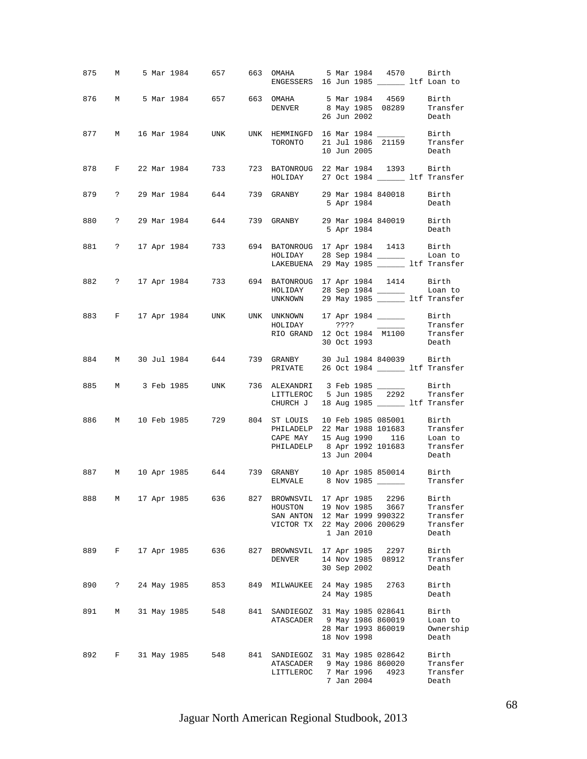| Stud # | Sex | Birth Date | Sire | Dam | Location | Date | Local ID | Event |
|---|---|---|---|---|---|---|---|---|
| 875 | M | 5 Mar 1984 | 657 | 663 | OMAHA | 5 Mar 1984 | 4570 | Birth |
| | | | | | ENGESSERS | 16 Jun 1985 | ______ | ltf Loan to |
| 876 | M | 5 Mar 1984 | 657 | 663 | OMAHA | 5 Mar 1984 | 4569 | Birth |
| | | | | | DENVER | 8 May 1985 | 08289 | Transfer |
| | | | | | | 26 Jun 2002 | | Death |
| 877 | M | 16 Mar 1984 | UNK | UNK | HEMMINGFD | 16 Mar 1984 | ______ | Birth |
| | | | | | TORONTO | 21 Jul 1986 | 21159 | Transfer |
| | | | | | | 10 Jun 2005 | | Death |
| 878 | F | 22 Mar 1984 | 733 | 723 | BATONROUG | 22 Mar 1984 | 1393 | Birth |
| | | | | | HOLIDAY | 27 Oct 1984 | ______ | ltf Transfer |
| 879 | ? | 29 Mar 1984 | 644 | 739 | GRANBY | 29 Mar 1984 | 840018 | Birth |
| | | | | | | 5 Apr 1984 | | Death |
| 880 | ? | 29 Mar 1984 | 644 | 739 | GRANBY | 29 Mar 1984 | 840019 | Birth |
| | | | | | | 5 Apr 1984 | | Death |
| 881 | ? | 17 Apr 1984 | 733 | 694 | BATONROUG | 17 Apr 1984 | 1413 | Birth |
| | | | | | HOLIDAY | 28 Sep 1984 | ______ | Loan to |
| | | | | | LAKEBUENA | 29 May 1985 | ______ | ltf Transfer |
| 882 | ? | 17 Apr 1984 | 733 | 694 | BATONROUG | 17 Apr 1984 | 1414 | Birth |
| | | | | | HOLIDAY | 28 Sep 1984 | ______ | Loan to |
| | | | | | UNKNOWN | 29 May 1985 | ______ | ltf Transfer |
| 883 | F | 17 Apr 1984 | UNK | UNK | UNKNOWN | 17 Apr 1984 | ______ | Birth |
| | | | | | HOLIDAY | ???? | ______ | Transfer |
| | | | | | RIO GRAND | 12 Oct 1984 | M1100 | Transfer |
| | | | | | | 30 Oct 1993 | | Death |
| 884 | M | 30 Jul 1984 | 644 | 739 | GRANBY | 30 Jul 1984 | 840039 | Birth |
| | | | | | PRIVATE | 26 Oct 1984 | ______ | ltf Transfer |
| 885 | M | 3 Feb 1985 | UNK | 736 | ALEXANDRI | 3 Feb 1985 | ______ | Birth |
| | | | | | LITTLEROC | 5 Jun 1985 | 2292 | Transfer |
| | | | | | CHURCH J | 18 Aug 1985 | ______ | ltf Transfer |
| 886 | M | 10 Feb 1985 | 729 | 804 | ST LOUIS | 10 Feb 1985 | 085001 | Birth |
| | | | | | PHILADELP | 22 Mar 1988 | 101683 | Transfer |
| | | | | | CAPE MAY | 15 Aug 1990 | 116 | Loan to |
| | | | | | PHILADELP | 8 Apr 1992 | 101683 | Transfer |
| | | | | | | 13 Jun 2004 | | Death |
| 887 | M | 10 Apr 1985 | 644 | 739 | GRANBY | 10 Apr 1985 | 850014 | Birth |
| | | | | | ELMVALE | 8 Nov 1985 | ______ | Transfer |
| 888 | M | 17 Apr 1985 | 636 | 827 | BROWNSVIL | 17 Apr 1985 | 2296 | Birth |
| | | | | | HOUSTON | 19 Nov 1985 | 3667 | Transfer |
| | | | | | SAN ANTON | 12 Mar 1999 | 990322 | Transfer |
| | | | | | VICTOR TX | 22 May 2006 | 200629 | Transfer |
| | | | | | | 1 Jan 2010 | | Death |
| 889 | F | 17 Apr 1985 | 636 | 827 | BROWNSVIL | 17 Apr 1985 | 2297 | Birth |
| | | | | | DENVER | 14 Nov 1985 | 08912 | Transfer |
| | | | | | | 30 Sep 2002 | | Death |
| 890 | ? | 24 May 1985 | 853 | 849 | MILWAUKEE | 24 May 1985 | 2763 | Birth |
| | | | | | | 24 May 1985 | | Death |
| 891 | M | 31 May 1985 | 548 | 841 | SANDIEGOZ | 31 May 1985 | 028641 | Birth |
| | | | | | ATASCADER | 9 May 1986 | 860019 | Loan to |
| | | | | | | 28 Mar 1993 | 860019 | Ownership |
| | | | | | | 18 Nov 1998 | | Death |
| 892 | F | 31 May 1985 | 548 | 841 | SANDIEGOZ | 31 May 1985 | 028642 | Birth |
| | | | | | ATASCADER | 9 May 1986 | 860020 | Transfer |
| | | | | | LITTLEROC | 7 Mar 1996 | 4923 | Transfer |
| | | | | | | 7 Jan 2004 | | Death |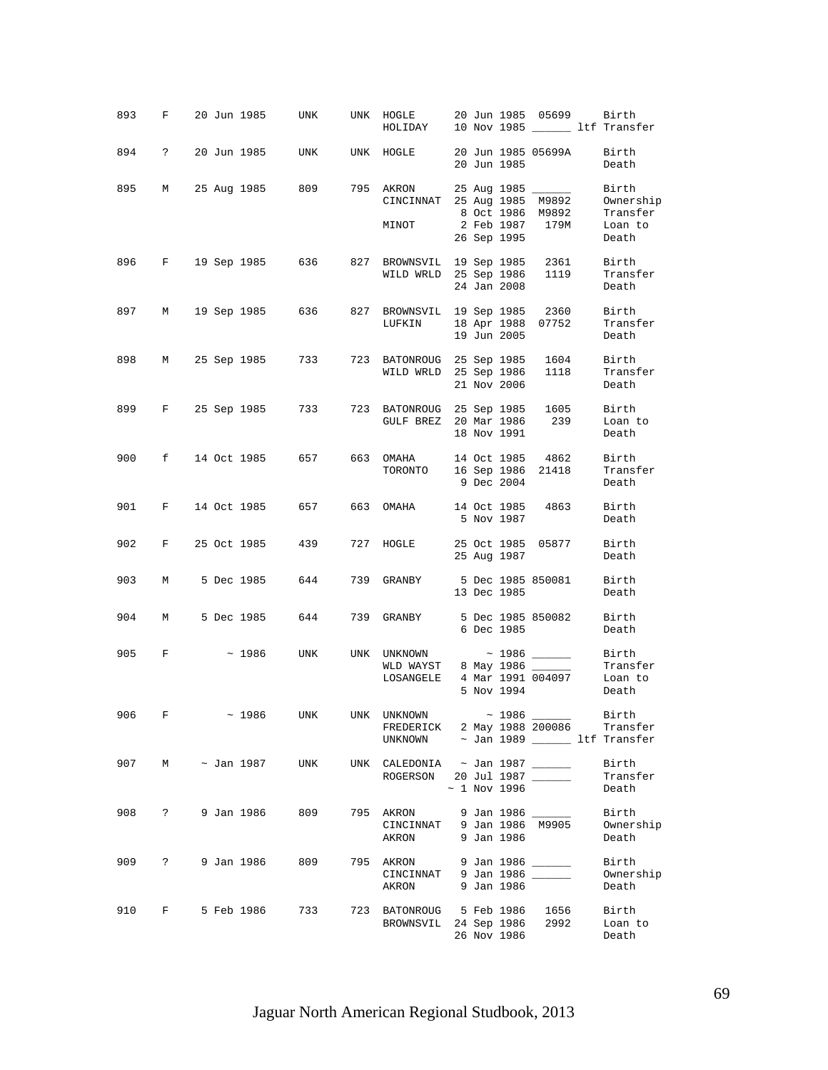| Studbook # | Sex | Birth Date | Sire | Dam | Location | Date | Local ID | Event |
|---|---|---|---|---|---|---|---|---|
| 893 | F | 20 Jun 1985 | UNK | UNK | HOGLE | 20 Jun 1985 | 05699 | Birth |
| | | | | | HOLIDAY | 10 Nov 1985 | ______ | ltf Transfer |
| 894 | ? | 20 Jun 1985 | UNK | UNK | HOGLE | 20 Jun 1985 | 05699A | Birth |
| | | | | | | 20 Jun 1985 | | Death |
| 895 | M | 25 Aug 1985 | 809 | 795 | AKRON | 25 Aug 1985 | ______ | Birth |
| | | | | | CINCINNAT | 25 Aug 1985 | M9892 | Ownership |
| | | | | | | 8 Oct 1986 | M9892 | Transfer |
| | | | | | MINOT | 2 Feb 1987 | 179M | Loan to |
| | | | | | | 26 Sep 1995 | | Death |
| 896 | F | 19 Sep 1985 | 636 | 827 | BROWNSVIL | 19 Sep 1985 | 2361 | Birth |
| | | | | | WILD WRLD | 25 Sep 1986 | 1119 | Transfer |
| | | | | | | 24 Jan 2008 | | Death |
| 897 | M | 19 Sep 1985 | 636 | 827 | BROWNSVIL | 19 Sep 1985 | 2360 | Birth |
| | | | | | LUFKIN | 18 Apr 1988 | 07752 | Transfer |
| | | | | | | 19 Jun 2005 | | Death |
| 898 | M | 25 Sep 1985 | 733 | 723 | BATONROUG | 25 Sep 1985 | 1604 | Birth |
| | | | | | WILD WRLD | 25 Sep 1986 | 1118 | Transfer |
| | | | | | | 21 Nov 2006 | | Death |
| 899 | F | 25 Sep 1985 | 733 | 723 | BATONROUG | 25 Sep 1985 | 1605 | Birth |
| | | | | | GULF BREZ | 20 Mar 1986 | 239 | Loan to |
| | | | | | | 18 Nov 1991 | | Death |
| 900 | f | 14 Oct 1985 | 657 | 663 | OMAHA | 14 Oct 1985 | 4862 | Birth |
| | | | | | TORONTO | 16 Sep 1986 | 21418 | Transfer |
| | | | | | | 9 Dec 2004 | | Death |
| 901 | F | 14 Oct 1985 | 657 | 663 | OMAHA | 14 Oct 1985 | 4863 | Birth |
| | | | | | | 5 Nov 1987 | | Death |
| 902 | F | 25 Oct 1985 | 439 | 727 | HOGLE | 25 Oct 1985 | 05877 | Birth |
| | | | | | | 25 Aug 1987 | | Death |
| 903 | M | 5 Dec 1985 | 644 | 739 | GRANBY | 5 Dec 1985 | 850081 | Birth |
| | | | | | | 13 Dec 1985 | | Death |
| 904 | M | 5 Dec 1985 | 644 | 739 | GRANBY | 5 Dec 1985 | 850082 | Birth |
| | | | | | | 6 Dec 1985 | | Death |
| 905 | F | ~ 1986 | UNK | UNK | UNKNOWN | ~ 1986 | ______ | Birth |
| | | | | | WLD WAYST | 8 May 1986 | ______ | Transfer |
| | | | | | LOSANGELE | 4 Mar 1991 | 004097 | Loan to |
| | | | | | | 5 Nov 1994 | | Death |
| 906 | F | ~ 1986 | UNK | UNK | UNKNOWN | ~ 1986 | ______ | Birth |
| | | | | | FREDERICK | 2 May 1988 | 200086 | Transfer |
| | | | | | UNKNOWN | ~ Jan 1989 | ______ | ltf Transfer |
| 907 | M | ~ Jan 1987 | UNK | UNK | CALEDONIA | ~ Jan 1987 | ______ | Birth |
| | | | | | ROGERSON | 20 Jul 1987 | ______ | Transfer |
| | | | | | | ~ 1 Nov 1996 | | Death |
| 908 | ? | 9 Jan 1986 | 809 | 795 | AKRON | 9 Jan 1986 | ______ | Birth |
| | | | | | CINCINNAT | 9 Jan 1986 | M9905 | Ownership |
| | | | | | AKRON | 9 Jan 1986 | | Death |
| 909 | ? | 9 Jan 1986 | 809 | 795 | AKRON | 9 Jan 1986 | ______ | Birth |
| | | | | | CINCINNAT | 9 Jan 1986 | ______ | Ownership |
| | | | | | AKRON | 9 Jan 1986 | | Death |
| 910 | F | 5 Feb 1986 | 733 | 723 | BATONROUG | 5 Feb 1986 | 1656 | Birth |
| | | | | | BROWNSVIL | 24 Sep 1986 | 2992 | Loan to |
| | | | | | | 26 Nov 1986 | | Death |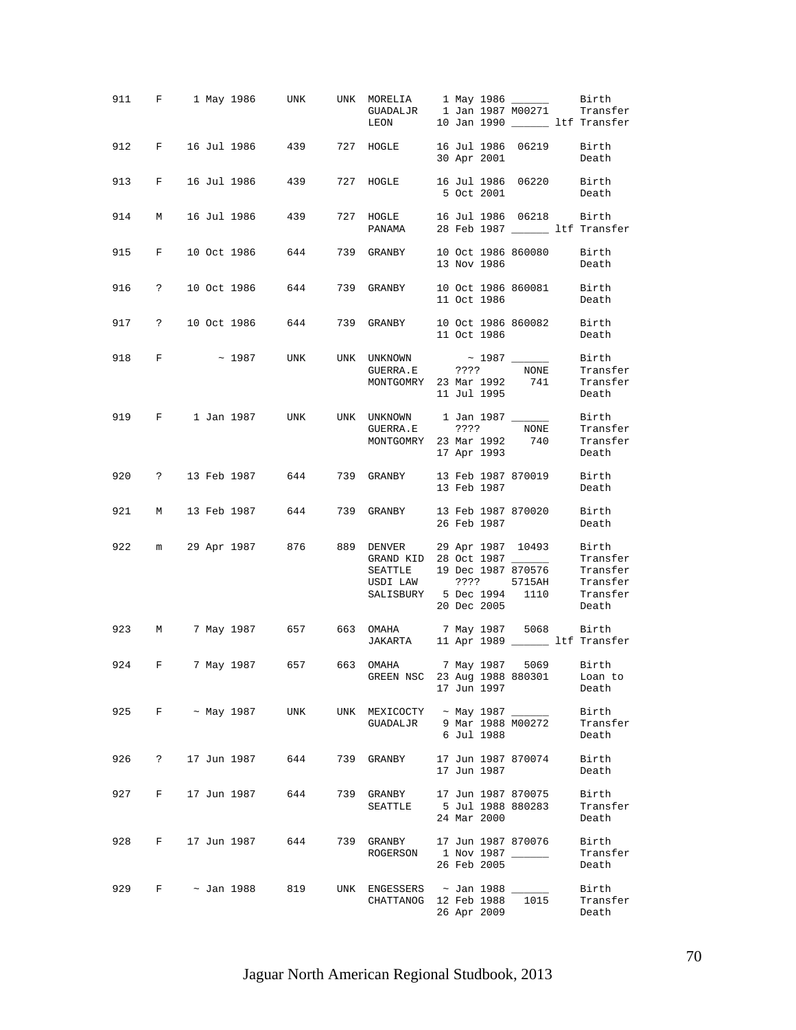```
911   F    1 May 1986    UNK     UNK  MORELIA     1 May 1986 ______     Birth
                                      GUADALJR    1 Jan 1987 M00271     Transfer
                                      LEON       10 Jan 1990 ______ ltf Transfer

912   F   16 Jul 1986    439     727  HOGLE      16 Jul 1986  06219     Birth
                                                 30 Apr 2001            Death

913   F   16 Jul 1986    439     727  HOGLE      16 Jul 1986  06220     Birth
                                                  5 Oct 2001            Death

914   M   16 Jul 1986    439     727  HOGLE      16 Jul 1986  06218     Birth
                                      PANAMA     28 Feb 1987 ______ ltf Transfer

915   F   10 Oct 1986    644     739  GRANBY     10 Oct 1986 860080     Birth
                                                 13 Nov 1986            Death

916   ?   10 Oct 1986    644     739  GRANBY     10 Oct 1986 860081     Birth
                                                 11 Oct 1986            Death

917   ?   10 Oct 1986    644     739  GRANBY     10 Oct 1986 860082     Birth
                                                 11 Oct 1986            Death

918   F        ~ 1987    UNK     UNK  UNKNOWN         ~ 1987 ______     Birth
                                      GUERRA.E       ????      NONE     Transfer
                                      MONTGOMRY  23 Mar 1992    741     Transfer
                                                 11 Jul 1995            Death

919   F    1 Jan 1987    UNK     UNK  UNKNOWN     1 Jan 1987 ______     Birth
                                      GUERRA.E       ????      NONE     Transfer
                                      MONTGOMRY  23 Mar 1992    740     Transfer
                                                 17 Apr 1993            Death

920   ?   13 Feb 1987    644     739  GRANBY     13 Feb 1987 870019     Birth
                                                 13 Feb 1987            Death

921   M   13 Feb 1987    644     739  GRANBY     13 Feb 1987 870020     Birth
                                                 26 Feb 1987            Death

922   m   29 Apr 1987    876     889  DENVER     29 Apr 1987  10493     Birth
                                      GRAND KID  28 Oct 1987 ______     Transfer
                                      SEATTLE    19 Dec 1987 870576     Transfer
                                      USDI LAW       ????    5715AH     Transfer
                                      SALISBURY   5 Dec 1994   1110     Transfer
                                                 20 Dec 2005            Death

923   M    7 May 1987    657     663  OMAHA       7 May 1987   5068     Birth
                                      JAKARTA    11 Apr 1989 ______ ltf Transfer

924   F    7 May 1987    657     663  OMAHA       7 May 1987   5069     Birth
                                      GREEN NSC  23 Aug 1988 880301     Loan to
                                                 17 Jun 1997            Death

925   F    ~ May 1987    UNK     UNK  MEXICOCTY   ~ May 1987 ______     Birth
                                      GUADALJR    9 Mar 1988 M00272     Transfer
                                                  6 Jul 1988            Death

926   ?   17 Jun 1987    644     739  GRANBY     17 Jun 1987 870074     Birth
                                                 17 Jun 1987            Death

927   F   17 Jun 1987    644     739  GRANBY     17 Jun 1987 870075     Birth
                                      SEATTLE     5 Jul 1988 880283     Transfer
                                                 24 Mar 2000            Death

928   F   17 Jun 1987    644     739  GRANBY     17 Jun 1987 870076     Birth
                                      ROGERSON    1 Nov 1987 ______     Transfer
                                                 26 Feb 2005            Death

929   F    ~ Jan 1988    819     UNK  ENGESSERS   ~ Jan 1988 ______     Birth
                                      CHATTANOG  12 Feb 1988   1015     Transfer
                                                 26 Apr 2009            Death
```

Jaguar North American Regional Studbook, 2013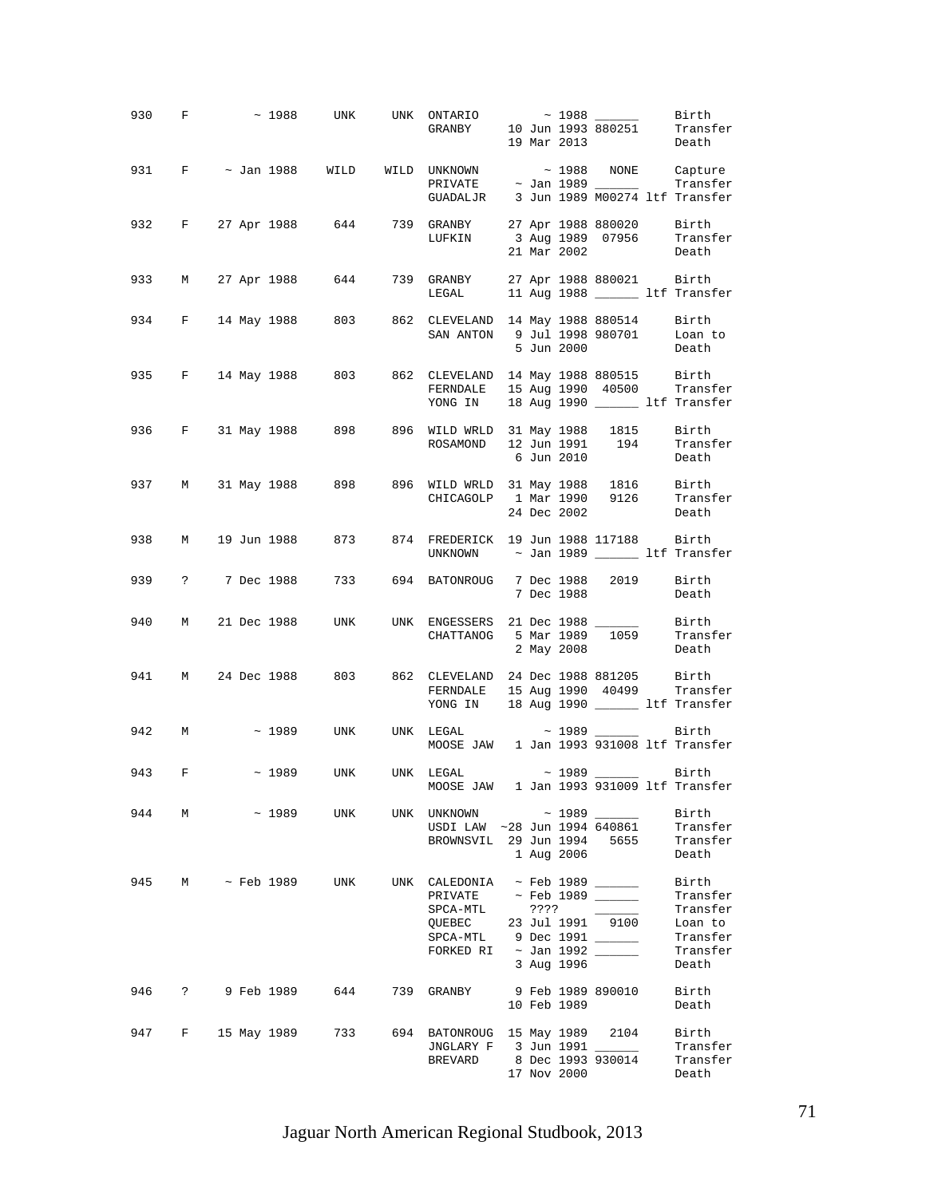```
930   F        ~ 1988    UNK     UNK  ONTARIO        ~ 1988 ______     Birth
                                      GRANBY    10 Jun 1993 880251     Transfer
                                                19 Mar 2013            Death

931   F    ~ Jan 1988   WILD    WILD  UNKNOWN        ~ 1988  NONE      Capture
                                      PRIVATE    ~ Jan 1989 ______     Transfer
                                      GUADALJR   3 Jun 1989 M00274 ltf Transfer

932   F   27 Apr 1988    644     739  GRANBY    27 Apr 1988 880020     Birth
                                      LUFKIN     3 Aug 1989  07956     Transfer
                                                21 Mar 2002            Death

933   M   27 Apr 1988    644     739  GRANBY    27 Apr 1988 880021     Birth
                                      LEGAL     11 Aug 1988 ______ ltf Transfer

934   F   14 May 1988    803     862  CLEVELAND 14 May 1988 880514     Birth
                                      SAN ANTON  9 Jul 1998 980701     Loan to
                                                 5 Jun 2000            Death

935   F   14 May 1988    803     862  CLEVELAND 14 May 1988 880515     Birth
                                      FERNDALE  15 Aug 1990  40500     Transfer
                                      YONG IN   18 Aug 1990 ______ ltf Transfer

936   F   31 May 1988    898     896  WILD WRLD 31 May 1988   1815     Birth
                                      ROSAMOND  12 Jun 1991    194     Transfer
                                                 6 Jun 2010            Death

937   M   31 May 1988    898     896  WILD WRLD 31 May 1988   1816     Birth
                                      CHICAGOLP  1 Mar 1990   9126     Transfer
                                                24 Dec 2002            Death

938   M   19 Jun 1988    873     874  FREDERICK 19 Jun 1988 117188     Birth
                                      UNKNOWN    ~ Jan 1989 ______ ltf Transfer

939   ?    7 Dec 1988    733     694  BATONROUG  7 Dec 1988   2019     Birth
                                                 7 Dec 1988            Death

940   M   21 Dec 1988    UNK     UNK  ENGESSERS 21 Dec 1988 ______     Birth
                                      CHATTANOG  5 Mar 1989   1059     Transfer
                                                 2 May 2008            Death

941   M   24 Dec 1988    803     862  CLEVELAND 24 Dec 1988 881205     Birth
                                      FERNDALE  15 Aug 1990  40499     Transfer
                                      YONG IN   18 Aug 1990 ______ ltf Transfer

942   M        ~ 1989    UNK     UNK  LEGAL          ~ 1989 ______     Birth
                                      MOOSE JAW  1 Jan 1993 931008 ltf Transfer

943   F        ~ 1989    UNK     UNK  LEGAL          ~ 1989 ______     Birth
                                      MOOSE JAW  1 Jan 1993 931009 ltf Transfer

944   M        ~ 1989    UNK     UNK  UNKNOWN        ~ 1989 ______     Birth
                                      USDI LAW  ~28 Jun 1994 640861    Transfer
                                      BROWNSVIL 29 Jun 1994   5655     Transfer
                                                 1 Aug 2006            Death

945   M    ~ Feb 1989    UNK     UNK  CALEDONIA  ~ Feb 1989 ______     Birth
                                      PRIVATE    ~ Feb 1989 ______     Transfer
                                      SPCA-MTL     ????     ______     Transfer
                                      QUEBEC    23 Jul 1991   9100     Loan to
                                      SPCA-MTL   9 Dec 1991 ______     Transfer
                                      FORKED RI  ~ Jan 1992 ______     Transfer
                                                 3 Aug 1996            Death

946   ?    9 Feb 1989    644     739  GRANBY     9 Feb 1989 890010     Birth
                                                10 Feb 1989            Death

947   F   15 May 1989    733     694  BATONROUG 15 May 1989   2104     Birth
                                      JNGLARY F  3 Jun 1991 ______     Transfer
                                      BREVARD    8 Dec 1993 930014     Transfer
                                                17 Nov 2000            Death
```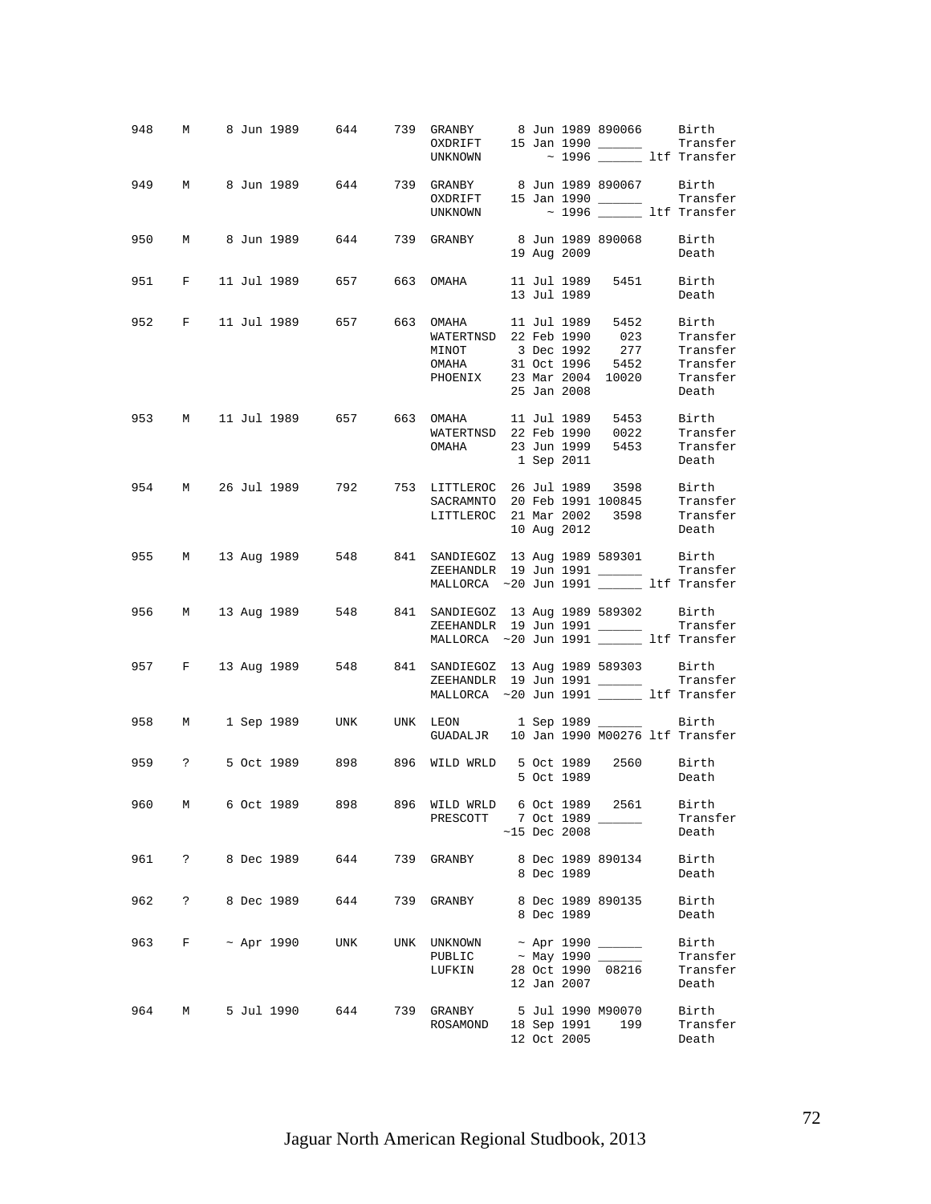| Stud # | Sex | Birth Date | Sire | Dam | Location | Date | Local ID | Event |
|---|---|---|---|---|---|---|---|---|
| 948 | M | 8 Jun 1989 | 644 | 739 | GRANBY | 8 Jun 1989 | 890066 | Birth |
| | | | | | OXDRIFT | 15 Jan 1990 | ______ | Transfer |
| | | | | | UNKNOWN | ~ 1996 | ______ ltf | Transfer |
| 949 | M | 8 Jun 1989 | 644 | 739 | GRANBY | 8 Jun 1989 | 890067 | Birth |
| | | | | | OXDRIFT | 15 Jan 1990 | ______ | Transfer |
| | | | | | UNKNOWN | ~ 1996 | ______ ltf | Transfer |
| 950 | M | 8 Jun 1989 | 644 | 739 | GRANBY | 8 Jun 1989 | 890068 | Birth |
| | | | | | | 19 Aug 2009 | | Death |
| 951 | F | 11 Jul 1989 | 657 | 663 | OMAHA | 11 Jul 1989 | 5451 | Birth |
| | | | | | | 13 Jul 1989 | | Death |
| 952 | F | 11 Jul 1989 | 657 | 663 | OMAHA | 11 Jul 1989 | 5452 | Birth |
| | | | | | WATERTNSD | 22 Feb 1990 | 023 | Transfer |
| | | | | | MINOT | 3 Dec 1992 | 277 | Transfer |
| | | | | | OMAHA | 31 Oct 1996 | 5452 | Transfer |
| | | | | | PHOENIX | 23 Mar 2004 | 10020 | Transfer |
| | | | | | | 25 Jan 2008 | | Death |
| 953 | M | 11 Jul 1989 | 657 | 663 | OMAHA | 11 Jul 1989 | 5453 | Birth |
| | | | | | WATERTNSD | 22 Feb 1990 | 0022 | Transfer |
| | | | | | OMAHA | 23 Jun 1999 | 5453 | Transfer |
| | | | | | | 1 Sep 2011 | | Death |
| 954 | M | 26 Jul 1989 | 792 | 753 | LITTLEROC | 26 Jul 1989 | 3598 | Birth |
| | | | | | SACRAMNTO | 20 Feb 1991 | 100845 | Transfer |
| | | | | | LITTLEROC | 21 Mar 2002 | 3598 | Transfer |
| | | | | | | 10 Aug 2012 | | Death |
| 955 | M | 13 Aug 1989 | 548 | 841 | SANDIEGOZ | 13 Aug 1989 | 589301 | Birth |
| | | | | | ZEEHANDLR | 19 Jun 1991 | ______ | Transfer |
| | | | | | MALLORCA | ~20 Jun 1991 | ______ ltf | Transfer |
| 956 | M | 13 Aug 1989 | 548 | 841 | SANDIEGOZ | 13 Aug 1989 | 589302 | Birth |
| | | | | | ZEEHANDLR | 19 Jun 1991 | ______ | Transfer |
| | | | | | MALLORCA | ~20 Jun 1991 | ______ ltf | Transfer |
| 957 | F | 13 Aug 1989 | 548 | 841 | SANDIEGOZ | 13 Aug 1989 | 589303 | Birth |
| | | | | | ZEEHANDLR | 19 Jun 1991 | ______ | Transfer |
| | | | | | MALLORCA | ~20 Jun 1991 | ______ ltf | Transfer |
| 958 | M | 1 Sep 1989 | UNK | UNK | LEON | 1 Sep 1989 | ______ | Birth |
| | | | | | GUADALJR | 10 Jan 1990 | M00276 ltf | Transfer |
| 959 | ? | 5 Oct 1989 | 898 | 896 | WILD WRLD | 5 Oct 1989 | 2560 | Birth |
| | | | | | | 5 Oct 1989 | | Death |
| 960 | M | 6 Oct 1989 | 898 | 896 | WILD WRLD | 6 Oct 1989 | 2561 | Birth |
| | | | | | PRESCOTT | 7 Oct 1989 | ______ | Transfer |
| | | | | | | ~15 Dec 2008 | | Death |
| 961 | ? | 8 Dec 1989 | 644 | 739 | GRANBY | 8 Dec 1989 | 890134 | Birth |
| | | | | | | 8 Dec 1989 | | Death |
| 962 | ? | 8 Dec 1989 | 644 | 739 | GRANBY | 8 Dec 1989 | 890135 | Birth |
| | | | | | | 8 Dec 1989 | | Death |
| 963 | F | ~ Apr 1990 | UNK | UNK | UNKNOWN | ~ Apr 1990 | ______ | Birth |
| | | | | | PUBLIC | ~ May 1990 | ______ | Transfer |
| | | | | | LUFKIN | 28 Oct 1990 | 08216 | Transfer |
| | | | | | | 12 Jan 2007 | | Death |
| 964 | M | 5 Jul 1990 | 644 | 739 | GRANBY | 5 Jul 1990 | M90070 | Birth |
| | | | | | ROSAMOND | 18 Sep 1991 | 199 | Transfer |
| | | | | | | 12 Oct 2005 | | Death |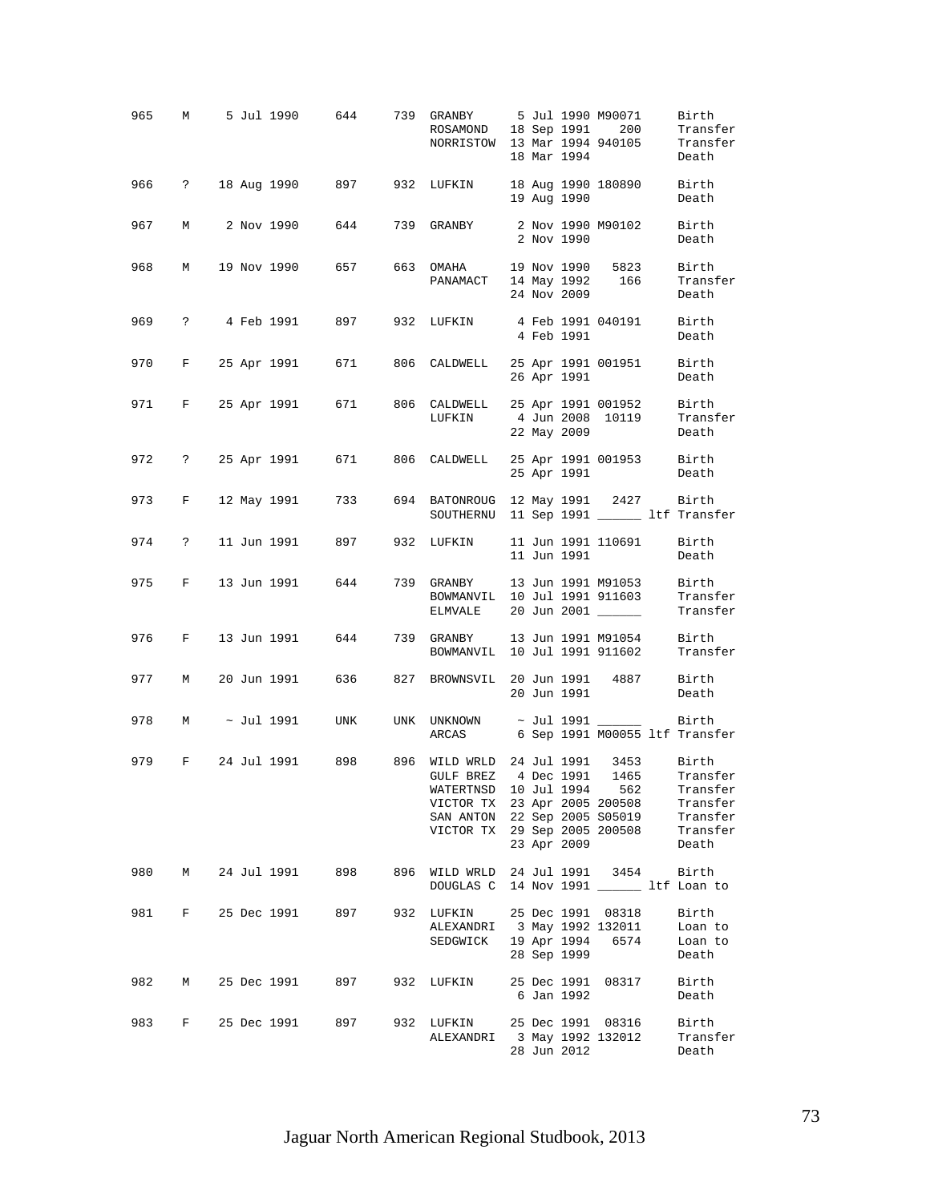| Studbook # | Sex | Birth Date | Sire | Dam | Location | Date | Local ID | Event |
|---|---|---|---|---|---|---|---|---|
| 965 | M | 5 Jul 1990 | 644 | 739 | GRANBY | 5 Jul 1990 | M90071 | Birth |
| | | | | | ROSAMOND | 18 Sep 1991 | 200 | Transfer |
| | | | | | NORRISTOW | 13 Mar 1994 | 940105 | Transfer |
| | | | | | | 18 Mar 1994 | | Death |
| 966 | ? | 18 Aug 1990 | 897 | 932 | LUFKIN | 18 Aug 1990 | 180890 | Birth |
| | | | | | | 19 Aug 1990 | | Death |
| 967 | M | 2 Nov 1990 | 644 | 739 | GRANBY | 2 Nov 1990 | M90102 | Birth |
| | | | | | | 2 Nov 1990 | | Death |
| 968 | M | 19 Nov 1990 | 657 | 663 | OMAHA | 19 Nov 1990 | 5823 | Birth |
| | | | | | PANAMACT | 14 May 1992 | 166 | Transfer |
| | | | | | | 24 Nov 2009 | | Death |
| 969 | ? | 4 Feb 1991 | 897 | 932 | LUFKIN | 4 Feb 1991 | 040191 | Birth |
| | | | | | | 4 Feb 1991 | | Death |
| 970 | F | 25 Apr 1991 | 671 | 806 | CALDWELL | 25 Apr 1991 | 001951 | Birth |
| | | | | | | 26 Apr 1991 | | Death |
| 971 | F | 25 Apr 1991 | 671 | 806 | CALDWELL | 25 Apr 1991 | 001952 | Birth |
| | | | | | LUFKIN | 4 Jun 2008 | 10119 | Transfer |
| | | | | | | 22 May 2009 | | Death |
| 972 | ? | 25 Apr 1991 | 671 | 806 | CALDWELL | 25 Apr 1991 | 001953 | Birth |
| | | | | | | 25 Apr 1991 | | Death |
| 973 | F | 12 May 1991 | 733 | 694 | BATONROUG | 12 May 1991 | 2427 | Birth |
| | | | | | SOUTHERNU | 11 Sep 1991 | ______ ltf | Transfer |
| 974 | ? | 11 Jun 1991 | 897 | 932 | LUFKIN | 11 Jun 1991 | 110691 | Birth |
| | | | | | | 11 Jun 1991 | | Death |
| 975 | F | 13 Jun 1991 | 644 | 739 | GRANBY | 13 Jun 1991 | M91053 | Birth |
| | | | | | BOWMANVIL | 10 Jul 1991 | 911603 | Transfer |
| | | | | | ELMVALE | 20 Jun 2001 | ______ | Transfer |
| 976 | F | 13 Jun 1991 | 644 | 739 | GRANBY | 13 Jun 1991 | M91054 | Birth |
| | | | | | BOWMANVIL | 10 Jul 1991 | 911602 | Transfer |
| 977 | M | 20 Jun 1991 | 636 | 827 | BROWNSVIL | 20 Jun 1991 | 4887 | Birth |
| | | | | | | 20 Jun 1991 | | Death |
| 978 | M | ~ Jul 1991 | UNK | UNK | UNKNOWN | ~ Jul 1991 | ______ | Birth |
| | | | | | ARCAS | 6 Sep 1991 | M00055 ltf | Transfer |
| 979 | F | 24 Jul 1991 | 898 | 896 | WILD WRLD | 24 Jul 1991 | 3453 | Birth |
| | | | | | GULF BREZ | 4 Dec 1991 | 1465 | Transfer |
| | | | | | WATERTNSD | 10 Jul 1994 | 562 | Transfer |
| | | | | | VICTOR TX | 23 Apr 2005 | 200508 | Transfer |
| | | | | | SAN ANTON | 22 Sep 2005 | S05019 | Transfer |
| | | | | | VICTOR TX | 29 Sep 2005 | 200508 | Transfer |
| | | | | | | 23 Apr 2009 | | Death |
| 980 | M | 24 Jul 1991 | 898 | 896 | WILD WRLD | 24 Jul 1991 | 3454 | Birth |
| | | | | | DOUGLAS C | 14 Nov 1991 | ______ ltf | Loan to |
| 981 | F | 25 Dec 1991 | 897 | 932 | LUFKIN | 25 Dec 1991 | 08318 | Birth |
| | | | | | ALEXANDRI | 3 May 1992 | 132011 | Loan to |
| | | | | | SEDGWICK | 19 Apr 1994 | 6574 | Loan to |
| | | | | | | 28 Sep 1999 | | Death |
| 982 | M | 25 Dec 1991 | 897 | 932 | LUFKIN | 25 Dec 1991 | 08317 | Birth |
| | | | | | | 6 Jan 1992 | | Death |
| 983 | F | 25 Dec 1991 | 897 | 932 | LUFKIN | 25 Dec 1991 | 08316 | Birth |
| | | | | | ALEXANDRI | 3 May 1992 | 132012 | Transfer |
| | | | | | | 28 Jun 2012 | | Death |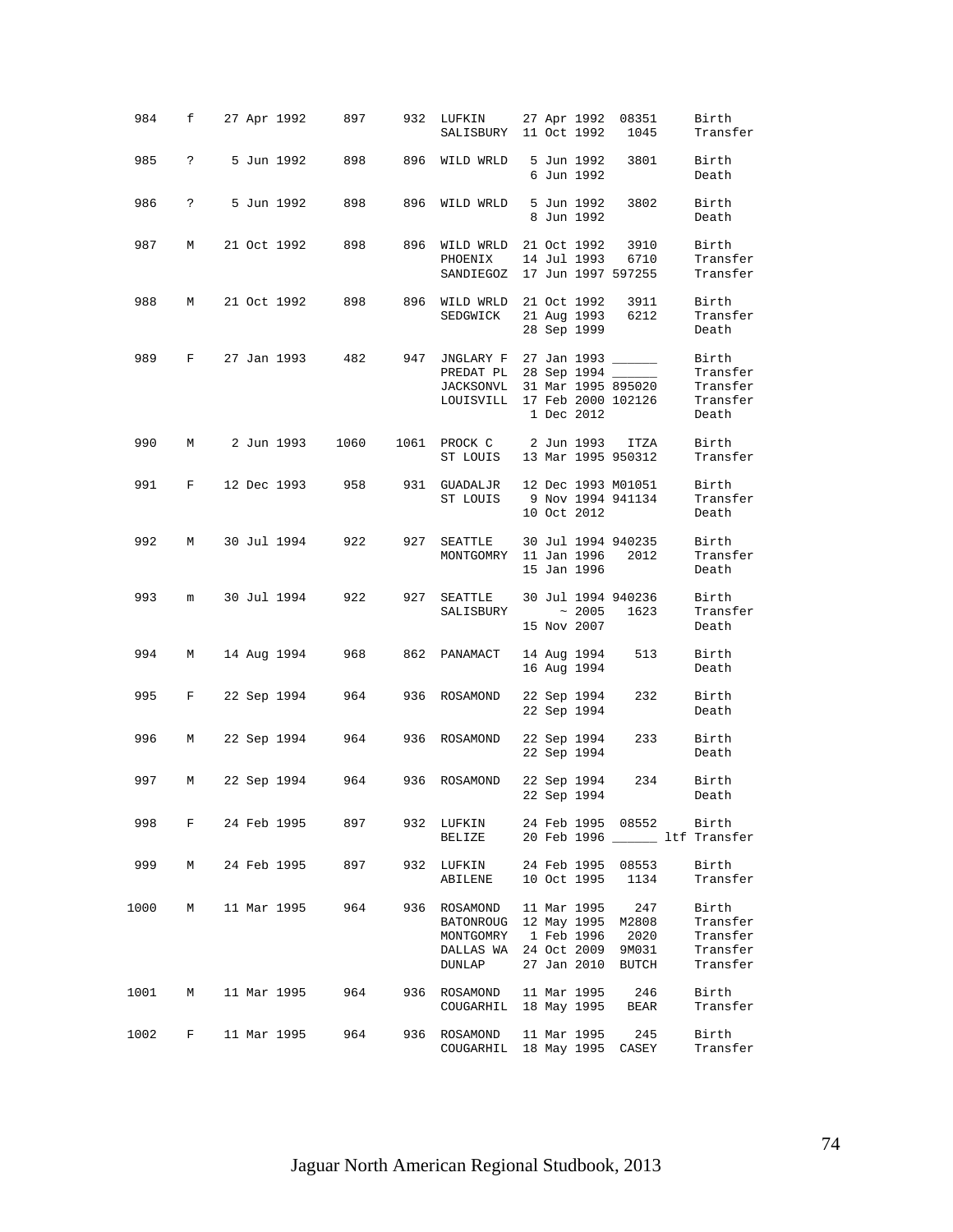| Stud # | Sex | Birth Date | Sire | Dam | Location | Date | Local ID | Event |
|---|---|---|---|---|---|---|---|---|
| 984 | f | 27 Apr 1992 | 897 | 932 | LUFKIN | 27 Apr 1992 | 08351 | Birth |
| | | | | | SALISBURY | 11 Oct 1992 | 1045 | Transfer |
| 985 | ? | 5 Jun 1992 | 898 | 896 | WILD WRLD | 5 Jun 1992 | 3801 | Birth |
| | | | | | | 6 Jun 1992 | | Death |
| 986 | ? | 5 Jun 1992 | 898 | 896 | WILD WRLD | 5 Jun 1992 | 3802 | Birth |
| | | | | | | 8 Jun 1992 | | Death |
| 987 | M | 21 Oct 1992 | 898 | 896 | WILD WRLD | 21 Oct 1992 | 3910 | Birth |
| | | | | | PHOENIX | 14 Jul 1993 | 6710 | Transfer |
| | | | | | SANDIEGOZ | 17 Jun 1997 | 597255 | Transfer |
| 988 | M | 21 Oct 1992 | 898 | 896 | WILD WRLD | 21 Oct 1992 | 3911 | Birth |
| | | | | | SEDGWICK | 21 Aug 1993 | 6212 | Transfer |
| | | | | | | 28 Sep 1999 | | Death |
| 989 | F | 27 Jan 1993 | 482 | 947 | JNGLARY F | 27 Jan 1993 | ______ | Birth |
| | | | | | PREDAT PL | 28 Sep 1994 | ______ | Transfer |
| | | | | | JACKSONVL | 31 Mar 1995 | 895020 | Transfer |
| | | | | | LOUISVILL | 17 Feb 2000 | 102126 | Transfer |
| | | | | | | 1 Dec 2012 | | Death |
| 990 | M | 2 Jun 1993 | 1060 | 1061 | PROCK C | 2 Jun 1993 | ITZA | Birth |
| | | | | | ST LOUIS | 13 Mar 1995 | 950312 | Transfer |
| 991 | F | 12 Dec 1993 | 958 | 931 | GUADALJR | 12 Dec 1993 | M01051 | Birth |
| | | | | | ST LOUIS | 9 Nov 1994 | 941134 | Transfer |
| | | | | | | 10 Oct 2012 | | Death |
| 992 | M | 30 Jul 1994 | 922 | 927 | SEATTLE | 30 Jul 1994 | 940235 | Birth |
| | | | | | MONTGOMRY | 11 Jan 1996 | 2012 | Transfer |
| | | | | | | 15 Jan 1996 | | Death |
| 993 | m | 30 Jul 1994 | 922 | 927 | SEATTLE | 30 Jul 1994 | 940236 | Birth |
| | | | | | SALISBURY | ~ 2005 | 1623 | Transfer |
| | | | | | | 15 Nov 2007 | | Death |
| 994 | M | 14 Aug 1994 | 968 | 862 | PANAMACT | 14 Aug 1994 | 513 | Birth |
| | | | | | | 16 Aug 1994 | | Death |
| 995 | F | 22 Sep 1994 | 964 | 936 | ROSAMOND | 22 Sep 1994 | 232 | Birth |
| | | | | | | 22 Sep 1994 | | Death |
| 996 | M | 22 Sep 1994 | 964 | 936 | ROSAMOND | 22 Sep 1994 | 233 | Birth |
| | | | | | | 22 Sep 1994 | | Death |
| 997 | M | 22 Sep 1994 | 964 | 936 | ROSAMOND | 22 Sep 1994 | 234 | Birth |
| | | | | | | 22 Sep 1994 | | Death |
| 998 | F | 24 Feb 1995 | 897 | 932 | LUFKIN | 24 Feb 1995 | 08552 | Birth |
| | | | | | BELIZE | 20 Feb 1996 | ______ ltf | Transfer |
| 999 | M | 24 Feb 1995 | 897 | 932 | LUFKIN | 24 Feb 1995 | 08553 | Birth |
| | | | | | ABILENE | 10 Oct 1995 | 1134 | Transfer |
| 1000 | M | 11 Mar 1995 | 964 | 936 | ROSAMOND | 11 Mar 1995 | 247 | Birth |
| | | | | | BATONROUG | 12 May 1995 | M2808 | Transfer |
| | | | | | MONTGOMRY | 1 Feb 1996 | 2020 | Transfer |
| | | | | | DALLAS WA | 24 Oct 2009 | 9M031 | Transfer |
| | | | | | DUNLAP | 27 Jan 2010 | BUTCH | Transfer |
| 1001 | M | 11 Mar 1995 | 964 | 936 | ROSAMOND | 11 Mar 1995 | 246 | Birth |
| | | | | | COUGARHIL | 18 May 1995 | BEAR | Transfer |
| 1002 | F | 11 Mar 1995 | 964 | 936 | ROSAMOND | 11 Mar 1995 | 245 | Birth |
| | | | | | COUGARHIL | 18 May 1995 | CASEY | Transfer |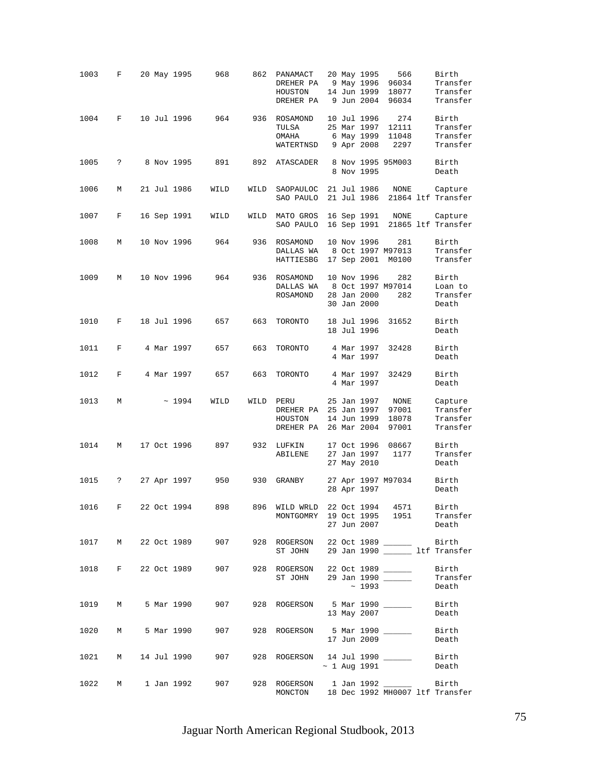| Stud # | Sex | Birth Date | Sire | Dam | Location | Date | Local ID | Event |
|---|---|---|---|---|---|---|---|---|
| 1003 | F | 20 May 1995 | 968 | 862 | PANAMACT | 20 May 1995 | 566 | Birth |
| | | | | | DREHER PA | 9 May 1996 | 96034 | Transfer |
| | | | | | HOUSTON | 14 Jun 1999 | 18077 | Transfer |
| | | | | | DREHER PA | 9 Jun 2004 | 96034 | Transfer |
| 1004 | F | 10 Jul 1996 | 964 | 936 | ROSAMOND | 10 Jul 1996 | 274 | Birth |
| | | | | | TULSA | 25 Mar 1997 | 12111 | Transfer |
| | | | | | OMAHA | 6 May 1999 | 11048 | Transfer |
| | | | | | WATERTNSD | 9 Apr 2008 | 2297 | Transfer |
| 1005 | ? | 8 Nov 1995 | 891 | 892 | ATASCADER | 8 Nov 1995 | 95M003 | Birth |
| | | | | | | 8 Nov 1995 | | Death |
| 1006 | M | 21 Jul 1986 | WILD | WILD | SAOPAULOC | 21 Jul 1986 | NONE | Capture |
| | | | | | SAO PAULO | 21 Jul 1986 | 21864 ltf | Transfer |
| 1007 | F | 16 Sep 1991 | WILD | WILD | MATO GROS | 16 Sep 1991 | NONE | Capture |
| | | | | | SAO PAULO | 16 Sep 1991 | 21865 ltf | Transfer |
| 1008 | M | 10 Nov 1996 | 964 | 936 | ROSAMOND | 10 Nov 1996 | 281 | Birth |
| | | | | | DALLAS WA | 8 Oct 1997 | M97013 | Transfer |
| | | | | | HATTIESBG | 17 Sep 2001 | M0100 | Transfer |
| 1009 | M | 10 Nov 1996 | 964 | 936 | ROSAMOND | 10 Nov 1996 | 282 | Birth |
| | | | | | DALLAS WA | 8 Oct 1997 | M97014 | Loan to |
| | | | | | ROSAMOND | 28 Jan 2000 | 282 | Transfer |
| | | | | | | 30 Jan 2000 | | Death |
| 1010 | F | 18 Jul 1996 | 657 | 663 | TORONTO | 18 Jul 1996 | 31652 | Birth |
| | | | | | | 18 Jul 1996 | | Death |
| 1011 | F | 4 Mar 1997 | 657 | 663 | TORONTO | 4 Mar 1997 | 32428 | Birth |
| | | | | | | 4 Mar 1997 | | Death |
| 1012 | F | 4 Mar 1997 | 657 | 663 | TORONTO | 4 Mar 1997 | 32429 | Birth |
| | | | | | | 4 Mar 1997 | | Death |
| 1013 | M | ~ 1994 | WILD | WILD | PERU | 25 Jan 1997 | NONE | Capture |
| | | | | | DREHER PA | 25 Jan 1997 | 97001 | Transfer |
| | | | | | HOUSTON | 14 Jun 1999 | 18078 | Transfer |
| | | | | | DREHER PA | 26 Mar 2004 | 97001 | Transfer |
| 1014 | M | 17 Oct 1996 | 897 | 932 | LUFKIN | 17 Oct 1996 | 08667 | Birth |
| | | | | | ABILENE | 27 Jan 1997 | 1177 | Transfer |
| | | | | | | 27 May 2010 | | Death |
| 1015 | ? | 27 Apr 1997 | 950 | 930 | GRANBY | 27 Apr 1997 | M97034 | Birth |
| | | | | | | 28 Apr 1997 | | Death |
| 1016 | F | 22 Oct 1994 | 898 | 896 | WILD WRLD | 22 Oct 1994 | 4571 | Birth |
| | | | | | MONTGOMRY | 19 Oct 1995 | 1951 | Transfer |
| | | | | | | 27 Jun 2007 | | Death |
| 1017 | M | 22 Oct 1989 | 907 | 928 | ROGERSON | 22 Oct 1989 | ______ | Birth |
| | | | | | ST JOHN | 29 Jan 1990 | ______ ltf | Transfer |
| 1018 | F | 22 Oct 1989 | 907 | 928 | ROGERSON | 22 Oct 1989 | ______ | Birth |
| | | | | | ST JOHN | 29 Jan 1990 | ______ | Transfer |
| | | | | | | ~ 1993 | | Death |
| 1019 | M | 5 Mar 1990 | 907 | 928 | ROGERSON | 5 Mar 1990 | ______ | Birth |
| | | | | | | 13 May 2007 | | Death |
| 1020 | M | 5 Mar 1990 | 907 | 928 | ROGERSON | 5 Mar 1990 | ______ | Birth |
| | | | | | | 17 Jun 2009 | | Death |
| 1021 | M | 14 Jul 1990 | 907 | 928 | ROGERSON | 14 Jul 1990 | ______ | Birth |
| | | | | | | ~ 1 Aug 1991 | | Death |
| 1022 | M | 1 Jan 1992 | 907 | 928 | ROGERSON | 1 Jan 1992 | ______ | Birth |
| | | | | | MONCTON | 18 Dec 1992 | MH0007 ltf | Transfer |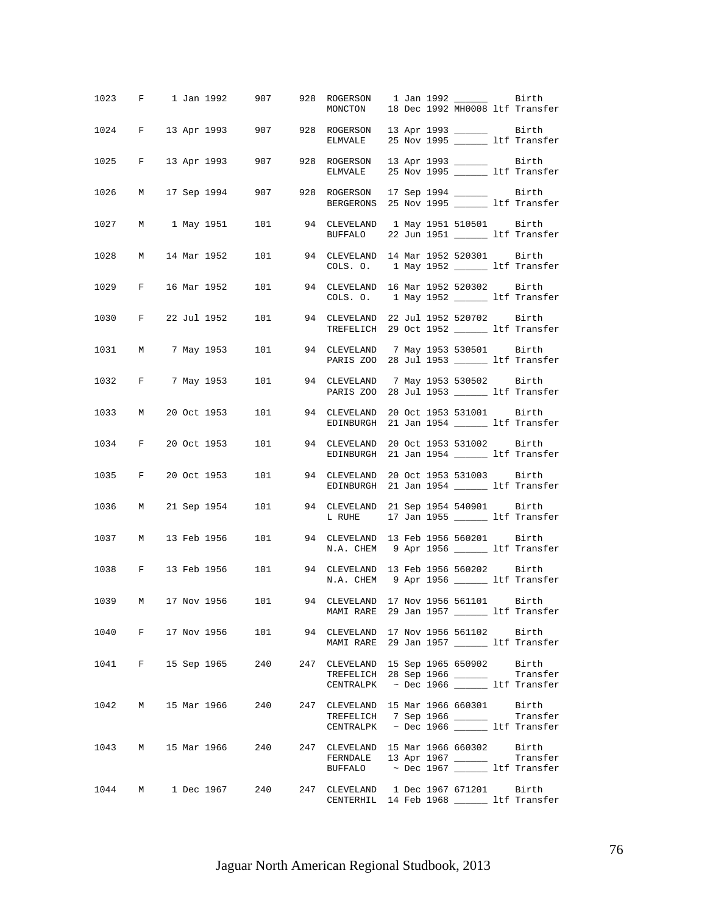| Stud # | Sex | Birth Date | Sire | Dam | Location | Date | Local ID | Event |
|---|---|---|---|---|---|---|---|---|
| 1023 | F | 1 Jan 1992 | 907 | 928 | ROGERSON | 1 Jan 1992 | ______ | Birth |
| | | | | | MONCTON | 18 Dec 1992 | MH0008 | ltf Transfer |
| 1024 | F | 13 Apr 1993 | 907 | 928 | ROGERSON | 13 Apr 1993 | ______ | Birth |
| | | | | | ELMVALE | 25 Nov 1995 | ______ | ltf Transfer |
| 1025 | F | 13 Apr 1993 | 907 | 928 | ROGERSON | 13 Apr 1993 | ______ | Birth |
| | | | | | ELMVALE | 25 Nov 1995 | ______ | ltf Transfer |
| 1026 | M | 17 Sep 1994 | 907 | 928 | ROGERSON | 17 Sep 1994 | ______ | Birth |
| | | | | | BERGERONS | 25 Nov 1995 | ______ | ltf Transfer |
| 1027 | M | 1 May 1951 | 101 | 94 | CLEVELAND | 1 May 1951 | 510501 | Birth |
| | | | | | BUFFALO | 22 Jun 1951 | ______ | ltf Transfer |
| 1028 | M | 14 Mar 1952 | 101 | 94 | CLEVELAND | 14 Mar 1952 | 520301 | Birth |
| | | | | | COLS. O. | 1 May 1952 | ______ | ltf Transfer |
| 1029 | F | 16 Mar 1952 | 101 | 94 | CLEVELAND | 16 Mar 1952 | 520302 | Birth |
| | | | | | COLS. O. | 1 May 1952 | ______ | ltf Transfer |
| 1030 | F | 22 Jul 1952 | 101 | 94 | CLEVELAND | 22 Jul 1952 | 520702 | Birth |
| | | | | | TREFELICH | 29 Oct 1952 | ______ | ltf Transfer |
| 1031 | M | 7 May 1953 | 101 | 94 | CLEVELAND | 7 May 1953 | 530501 | Birth |
| | | | | | PARIS ZOO | 28 Jul 1953 | ______ | ltf Transfer |
| 1032 | F | 7 May 1953 | 101 | 94 | CLEVELAND | 7 May 1953 | 530502 | Birth |
| | | | | | PARIS ZOO | 28 Jul 1953 | ______ | ltf Transfer |
| 1033 | M | 20 Oct 1953 | 101 | 94 | CLEVELAND | 20 Oct 1953 | 531001 | Birth |
| | | | | | EDINBURGH | 21 Jan 1954 | ______ | ltf Transfer |
| 1034 | F | 20 Oct 1953 | 101 | 94 | CLEVELAND | 20 Oct 1953 | 531002 | Birth |
| | | | | | EDINBURGH | 21 Jan 1954 | ______ | ltf Transfer |
| 1035 | F | 20 Oct 1953 | 101 | 94 | CLEVELAND | 20 Oct 1953 | 531003 | Birth |
| | | | | | EDINBURGH | 21 Jan 1954 | ______ | ltf Transfer |
| 1036 | M | 21 Sep 1954 | 101 | 94 | CLEVELAND | 21 Sep 1954 | 540901 | Birth |
| | | | | | L RUHE | 17 Jan 1955 | ______ | ltf Transfer |
| 1037 | M | 13 Feb 1956 | 101 | 94 | CLEVELAND | 13 Feb 1956 | 560201 | Birth |
| | | | | | N.A. CHEM | 9 Apr 1956 | ______ | ltf Transfer |
| 1038 | F | 13 Feb 1956 | 101 | 94 | CLEVELAND | 13 Feb 1956 | 560202 | Birth |
| | | | | | N.A. CHEM | 9 Apr 1956 | ______ | ltf Transfer |
| 1039 | M | 17 Nov 1956 | 101 | 94 | CLEVELAND | 17 Nov 1956 | 561101 | Birth |
| | | | | | MAMI RARE | 29 Jan 1957 | ______ | ltf Transfer |
| 1040 | F | 17 Nov 1956 | 101 | 94 | CLEVELAND | 17 Nov 1956 | 561102 | Birth |
| | | | | | MAMI RARE | 29 Jan 1957 | ______ | ltf Transfer |
| 1041 | F | 15 Sep 1965 | 240 | 247 | CLEVELAND | 15 Sep 1965 | 650902 | Birth |
| | | | | | TREFELICH | 28 Sep 1966 | ______ | Transfer |
| | | | | | CENTRALPK | ~ Dec 1966 | ______ | ltf Transfer |
| 1042 | M | 15 Mar 1966 | 240 | 247 | CLEVELAND | 15 Mar 1966 | 660301 | Birth |
| | | | | | TREFELICH | 7 Sep 1966 | ______ | Transfer |
| | | | | | CENTRALPK | ~ Dec 1966 | ______ | ltf Transfer |
| 1043 | M | 15 Mar 1966 | 240 | 247 | CLEVELAND | 15 Mar 1966 | 660302 | Birth |
| | | | | | FERNDALE | 13 Apr 1967 | ______ | Transfer |
| | | | | | BUFFALO | ~ Dec 1967 | ______ | ltf Transfer |
| 1044 | M | 1 Dec 1967 | 240 | 247 | CLEVELAND | 1 Dec 1967 | 671201 | Birth |
| | | | | | CENTERHIL | 14 Feb 1968 | ______ | ltf Transfer |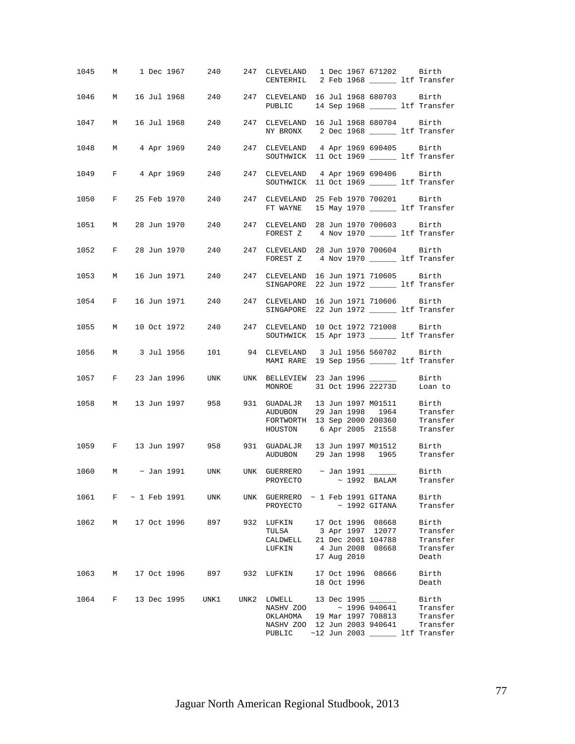| ID | Sex | Birth Date | Sire | Dam | Location | Date | Local ID | Event |
|---|---|---|---|---|---|---|---|---|
| 1045 | M | 1 Dec 1967 | 240 | 247 | CLEVELAND | 1 Dec 1967 | 671202 | Birth |
| | | | | | CENTERHIL | 2 Feb 1968 | ______ | ltf Transfer |
| 1046 | M | 16 Jul 1968 | 240 | 247 | CLEVELAND | 16 Jul 1968 | 680703 | Birth |
| | | | | | PUBLIC | 14 Sep 1968 | ______ | ltf Transfer |
| 1047 | M | 16 Jul 1968 | 240 | 247 | CLEVELAND | 16 Jul 1968 | 680704 | Birth |
| | | | | | NY BRONX | 2 Dec 1968 | ______ | ltf Transfer |
| 1048 | M | 4 Apr 1969 | 240 | 247 | CLEVELAND | 4 Apr 1969 | 690405 | Birth |
| | | | | | SOUTHWICK | 11 Oct 1969 | ______ | ltf Transfer |
| 1049 | F | 4 Apr 1969 | 240 | 247 | CLEVELAND | 4 Apr 1969 | 690406 | Birth |
| | | | | | SOUTHWICK | 11 Oct 1969 | ______ | ltf Transfer |
| 1050 | F | 25 Feb 1970 | 240 | 247 | CLEVELAND | 25 Feb 1970 | 700201 | Birth |
| | | | | | FT WAYNE | 15 May 1970 | ______ | ltf Transfer |
| 1051 | M | 28 Jun 1970 | 240 | 247 | CLEVELAND | 28 Jun 1970 | 700603 | Birth |
| | | | | | FOREST Z | 4 Nov 1970 | ______ | ltf Transfer |
| 1052 | F | 28 Jun 1970 | 240 | 247 | CLEVELAND | 28 Jun 1970 | 700604 | Birth |
| | | | | | FOREST Z | 4 Nov 1970 | ______ | ltf Transfer |
| 1053 | M | 16 Jun 1971 | 240 | 247 | CLEVELAND | 16 Jun 1971 | 710605 | Birth |
| | | | | | SINGAPORE | 22 Jun 1972 | ______ | ltf Transfer |
| 1054 | F | 16 Jun 1971 | 240 | 247 | CLEVELAND | 16 Jun 1971 | 710606 | Birth |
| | | | | | SINGAPORE | 22 Jun 1972 | ______ | ltf Transfer |
| 1055 | M | 10 Oct 1972 | 240 | 247 | CLEVELAND | 10 Oct 1972 | 721008 | Birth |
| | | | | | SOUTHWICK | 15 Apr 1973 | ______ | ltf Transfer |
| 1056 | M | 3 Jul 1956 | 101 | 94 | CLEVELAND | 3 Jul 1956 | 560702 | Birth |
| | | | | | MAMI RARE | 19 Sep 1956 | ______ | ltf Transfer |
| 1057 | F | 23 Jan 1996 | UNK | UNK | BELLEVIEW | 23 Jan 1996 | ______ | Birth |
| | | | | | MONROE | 31 Oct 1996 | 22273D | Loan to |
| 1058 | M | 13 Jun 1997 | 958 | 931 | GUADALJR | 13 Jun 1997 | M01511 | Birth |
| | | | | | AUDUBON | 29 Jan 1998 | 1964 | Transfer |
| | | | | | FORTWORTH | 13 Sep 2000 | 200360 | Transfer |
| | | | | | HOUSTON | 6 Apr 2005 | 21558 | Transfer |
| 1059 | F | 13 Jun 1997 | 958 | 931 | GUADALJR | 13 Jun 1997 | M01512 | Birth |
| | | | | | AUDUBON | 29 Jan 1998 | 1965 | Transfer |
| 1060 | M | ~ Jan 1991 | UNK | UNK | GUERRERO | ~ Jan 1991 | ______ | Birth |
| | | | | | PROYECTO | ~ 1992 | BALAM | Transfer |
| 1061 | F | ~ 1 Feb 1991 | UNK | UNK | GUERRERO | ~ 1 Feb 1991 | GITANA | Birth |
| | | | | | PROYECTO | ~ 1992 | GITANA | Transfer |
| 1062 | M | 17 Oct 1996 | 897 | 932 | LUFKIN | 17 Oct 1996 | 08668 | Birth |
| | | | | | TULSA | 3 Apr 1997 | 12077 | Transfer |
| | | | | | CALDWELL | 21 Dec 2001 | 104788 | Transfer |
| | | | | | LUFKIN | 4 Jun 2008 | 08668 | Transfer |
| | | | | | | 17 Aug 2010 | | Death |
| 1063 | M | 17 Oct 1996 | 897 | 932 | LUFKIN | 17 Oct 1996 | 08666 | Birth |
| | | | | | | 18 Oct 1996 | | Death |
| 1064 | F | 13 Dec 1995 | UNK1 | UNK2 | LOWELL | 13 Dec 1995 | ______ | Birth |
| | | | | | NASHV ZOO | ~ 1996 | 940641 | Transfer |
| | | | | | OKLAHOMA | 19 Mar 1997 | 708813 | Transfer |
| | | | | | NASHV ZOO | 12 Jun 2003 | 940641 | Transfer |
| | | | | | PUBLIC | ~12 Jun 2003 | ______ | ltf Transfer |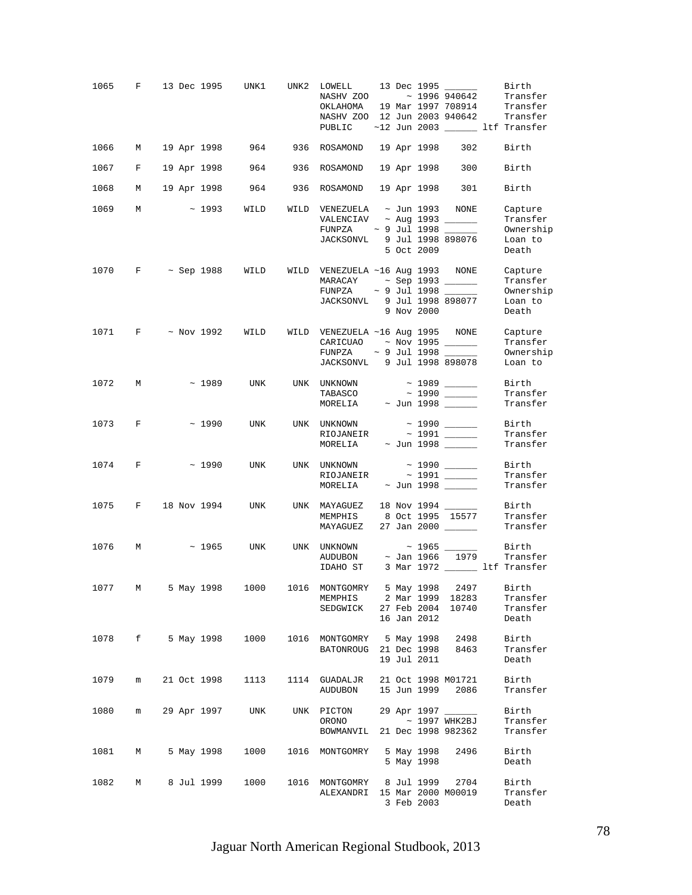```
1065   F    13 Dec 1995    UNK1    UNK2  LOWELL     13 Dec 1995 ______      Birth
                                         NASHV ZOO        ~ 1996 940642     Transfer
                                         OKLAHOMA   19 Mar 1997 708914      Transfer
                                         NASHV ZOO  12 Jun 2003 940642      Transfer
                                         PUBLIC    ~12 Jun 2003 ______ ltf Transfer

1066   M    19 Apr 1998     964     936  ROSAMOND   19 Apr 1998     302     Birth

1067   F    19 Apr 1998     964     936  ROSAMOND   19 Apr 1998     300     Birth

1068   M    19 Apr 1998     964     936  ROSAMOND   19 Apr 1998     301     Birth

1069   M         ~ 1993    WILD    WILD  VENEZUELA   ~ Jun 1993   NONE      Capture
                                         VALENCIAV   ~ Aug 1993 ______      Transfer
                                         FUNPZA    ~ 9 Jul 1998 ______      Ownership
                                         JACKSONVL   9 Jul 1998 898076      Loan to
                                                     5 Oct 2009             Death

1070   F     ~ Sep 1988    WILD    WILD  VENEZUELA ~16 Aug 1993   NONE      Capture
                                         MARACAY     ~ Sep 1993 ______      Transfer
                                         FUNPZA    ~ 9 Jul 1998 ______      Ownership
                                         JACKSONVL   9 Jul 1998 898077      Loan to
                                                     9 Nov 2000             Death

1071   F     ~ Nov 1992    WILD    WILD  VENEZUELA ~16 Aug 1995   NONE      Capture
                                         CARICUAO    ~ Nov 1995 ______      Transfer
                                         FUNPZA    ~ 9 Jul 1998 ______      Ownership
                                         JACKSONVL   9 Jul 1998 898078      Loan to

1072   M         ~ 1989     UNK     UNK  UNKNOWN         ~ 1989 ______      Birth
                                         TABASCO         ~ 1990 ______      Transfer
                                         MORELIA     ~ Jun 1998 ______      Transfer

1073   F         ~ 1990     UNK     UNK  UNKNOWN         ~ 1990 ______      Birth
                                         RIOJANEIR       ~ 1991 ______      Transfer
                                         MORELIA     ~ Jun 1998 ______      Transfer

1074   F         ~ 1990     UNK     UNK  UNKNOWN         ~ 1990 ______      Birth
                                         RIOJANEIR       ~ 1991 ______      Transfer
                                         MORELIA     ~ Jun 1998 ______      Transfer

1075   F    18 Nov 1994     UNK     UNK  MAYAGUEZ   18 Nov 1994 ______      Birth
                                         MEMPHIS     8 Oct 1995  15577      Transfer
                                         MAYAGUEZ   27 Jan 2000 ______      Transfer

1076   M         ~ 1965     UNK     UNK  UNKNOWN         ~ 1965 ______      Birth
                                         AUDUBON     ~ Jan 1966   1979      Transfer
                                         IDAHO ST    3 Mar 1972 ______ ltf Transfer

1077   M     5 May 1998    1000    1016  MONTGOMRY   5 May 1998   2497      Birth
                                         MEMPHIS     2 Mar 1999  18283      Transfer
                                         SEDGWICK   27 Feb 2004  10740      Transfer
                                                    16 Jan 2012             Death

1078   f     5 May 1998    1000    1016  MONTGOMRY   5 May 1998   2498      Birth
                                         BATONROUG  21 Dec 1998   8463      Transfer
                                                    19 Jul 2011             Death

1079   m    21 Oct 1998    1113    1114  GUADALJR   21 Oct 1998 M01721      Birth
                                         AUDUBON    15 Jun 1999   2086      Transfer

1080   m    29 Apr 1997     UNK     UNK  PICTON     29 Apr 1997 ______      Birth
                                         ORONO           ~ 1997 WHK2BJ      Transfer
                                         BOWMANVIL  21 Dec 1998 982362      Transfer

1081   M     5 May 1998    1000    1016  MONTGOMRY   5 May 1998   2496      Birth
                                                     5 May 1998             Death

1082   M     8 Jul 1999    1000    1016  MONTGOMRY   8 Jul 1999   2704      Birth
                                         ALEXANDRI  15 Mar 2000 M00019      Transfer
                                                     3 Feb 2003             Death
```

Jaguar North American Regional Studbook, 2013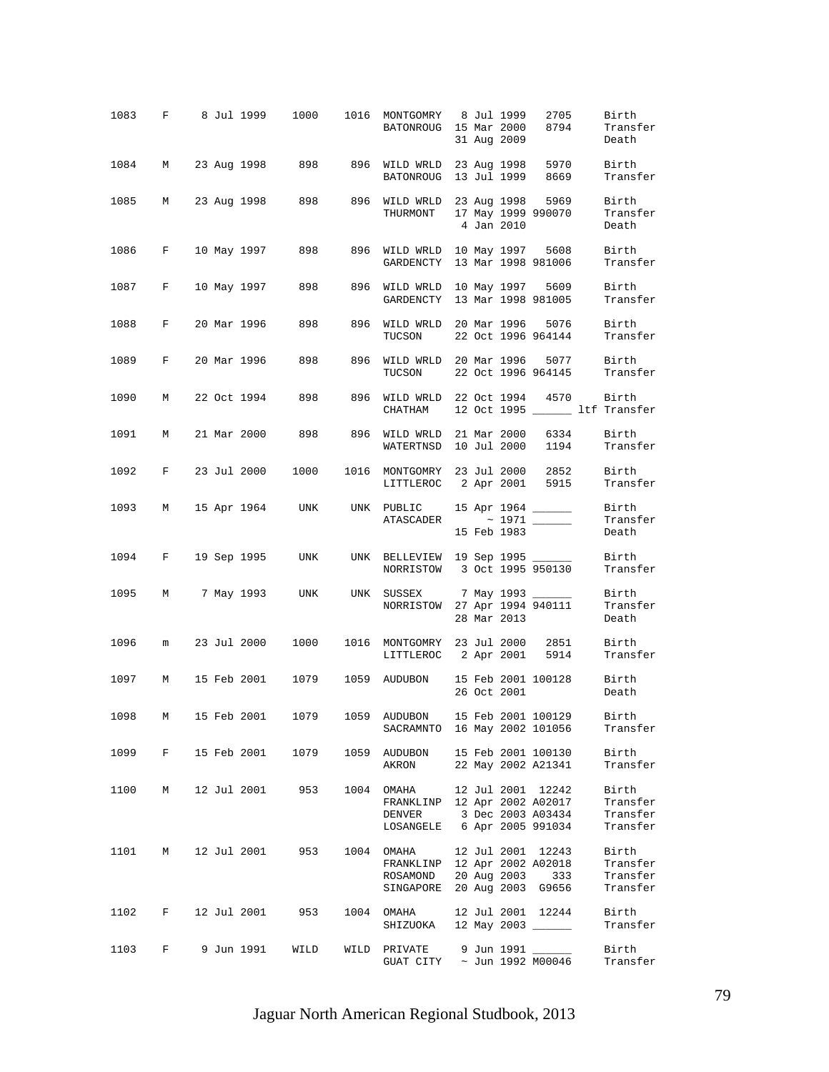| Stud # | Sex | Birth Date | Sire | Dam | Location | Date | Local ID | Event |
|---|---|---|---|---|---|---|---|---|
| 1083 | F | 8 Jul 1999 | 1000 | 1016 | MONTGOMRY | 8 Jul 1999 | 2705 | Birth |
| | | | | | BATONROUG | 15 Mar 2000 | 8794 | Transfer |
| | | | | | | 31 Aug 2009 | | Death |
| 1084 | M | 23 Aug 1998 | 898 | 896 | WILD WRLD | 23 Aug 1998 | 5970 | Birth |
| | | | | | BATONROUG | 13 Jul 1999 | 8669 | Transfer |
| 1085 | M | 23 Aug 1998 | 898 | 896 | WILD WRLD | 23 Aug 1998 | 5969 | Birth |
| | | | | | THURMONT | 17 May 1999 | 990070 | Transfer |
| | | | | | | 4 Jan 2010 | | Death |
| 1086 | F | 10 May 1997 | 898 | 896 | WILD WRLD | 10 May 1997 | 5608 | Birth |
| | | | | | GARDENCTY | 13 Mar 1998 | 981006 | Transfer |
| 1087 | F | 10 May 1997 | 898 | 896 | WILD WRLD | 10 May 1997 | 5609 | Birth |
| | | | | | GARDENCTY | 13 Mar 1998 | 981005 | Transfer |
| 1088 | F | 20 Mar 1996 | 898 | 896 | WILD WRLD | 20 Mar 1996 | 5076 | Birth |
| | | | | | TUCSON | 22 Oct 1996 | 964144 | Transfer |
| 1089 | F | 20 Mar 1996 | 898 | 896 | WILD WRLD | 20 Mar 1996 | 5077 | Birth |
| | | | | | TUCSON | 22 Oct 1996 | 964145 | Transfer |
| 1090 | M | 22 Oct 1994 | 898 | 896 | WILD WRLD | 22 Oct 1994 | 4570 | Birth |
| | | | | | CHATHAM | 12 Oct 1995 | ______ ltf | Transfer |
| 1091 | M | 21 Mar 2000 | 898 | 896 | WILD WRLD | 21 Mar 2000 | 6334 | Birth |
| | | | | | WATERTNSD | 10 Jul 2000 | 1194 | Transfer |
| 1092 | F | 23 Jul 2000 | 1000 | 1016 | MONTGOMRY | 23 Jul 2000 | 2852 | Birth |
| | | | | | LITTLEROC | 2 Apr 2001 | 5915 | Transfer |
| 1093 | M | 15 Apr 1964 | UNK | UNK | PUBLIC | 15 Apr 1964 | ______ | Birth |
| | | | | | ATASCADER | ~ 1971 | ______ | Transfer |
| | | | | | | 15 Feb 1983 | | Death |
| 1094 | F | 19 Sep 1995 | UNK | UNK | BELLEVIEW | 19 Sep 1995 | ______ | Birth |
| | | | | | NORRISTOW | 3 Oct 1995 | 950130 | Transfer |
| 1095 | M | 7 May 1993 | UNK | UNK | SUSSEX | 7 May 1993 | ______ | Birth |
| | | | | | NORRISTOW | 27 Apr 1994 | 940111 | Transfer |
| | | | | | | 28 Mar 2013 | | Death |
| 1096 | m | 23 Jul 2000 | 1000 | 1016 | MONTGOMRY | 23 Jul 2000 | 2851 | Birth |
| | | | | | LITTLEROC | 2 Apr 2001 | 5914 | Transfer |
| 1097 | M | 15 Feb 2001 | 1079 | 1059 | AUDUBON | 15 Feb 2001 | 100128 | Birth |
| | | | | | | 26 Oct 2001 | | Death |
| 1098 | M | 15 Feb 2001 | 1079 | 1059 | AUDUBON | 15 Feb 2001 | 100129 | Birth |
| | | | | | SACRAMNTO | 16 May 2002 | 101056 | Transfer |
| 1099 | F | 15 Feb 2001 | 1079 | 1059 | AUDUBON | 15 Feb 2001 | 100130 | Birth |
| | | | | | AKRON | 22 May 2002 | A21341 | Transfer |
| 1100 | M | 12 Jul 2001 | 953 | 1004 | OMAHA | 12 Jul 2001 | 12242 | Birth |
| | | | | | FRANKLINP | 12 Apr 2002 | A02017 | Transfer |
| | | | | | DENVER | 3 Dec 2003 | A03434 | Transfer |
| | | | | | LOSANGELE | 6 Apr 2005 | 991034 | Transfer |
| 1101 | M | 12 Jul 2001 | 953 | 1004 | OMAHA | 12 Jul 2001 | 12243 | Birth |
| | | | | | FRANKLINP | 12 Apr 2002 | A02018 | Transfer |
| | | | | | ROSAMOND | 20 Aug 2003 | 333 | Transfer |
| | | | | | SINGAPORE | 20 Aug 2003 | G9656 | Transfer |
| 1102 | F | 12 Jul 2001 | 953 | 1004 | OMAHA | 12 Jul 2001 | 12244 | Birth |
| | | | | | SHIZUOKA | 12 May 2003 | ______ | Transfer |
| 1103 | F | 9 Jun 1991 | WILD | WILD | PRIVATE | 9 Jun 1991 | ______ | Birth |
| | | | | | GUAT CITY | ~ Jun 1992 | M00046 | Transfer |

Jaguar North American Regional Studbook, 2013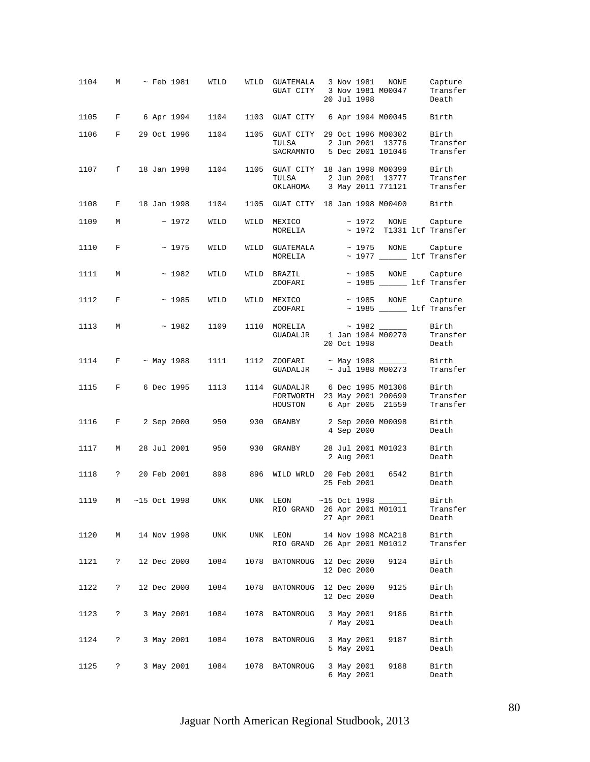| Studbook # | Sex | Birth Date | Sire | Dam | Location | Date | Local ID | Event |
|---|---|---|---|---|---|---|---|---|
| 1104 | M | ~ Feb 1981 | WILD | WILD | GUATEMALA | 3 Nov 1981 | NONE | Capture |
| | | | | | GUAT CITY | 3 Nov 1981 | M00047 | Transfer |
| | | | | | | 20 Jul 1998 | | Death |
| 1105 | F | 6 Apr 1994 | 1104 | 1103 | GUAT CITY | 6 Apr 1994 | M00045 | Birth |
| 1106 | F | 29 Oct 1996 | 1104 | 1105 | GUAT CITY | 29 Oct 1996 | M00302 | Birth |
| | | | | | TULSA | 2 Jun 2001 | 13776 | Transfer |
| | | | | | SACRAMNTO | 5 Dec 2001 | 101046 | Transfer |
| 1107 | f | 18 Jan 1998 | 1104 | 1105 | GUAT CITY | 18 Jan 1998 | M00399 | Birth |
| | | | | | TULSA | 2 Jun 2001 | 13777 | Transfer |
| | | | | | OKLAHOMA | 3 May 2011 | 771121 | Transfer |
| 1108 | F | 18 Jan 1998 | 1104 | 1105 | GUAT CITY | 18 Jan 1998 | M00400 | Birth |
| 1109 | M | ~ 1972 | WILD | WILD | MEXICO | ~ 1972 | NONE | Capture |
| | | | | | MORELIA | ~ 1972 | T1331 ltf | Transfer |
| 1110 | F | ~ 1975 | WILD | WILD | GUATEMALA | ~ 1975 | NONE | Capture |
| | | | | | MORELIA | ~ 1977 | ______ ltf | Transfer |
| 1111 | M | ~ 1982 | WILD | WILD | BRAZIL | ~ 1985 | NONE | Capture |
| | | | | | ZOOFARI | ~ 1985 | ______ ltf | Transfer |
| 1112 | F | ~ 1985 | WILD | WILD | MEXICO | ~ 1985 | NONE | Capture |
| | | | | | ZOOFARI | ~ 1985 | ______ ltf | Transfer |
| 1113 | M | ~ 1982 | 1109 | 1110 | MORELIA | ~ 1982 | ______ | Birth |
| | | | | | GUADALJR | 1 Jan 1984 | M00270 | Transfer |
| | | | | | | 20 Oct 1998 | | Death |
| 1114 | F | ~ May 1988 | 1111 | 1112 | ZOOFARI | ~ May 1988 | ______ | Birth |
| | | | | | GUADALJR | ~ Jul 1988 | M00273 | Transfer |
| 1115 | F | 6 Dec 1995 | 1113 | 1114 | GUADALJR | 6 Dec 1995 | M01306 | Birth |
| | | | | | FORTWORTH | 23 May 2001 | 200699 | Transfer |
| | | | | | HOUSTON | 6 Apr 2005 | 21559 | Transfer |
| 1116 | F | 2 Sep 2000 | 950 | 930 | GRANBY | 2 Sep 2000 | M00098 | Birth |
| | | | | | | 4 Sep 2000 | | Death |
| 1117 | M | 28 Jul 2001 | 950 | 930 | GRANBY | 28 Jul 2001 | M01023 | Birth |
| | | | | | | 2 Aug 2001 | | Death |
| 1118 | ? | 20 Feb 2001 | 898 | 896 | WILD WRLD | 20 Feb 2001 | 6542 | Birth |
| | | | | | | 25 Feb 2001 | | Death |
| 1119 | M | ~15 Oct 1998 | UNK | UNK | LEON | ~15 Oct 1998 | ______ | Birth |
| | | | | | RIO GRAND | 26 Apr 2001 | M01011 | Transfer |
| | | | | | | 27 Apr 2001 | | Death |
| 1120 | M | 14 Nov 1998 | UNK | UNK | LEON | 14 Nov 1998 | MCA218 | Birth |
| | | | | | RIO GRAND | 26 Apr 2001 | M01012 | Transfer |
| 1121 | ? | 12 Dec 2000 | 1084 | 1078 | BATONROUG | 12 Dec 2000 | 9124 | Birth |
| | | | | | | 12 Dec 2000 | | Death |
| 1122 | ? | 12 Dec 2000 | 1084 | 1078 | BATONROUG | 12 Dec 2000 | 9125 | Birth |
| | | | | | | 12 Dec 2000 | | Death |
| 1123 | ? | 3 May 2001 | 1084 | 1078 | BATONROUG | 3 May 2001 | 9186 | Birth |
| | | | | | | 7 May 2001 | | Death |
| 1124 | ? | 3 May 2001 | 1084 | 1078 | BATONROUG | 3 May 2001 | 9187 | Birth |
| | | | | | | 5 May 2001 | | Death |
| 1125 | ? | 3 May 2001 | 1084 | 1078 | BATONROUG | 3 May 2001 | 9188 | Birth |
| | | | | | | 6 May 2001 | | Death |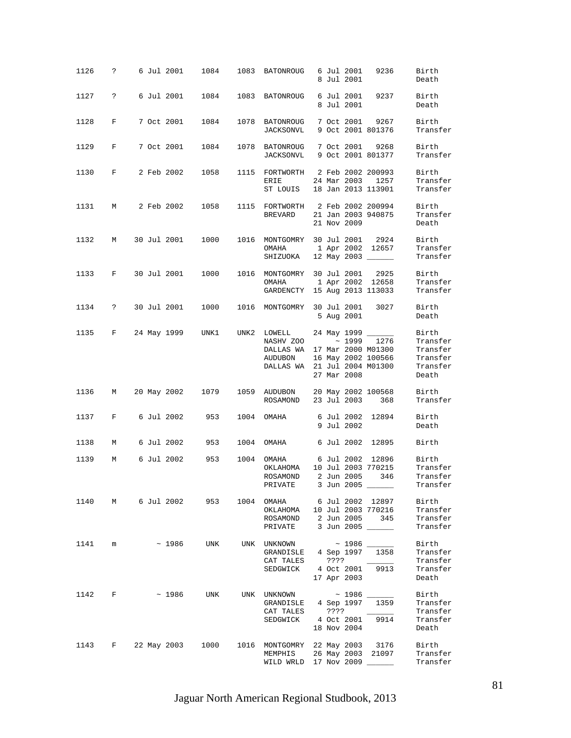| Stud # | Sex | Birth Date | Sire | Dam | Location | Date | Local ID | Event |
|---|---|---|---|---|---|---|---|---|
| 1126 | ? | 6 Jul 2001 | 1084 | 1083 | BATONROUG | 6 Jul 2001 | 9236 | Birth |
| | | | | | | 8 Jul 2001 | | Death |
| 1127 | ? | 6 Jul 2001 | 1084 | 1083 | BATONROUG | 6 Jul 2001 | 9237 | Birth |
| | | | | | | 8 Jul 2001 | | Death |
| 1128 | F | 7 Oct 2001 | 1084 | 1078 | BATONROUG | 7 Oct 2001 | 9267 | Birth |
| | | | | | JACKSONVL | 9 Oct 2001 | 801376 | Transfer |
| 1129 | F | 7 Oct 2001 | 1084 | 1078 | BATONROUG | 7 Oct 2001 | 9268 | Birth |
| | | | | | JACKSONVL | 9 Oct 2001 | 801377 | Transfer |
| 1130 | F | 2 Feb 2002 | 1058 | 1115 | FORTWORTH | 2 Feb 2002 | 200993 | Birth |
| | | | | | ERIE | 24 Mar 2003 | 1257 | Transfer |
| | | | | | ST LOUIS | 18 Jan 2013 | 113901 | Transfer |
| 1131 | M | 2 Feb 2002 | 1058 | 1115 | FORTWORTH | 2 Feb 2002 | 200994 | Birth |
| | | | | | BREVARD | 21 Jan 2003 | 940875 | Transfer |
| | | | | | | 21 Nov 2009 | | Death |
| 1132 | M | 30 Jul 2001 | 1000 | 1016 | MONTGOMRY | 30 Jul 2001 | 2924 | Birth |
| | | | | | OMAHA | 1 Apr 2002 | 12657 | Transfer |
| | | | | | SHIZUOKA | 12 May 2003 | ______ | Transfer |
| 1133 | F | 30 Jul 2001 | 1000 | 1016 | MONTGOMRY | 30 Jul 2001 | 2925 | Birth |
| | | | | | OMAHA | 1 Apr 2002 | 12658 | Transfer |
| | | | | | GARDENCTY | 15 Aug 2013 | 113033 | Transfer |
| 1134 | ? | 30 Jul 2001 | 1000 | 1016 | MONTGOMRY | 30 Jul 2001 | 3027 | Birth |
| | | | | | | 5 Aug 2001 | | Death |
| 1135 | F | 24 May 1999 | UNK1 | UNK2 | LOWELL | 24 May 1999 | ______ | Birth |
| | | | | | NASHV ZOO | ~ 1999 | 1276 | Transfer |
| | | | | | DALLAS WA | 17 Mar 2000 | M01300 | Transfer |
| | | | | | AUDUBON | 16 May 2002 | 100566 | Transfer |
| | | | | | DALLAS WA | 21 Jul 2004 | M01300 | Transfer |
| | | | | | | 27 Mar 2008 | | Death |
| 1136 | M | 20 May 2002 | 1079 | 1059 | AUDUBON | 20 May 2002 | 100568 | Birth |
| | | | | | ROSAMOND | 23 Jul 2003 | 368 | Transfer |
| 1137 | F | 6 Jul 2002 | 953 | 1004 | OMAHA | 6 Jul 2002 | 12894 | Birth |
| | | | | | | 9 Jul 2002 | | Death |
| 1138 | M | 6 Jul 2002 | 953 | 1004 | OMAHA | 6 Jul 2002 | 12895 | Birth |
| 1139 | M | 6 Jul 2002 | 953 | 1004 | OMAHA | 6 Jul 2002 | 12896 | Birth |
| | | | | | OKLAHOMA | 10 Jul 2003 | 770215 | Transfer |
| | | | | | ROSAMOND | 2 Jun 2005 | 346 | Transfer |
| | | | | | PRIVATE | 3 Jun 2005 | ______ | Transfer |
| 1140 | M | 6 Jul 2002 | 953 | 1004 | OMAHA | 6 Jul 2002 | 12897 | Birth |
| | | | | | OKLAHOMA | 10 Jul 2003 | 770216 | Transfer |
| | | | | | ROSAMOND | 2 Jun 2005 | 345 | Transfer |
| | | | | | PRIVATE | 3 Jun 2005 | ______ | Transfer |
| 1141 | m | ~ 1986 | UNK | UNK | UNKNOWN | ~ 1986 | ______ | Birth |
| | | | | | GRANDISLE | 4 Sep 1997 | 1358 | Transfer |
| | | | | | CAT TALES | ???? | ______ | Transfer |
| | | | | | SEDGWICK | 4 Oct 2001 | 9913 | Transfer |
| | | | | | | 17 Apr 2003 | | Death |
| 1142 | F | ~ 1986 | UNK | UNK | UNKNOWN | ~ 1986 | ______ | Birth |
| | | | | | GRANDISLE | 4 Sep 1997 | 1359 | Transfer |
| | | | | | CAT TALES | ???? | ______ | Transfer |
| | | | | | SEDGWICK | 4 Oct 2001 | 9914 | Transfer |
| | | | | | | 18 Nov 2004 | | Death |
| 1143 | F | 22 May 2003 | 1000 | 1016 | MONTGOMRY | 22 May 2003 | 3176 | Birth |
| | | | | | MEMPHIS | 26 May 2003 | 21097 | Transfer |
| | | | | | WILD WRLD | 17 Nov 2009 | ______ | Transfer |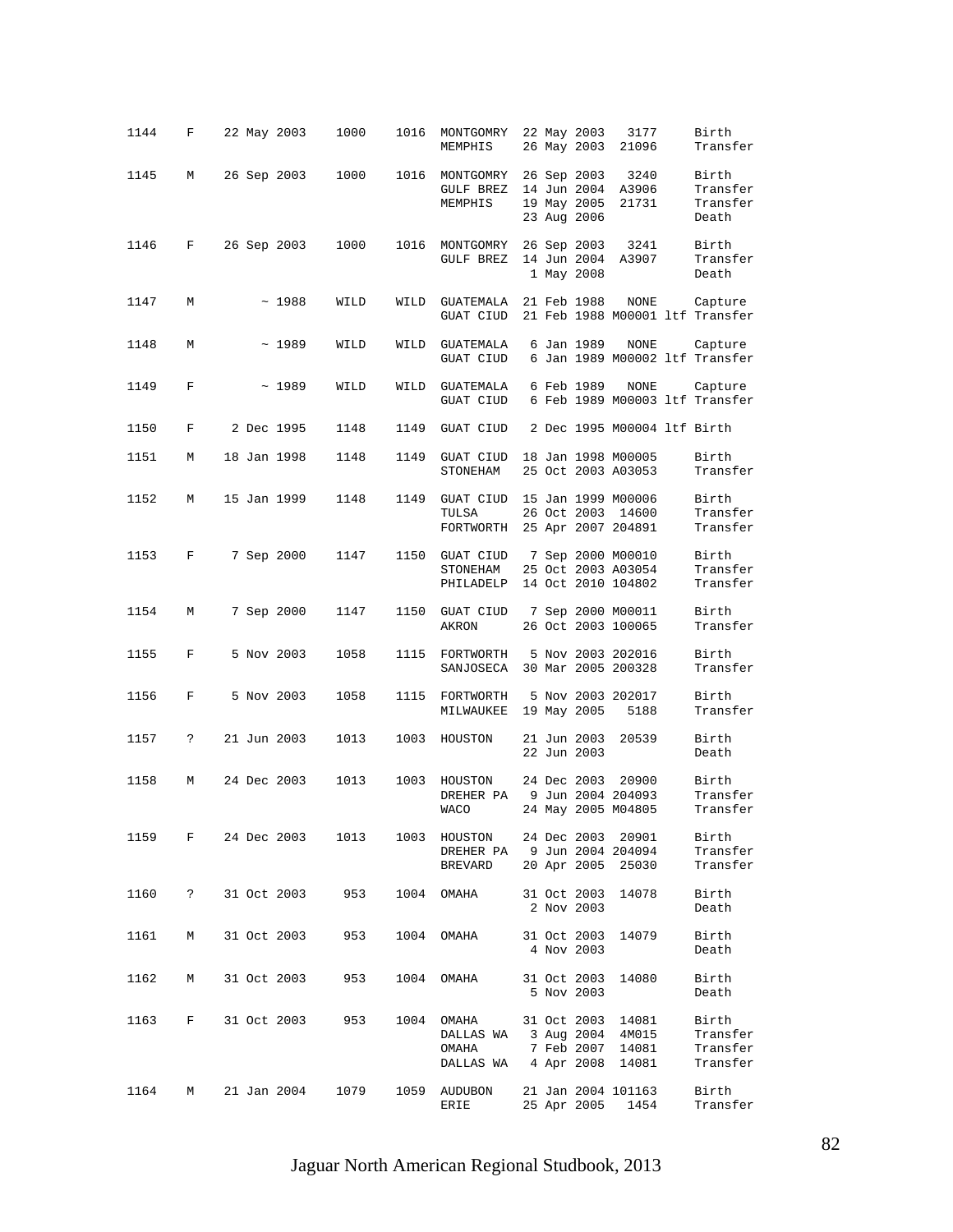| Studbook ID | Sex | Birth Date | Sire | Dam | Location | Date | Local ID | Event |
|---|---|---|---|---|---|---|---|---|
| 1144 | F | 22 May 2003 | 1000 | 1016 | MONTGOMRY | 22 May 2003 | 3177 | Birth |
| | | | | | MEMPHIS | 26 May 2003 | 21096 | Transfer |
| 1145 | M | 26 Sep 2003 | 1000 | 1016 | MONTGOMRY | 26 Sep 2003 | 3240 | Birth |
| | | | | | GULF BREZ | 14 Jun 2004 | A3906 | Transfer |
| | | | | | MEMPHIS | 19 May 2005 | 21731 | Transfer |
| | | | | | | 23 Aug 2006 | | Death |
| 1146 | F | 26 Sep 2003 | 1000 | 1016 | MONTGOMRY | 26 Sep 2003 | 3241 | Birth |
| | | | | | GULF BREZ | 14 Jun 2004 | A3907 | Transfer |
| | | | | | | 1 May 2008 | | Death |
| 1147 | M | ~ 1988 | WILD | WILD | GUATEMALA | 21 Feb 1988 | NONE | Capture |
| | | | | | GUAT CIUD | 21 Feb 1988 | M00001 ltf | Transfer |
| 1148 | M | ~ 1989 | WILD | WILD | GUATEMALA | 6 Jan 1989 | NONE | Capture |
| | | | | | GUAT CIUD | 6 Jan 1989 | M00002 ltf | Transfer |
| 1149 | F | ~ 1989 | WILD | WILD | GUATEMALA | 6 Feb 1989 | NONE | Capture |
| | | | | | GUAT CIUD | 6 Feb 1989 | M00003 ltf | Transfer |
| 1150 | F | 2 Dec 1995 | 1148 | 1149 | GUAT CIUD | 2 Dec 1995 | M00004 ltf | Birth |
| 1151 | M | 18 Jan 1998 | 1148 | 1149 | GUAT CIUD | 18 Jan 1998 | M00005 | Birth |
| | | | | | STONEHAM | 25 Oct 2003 | A03053 | Transfer |
| 1152 | M | 15 Jan 1999 | 1148 | 1149 | GUAT CIUD | 15 Jan 1999 | M00006 | Birth |
| | | | | | TULSA | 26 Oct 2003 | 14600 | Transfer |
| | | | | | FORTWORTH | 25 Apr 2007 | 204891 | Transfer |
| 1153 | F | 7 Sep 2000 | 1147 | 1150 | GUAT CIUD | 7 Sep 2000 | M00010 | Birth |
| | | | | | STONEHAM | 25 Oct 2003 | A03054 | Transfer |
| | | | | | PHILADELP | 14 Oct 2010 | 104802 | Transfer |
| 1154 | M | 7 Sep 2000 | 1147 | 1150 | GUAT CIUD | 7 Sep 2000 | M00011 | Birth |
| | | | | | AKRON | 26 Oct 2003 | 100065 | Transfer |
| 1155 | F | 5 Nov 2003 | 1058 | 1115 | FORTWORTH | 5 Nov 2003 | 202016 | Birth |
| | | | | | SANJOSECA | 30 Mar 2005 | 200328 | Transfer |
| 1156 | F | 5 Nov 2003 | 1058 | 1115 | FORTWORTH | 5 Nov 2003 | 202017 | Birth |
| | | | | | MILWAUKEE | 19 May 2005 | 5188 | Transfer |
| 1157 | ? | 21 Jun 2003 | 1013 | 1003 | HOUSTON | 21 Jun 2003 | 20539 | Birth |
| | | | | | | 22 Jun 2003 | | Death |
| 1158 | M | 24 Dec 2003 | 1013 | 1003 | HOUSTON | 24 Dec 2003 | 20900 | Birth |
| | | | | | DREHER PA | 9 Jun 2004 | 204093 | Transfer |
| | | | | | WACO | 24 May 2005 | M04805 | Transfer |
| 1159 | F | 24 Dec 2003 | 1013 | 1003 | HOUSTON | 24 Dec 2003 | 20901 | Birth |
| | | | | | DREHER PA | 9 Jun 2004 | 204094 | Transfer |
| | | | | | BREVARD | 20 Apr 2005 | 25030 | Transfer |
| 1160 | ? | 31 Oct 2003 | 953 | 1004 | OMAHA | 31 Oct 2003 | 14078 | Birth |
| | | | | | | 2 Nov 2003 | | Death |
| 1161 | M | 31 Oct 2003 | 953 | 1004 | OMAHA | 31 Oct 2003 | 14079 | Birth |
| | | | | | | 4 Nov 2003 | | Death |
| 1162 | M | 31 Oct 2003 | 953 | 1004 | OMAHA | 31 Oct 2003 | 14080 | Birth |
| | | | | | | 5 Nov 2003 | | Death |
| 1163 | F | 31 Oct 2003 | 953 | 1004 | OMAHA | 31 Oct 2003 | 14081 | Birth |
| | | | | | DALLAS WA | 3 Aug 2004 | 4M015 | Transfer |
| | | | | | OMAHA | 7 Feb 2007 | 14081 | Transfer |
| | | | | | DALLAS WA | 4 Apr 2008 | 14081 | Transfer |
| 1164 | M | 21 Jan 2004 | 1079 | 1059 | AUDUBON | 21 Jan 2004 | 101163 | Birth |
| | | | | | ERIE | 25 Apr 2005 | 1454 | Transfer |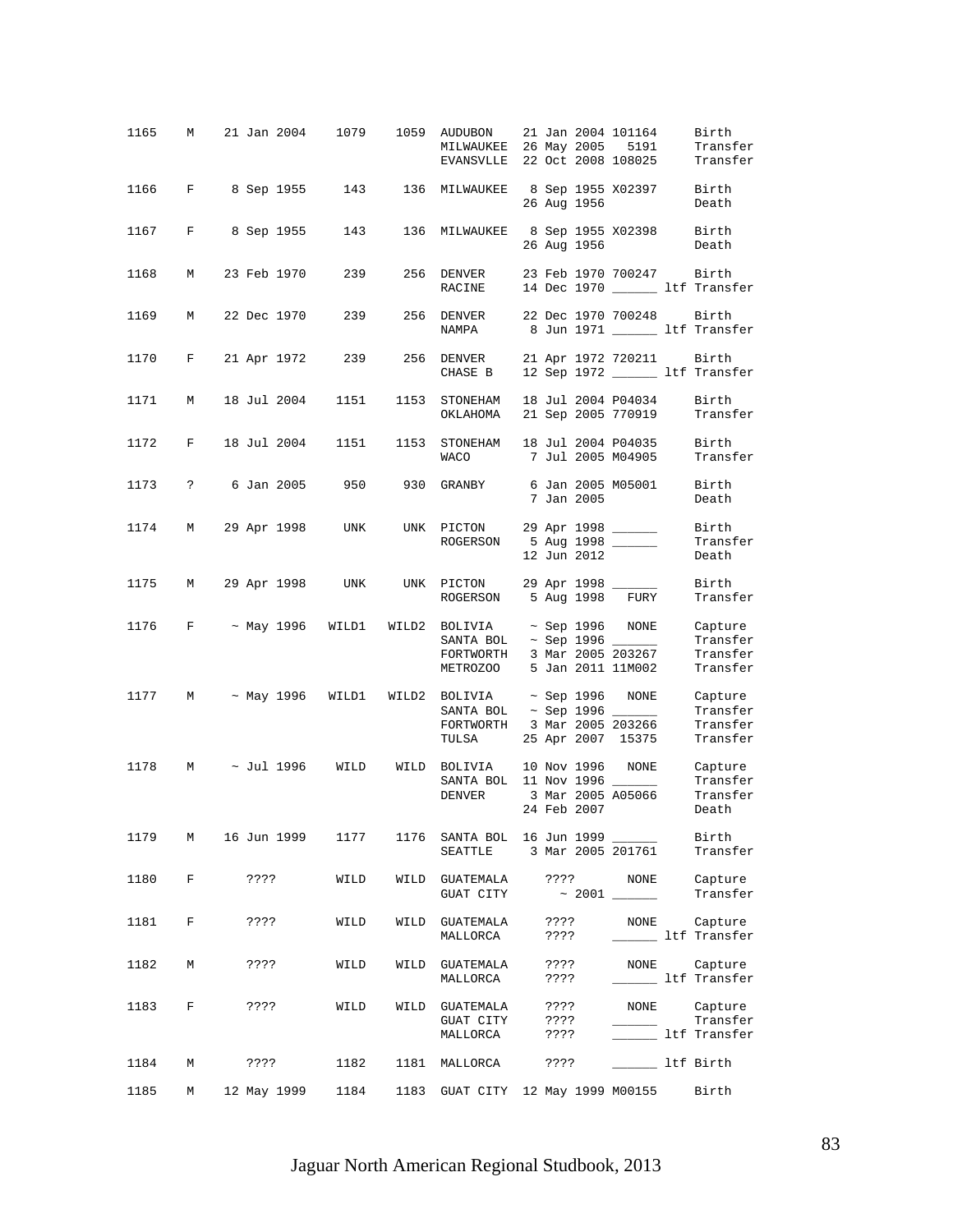| Studbook # | Sex | Birth Date | Sire | Dam | Location | Date | Local ID | Event |
|---|---|---|---|---|---|---|---|---|
| 1165 | M | 21 Jan 2004 | 1079 | 1059 | AUDUBON | 21 Jan 2004 | 101164 | Birth |
| | | | | | MILWAUKEE | 26 May 2005 | 5191 | Transfer |
| | | | | | EVANSVLLE | 22 Oct 2008 | 108025 | Transfer |
| 1166 | F | 8 Sep 1955 | 143 | 136 | MILWAUKEE | 8 Sep 1955 | X02397 | Birth |
| | | | | | | 26 Aug 1956 | | Death |
| 1167 | F | 8 Sep 1955 | 143 | 136 | MILWAUKEE | 8 Sep 1955 | X02398 | Birth |
| | | | | | | 26 Aug 1956 | | Death |
| 1168 | M | 23 Feb 1970 | 239 | 256 | DENVER | 23 Feb 1970 | 700247 | Birth |
| | | | | | RACINE | 14 Dec 1970 | ______ | ltf Transfer |
| 1169 | M | 22 Dec 1970 | 239 | 256 | DENVER | 22 Dec 1970 | 700248 | Birth |
| | | | | | NAMPA | 8 Jun 1971 | ______ | ltf Transfer |
| 1170 | F | 21 Apr 1972 | 239 | 256 | DENVER | 21 Apr 1972 | 720211 | Birth |
| | | | | | CHASE B | 12 Sep 1972 | ______ | ltf Transfer |
| 1171 | M | 18 Jul 2004 | 1151 | 1153 | STONEHAM | 18 Jul 2004 | P04034 | Birth |
| | | | | | OKLAHOMA | 21 Sep 2005 | 770919 | Transfer |
| 1172 | F | 18 Jul 2004 | 1151 | 1153 | STONEHAM | 18 Jul 2004 | P04035 | Birth |
| | | | | | WACO | 7 Jul 2005 | M04905 | Transfer |
| 1173 | ? | 6 Jan 2005 | 950 | 930 | GRANBY | 6 Jan 2005 | M05001 | Birth |
| | | | | | | 7 Jan 2005 | | Death |
| 1174 | M | 29 Apr 1998 | UNK | UNK | PICTON | 29 Apr 1998 | ______ | Birth |
| | | | | | ROGERSON | 5 Aug 1998 | ______ | Transfer |
| | | | | | | 12 Jun 2012 | | Death |
| 1175 | M | 29 Apr 1998 | UNK | UNK | PICTON | 29 Apr 1998 | ______ | Birth |
| | | | | | ROGERSON | 5 Aug 1998 | FURY | Transfer |
| 1176 | F | ~ May 1996 | WILD1 | WILD2 | BOLIVIA | ~ Sep 1996 | NONE | Capture |
| | | | | | SANTA BOL | ~ Sep 1996 | ______ | Transfer |
| | | | | | FORTWORTH | 3 Mar 2005 | 203267 | Transfer |
| | | | | | METROZOO | 5 Jan 2011 | 11M002 | Transfer |
| 1177 | M | ~ May 1996 | WILD1 | WILD2 | BOLIVIA | ~ Sep 1996 | NONE | Capture |
| | | | | | SANTA BOL | ~ Sep 1996 | ______ | Transfer |
| | | | | | FORTWORTH | 3 Mar 2005 | 203266 | Transfer |
| | | | | | TULSA | 25 Apr 2007 | 15375 | Transfer |
| 1178 | M | ~ Jul 1996 | WILD | WILD | BOLIVIA | 10 Nov 1996 | NONE | Capture |
| | | | | | SANTA BOL | 11 Nov 1996 | ______ | Transfer |
| | | | | | DENVER | 3 Mar 2005 | A05066 | Transfer |
| | | | | | | 24 Feb 2007 | | Death |
| 1179 | M | 16 Jun 1999 | 1177 | 1176 | SANTA BOL | 16 Jun 1999 | ______ | Birth |
| | | | | | SEATTLE | 3 Mar 2005 | 201761 | Transfer |
| 1180 | F | ???? | WILD | WILD | GUATEMALA | ???? | NONE | Capture |
| | | | | | GUAT CITY | ~ 2001 | ______ | Transfer |
| 1181 | F | ???? | WILD | WILD | GUATEMALA | ???? | NONE | Capture |
| | | | | | MALLORCA | ???? | ______ | ltf Transfer |
| 1182 | M | ???? | WILD | WILD | GUATEMALA | ???? | NONE | Capture |
| | | | | | MALLORCA | ???? | ______ | ltf Transfer |
| 1183 | F | ???? | WILD | WILD | GUATEMALA | ???? | NONE | Capture |
| | | | | | GUAT CITY | ???? | ______ | Transfer |
| | | | | | MALLORCA | ???? | ______ | ltf Transfer |
| 1184 | M | ???? | 1182 | 1181 | MALLORCA | ???? | ______ | ltf Birth |
| 1185 | M | 12 May 1999 | 1184 | 1183 | GUAT CITY | 12 May 1999 | M00155 | Birth |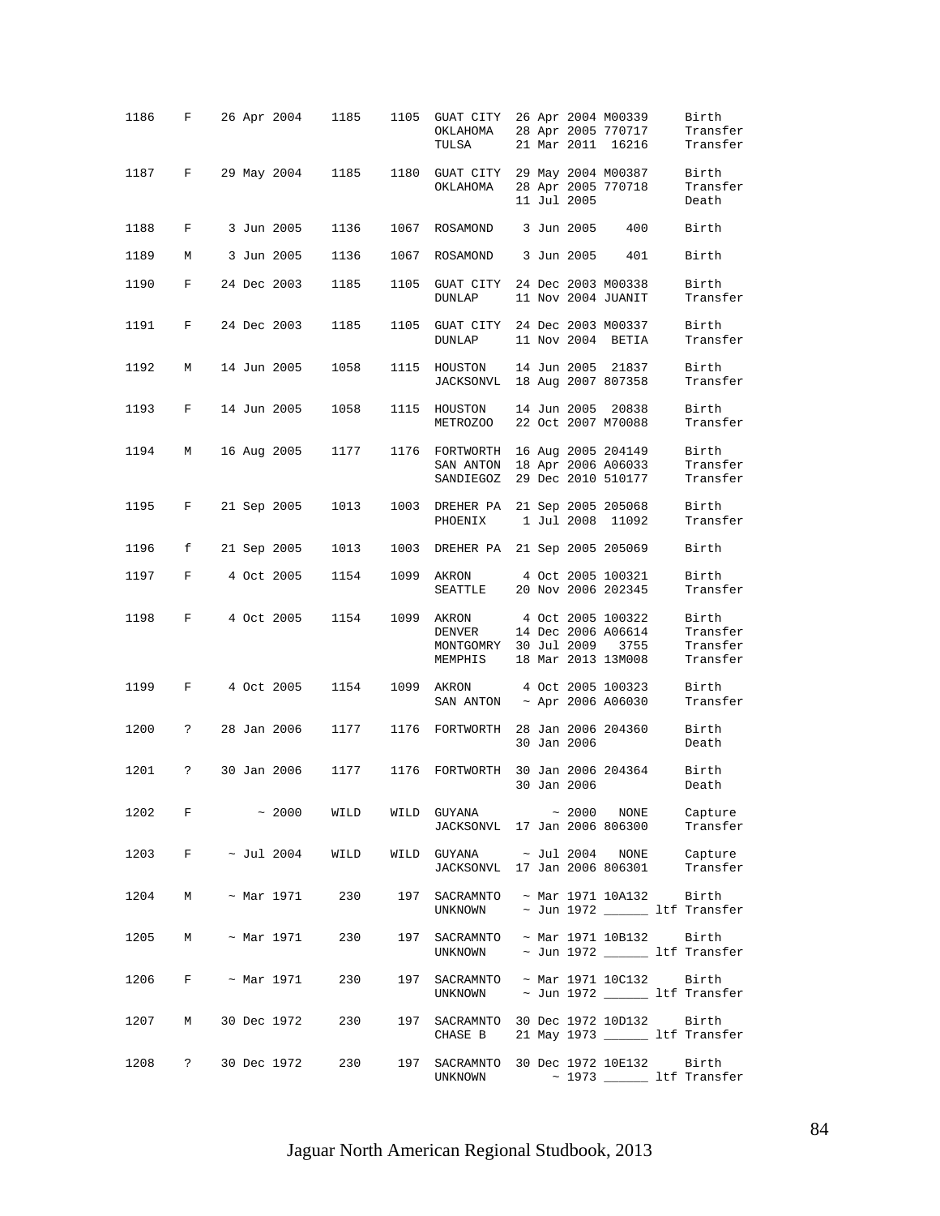| | | | | | | | | | |
|---|---|---|---|---|---|---|---|---|---|
| 1186 | F | 26 Apr 2004 | 1185 | 1105 | GUAT CITY | 26 Apr 2004 | M00339 | | Birth |
| | | | | | OKLAHOMA | 28 Apr 2005 | 770717 | | Transfer |
| | | | | | TULSA | 21 Mar 2011 | 16216 | | Transfer |
| 1187 | F | 29 May 2004 | 1185 | 1180 | GUAT CITY | 29 May 2004 | M00387 | | Birth |
| | | | | | OKLAHOMA | 28 Apr 2005 | 770718 | | Transfer |
| | | | | | | 11 Jul 2005 | | | Death |
| 1188 | F | 3 Jun 2005 | 1136 | 1067 | ROSAMOND | 3 Jun 2005 | 400 | | Birth |
| 1189 | M | 3 Jun 2005 | 1136 | 1067 | ROSAMOND | 3 Jun 2005 | 401 | | Birth |
| 1190 | F | 24 Dec 2003 | 1185 | 1105 | GUAT CITY | 24 Dec 2003 | M00338 | | Birth |
| | | | | | DUNLAP | 11 Nov 2004 | JUANIT | | Transfer |
| 1191 | F | 24 Dec 2003 | 1185 | 1105 | GUAT CITY | 24 Dec 2003 | M00337 | | Birth |
| | | | | | DUNLAP | 11 Nov 2004 | BETIA | | Transfer |
| 1192 | M | 14 Jun 2005 | 1058 | 1115 | HOUSTON | 14 Jun 2005 | 21837 | | Birth |
| | | | | | JACKSONVL | 18 Aug 2007 | 807358 | | Transfer |
| 1193 | F | 14 Jun 2005 | 1058 | 1115 | HOUSTON | 14 Jun 2005 | 20838 | | Birth |
| | | | | | METROZOO | 22 Oct 2007 | M70088 | | Transfer |
| 1194 | M | 16 Aug 2005 | 1177 | 1176 | FORTWORTH | 16 Aug 2005 | 204149 | | Birth |
| | | | | | SAN ANTON | 18 Apr 2006 | A06033 | | Transfer |
| | | | | | SANDIEGOZ | 29 Dec 2010 | 510177 | | Transfer |
| 1195 | F | 21 Sep 2005 | 1013 | 1003 | DREHER PA | 21 Sep 2005 | 205068 | | Birth |
| | | | | | PHOENIX | 1 Jul 2008 | 11092 | | Transfer |
| 1196 | f | 21 Sep 2005 | 1013 | 1003 | DREHER PA | 21 Sep 2005 | 205069 | | Birth |
| 1197 | F | 4 Oct 2005 | 1154 | 1099 | AKRON | 4 Oct 2005 | 100321 | | Birth |
| | | | | | SEATTLE | 20 Nov 2006 | 202345 | | Transfer |
| 1198 | F | 4 Oct 2005 | 1154 | 1099 | AKRON | 4 Oct 2005 | 100322 | | Birth |
| | | | | | DENVER | 14 Dec 2006 | A06614 | | Transfer |
| | | | | | MONTGOMRY | 30 Jul 2009 | 3755 | | Transfer |
| | | | | | MEMPHIS | 18 Mar 2013 | 13M008 | | Transfer |
| 1199 | F | 4 Oct 2005 | 1154 | 1099 | AKRON | 4 Oct 2005 | 100323 | | Birth |
| | | | | | SAN ANTON | ~ Apr 2006 | A06030 | | Transfer |
| 1200 | ? | 28 Jan 2006 | 1177 | 1176 | FORTWORTH | 28 Jan 2006 | 204360 | | Birth |
| | | | | | | 30 Jan 2006 | | | Death |
| 1201 | ? | 30 Jan 2006 | 1177 | 1176 | FORTWORTH | 30 Jan 2006 | 204364 | | Birth |
| | | | | | | 30 Jan 2006 | | | Death |
| 1202 | F | ~ 2000 | WILD | WILD | GUYANA | ~ 2000 | NONE | | Capture |
| | | | | | JACKSONVL | 17 Jan 2006 | 806300 | | Transfer |
| 1203 | F | ~ Jul 2004 | WILD | WILD | GUYANA | ~ Jul 2004 | NONE | | Capture |
| | | | | | JACKSONVL | 17 Jan 2006 | 806301 | | Transfer |
| 1204 | M | ~ Mar 1971 | 230 | 197 | SACRAMNTO | ~ Mar 1971 | 10A132 | | Birth |
| | | | | | UNKNOWN | ~ Jun 1972 | ______ | ltf | Transfer |
| 1205 | M | ~ Mar 1971 | 230 | 197 | SACRAMNTO | ~ Mar 1971 | 10B132 | | Birth |
| | | | | | UNKNOWN | ~ Jun 1972 | ______ | ltf | Transfer |
| 1206 | F | ~ Mar 1971 | 230 | 197 | SACRAMNTO | ~ Mar 1971 | 10C132 | | Birth |
| | | | | | UNKNOWN | ~ Jun 1972 | ______ | ltf | Transfer |
| 1207 | M | 30 Dec 1972 | 230 | 197 | SACRAMNTO | 30 Dec 1972 | 10D132 | | Birth |
| | | | | | CHASE B | 21 May 1973 | ______ | ltf | Transfer |
| 1208 | ? | 30 Dec 1972 | 230 | 197 | SACRAMNTO | 30 Dec 1972 | 10E132 | | Birth |
| | | | | | UNKNOWN | ~ 1973 | ______ | ltf | Transfer |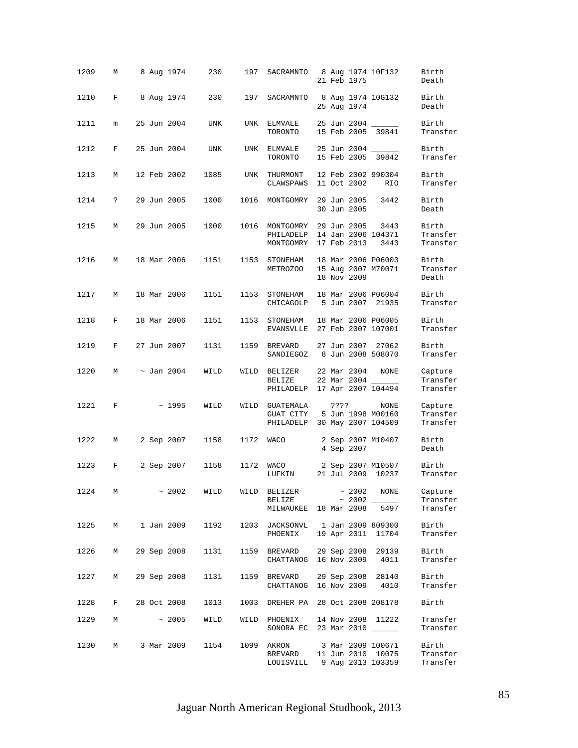| Studbook ID | Sex | Birth Date | Sire | Dam | Location | Date | Local ID | Event |
|---|---|---|---|---|---|---|---|---|
| 1209 | M | 8 Aug 1974 | 230 | 197 | SACRAMNTO | 8 Aug 1974 | 10F132 | Birth |
| | | | | | | 21 Feb 1975 | | Death |
| 1210 | F | 8 Aug 1974 | 230 | 197 | SACRAMNTO | 8 Aug 1974 | 10G132 | Birth |
| | | | | | | 25 Aug 1974 | | Death |
| 1211 | m | 25 Jun 2004 | UNK | UNK | ELMVALE | 25 Jun 2004 | ______ | Birth |
| | | | | | TORONTO | 15 Feb 2005 | 39841 | Transfer |
| 1212 | F | 25 Jun 2004 | UNK | UNK | ELMVALE | 25 Jun 2004 | ______ | Birth |
| | | | | | TORONTO | 15 Feb 2005 | 39842 | Transfer |
| 1213 | M | 12 Feb 2002 | 1085 | UNK | THURMONT | 12 Feb 2002 | 990304 | Birth |
| | | | | | CLAWSPAWS | 11 Oct 2002 | RIO | Transfer |
| 1214 | ? | 29 Jun 2005 | 1000 | 1016 | MONTGOMRY | 29 Jun 2005 | 3442 | Birth |
| | | | | | | 30 Jun 2005 | | Death |
| 1215 | M | 29 Jun 2005 | 1000 | 1016 | MONTGOMRY | 29 Jun 2005 | 3443 | Birth |
| | | | | | PHILADELP | 14 Jan 2006 | 104371 | Transfer |
| | | | | | MONTGOMRY | 17 Feb 2013 | 3443 | Transfer |
| 1216 | M | 18 Mar 2006 | 1151 | 1153 | STONEHAM | 18 Mar 2006 | P06003 | Birth |
| | | | | | METROZOO | 15 Aug 2007 | M70071 | Transfer |
| | | | | | | 18 Nov 2009 | | Death |
| 1217 | M | 18 Mar 2006 | 1151 | 1153 | STONEHAM | 18 Mar 2006 | P06004 | Birth |
| | | | | | CHICAGOLP | 5 Jun 2007 | 21935 | Transfer |
| 1218 | F | 18 Mar 2006 | 1151 | 1153 | STONEHAM | 18 Mar 2006 | P06005 | Birth |
| | | | | | EVANSVLLE | 27 Feb 2007 | 107001 | Transfer |
| 1219 | F | 27 Jun 2007 | 1131 | 1159 | BREVARD | 27 Jun 2007 | 27062 | Birth |
| | | | | | SANDIEGOZ | 8 Jun 2008 | 508070 | Transfer |
| 1220 | M | ~ Jan 2004 | WILD | WILD | BELIZER | 22 Mar 2004 | NONE | Capture |
| | | | | | BELIZE | 22 Mar 2004 | ______ | Transfer |
| | | | | | PHILADELP | 17 Apr 2007 | 104494 | Transfer |
| 1221 | F | ~ 1995 | WILD | WILD | GUATEMALA | ???? | NONE | Capture |
| | | | | | GUAT CITY | 5 Jun 1998 | M00160 | Transfer |
| | | | | | PHILADELP | 30 May 2007 | 104509 | Transfer |
| 1222 | M | 2 Sep 2007 | 1158 | 1172 | WACO | 2 Sep 2007 | M10407 | Birth |
| | | | | | | 4 Sep 2007 | | Death |
| 1223 | F | 2 Sep 2007 | 1158 | 1172 | WACO | 2 Sep 2007 | M10507 | Birth |
| | | | | | LUFKIN | 21 Jul 2009 | 10237 | Transfer |
| 1224 | M | ~ 2002 | WILD | WILD | BELIZER | ~ 2002 | NONE | Capture |
| | | | | | BELIZE | ~ 2002 | ______ | Transfer |
| | | | | | MILWAUKEE | 18 Mar 2008 | 5497 | Transfer |
| 1225 | M | 1 Jan 2009 | 1192 | 1203 | JACKSONVL | 1 Jan 2009 | 809300 | Birth |
| | | | | | PHOENIX | 19 Apr 2011 | 11704 | Transfer |
| 1226 | M | 29 Sep 2008 | 1131 | 1159 | BREVARD | 29 Sep 2008 | 29139 | Birth |
| | | | | | CHATTANOG | 16 Nov 2009 | 4011 | Transfer |
| 1227 | M | 29 Sep 2008 | 1131 | 1159 | BREVARD | 29 Sep 2008 | 28140 | Birth |
| | | | | | CHATTANOG | 16 Nov 2009 | 4010 | Transfer |
| 1228 | F | 28 Oct 2008 | 1013 | 1003 | DREHER PA | 28 Oct 2008 | 208178 | Birth |
| 1229 | M | ~ 2005 | WILD | WILD | PHOENIX | 14 Nov 2008 | 11222 | Transfer |
| | | | | | SONORA EC | 23 Mar 2010 | ______ | Transfer |
| 1230 | M | 3 Mar 2009 | 1154 | 1099 | AKRON | 3 Mar 2009 | 100671 | Birth |
| | | | | | BREVARD | 11 Jun 2010 | 10075 | Transfer |
| | | | | | LOUISVILL | 9 Aug 2013 | 103359 | Transfer |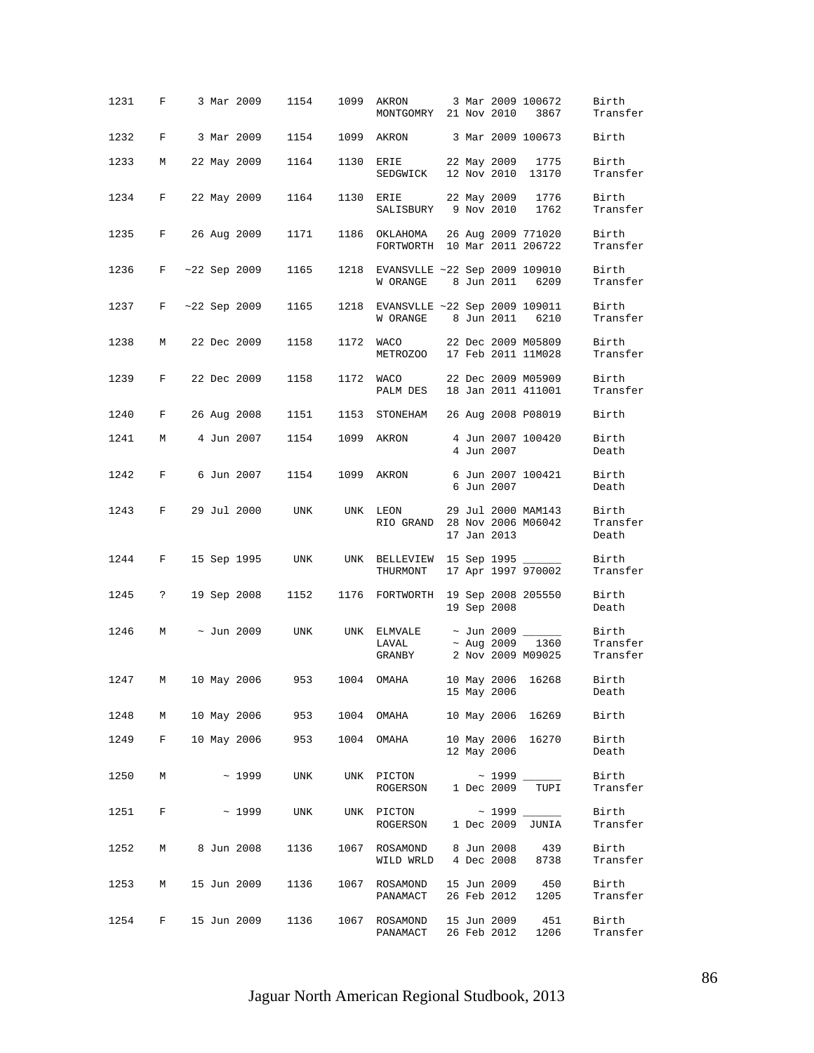| Stud # | Sex | Birth Date | Sire | Dam | Location | Date | Local ID | Event |
|---|---|---|---|---|---|---|---|---|
| 1231 | F | 3 Mar 2009 | 1154 | 1099 | AKRON | 3 Mar 2009 | 100672 | Birth |
| | | | | | MONTGOMRY | 21 Nov 2010 | 3867 | Transfer |
| 1232 | F | 3 Mar 2009 | 1154 | 1099 | AKRON | 3 Mar 2009 | 100673 | Birth |
| 1233 | M | 22 May 2009 | 1164 | 1130 | ERIE | 22 May 2009 | 1775 | Birth |
| | | | | | SEDGWICK | 12 Nov 2010 | 13170 | Transfer |
| 1234 | F | 22 May 2009 | 1164 | 1130 | ERIE | 22 May 2009 | 1776 | Birth |
| | | | | | SALISBURY | 9 Nov 2010 | 1762 | Transfer |
| 1235 | F | 26 Aug 2009 | 1171 | 1186 | OKLAHOMA | 26 Aug 2009 | 771020 | Birth |
| | | | | | FORTWORTH | 10 Mar 2011 | 206722 | Transfer |
| 1236 | F | ~22 Sep 2009 | 1165 | 1218 | EVANSVLLE | ~22 Sep 2009 | 109010 | Birth |
| | | | | | W ORANGE | 8 Jun 2011 | 6209 | Transfer |
| 1237 | F | ~22 Sep 2009 | 1165 | 1218 | EVANSVLLE | ~22 Sep 2009 | 109011 | Birth |
| | | | | | W ORANGE | 8 Jun 2011 | 6210 | Transfer |
| 1238 | M | 22 Dec 2009 | 1158 | 1172 | WACO | 22 Dec 2009 | M05809 | Birth |
| | | | | | METROZOO | 17 Feb 2011 | 11M028 | Transfer |
| 1239 | F | 22 Dec 2009 | 1158 | 1172 | WACO | 22 Dec 2009 | M05909 | Birth |
| | | | | | PALM DES | 18 Jan 2011 | 411001 | Transfer |
| 1240 | F | 26 Aug 2008 | 1151 | 1153 | STONEHAM | 26 Aug 2008 | P08019 | Birth |
| 1241 | M | 4 Jun 2007 | 1154 | 1099 | AKRON | 4 Jun 2007 | 100420 | Birth |
| | | | | | | 4 Jun 2007 | | Death |
| 1242 | F | 6 Jun 2007 | 1154 | 1099 | AKRON | 6 Jun 2007 | 100421 | Birth |
| | | | | | | 6 Jun 2007 | | Death |
| 1243 | F | 29 Jul 2000 | UNK | UNK | LEON | 29 Jul 2000 | MAM143 | Birth |
| | | | | | RIO GRAND | 28 Nov 2006 | M06042 | Transfer |
| | | | | | | 17 Jan 2013 | | Death |
| 1244 | F | 15 Sep 1995 | UNK | UNK | BELLEVIEW | 15 Sep 1995 | ______ | Birth |
| | | | | | THURMONT | 17 Apr 1997 | 970002 | Transfer |
| 1245 | ? | 19 Sep 2008 | 1152 | 1176 | FORTWORTH | 19 Sep 2008 | 205550 | Birth |
| | | | | | | 19 Sep 2008 | | Death |
| 1246 | M | ~ Jun 2009 | UNK | UNK | ELMVALE | ~ Jun 2009 | ______ | Birth |
| | | | | | LAVAL | ~ Aug 2009 | 1360 | Transfer |
| | | | | | GRANBY | 2 Nov 2009 | M09025 | Transfer |
| 1247 | M | 10 May 2006 | 953 | 1004 | OMAHA | 10 May 2006 | 16268 | Birth |
| | | | | | | 15 May 2006 | | Death |
| 1248 | M | 10 May 2006 | 953 | 1004 | OMAHA | 10 May 2006 | 16269 | Birth |
| 1249 | F | 10 May 2006 | 953 | 1004 | OMAHA | 10 May 2006 | 16270 | Birth |
| | | | | | | 12 May 2006 | | Death |
| 1250 | M | ~ 1999 | UNK | UNK | PICTON | ~ 1999 | ______ | Birth |
| | | | | | ROGERSON | 1 Dec 2009 | TUPI | Transfer |
| 1251 | F | ~ 1999 | UNK | UNK | PICTON | ~ 1999 | ______ | Birth |
| | | | | | ROGERSON | 1 Dec 2009 | JUNIA | Transfer |
| 1252 | M | 8 Jun 2008 | 1136 | 1067 | ROSAMOND | 8 Jun 2008 | 439 | Birth |
| | | | | | WILD WRLD | 4 Dec 2008 | 8738 | Transfer |
| 1253 | M | 15 Jun 2009 | 1136 | 1067 | ROSAMOND | 15 Jun 2009 | 450 | Birth |
| | | | | | PANAMACT | 26 Feb 2012 | 1205 | Transfer |
| 1254 | F | 15 Jun 2009 | 1136 | 1067 | ROSAMOND | 15 Jun 2009 | 451 | Birth |
| | | | | | PANAMACT | 26 Feb 2012 | 1206 | Transfer |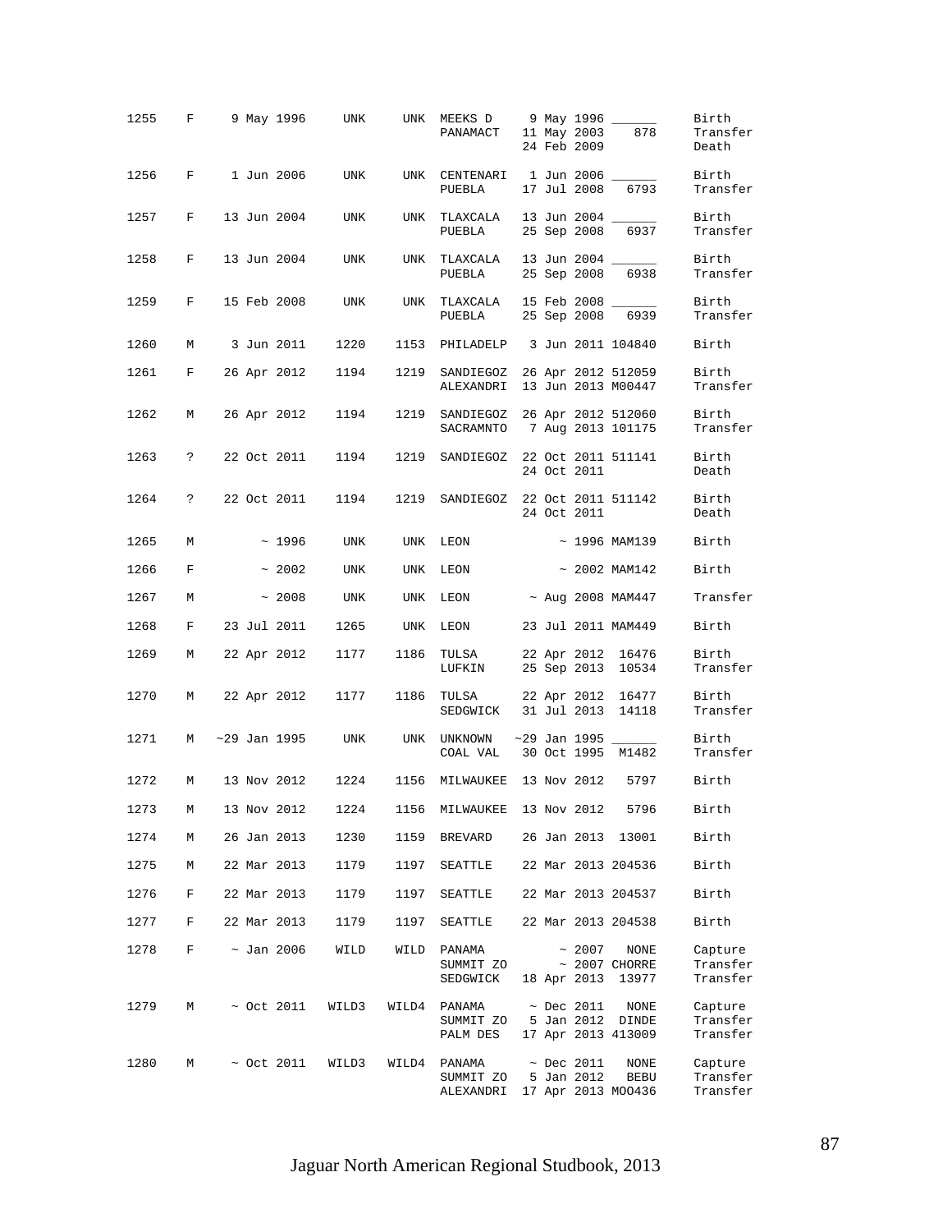| Stud # | Sex | Birth Date | Sire | Dam | Location | Date | Local ID | Event |
|---|---|---|---|---|---|---|---|---|
| 1255 | F | 9 May 1996 | UNK | UNK | MEEKS D | 9 May 1996 | ______ | Birth |
| | | | | | PANAMACT | 11 May 2003 | 878 | Transfer |
| | | | | | | 24 Feb 2009 | | Death |
| 1256 | F | 1 Jun 2006 | UNK | UNK | CENTENARI | 1 Jun 2006 | ______ | Birth |
| | | | | | PUEBLA | 17 Jul 2008 | 6793 | Transfer |
| 1257 | F | 13 Jun 2004 | UNK | UNK | TLAXCALA | 13 Jun 2004 | ______ | Birth |
| | | | | | PUEBLA | 25 Sep 2008 | 6937 | Transfer |
| 1258 | F | 13 Jun 2004 | UNK | UNK | TLAXCALA | 13 Jun 2004 | ______ | Birth |
| | | | | | PUEBLA | 25 Sep 2008 | 6938 | Transfer |
| 1259 | F | 15 Feb 2008 | UNK | UNK | TLAXCALA | 15 Feb 2008 | ______ | Birth |
| | | | | | PUEBLA | 25 Sep 2008 | 6939 | Transfer |
| 1260 | M | 3 Jun 2011 | 1220 | 1153 | PHILADELP | 3 Jun 2011 | 104840 | Birth |
| 1261 | F | 26 Apr 2012 | 1194 | 1219 | SANDIEGOZ | 26 Apr 2012 | 512059 | Birth |
| | | | | | ALEXANDRI | 13 Jun 2013 | M00447 | Transfer |
| 1262 | M | 26 Apr 2012 | 1194 | 1219 | SANDIEGOZ | 26 Apr 2012 | 512060 | Birth |
| | | | | | SACRAMNTO | 7 Aug 2013 | 101175 | Transfer |
| 1263 | ? | 22 Oct 2011 | 1194 | 1219 | SANDIEGOZ | 22 Oct 2011 | 511141 | Birth |
| | | | | | | 24 Oct 2011 | | Death |
| 1264 | ? | 22 Oct 2011 | 1194 | 1219 | SANDIEGOZ | 22 Oct 2011 | 511142 | Birth |
| | | | | | | 24 Oct 2011 | | Death |
| 1265 | M | ~ 1996 | UNK | UNK | LEON | ~ 1996 | MAM139 | Birth |
| 1266 | F | ~ 2002 | UNK | UNK | LEON | ~ 2002 | MAM142 | Birth |
| 1267 | M | ~ 2008 | UNK | UNK | LEON | ~ Aug 2008 | MAM447 | Transfer |
| 1268 | F | 23 Jul 2011 | 1265 | UNK | LEON | 23 Jul 2011 | MAM449 | Birth |
| 1269 | M | 22 Apr 2012 | 1177 | 1186 | TULSA | 22 Apr 2012 | 16476 | Birth |
| | | | | | LUFKIN | 25 Sep 2013 | 10534 | Transfer |
| 1270 | M | 22 Apr 2012 | 1177 | 1186 | TULSA | 22 Apr 2012 | 16477 | Birth |
| | | | | | SEDGWICK | 31 Jul 2013 | 14118 | Transfer |
| 1271 | M | ~29 Jan 1995 | UNK | UNK | UNKNOWN | ~29 Jan 1995 | ______ | Birth |
| | | | | | COAL VAL | 30 Oct 1995 | M1482 | Transfer |
| 1272 | M | 13 Nov 2012 | 1224 | 1156 | MILWAUKEE | 13 Nov 2012 | 5797 | Birth |
| 1273 | M | 13 Nov 2012 | 1224 | 1156 | MILWAUKEE | 13 Nov 2012 | 5796 | Birth |
| 1274 | M | 26 Jan 2013 | 1230 | 1159 | BREVARD | 26 Jan 2013 | 13001 | Birth |
| 1275 | M | 22 Mar 2013 | 1179 | 1197 | SEATTLE | 22 Mar 2013 | 204536 | Birth |
| 1276 | F | 22 Mar 2013 | 1179 | 1197 | SEATTLE | 22 Mar 2013 | 204537 | Birth |
| 1277 | F | 22 Mar 2013 | 1179 | 1197 | SEATTLE | 22 Mar 2013 | 204538 | Birth |
| 1278 | F | ~ Jan 2006 | WILD | WILD | PANAMA | ~ 2007 | NONE | Capture |
| | | | | | SUMMIT ZO | ~ 2007 | CHORRE | Transfer |
| | | | | | SEDGWICK | 18 Apr 2013 | 13977 | Transfer |
| 1279 | M | ~ Oct 2011 | WILD3 | WILD4 | PANAMA | ~ Dec 2011 | NONE | Capture |
| | | | | | SUMMIT ZO | 5 Jan 2012 | DINDE | Transfer |
| | | | | | PALM DES | 17 Apr 2013 | 413009 | Transfer |
| 1280 | M | ~ Oct 2011 | WILD3 | WILD4 | PANAMA | ~ Dec 2011 | NONE | Capture |
| | | | | | SUMMIT ZO | 5 Jan 2012 | BEBU | Transfer |
| | | | | | ALEXANDRI | 17 Apr 2013 | MOO436 | Transfer |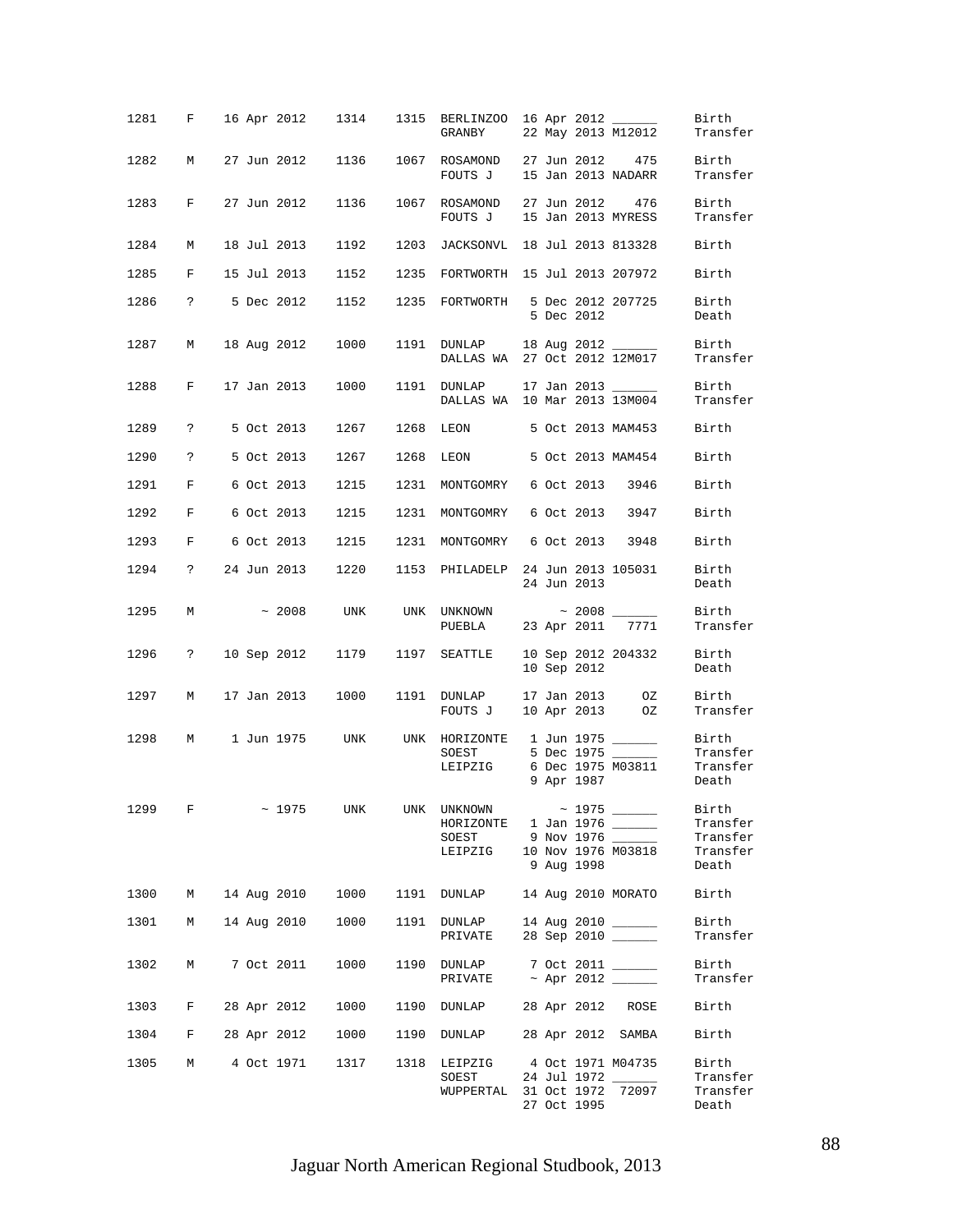| Studbook # | Sex | Birth Date | Sire | Dam | Location | Date | Local ID | Event |
|---|---|---|---|---|---|---|---|---|
| 1281 | F | 16 Apr 2012 | 1314 | 1315 | BERLINZOO | 16 Apr 2012 | ______ | Birth |
| | | | | | GRANBY | 22 May 2013 | M12012 | Transfer |
| 1282 | M | 27 Jun 2012 | 1136 | 1067 | ROSAMOND | 27 Jun 2012 | 475 | Birth |
| | | | | | FOUTS J | 15 Jan 2013 | NADARR | Transfer |
| 1283 | F | 27 Jun 2012 | 1136 | 1067 | ROSAMOND | 27 Jun 2012 | 476 | Birth |
| | | | | | FOUTS J | 15 Jan 2013 | MYRESS | Transfer |
| 1284 | M | 18 Jul 2013 | 1192 | 1203 | JACKSONVL | 18 Jul 2013 | 813328 | Birth |
| 1285 | F | 15 Jul 2013 | 1152 | 1235 | FORTWORTH | 15 Jul 2013 | 207972 | Birth |
| 1286 | ? | 5 Dec 2012 | 1152 | 1235 | FORTWORTH | 5 Dec 2012 | 207725 | Birth |
| | | | | | | 5 Dec 2012 | | Death |
| 1287 | M | 18 Aug 2012 | 1000 | 1191 | DUNLAP | 18 Aug 2012 | ______ | Birth |
| | | | | | DALLAS WA | 27 Oct 2012 | 12M017 | Transfer |
| 1288 | F | 17 Jan 2013 | 1000 | 1191 | DUNLAP | 17 Jan 2013 | ______ | Birth |
| | | | | | DALLAS WA | 10 Mar 2013 | 13M004 | Transfer |
| 1289 | ? | 5 Oct 2013 | 1267 | 1268 | LEON | 5 Oct 2013 | MAM453 | Birth |
| 1290 | ? | 5 Oct 2013 | 1267 | 1268 | LEON | 5 Oct 2013 | MAM454 | Birth |
| 1291 | F | 6 Oct 2013 | 1215 | 1231 | MONTGOMRY | 6 Oct 2013 | 3946 | Birth |
| 1292 | F | 6 Oct 2013 | 1215 | 1231 | MONTGOMRY | 6 Oct 2013 | 3947 | Birth |
| 1293 | F | 6 Oct 2013 | 1215 | 1231 | MONTGOMRY | 6 Oct 2013 | 3948 | Birth |
| 1294 | ? | 24 Jun 2013 | 1220 | 1153 | PHILADELP | 24 Jun 2013 | 105031 | Birth |
| | | | | | | 24 Jun 2013 | | Death |
| 1295 | M | ~ 2008 | UNK | UNK | UNKNOWN | ~ 2008 | ______ | Birth |
| | | | | | PUEBLA | 23 Apr 2011 | 7771 | Transfer |
| 1296 | ? | 10 Sep 2012 | 1179 | 1197 | SEATTLE | 10 Sep 2012 | 204332 | Birth |
| | | | | | | 10 Sep 2012 | | Death |
| 1297 | M | 17 Jan 2013 | 1000 | 1191 | DUNLAP | 17 Jan 2013 | OZ | Birth |
| | | | | | FOUTS J | 10 Apr 2013 | OZ | Transfer |
| 1298 | M | 1 Jun 1975 | UNK | UNK | HORIZONTE | 1 Jun 1975 | ______ | Birth |
| | | | | | SOEST | 5 Dec 1975 | ______ | Transfer |
| | | | | | LEIPZIG | 6 Dec 1975 | M03811 | Transfer |
| | | | | | | 9 Apr 1987 | | Death |
| 1299 | F | ~ 1975 | UNK | UNK | UNKNOWN | ~ 1975 | ______ | Birth |
| | | | | | HORIZONTE | 1 Jan 1976 | ______ | Transfer |
| | | | | | SOEST | 9 Nov 1976 | ______ | Transfer |
| | | | | | LEIPZIG | 10 Nov 1976 | M03818 | Transfer |
| | | | | | | 9 Aug 1998 | | Death |
| 1300 | M | 14 Aug 2010 | 1000 | 1191 | DUNLAP | 14 Aug 2010 | MORATO | Birth |
| 1301 | M | 14 Aug 2010 | 1000 | 1191 | DUNLAP | 14 Aug 2010 | ______ | Birth |
| | | | | | PRIVATE | 28 Sep 2010 | ______ | Transfer |
| 1302 | M | 7 Oct 2011 | 1000 | 1190 | DUNLAP | 7 Oct 2011 | ______ | Birth |
| | | | | | PRIVATE | ~ Apr 2012 | ______ | Transfer |
| 1303 | F | 28 Apr 2012 | 1000 | 1190 | DUNLAP | 28 Apr 2012 | ROSE | Birth |
| 1304 | F | 28 Apr 2012 | 1000 | 1190 | DUNLAP | 28 Apr 2012 | SAMBA | Birth |
| 1305 | M | 4 Oct 1971 | 1317 | 1318 | LEIPZIG | 4 Oct 1971 | M04735 | Birth |
| | | | | | SOEST | 24 Jul 1972 | ______ | Transfer |
| | | | | | WUPPERTAL | 31 Oct 1972 | 72097 | Transfer |
| | | | | | | 27 Oct 1995 | | Death |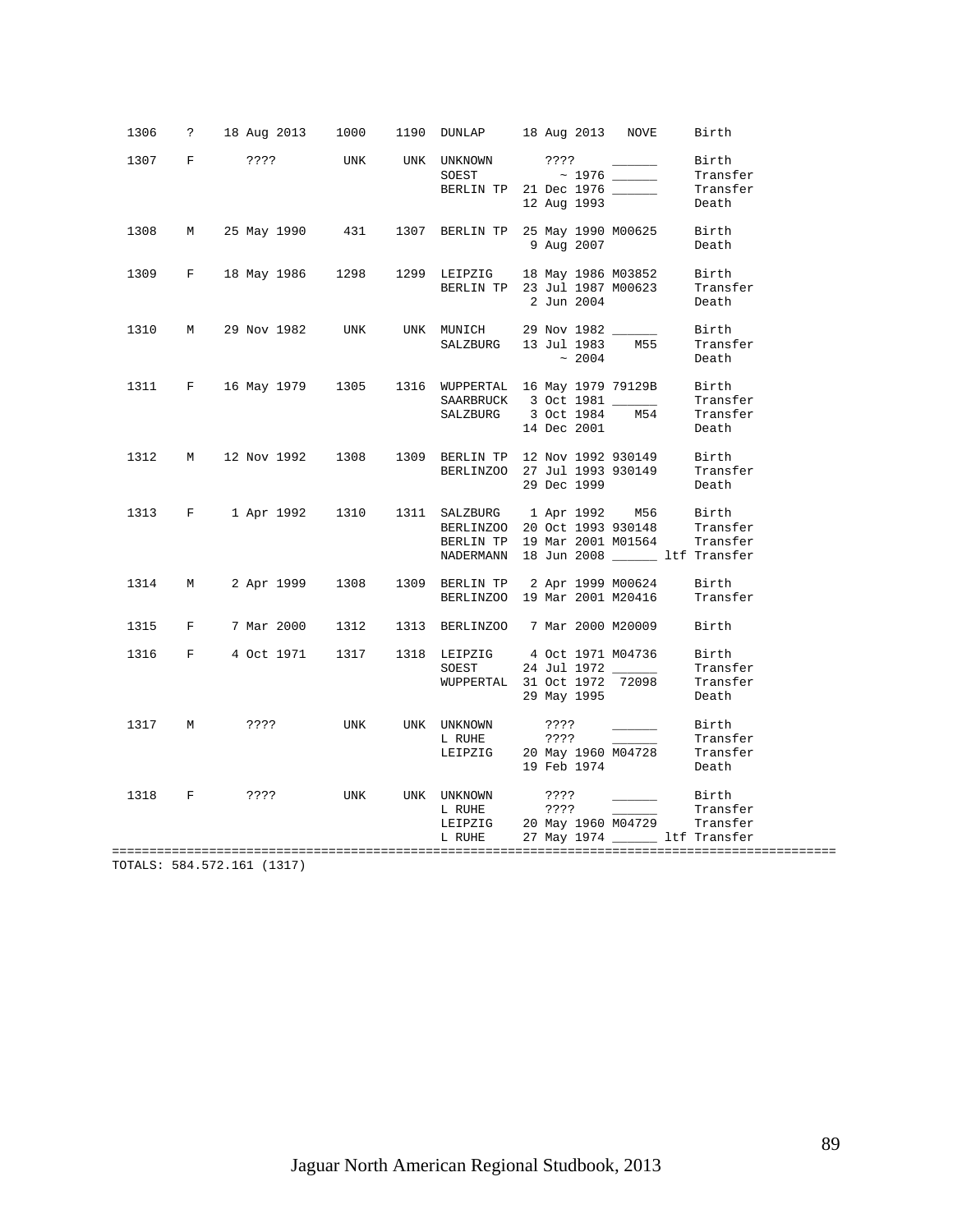```
 1306   ?   18 Aug 2013   1000    1190  DUNLAP     18 Aug 2013   NOVE     Birth

 1307   F      ????        UNK     UNK  UNKNOWN      ????      ______     Birth
                                        SOEST          ~ 1976 ______      Transfer
                                        BERLIN TP  21 Dec 1976 ______     Transfer
                                                   12 Aug 1993            Death

 1308   M   25 May 1990    431    1307  BERLIN TP  25 May 1990 M00625     Birth
                                                    9 Aug 2007            Death

 1309   F   18 May 1986   1298    1299  LEIPZIG    18 May 1986 M03852     Birth
                                        BERLIN TP  23 Jul 1987 M00623     Transfer
                                                    2 Jun 2004            Death

 1310   M   29 Nov 1982    UNK     UNK  MUNICH     29 Nov 1982 ______     Birth
                                        SALZBURG   13 Jul 1983    M55     Transfer
                                                       ~ 2004             Death

 1311   F   16 May 1979   1305    1316  WUPPERTAL  16 May 1979 79129B     Birth
                                        SAARBRUCK   3 Oct 1981 ______     Transfer
                                        SALZBURG    3 Oct 1984    M54     Transfer
                                                   14 Dec 2001            Death

 1312   M   12 Nov 1992   1308    1309  BERLIN TP  12 Nov 1992 930149     Birth
                                        BERLINZOO  27 Jul 1993 930149     Transfer
                                                   29 Dec 1999            Death

 1313   F    1 Apr 1992   1310    1311  SALZBURG    1 Apr 1992    M56     Birth
                                        BERLINZOO  20 Oct 1993 930148     Transfer
                                        BERLIN TP  19 Mar 2001 M01564     Transfer
                                        NADERMANN  18 Jun 2008 ______ ltf Transfer

 1314   M    2 Apr 1999   1308    1309  BERLIN TP   2 Apr 1999 M00624     Birth
                                        BERLINZOO  19 Mar 2001 M20416     Transfer

 1315   F    7 Mar 2000   1312    1313  BERLINZOO   7 Mar 2000 M20009     Birth

 1316   F    4 Oct 1971   1317    1318  LEIPZIG     4 Oct 1971 M04736     Birth
                                        SOEST      24 Jul 1972 ______     Transfer
                                        WUPPERTAL  31 Oct 1972  72098     Transfer
                                                   29 May 1995            Death

 1317   M      ????        UNK     UNK  UNKNOWN      ????      ______     Birth
                                        L RUHE       ????      ______     Transfer
                                        LEIPZIG    20 May 1960 M04728     Transfer
                                                   19 Feb 1974            Death

 1318   F      ????        UNK     UNK  UNKNOWN      ????      ______     Birth
                                        L RUHE       ????      ______     Transfer
                                        LEIPZIG    20 May 1960 M04729     Transfer
                                        L RUHE     27 May 1974 ______ ltf Transfer
==============================================================================================
TOTALS: 584.572.161 (1317)
```

Jaguar North American Regional Studbook, 2013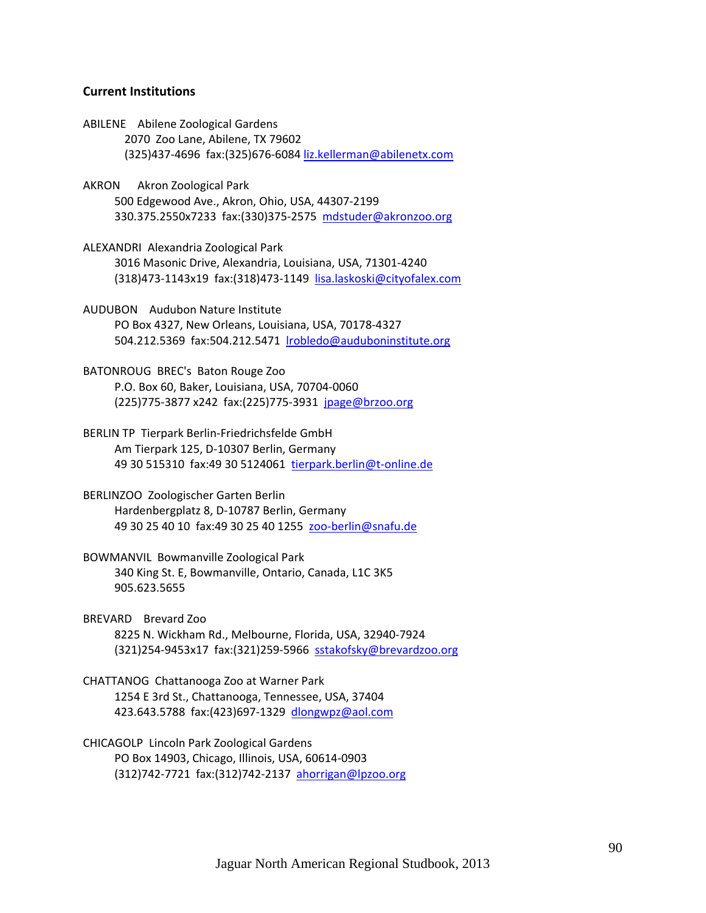**Current Institutions**

ABILENE Abilene Zoological Gardens
2070 Zoo Lane, Abilene, TX 79602
(325)437-4696 fax:(325)676-6084 liz.kellerman@abilenetx.com

AKRON Akron Zoological Park
500 Edgewood Ave., Akron, Ohio, USA, 44307-2199
330.375.2550x7233 fax:(330)375-2575 mdstuder@akronzoo.org

ALEXANDRI Alexandria Zoological Park
3016 Masonic Drive, Alexandria, Louisiana, USA, 71301-4240
(318)473-1143x19 fax:(318)473-1149 lisa.laskoski@cityofalex.com

AUDUBON Audubon Nature Institute
PO Box 4327, New Orleans, Louisiana, USA, 70178-4327
504.212.5369 fax:504.212.5471 lrobledo@auduboninstitute.org

BATONROUG BREC's Baton Rouge Zoo
P.O. Box 60, Baker, Louisiana, USA, 70704-0060
(225)775-3877 x242 fax:(225)775-3931 jpage@brzoo.org

BERLIN TP Tierpark Berlin-Friedrichsfelde GmbH
Am Tierpark 125, D-10307 Berlin, Germany
49 30 515310 fax:49 30 5124061 tierpark.berlin@t-online.de

BERLINZOO Zoologischer Garten Berlin
Hardenbergplatz 8, D-10787 Berlin, Germany
49 30 25 40 10 fax:49 30 25 40 1255 zoo-berlin@snafu.de

BOWMANVIL Bowmanville Zoological Park
340 King St. E, Bowmanville, Ontario, Canada, L1C 3K5
905.623.5655

BREVARD Brevard Zoo
8225 N. Wickham Rd., Melbourne, Florida, USA, 32940-7924
(321)254-9453x17 fax:(321)259-5966 sstakofsky@brevardzoo.org

CHATTANOG Chattanooga Zoo at Warner Park
1254 E 3rd St., Chattanooga, Tennessee, USA, 37404
423.643.5788 fax:(423)697-1329 dlongwpz@aol.com

CHICAGOLP Lincoln Park Zoological Gardens
PO Box 14903, Chicago, Illinois, USA, 60614-0903
(312)742-7721 fax:(312)742-2137 ahorrigan@lpzoo.org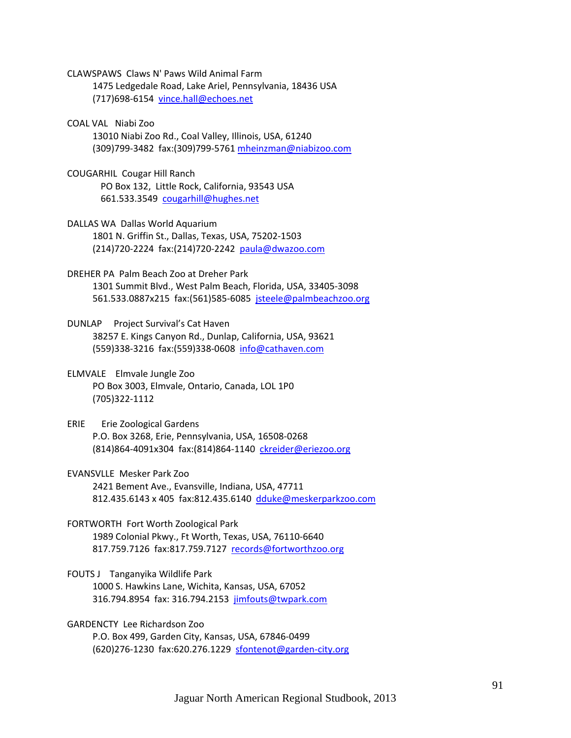CLAWSPAWS  Claws N' Paws Wild Animal Farm
1475 Ledgedale Road, Lake Ariel, Pennsylvania, 18436 USA
(717)698-6154  vince.hall@echoes.net

COAL VAL   Niabi Zoo
13010 Niabi Zoo Rd., Coal Valley, Illinois, USA, 61240
(309)799-3482  fax:(309)799-5761 mheinzman@niabizoo.com

COUGARHIL  Cougar Hill Ranch
PO Box 132,  Little Rock, California, 93543 USA
661.533.3549  cougarhill@hughes.net

DALLAS WA  Dallas World Aquarium
1801 N. Griffin St., Dallas, Texas, USA, 75202-1503
(214)720-2224  fax:(214)720-2242  paula@dwazoo.com

DREHER PA  Palm Beach Zoo at Dreher Park
1301 Summit Blvd., West Palm Beach, Florida, USA, 33405-3098
561.533.0887x215  fax:(561)585-6085  jsteele@palmbeachzoo.org

DUNLAP    Project Survival's Cat Haven
38257 E. Kings Canyon Rd., Dunlap, California, USA, 93621
(559)338-3216  fax:(559)338-0608  info@cathaven.com

ELMVALE   Elmvale Jungle Zoo
PO Box 3003, Elmvale, Ontario, Canada, LOL 1P0
(705)322-1112

ERIE     Erie Zoological Gardens
P.O. Box 3268, Erie, Pennsylvania, USA, 16508-0268
(814)864-4091x304  fax:(814)864-1140  ckreider@eriezoo.org

EVANSVLLE  Mesker Park Zoo
2421 Bement Ave., Evansville, Indiana, USA, 47711
812.435.6143 x 405  fax:812.435.6140  dduke@meskerparkzoo.com

FORTWORTH  Fort Worth Zoological Park
1989 Colonial Pkwy., Ft Worth, Texas, USA, 76110-6640
817.759.7126  fax:817.759.7127  records@fortworthzoo.org

FOUTS J   Tanganyika Wildlife Park
1000 S. Hawkins Lane, Wichita, Kansas, USA, 67052
316.794.8954  fax: 316.794.2153  jimfouts@twpark.com

GARDENCTY  Lee Richardson Zoo
P.O. Box 499, Garden City, Kansas, USA, 67846-0499
(620)276-1230  fax:620.276.1229  sfontenot@garden-city.org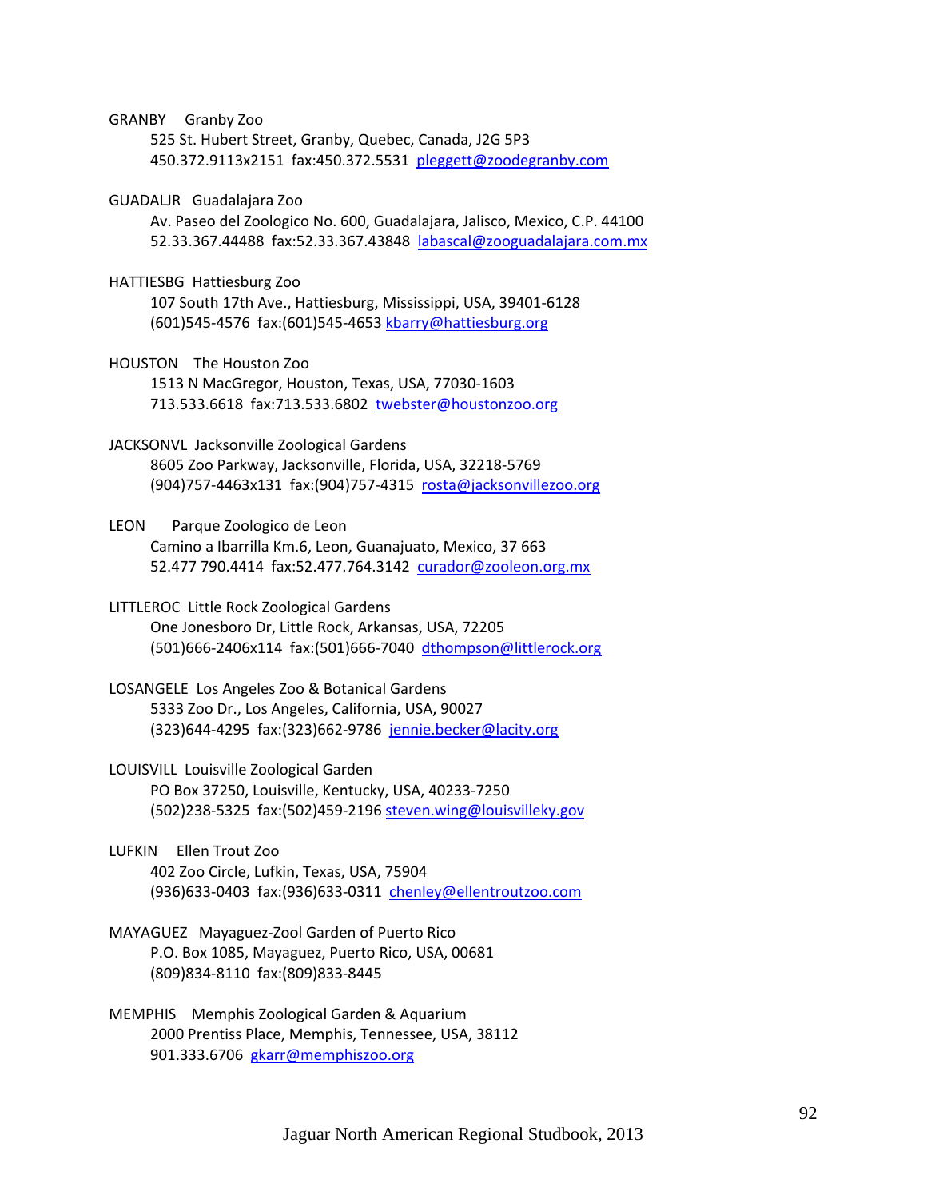GRANBY Granby Zoo

525 St. Hubert Street, Granby, Quebec, Canada, J2G 5P3
450.372.9113x2151 fax:450.372.5531 pleggett@zoodegranby.com

GUADALJR Guadalajara Zoo

Av. Paseo del Zoologico No. 600, Guadalajara, Jalisco, Mexico, C.P. 44100
52.33.367.44488 fax:52.33.367.43848 labascal@zooguadalajara.com.mx

HATTIESBG Hattiesburg Zoo

107 South 17th Ave., Hattiesburg, Mississippi, USA, 39401-6128
(601)545-4576 fax:(601)545-4653 kbarry@hattiesburg.org

HOUSTON The Houston Zoo

1513 N MacGregor, Houston, Texas, USA, 77030-1603
713.533.6618 fax:713.533.6802 twebster@houstonzoo.org

JACKSONVL Jacksonville Zoological Gardens

8605 Zoo Parkway, Jacksonville, Florida, USA, 32218-5769
(904)757-4463x131 fax:(904)757-4315 rosta@jacksonvillezoo.org

LEON Parque Zoologico de Leon

Camino a Ibarrilla Km.6, Leon, Guanajuato, Mexico, 37 663
52.477 790.4414 fax:52.477.764.3142 curador@zooleon.org.mx

LITTLEROC Little Rock Zoological Gardens

One Jonesboro Dr, Little Rock, Arkansas, USA, 72205
(501)666-2406x114 fax:(501)666-7040 dthompson@littlerock.org

LOSANGELE Los Angeles Zoo & Botanical Gardens

5333 Zoo Dr., Los Angeles, California, USA, 90027
(323)644-4295 fax:(323)662-9786 jennie.becker@lacity.org

LOUISVILL Louisville Zoological Garden

PO Box 37250, Louisville, Kentucky, USA, 40233-7250
(502)238-5325 fax:(502)459-2196 steven.wing@louisvilleky.gov

LUFKIN Ellen Trout Zoo

402 Zoo Circle, Lufkin, Texas, USA, 75904
(936)633-0403 fax:(936)633-0311 chenley@ellentroutzoo.com

MAYAGUEZ Mayaguez-Zool Garden of Puerto Rico

P.O. Box 1085, Mayaguez, Puerto Rico, USA, 00681
(809)834-8110 fax:(809)833-8445

MEMPHIS Memphis Zoological Garden & Aquarium

2000 Prentiss Place, Memphis, Tennessee, USA, 38112
901.333.6706 gkarr@memphiszoo.org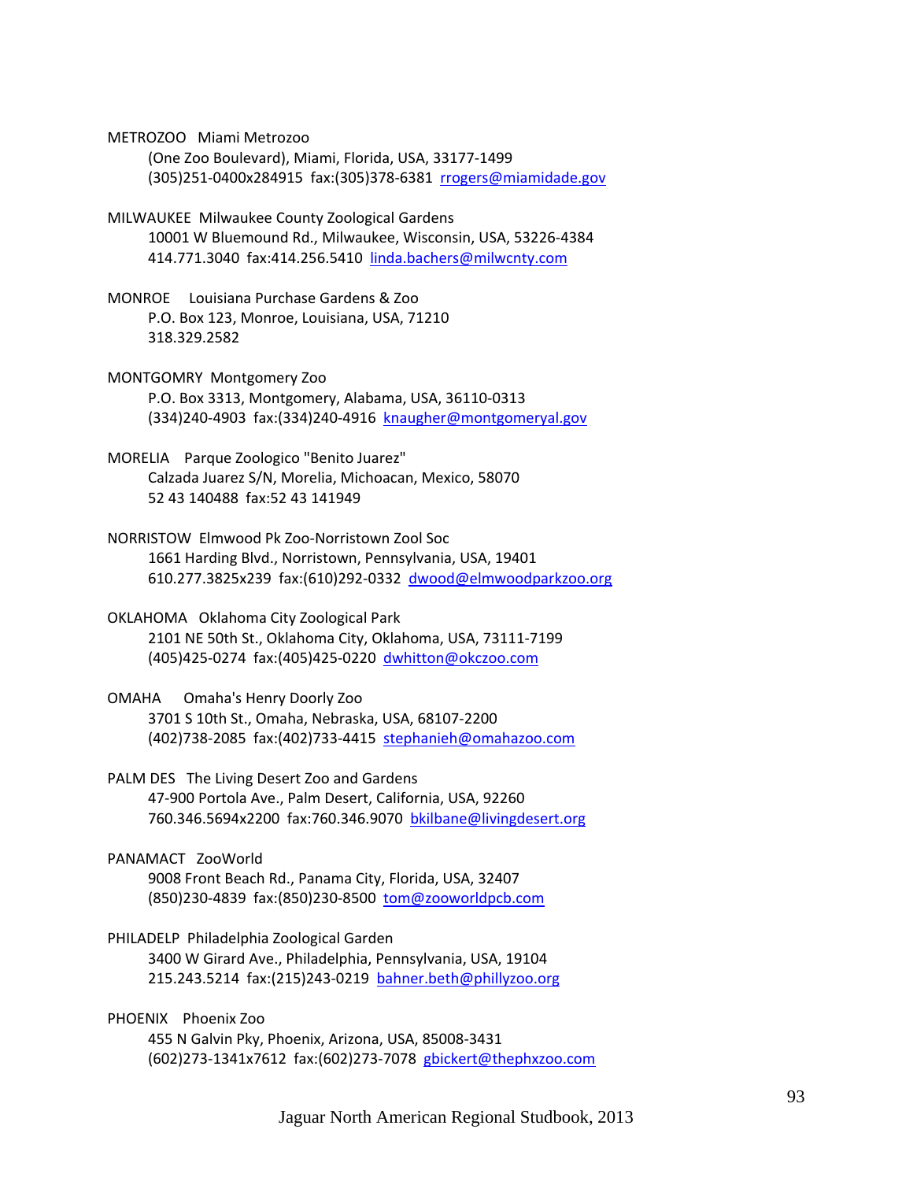METROZOO   Miami Metrozoo

(One Zoo Boulevard), Miami, Florida, USA, 33177-1499
(305)251-0400x284915  fax:(305)378-6381  rrogers@miamidade.gov

MILWAUKEE  Milwaukee County Zoological Gardens

10001 W Bluemound Rd., Milwaukee, Wisconsin, USA, 53226-4384
414.771.3040  fax:414.256.5410  linda.bachers@milwcnty.com

MONROE     Louisiana Purchase Gardens & Zoo

P.O. Box 123, Monroe, Louisiana, USA, 71210
318.329.2582

MONTGOMRY  Montgomery Zoo

P.O. Box 3313, Montgomery, Alabama, USA, 36110-0313
(334)240-4903  fax:(334)240-4916  knaugher@montgomeryal.gov

MORELIA    Parque Zoologico "Benito Juarez"

Calzada Juarez S/N, Morelia, Michoacan, Mexico, 58070
52 43 140488  fax:52 43 141949

NORRISTOW  Elmwood Pk Zoo-Norristown Zool Soc

1661 Harding Blvd., Norristown, Pennsylvania, USA, 19401
610.277.3825x239  fax:(610)292-0332  dwood@elmwoodparkzoo.org

OKLAHOMA   Oklahoma City Zoological Park

2101 NE 50th St., Oklahoma City, Oklahoma, USA, 73111-7199
(405)425-0274  fax:(405)425-0220  dwhitton@okczoo.com

OMAHA      Omaha's Henry Doorly Zoo

3701 S 10th St., Omaha, Nebraska, USA, 68107-2200
(402)738-2085  fax:(402)733-4415  stephanieh@omahazoo.com

PALM DES   The Living Desert Zoo and Gardens

47-900 Portola Ave., Palm Desert, California, USA, 92260
760.346.5694x2200  fax:760.346.9070  bkilbane@livingdesert.org

PANAMACT   ZooWorld

9008 Front Beach Rd., Panama City, Florida, USA, 32407
(850)230-4839  fax:(850)230-8500  tom@zooworldpcb.com

PHILADELP  Philadelphia Zoological Garden

3400 W Girard Ave., Philadelphia, Pennsylvania, USA, 19104
215.243.5214  fax:(215)243-0219  bahner.beth@phillyzoo.org

PHOENIX    Phoenix Zoo

455 N Galvin Pky, Phoenix, Arizona, USA, 85008-3431
(602)273-1341x7612  fax:(602)273-7078  gbickert@thephxzoo.com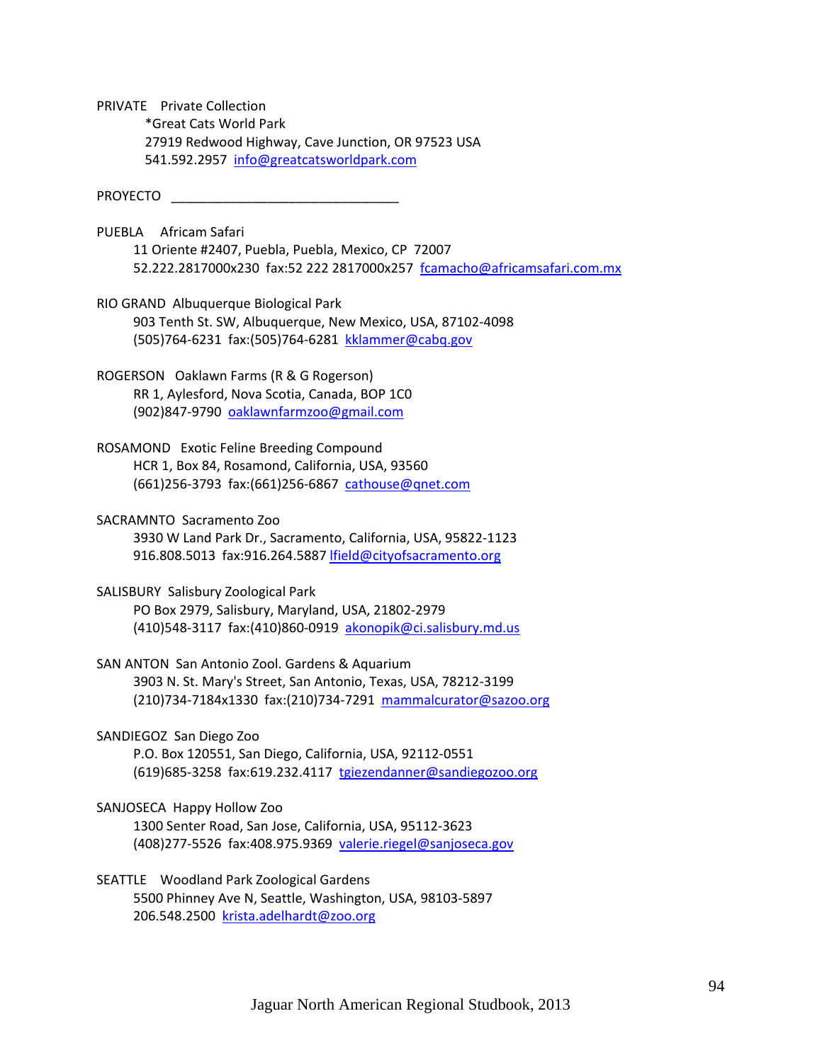PRIVATE Private Collection
*Great Cats World Park
27919 Redwood Highway, Cave Junction, OR 97523 USA
541.592.2957 info@greatcatsworldpark.com

PROYECTO _______________________________

PUEBLA Africam Safari
11 Oriente #2407, Puebla, Puebla, Mexico, CP 72007
52.222.2817000x230 fax:52 222 2817000x257 fcamacho@africamsafari.com.mx

RIO GRAND Albuquerque Biological Park
903 Tenth St. SW, Albuquerque, New Mexico, USA, 87102-4098
(505)764-6231 fax:(505)764-6281 kklammer@cabq.gov

ROGERSON Oaklawn Farms (R & G Rogerson)
RR 1, Aylesford, Nova Scotia, Canada, B0P 1C0
(902)847-9790 oaklawnfarmzoo@gmail.com

ROSAMOND Exotic Feline Breeding Compound
HCR 1, Box 84, Rosamond, California, USA, 93560
(661)256-3793 fax:(661)256-6867 cathouse@qnet.com

SACRAMNTO Sacramento Zoo
3930 W Land Park Dr., Sacramento, California, USA, 95822-1123
916.808.5013 fax:916.264.5887 lfield@cityofsacramento.org

SALISBURY Salisbury Zoological Park
PO Box 2979, Salisbury, Maryland, USA, 21802-2979
(410)548-3117 fax:(410)860-0919 akonopik@ci.salisbury.md.us

SAN ANTON San Antonio Zool. Gardens & Aquarium
3903 N. St. Mary's Street, San Antonio, Texas, USA, 78212-3199
(210)734-7184x1330 fax:(210)734-7291 mammalcurator@sazoo.org

SANDIEGOZ San Diego Zoo
P.O. Box 120551, San Diego, California, USA, 92112-0551
(619)685-3258 fax:619.232.4117 tgiezendanner@sandiegozoo.org

SANJOSECA Happy Hollow Zoo
1300 Senter Road, San Jose, California, USA, 95112-3623
(408)277-5526 fax:408.975.9369 valerie.riegel@sanjoseca.gov

SEATTLE Woodland Park Zoological Gardens
5500 Phinney Ave N, Seattle, Washington, USA, 98103-5897
206.548.2500 krista.adelhardt@zoo.org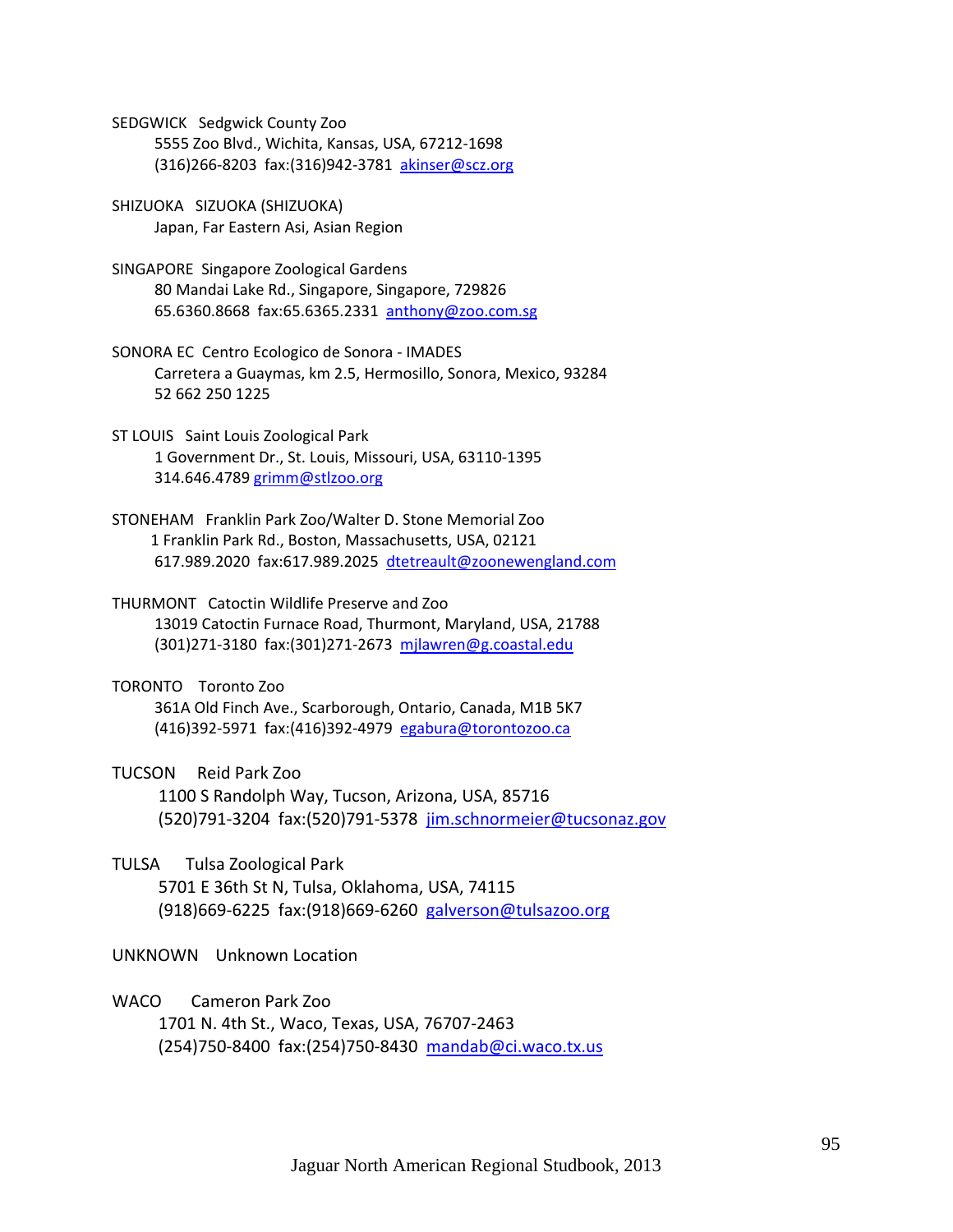SEDGWICK   Sedgwick County Zoo
5555 Zoo Blvd., Wichita, Kansas, USA, 67212-1698
(316)266-8203  fax:(316)942-3781  akinser@scz.org

SHIZUOKA   SIZUOKA (SHIZUOKA)
Japan, Far Eastern Asi, Asian Region

SINGAPORE  Singapore Zoological Gardens
80 Mandai Lake Rd., Singapore, Singapore, 729826
65.6360.8668  fax:65.6365.2331  anthony@zoo.com.sg

SONORA EC  Centro Ecologico de Sonora - IMADES
Carretera a Guaymas, km 2.5, Hermosillo, Sonora, Mexico, 93284
52 662 250 1225

ST LOUIS   Saint Louis Zoological Park
1 Government Dr., St. Louis, Missouri, USA, 63110-1395
314.646.4789 grimm@stlzoo.org

STONEHAM   Franklin Park Zoo/Walter D. Stone Memorial Zoo
1 Franklin Park Rd., Boston, Massachusetts, USA, 02121
617.989.2020  fax:617.989.2025  dtetreault@zoonewengland.com

THURMONT   Catoctin Wildlife Preserve and Zoo
13019 Catoctin Furnace Road, Thurmont, Maryland, USA, 21788
(301)271-3180  fax:(301)271-2673  mjlawren@g.coastal.edu

TORONTO   Toronto Zoo
361A Old Finch Ave., Scarborough, Ontario, Canada, M1B 5K7
(416)392-5971  fax:(416)392-4979  egabura@torontozoo.ca

TUCSON   Reid Park Zoo
1100 S Randolph Way, Tucson, Arizona, USA, 85716
(520)791-3204  fax:(520)791-5378  jim.schnormeier@tucsonaz.gov

TULSA   Tulsa Zoological Park
5701 E 36th St N, Tulsa, Oklahoma, USA, 74115
(918)669-6225  fax:(918)669-6260  galverson@tulsazoo.org

UNKNOWN   Unknown Location

WACO   Cameron Park Zoo
1701 N. 4th St., Waco, Texas, USA, 76707-2463
(254)750-8400  fax:(254)750-8430  mandab@ci.waco.tx.us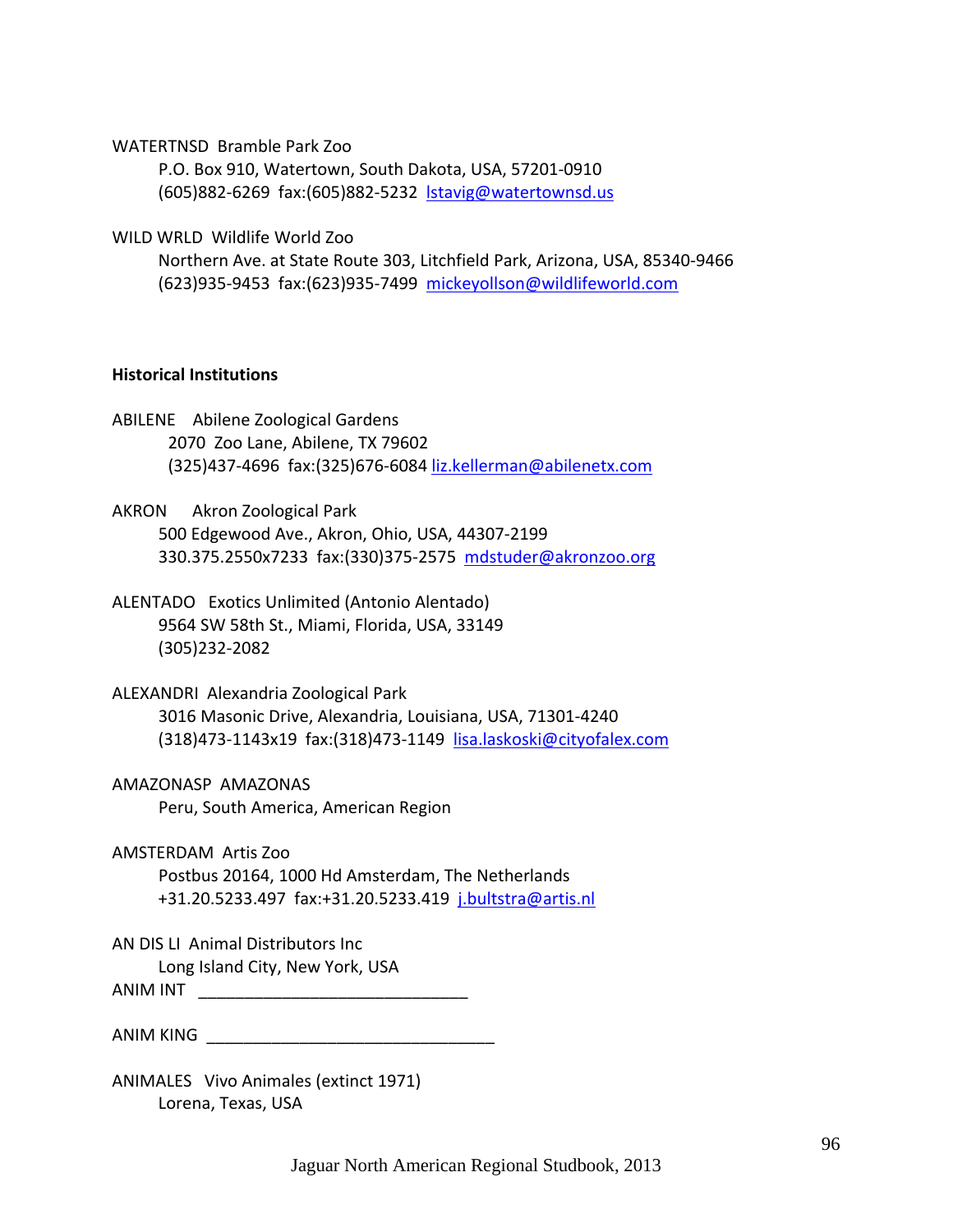WATERTNSD  Bramble Park Zoo
P.O. Box 910, Watertown, South Dakota, USA, 57201-0910
(605)882-6269  fax:(605)882-5232  lstavig@watertownsd.us

WILD WRLD  Wildlife World Zoo
Northern Ave. at State Route 303, Litchfield Park, Arizona, USA, 85340-9466
(623)935-9453  fax:(623)935-7499  mickeyollson@wildlifeworld.com

**Historical Institutions**

ABILENE    Abilene Zoological Gardens
2070  Zoo Lane, Abilene, TX 79602
(325)437-4696  fax:(325)676-6084 liz.kellerman@abilenetx.com

AKRON      Akron Zoological Park
500 Edgewood Ave., Akron, Ohio, USA, 44307-2199
330.375.2550x7233  fax:(330)375-2575  mdstuder@akronzoo.org

ALENTADO   Exotics Unlimited (Antonio Alentado)
9564 SW 58th St., Miami, Florida, USA, 33149
(305)232-2082

ALEXANDRI  Alexandria Zoological Park
3016 Masonic Drive, Alexandria, Louisiana, USA, 71301-4240
(318)473-1143x19  fax:(318)473-1149  lisa.laskoski@cityofalex.com

AMAZONASP  AMAZONAS
Peru, South America, American Region

AMSTERDAM  Artis Zoo
Postbus 20164, 1000 Hd Amsterdam, The Netherlands
+31.20.5233.497  fax:+31.20.5233.419  j.bultstra@artis.nl

AN DIS LI  Animal Distributors Inc
Long Island City, New York, USA

ANIM INT  ______________________________

ANIM KING  ________________________________

ANIMALES   Vivo Animales (extinct 1971)
Lorena, Texas, USA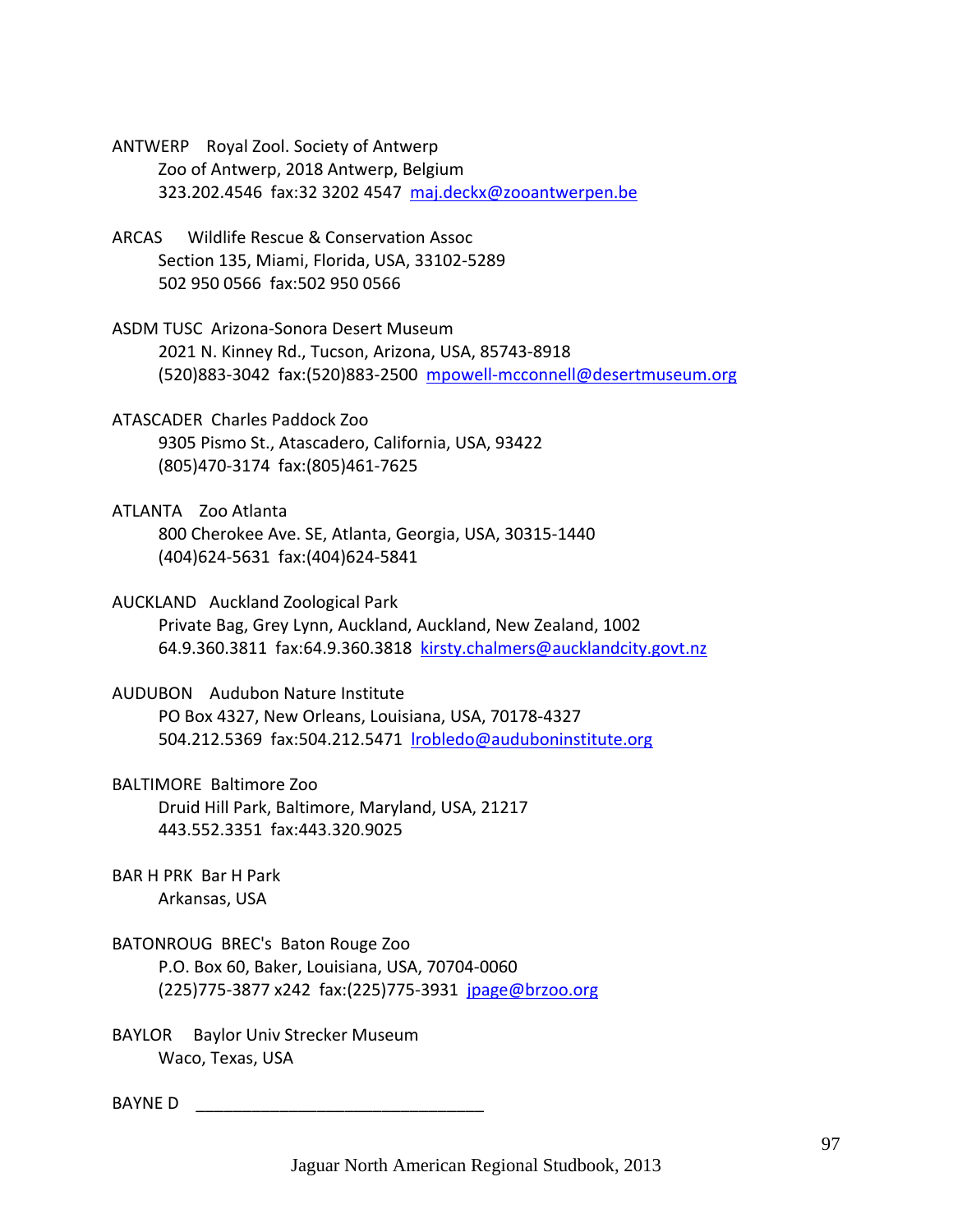ANTWERP Royal Zool. Society of Antwerp
Zoo of Antwerp, 2018 Antwerp, Belgium
323.202.4546 fax:32 3202 4547 maj.deckx@zooantwerpen.be

ARCAS Wildlife Rescue & Conservation Assoc
Section 135, Miami, Florida, USA, 33102-5289
502 950 0566 fax:502 950 0566

ASDM TUSC Arizona-Sonora Desert Museum
2021 N. Kinney Rd., Tucson, Arizona, USA, 85743-8918
(520)883-3042 fax:(520)883-2500 mpowell-mcconnell@desertmuseum.org

ATASCADER Charles Paddock Zoo
9305 Pismo St., Atascadero, California, USA, 93422
(805)470-3174 fax:(805)461-7625

ATLANTA Zoo Atlanta
800 Cherokee Ave. SE, Atlanta, Georgia, USA, 30315-1440
(404)624-5631 fax:(404)624-5841

AUCKLAND Auckland Zoological Park
Private Bag, Grey Lynn, Auckland, Auckland, New Zealand, 1002
64.9.360.3811 fax:64.9.360.3818 kirsty.chalmers@aucklandcity.govt.nz

AUDUBON Audubon Nature Institute
PO Box 4327, New Orleans, Louisiana, USA, 70178-4327
504.212.5369 fax:504.212.5471 lrobledo@auduboninstitute.org

BALTIMORE Baltimore Zoo
Druid Hill Park, Baltimore, Maryland, USA, 21217
443.552.3351 fax:443.320.9025

BAR H PRK Bar H Park
Arkansas, USA

BATONROUG BREC's Baton Rouge Zoo
P.O. Box 60, Baker, Louisiana, USA, 70704-0060
(225)775-3877 x242 fax:(225)775-3931 jpage@brzoo.org

BAYLOR Baylor Univ Strecker Museum
Waco, Texas, USA

BAYNE D ______________________________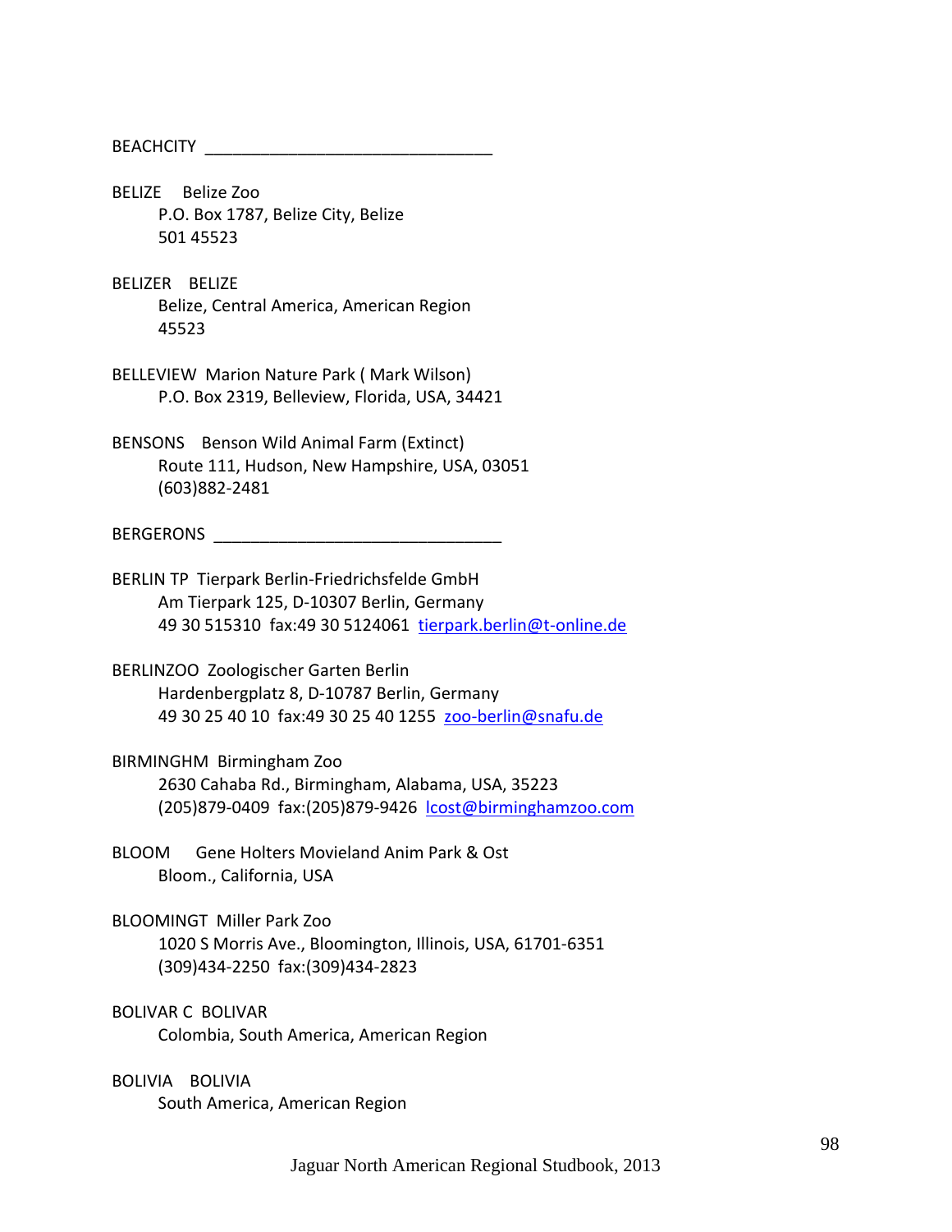BEACHCITY _______________________________

BELIZE Belize Zoo
P.O. Box 1787, Belize City, Belize
501 45523

BELIZER BELIZE
Belize, Central America, American Region
45523

BELLEVIEW Marion Nature Park ( Mark Wilson)
P.O. Box 2319, Belleview, Florida, USA, 34421

BENSONS Benson Wild Animal Farm (Extinct)
Route 111, Hudson, New Hampshire, USA, 03051
(603)882-2481

BERGERONS _______________________________

BERLIN TP Tierpark Berlin-Friedrichsfelde GmbH
Am Tierpark 125, D-10307 Berlin, Germany
49 30 515310 fax:49 30 5124061 tierpark.berlin@t-online.de

BERLINZOO Zoologischer Garten Berlin
Hardenbergplatz 8, D-10787 Berlin, Germany
49 30 25 40 10 fax:49 30 25 40 1255 zoo-berlin@snafu.de

BIRMINGHM Birmingham Zoo
2630 Cahaba Rd., Birmingham, Alabama, USA, 35223
(205)879-0409 fax:(205)879-9426 lcost@birminghamzoo.com

BLOOM Gene Holters Movieland Anim Park & Ost
Bloom., California, USA

BLOOMINGT Miller Park Zoo
1020 S Morris Ave., Bloomington, Illinois, USA, 61701-6351
(309)434-2250 fax:(309)434-2823

BOLIVAR C BOLIVAR
Colombia, South America, American Region

BOLIVIA BOLIVIA
South America, American Region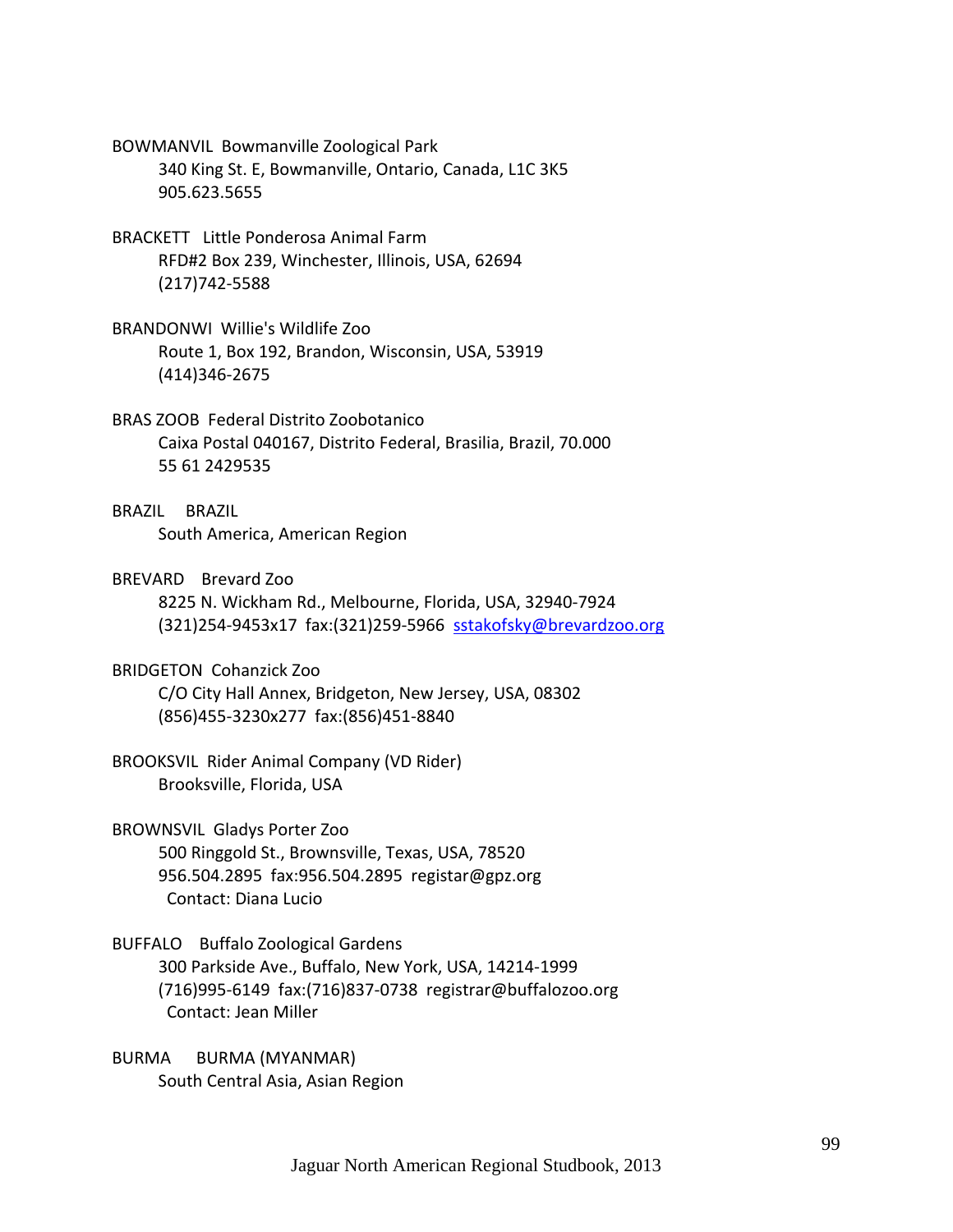BOWMANVIL  Bowmanville Zoological Park
340 King St. E, Bowmanville, Ontario, Canada, L1C 3K5
905.623.5655

BRACKETT   Little Ponderosa Animal Farm
RFD#2 Box 239, Winchester, Illinois, USA, 62694
(217)742-5588

BRANDONWI  Willie's Wildlife Zoo
Route 1, Box 192, Brandon, Wisconsin, USA, 53919
(414)346-2675

BRAS ZOOB  Federal Distrito Zoobotanico
Caixa Postal 040167, Distrito Federal, Brasilia, Brazil, 70.000
55 61 2429535

BRAZIL    BRAZIL
South America, American Region

BREVARD    Brevard Zoo
8225 N. Wickham Rd., Melbourne, Florida, USA, 32940-7924
(321)254-9453x17  fax:(321)259-5966  sstakofsky@brevardzoo.org

BRIDGETON  Cohanzick Zoo
C/O City Hall Annex, Bridgeton, New Jersey, USA, 08302
(856)455-3230x277  fax:(856)451-8840

BROOKSVIL  Rider Animal Company (VD Rider)
Brooksville, Florida, USA

BROWNSVIL  Gladys Porter Zoo
500 Ringgold St., Brownsville, Texas, USA, 78520
956.504.2895  fax:956.504.2895  registar@gpz.org
Contact: Diana Lucio

BUFFALO    Buffalo Zoological Gardens
300 Parkside Ave., Buffalo, New York, USA, 14214-1999
(716)995-6149  fax:(716)837-0738  registrar@buffalozoo.org
Contact: Jean Miller

BURMA     BURMA (MYANMAR)
South Central Asia, Asian Region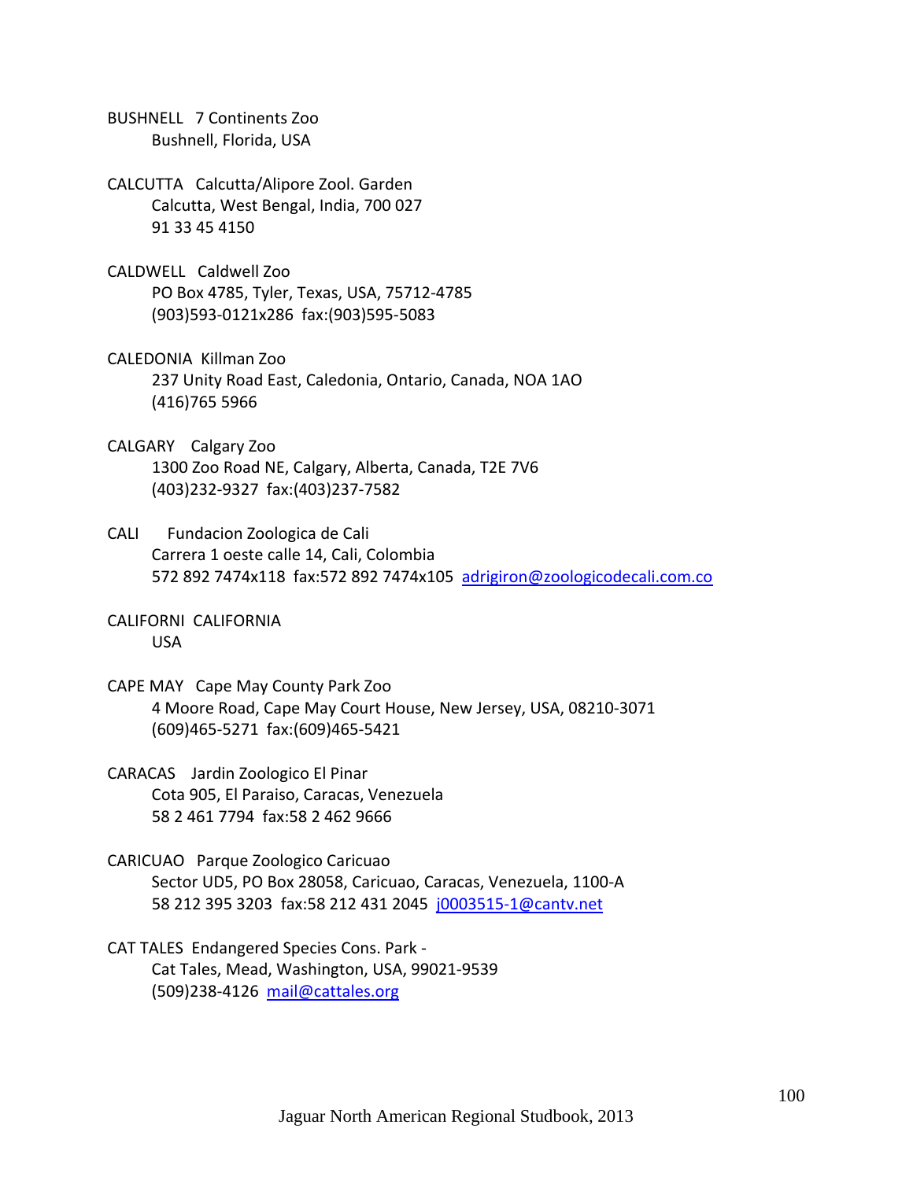BUSHNELL   7 Continents Zoo
  Bushnell, Florida, USA

CALCUTTA   Calcutta/Alipore Zool. Garden
  Calcutta, West Bengal, India, 700 027
  91 33 45 4150

CALDWELL   Caldwell Zoo
  PO Box 4785, Tyler, Texas, USA, 75712-4785
  (903)593-0121x286  fax:(903)595-5083

CALEDONIA  Killman Zoo
  237 Unity Road East, Caledonia, Ontario, Canada, NOA 1AO
  (416)765 5966

CALGARY   Calgary Zoo
  1300 Zoo Road NE, Calgary, Alberta, Canada, T2E 7V6
  (403)232-9327  fax:(403)237-7582

CALI   Fundacion Zoologica de Cali
  Carrera 1 oeste calle 14, Cali, Colombia
  572 892 7474x118  fax:572 892 7474x105  adrigiron@zoologicodecali.com.co

CALIFORNI  CALIFORNIA
  USA

CAPE MAY   Cape May County Park Zoo
  4 Moore Road, Cape May Court House, New Jersey, USA, 08210-3071
  (609)465-5271  fax:(609)465-5421

CARACAS   Jardin Zoologico El Pinar
  Cota 905, El Paraiso, Caracas, Venezuela
  58 2 461 7794  fax:58 2 462 9666

CARICUAO   Parque Zoologico Caricuao
  Sector UD5, PO Box 28058, Caricuao, Caracas, Venezuela, 1100-A
  58 212 395 3203  fax:58 212 431 2045  j0003515-1@cantv.net

CAT TALES  Endangered Species Cons. Park -
  Cat Tales, Mead, Washington, USA, 99021-9539
  (509)238-4126  mail@cattales.org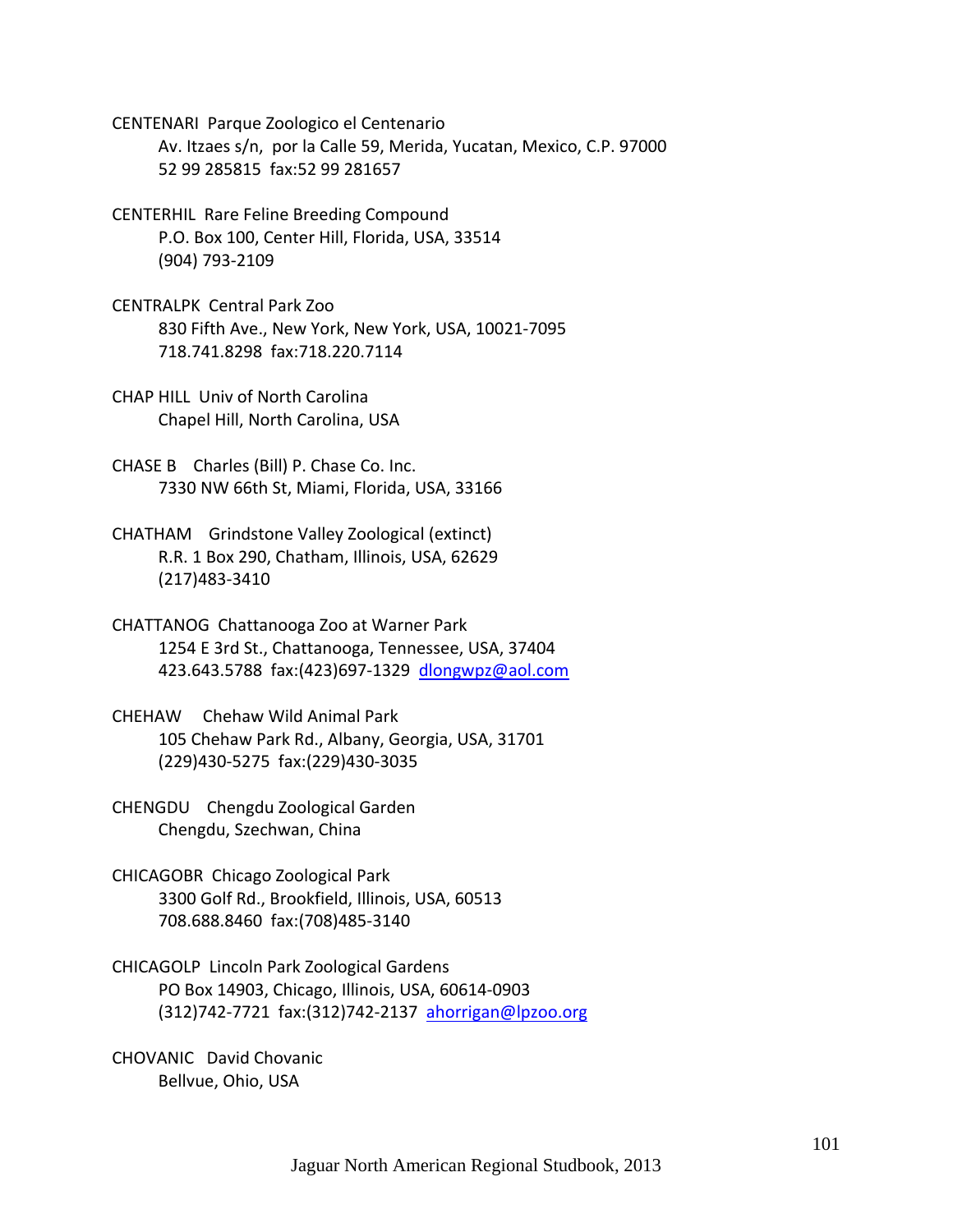CENTENARI  Parque Zoologico el Centenario
    Av. Itzaes s/n,  por la Calle 59, Merida, Yucatan, Mexico, C.P. 97000
    52 99 285815  fax:52 99 281657

CENTERHIL  Rare Feline Breeding Compound
    P.O. Box 100, Center Hill, Florida, USA, 33514
    (904) 793-2109

CENTRALPK  Central Park Zoo
    830 Fifth Ave., New York, New York, USA, 10021-7095
    718.741.8298  fax:718.220.7114

CHAP HILL  Univ of North Carolina
    Chapel Hill, North Carolina, USA

CHASE B    Charles (Bill) P. Chase Co. Inc.
    7330 NW 66th St, Miami, Florida, USA, 33166

CHATHAM    Grindstone Valley Zoological (extinct)
    R.R. 1 Box 290, Chatham, Illinois, USA, 62629
    (217)483-3410

CHATTANOG  Chattanooga Zoo at Warner Park
    1254 E 3rd St., Chattanooga, Tennessee, USA, 37404
    423.643.5788  fax:(423)697-1329  dlongwpz@aol.com

CHEHAW     Chehaw Wild Animal Park
    105 Chehaw Park Rd., Albany, Georgia, USA, 31701
    (229)430-5275  fax:(229)430-3035

CHENGDU    Chengdu Zoological Garden
    Chengdu, Szechwan, China

CHICAGOBR  Chicago Zoological Park
    3300 Golf Rd., Brookfield, Illinois, USA, 60513
    708.688.8460  fax:(708)485-3140

CHICAGOLP  Lincoln Park Zoological Gardens
    PO Box 14903, Chicago, Illinois, USA, 60614-0903
    (312)742-7721  fax:(312)742-2137  ahorrigan@lpzoo.org

CHOVANIC   David Chovanic
    Bellvue, Ohio, USA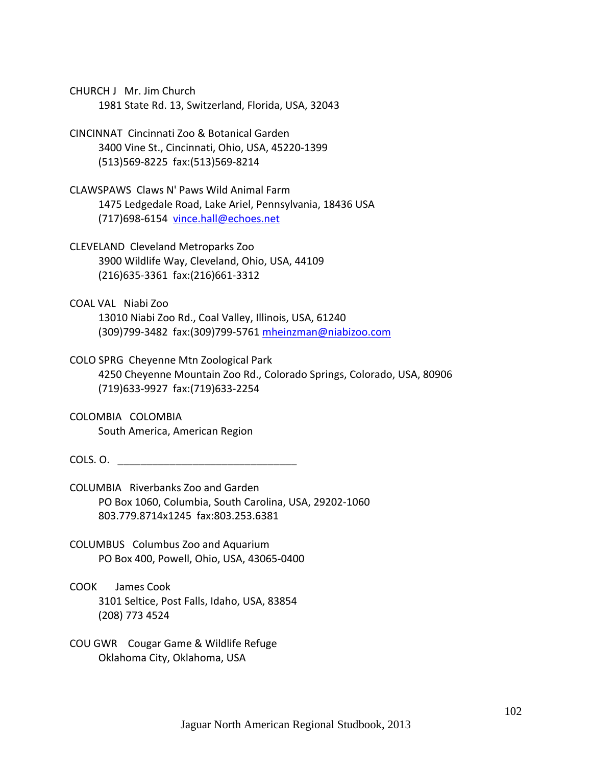CHURCH J   Mr. Jim Church
    1981 State Rd. 13, Switzerland, Florida, USA, 32043

CINCINNAT  Cincinnati Zoo & Botanical Garden
    3400 Vine St., Cincinnati, Ohio, USA, 45220-1399
    (513)569-8225  fax:(513)569-8214

CLAWSPAWS  Claws N' Paws Wild Animal Farm
    1475 Ledgedale Road, Lake Ariel, Pennsylvania, 18436 USA
    (717)698-6154  vince.hall@echoes.net

CLEVELAND  Cleveland Metroparks Zoo
    3900 Wildlife Way, Cleveland, Ohio, USA, 44109
    (216)635-3361  fax:(216)661-3312

COAL VAL   Niabi Zoo
    13010 Niabi Zoo Rd., Coal Valley, Illinois, USA, 61240
    (309)799-3482  fax:(309)799-5761 mheinzman@niabizoo.com

COLO SPRG  Cheyenne Mtn Zoological Park
    4250 Cheyenne Mountain Zoo Rd., Colorado Springs, Colorado, USA, 80906
    (719)633-9927  fax:(719)633-2254

COLOMBIA   COLOMBIA
    South America, American Region

COLS. O.   _______________________________

COLUMBIA   Riverbanks Zoo and Garden
    PO Box 1060, Columbia, South Carolina, USA, 29202-1060
    803.779.8714x1245  fax:803.253.6381

COLUMBUS   Columbus Zoo and Aquarium
    PO Box 400, Powell, Ohio, USA, 43065-0400

COOK      James Cook
    3101 Seltice, Post Falls, Idaho, USA, 83854
    (208) 773 4524

COU GWR    Cougar Game & Wildlife Refuge
    Oklahoma City, Oklahoma, USA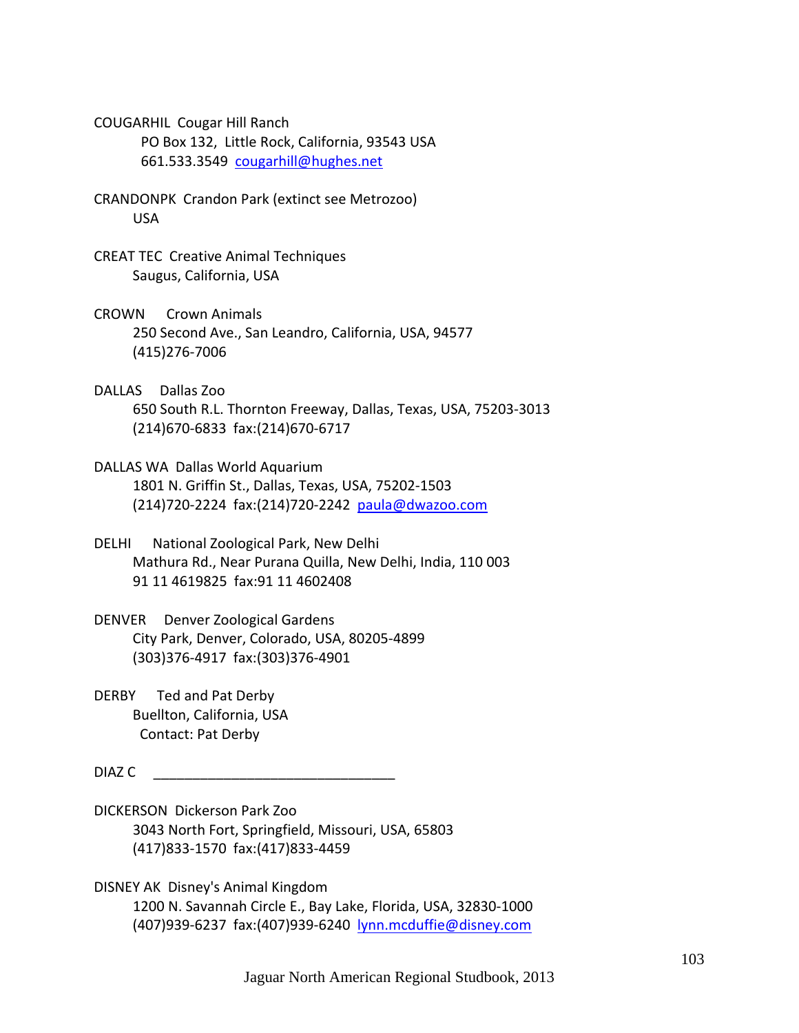COUGARHIL  Cougar Hill Ranch
PO Box 132,  Little Rock, California, 93543 USA
661.533.3549  cougarhill@hughes.net

CRANDONPK  Crandon Park (extinct see Metrozoo)
USA

CREAT TEC  Creative Animal Techniques
Saugus, California, USA

CROWN   Crown Animals
250 Second Ave., San Leandro, California, USA, 94577
(415)276-7006

DALLAS   Dallas Zoo
650 South R.L. Thornton Freeway, Dallas, Texas, USA, 75203-3013
(214)670-6833  fax:(214)670-6717

DALLAS WA  Dallas World Aquarium
1801 N. Griffin St., Dallas, Texas, USA, 75202-1503
(214)720-2224  fax:(214)720-2242  paula@dwazoo.com

DELHI   National Zoological Park, New Delhi
Mathura Rd., Near Purana Quilla, New Delhi, India, 110 003
91 11 4619825  fax:91 11 4602408

DENVER   Denver Zoological Gardens
City Park, Denver, Colorado, USA, 80205-4899
(303)376-4917  fax:(303)376-4901

DERBY   Ted and Pat Derby
Buellton, California, USA
Contact: Pat Derby

DIAZ C   ________________________________

DICKERSON  Dickerson Park Zoo
3043 North Fort, Springfield, Missouri, USA, 65803
(417)833-1570  fax:(417)833-4459

DISNEY AK  Disney's Animal Kingdom
1200 N. Savannah Circle E., Bay Lake, Florida, USA, 32830-1000
(407)939-6237  fax:(407)939-6240  lynn.mcduffie@disney.com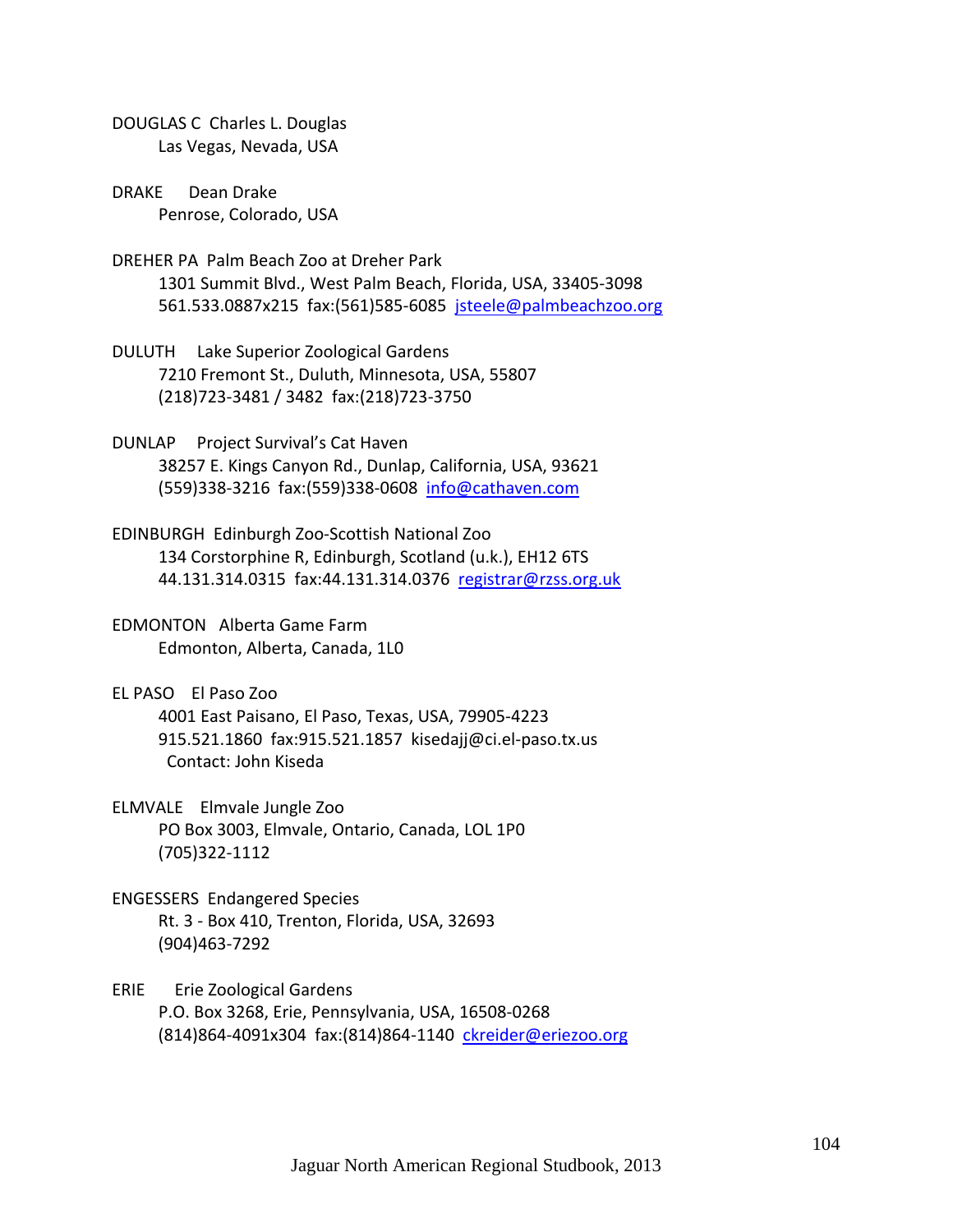DOUGLAS C  Charles L. Douglas
Las Vegas, Nevada, USA

DRAKE  Dean Drake
Penrose, Colorado, USA

DREHER PA  Palm Beach Zoo at Dreher Park
1301 Summit Blvd., West Palm Beach, Florida, USA, 33405-3098
561.533.0887x215  fax:(561)585-6085  jsteele@palmbeachzoo.org

DULUTH  Lake Superior Zoological Gardens
7210 Fremont St., Duluth, Minnesota, USA, 55807
(218)723-3481 / 3482  fax:(218)723-3750

DUNLAP  Project Survival's Cat Haven
38257 E. Kings Canyon Rd., Dunlap, California, USA, 93621
(559)338-3216  fax:(559)338-0608  info@cathaven.com

EDINBURGH  Edinburgh Zoo-Scottish National Zoo
134 Corstorphine R, Edinburgh, Scotland (u.k.), EH12 6TS
44.131.314.0315  fax:44.131.314.0376  registrar@rzss.org.uk

EDMONTON  Alberta Game Farm
Edmonton, Alberta, Canada, 1L0

EL PASO  El Paso Zoo
4001 East Paisano, El Paso, Texas, USA, 79905-4223
915.521.1860  fax:915.521.1857  kisedajj@ci.el-paso.tx.us
Contact: John Kiseda

ELMVALE  Elmvale Jungle Zoo
PO Box 3003, Elmvale, Ontario, Canada, LOL 1P0
(705)322-1112

ENGESSERS  Endangered Species
Rt. 3 - Box 410, Trenton, Florida, USA, 32693
(904)463-7292

ERIE  Erie Zoological Gardens
P.O. Box 3268, Erie, Pennsylvania, USA, 16508-0268
(814)864-4091x304  fax:(814)864-1140  ckreider@eriezoo.org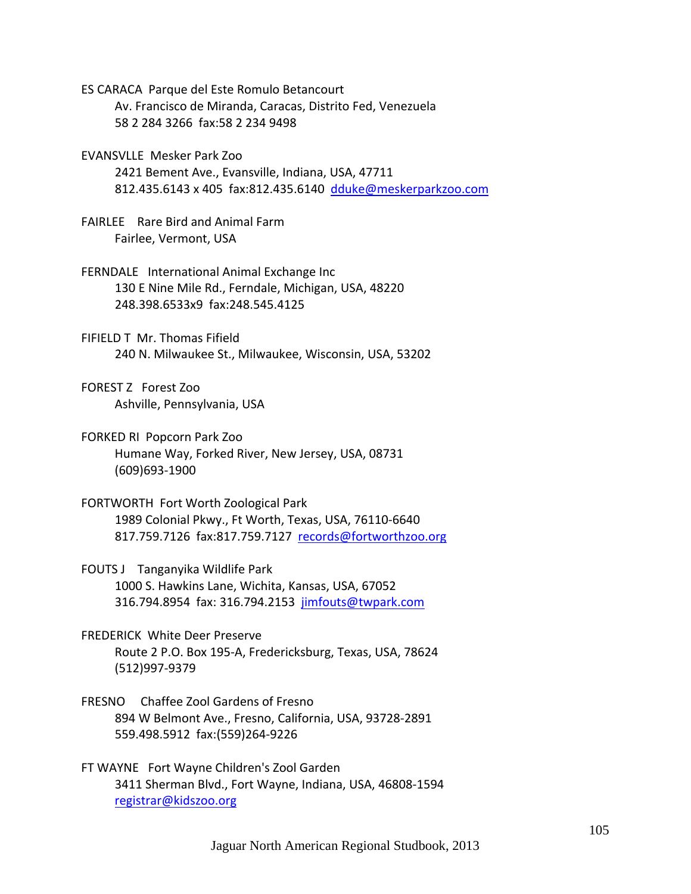ES CARACA Parque del Este Romulo Betancourt
Av. Francisco de Miranda, Caracas, Distrito Fed, Venezuela
58 2 284 3266 fax:58 2 234 9498

EVANSVLLE Mesker Park Zoo
2421 Bement Ave., Evansville, Indiana, USA, 47711
812.435.6143 x 405 fax:812.435.6140 dduke@meskerparkzoo.com

FAIRLEE Rare Bird and Animal Farm
Fairlee, Vermont, USA

FERNDALE International Animal Exchange Inc
130 E Nine Mile Rd., Ferndale, Michigan, USA, 48220
248.398.6533x9 fax:248.545.4125

FIFIELD T Mr. Thomas Fifield
240 N. Milwaukee St., Milwaukee, Wisconsin, USA, 53202

FOREST Z Forest Zoo
Ashville, Pennsylvania, USA

FORKED RI Popcorn Park Zoo
Humane Way, Forked River, New Jersey, USA, 08731
(609)693-1900

FORTWORTH Fort Worth Zoological Park
1989 Colonial Pkwy., Ft Worth, Texas, USA, 76110-6640
817.759.7126 fax:817.759.7127 records@fortworthzoo.org

FOUTS J Tanganyika Wildlife Park
1000 S. Hawkins Lane, Wichita, Kansas, USA, 67052
316.794.8954 fax: 316.794.2153 jimfouts@twpark.com

FREDERICK White Deer Preserve
Route 2 P.O. Box 195-A, Fredericksburg, Texas, USA, 78624
(512)997-9379

FRESNO Chaffee Zool Gardens of Fresno
894 W Belmont Ave., Fresno, California, USA, 93728-2891
559.498.5912 fax:(559)264-9226

FT WAYNE Fort Wayne Children's Zool Garden
3411 Sherman Blvd., Fort Wayne, Indiana, USA, 46808-1594
registrar@kidszoo.org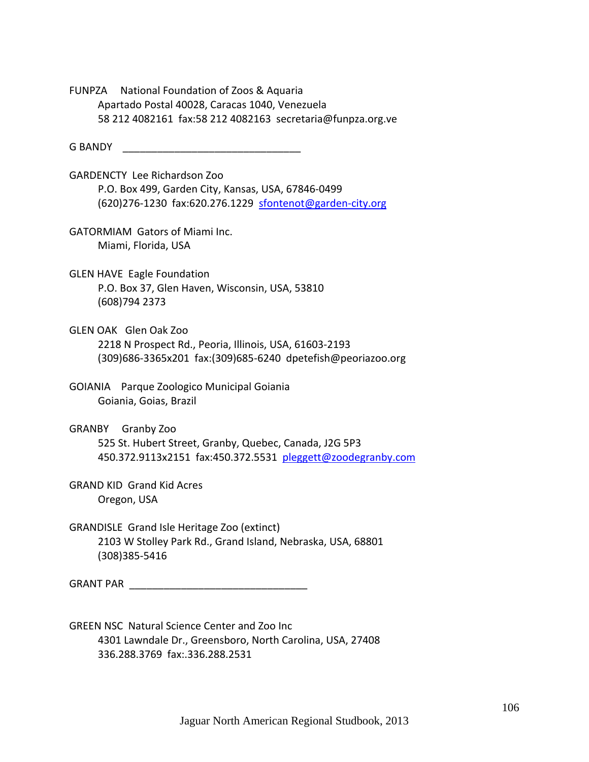FUNPZA National Foundation of Zoos & Aquaria
Apartado Postal 40028, Caracas 1040, Venezuela
58 212 4082161 fax:58 212 4082163 secretaria@funpza.org.ve

G BANDY ______________________________

GARDENCTY Lee Richardson Zoo
P.O. Box 499, Garden City, Kansas, USA, 67846-0499
(620)276-1230 fax:620.276.1229 sfontenot@garden-city.org

GATORMIAM Gators of Miami Inc.
Miami, Florida, USA

GLEN HAVE Eagle Foundation
P.O. Box 37, Glen Haven, Wisconsin, USA, 53810
(608)794 2373

GLEN OAK Glen Oak Zoo
2218 N Prospect Rd., Peoria, Illinois, USA, 61603-2193
(309)686-3365x201 fax:(309)685-6240 dpetefish@peoriazoo.org

GOIANIA Parque Zoologico Municipal Goiania
Goiania, Goias, Brazil

GRANBY Granby Zoo
525 St. Hubert Street, Granby, Quebec, Canada, J2G 5P3
450.372.9113x2151 fax:450.372.5531 pleggett@zoodegranby.com

GRAND KID Grand Kid Acres
Oregon, USA

GRANDISLE Grand Isle Heritage Zoo (extinct)
2103 W Stolley Park Rd., Grand Island, Nebraska, USA, 68801
(308)385-5416

GRANT PAR ______________________________

GREEN NSC Natural Science Center and Zoo Inc
4301 Lawndale Dr., Greensboro, North Carolina, USA, 27408
336.288.3769 fax:.336.288.2531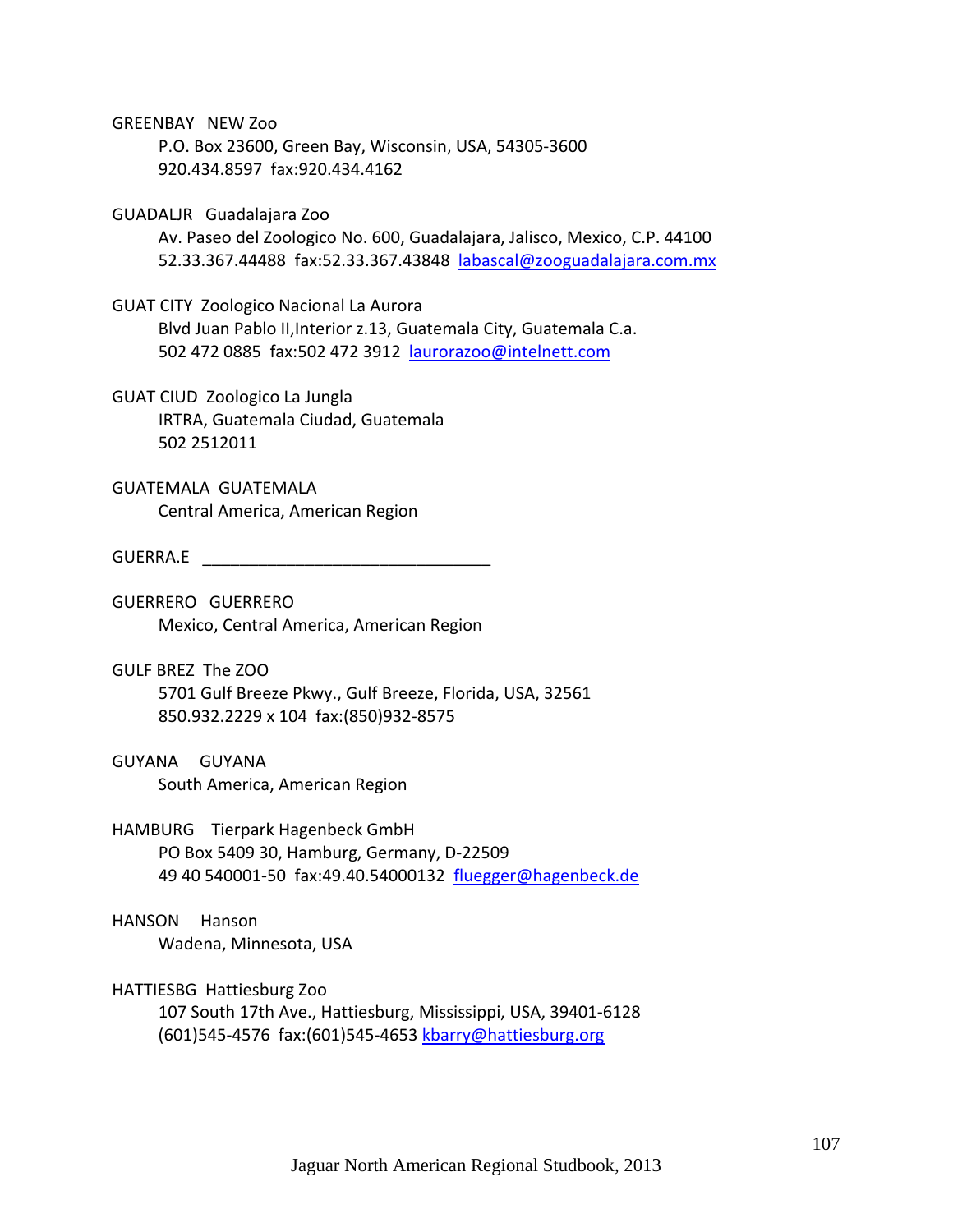GREENBAY NEW Zoo
P.O. Box 23600, Green Bay, Wisconsin, USA, 54305-3600
920.434.8597 fax:920.434.4162

GUADALJR Guadalajara Zoo
Av. Paseo del Zoologico No. 600, Guadalajara, Jalisco, Mexico, C.P. 44100
52.33.367.44488 fax:52.33.367.43848 labascal@zooguadalajara.com.mx

GUAT CITY Zoologico Nacional La Aurora
Blvd Juan Pablo II,Interior z.13, Guatemala City, Guatemala C.a.
502 472 0885 fax:502 472 3912 laurorazoo@intelnett.com

GUAT CIUD Zoologico La Jungla
IRTRA, Guatemala Ciudad, Guatemala
502 2512011

GUATEMALA GUATEMALA
Central America, American Region

GUERRA.E ________________________________

GUERRERO GUERRERO
Mexico, Central America, American Region

GULF BREZ The ZOO
5701 Gulf Breeze Pkwy., Gulf Breeze, Florida, USA, 32561
850.932.2229 x 104 fax:(850)932-8575

GUYANA GUYANA
South America, American Region

HAMBURG Tierpark Hagenbeck GmbH
PO Box 5409 30, Hamburg, Germany, D-22509
49 40 540001-50 fax:49.40.54000132 fluegger@hagenbeck.de

HANSON Hanson
Wadena, Minnesota, USA

HATTIESBG Hattiesburg Zoo
107 South 17th Ave., Hattiesburg, Mississippi, USA, 39401-6128
(601)545-4576 fax:(601)545-4653 kbarry@hattiesburg.org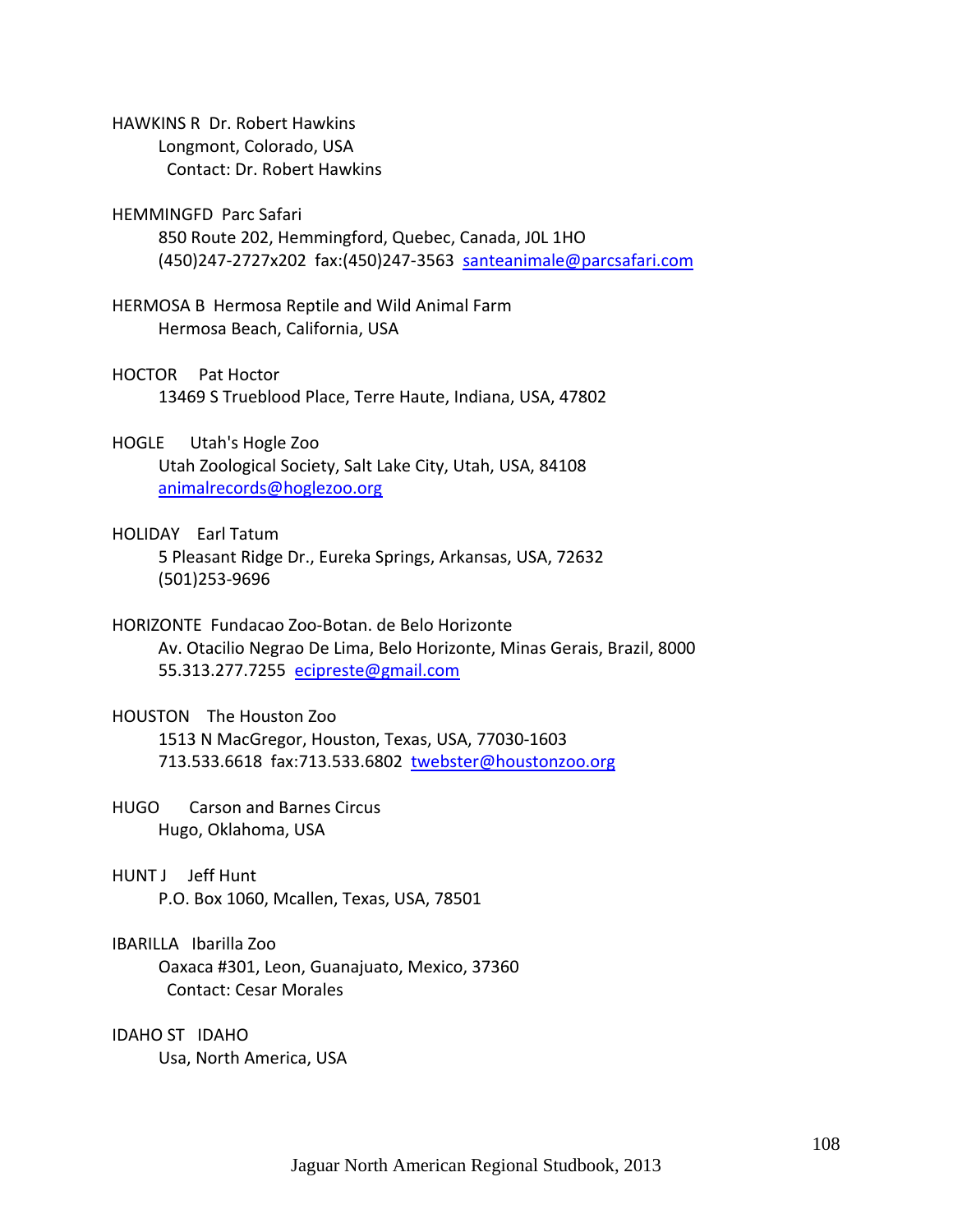HAWKINS R  Dr. Robert Hawkins
Longmont, Colorado, USA
Contact: Dr. Robert Hawkins

HEMMINGFD  Parc Safari
850 Route 202, Hemmingford, Quebec, Canada, J0L 1HO
(450)247-2727x202  fax:(450)247-3563  santeanimale@parcsafari.com

HERMOSA B  Hermosa Reptile and Wild Animal Farm
Hermosa Beach, California, USA

HOCTOR  Pat Hoctor
13469 S Trueblood Place, Terre Haute, Indiana, USA, 47802

HOGLE  Utah's Hogle Zoo
Utah Zoological Society, Salt Lake City, Utah, USA, 84108
animalrecords@hoglezoo.org

HOLIDAY  Earl Tatum
5 Pleasant Ridge Dr., Eureka Springs, Arkansas, USA, 72632
(501)253-9696

HORIZONTE  Fundacao Zoo-Botan. de Belo Horizonte
Av. Otacilio Negrao De Lima, Belo Horizonte, Minas Gerais, Brazil, 8000
55.313.277.7255  ecipreste@gmail.com

HOUSTON  The Houston Zoo
1513 N MacGregor, Houston, Texas, USA, 77030-1603
713.533.6618  fax:713.533.6802  twebster@houstonzoo.org

HUGO  Carson and Barnes Circus
Hugo, Oklahoma, USA

HUNT J  Jeff Hunt
P.O. Box 1060, Mcallen, Texas, USA, 78501

IBARILLA  Ibarilla Zoo
Oaxaca #301, Leon, Guanajuato, Mexico, 37360
Contact: Cesar Morales

IDAHO ST  IDAHO
Usa, North America, USA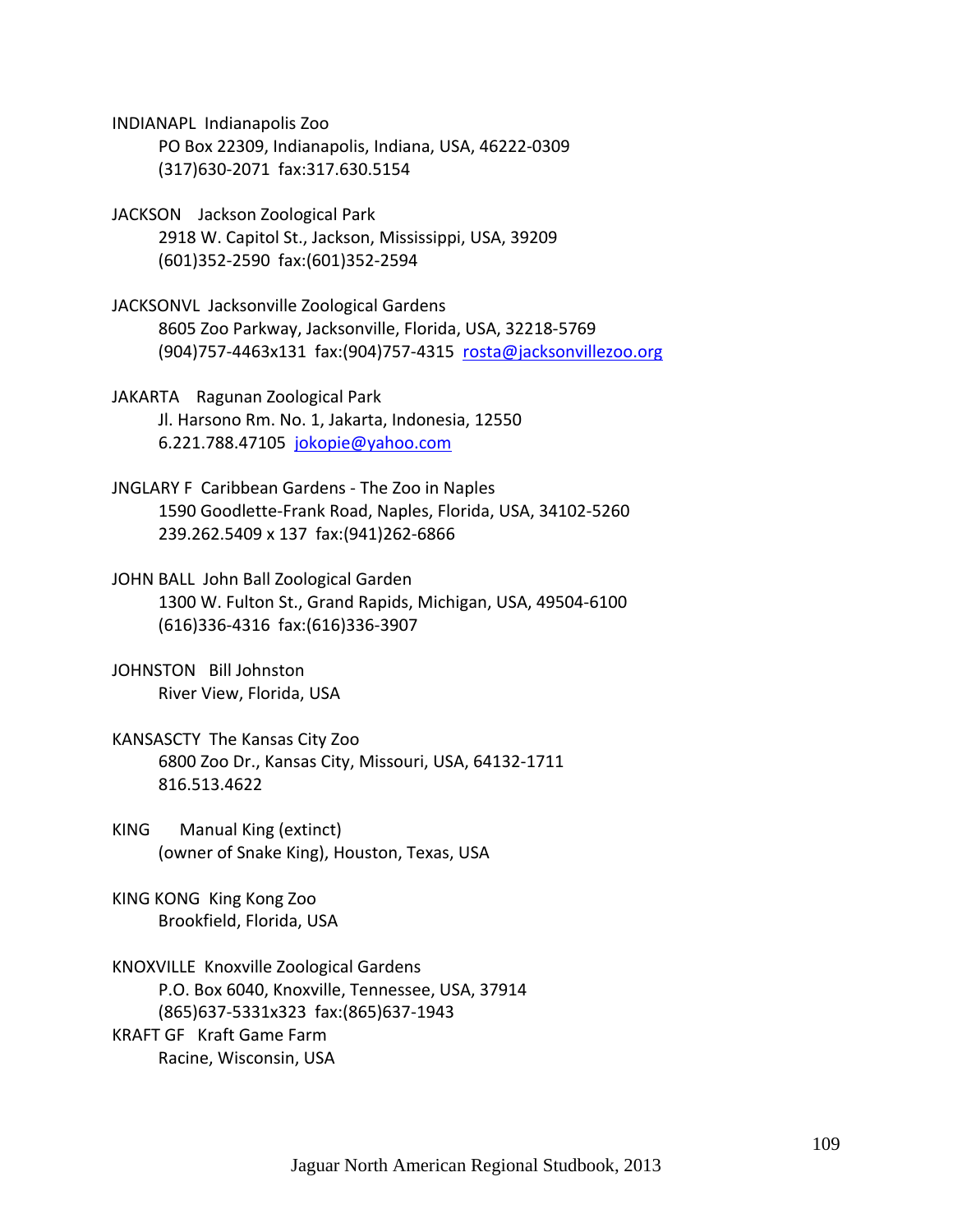INDIANAPL Indianapolis Zoo
PO Box 22309, Indianapolis, Indiana, USA, 46222-0309
(317)630-2071 fax:317.630.5154

JACKSON Jackson Zoological Park
2918 W. Capitol St., Jackson, Mississippi, USA, 39209
(601)352-2590 fax:(601)352-2594

JACKSONVL Jacksonville Zoological Gardens
8605 Zoo Parkway, Jacksonville, Florida, USA, 32218-5769
(904)757-4463x131 fax:(904)757-4315 rosta@jacksonvillezoo.org

JAKARTA Ragunan Zoological Park
Jl. Harsono Rm. No. 1, Jakarta, Indonesia, 12550
6.221.788.47105 jokopie@yahoo.com

JNGLARY F Caribbean Gardens - The Zoo in Naples
1590 Goodlette-Frank Road, Naples, Florida, USA, 34102-5260
239.262.5409 x 137 fax:(941)262-6866

JOHN BALL John Ball Zoological Garden
1300 W. Fulton St., Grand Rapids, Michigan, USA, 49504-6100
(616)336-4316 fax:(616)336-3907

JOHNSTON Bill Johnston
River View, Florida, USA

KANSASCTY The Kansas City Zoo
6800 Zoo Dr., Kansas City, Missouri, USA, 64132-1711
816.513.4622

KING Manual King (extinct)
(owner of Snake King), Houston, Texas, USA

KING KONG King Kong Zoo
Brookfield, Florida, USA

KNOXVILLE Knoxville Zoological Gardens
P.O. Box 6040, Knoxville, Tennessee, USA, 37914
(865)637-5331x323 fax:(865)637-1943

KRAFT GF Kraft Game Farm
Racine, Wisconsin, USA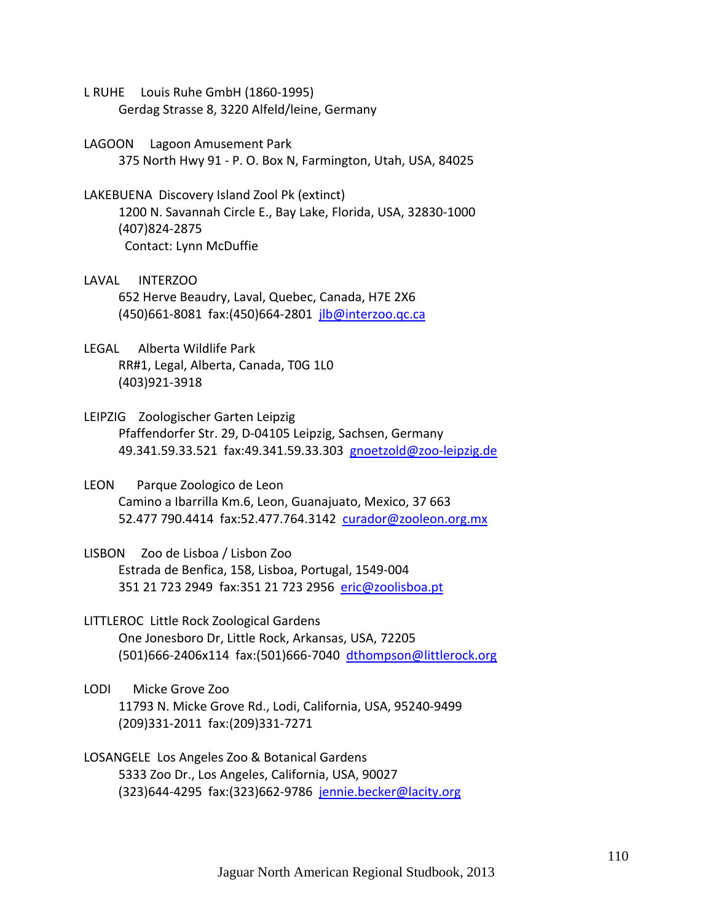L RUHE Louis Ruhe GmbH (1860-1995)
Gerdag Strasse 8, 3220 Alfeld/leine, Germany

LAGOON Lagoon Amusement Park
375 North Hwy 91 - P. O. Box N, Farmington, Utah, USA, 84025

LAKEBUENA Discovery Island Zool Pk (extinct)
1200 N. Savannah Circle E., Bay Lake, Florida, USA, 32830-1000
(407)824-2875
Contact: Lynn McDuffie

LAVAL INTERZOO
652 Herve Beaudry, Laval, Quebec, Canada, H7E 2X6
(450)661-8081 fax:(450)664-2801 jlb@interzoo.qc.ca

LEGAL Alberta Wildlife Park
RR#1, Legal, Alberta, Canada, T0G 1L0
(403)921-3918

LEIPZIG Zoologischer Garten Leipzig
Pfaffendorfer Str. 29, D-04105 Leipzig, Sachsen, Germany
49.341.59.33.521 fax:49.341.59.33.303 gnoetzold@zoo-leipzig.de

LEON Parque Zoologico de Leon
Camino a Ibarrilla Km.6, Leon, Guanajuato, Mexico, 37 663
52.477 790.4414 fax:52.477.764.3142 curador@zooleon.org.mx

LISBON Zoo de Lisboa / Lisbon Zoo
Estrada de Benfica, 158, Lisboa, Portugal, 1549-004
351 21 723 2949 fax:351 21 723 2956 eric@zoolisboa.pt

LITTLEROC Little Rock Zoological Gardens
One Jonesboro Dr, Little Rock, Arkansas, USA, 72205
(501)666-2406x114 fax:(501)666-7040 dthompson@littlerock.org

LODI Micke Grove Zoo
11793 N. Micke Grove Rd., Lodi, California, USA, 95240-9499
(209)331-2011 fax:(209)331-7271

LOSANGELE Los Angeles Zoo & Botanical Gardens
5333 Zoo Dr., Los Angeles, California, USA, 90027
(323)644-4295 fax:(323)662-9786 jennie.becker@lacity.org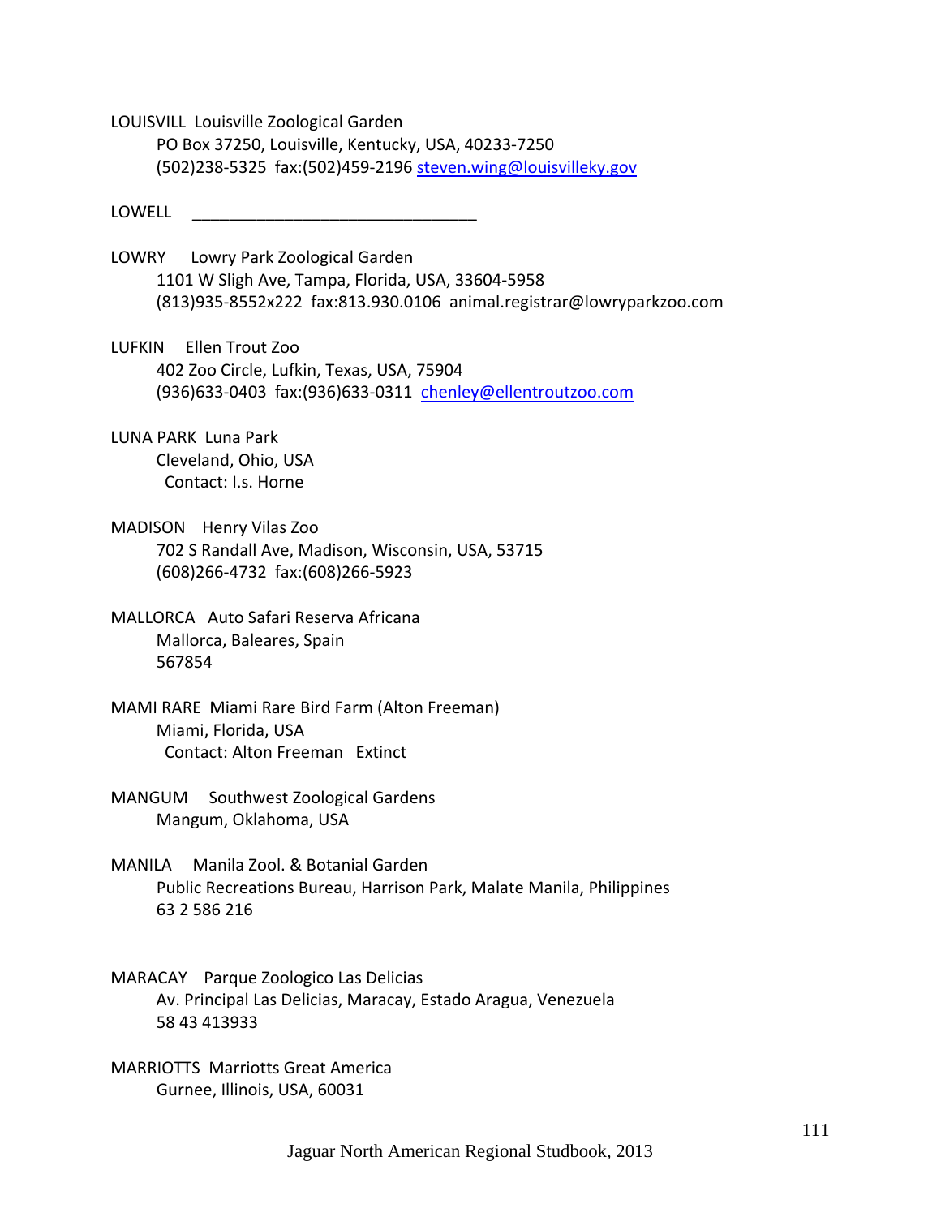LOUISVILL  Louisville Zoological Garden
PO Box 37250, Louisville, Kentucky, USA, 40233-7250
(502)238-5325  fax:(502)459-2196 steven.wing@louisvilleky.gov

LOWELL  _______________________________

LOWRY  Lowry Park Zoological Garden
1101 W Sligh Ave, Tampa, Florida, USA, 33604-5958
(813)935-8552x222  fax:813.930.0106  animal.registrar@lowryparkzoo.com

LUFKIN  Ellen Trout Zoo
402 Zoo Circle, Lufkin, Texas, USA, 75904
(936)633-0403  fax:(936)633-0311  chenley@ellentroutzoo.com

LUNA PARK  Luna Park
Cleveland, Ohio, USA
Contact: l.s. Horne

MADISON  Henry Vilas Zoo
702 S Randall Ave, Madison, Wisconsin, USA, 53715
(608)266-4732  fax:(608)266-5923

MALLORCA  Auto Safari Reserva Africana
Mallorca, Baleares, Spain
567854

MAMI RARE  Miami Rare Bird Farm (Alton Freeman)
Miami, Florida, USA
Contact: Alton Freeman  Extinct

MANGUM  Southwest Zoological Gardens
Mangum, Oklahoma, USA

MANILA  Manila Zool. & Botanial Garden
Public Recreations Bureau, Harrison Park, Malate Manila, Philippines
63 2 586 216

MARACAY  Parque Zoologico Las Delicias
Av. Principal Las Delicias, Maracay, Estado Aragua, Venezuela
58 43 413933

MARRIOTTS  Marriotts Great America
Gurnee, Illinois, USA, 60031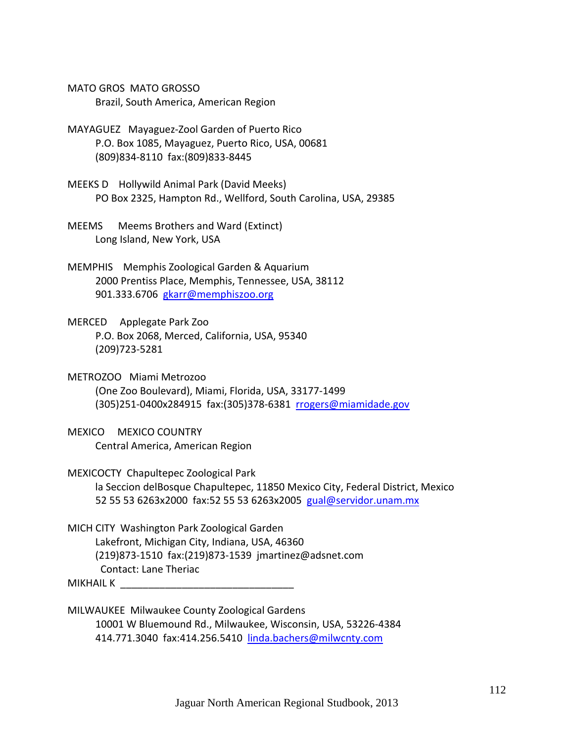MATO GROS MATO GROSSO
    Brazil, South America, American Region

MAYAGUEZ Mayaguez-Zool Garden of Puerto Rico
    P.O. Box 1085, Mayaguez, Puerto Rico, USA, 00681
    (809)834-8110 fax:(809)833-8445

MEEKS D Hollywild Animal Park (David Meeks)
    PO Box 2325, Hampton Rd., Wellford, South Carolina, USA, 29385

MEEMS Meems Brothers and Ward (Extinct)
    Long Island, New York, USA

MEMPHIS Memphis Zoological Garden & Aquarium
    2000 Prentiss Place, Memphis, Tennessee, USA, 38112
    901.333.6706 gkarr@memphiszoo.org

MERCED Applegate Park Zoo
    P.O. Box 2068, Merced, California, USA, 95340
    (209)723-5281

METROZOO Miami Metrozoo
    (One Zoo Boulevard), Miami, Florida, USA, 33177-1499
    (305)251-0400x284915 fax:(305)378-6381 rrogers@miamidade.gov

MEXICO MEXICO COUNTRY
    Central America, American Region

MEXICOCTY Chapultepec Zoological Park
    la Seccion delBosque Chapultepec, 11850 Mexico City, Federal District, Mexico
    52 55 53 6263x2000 fax:52 55 53 6263x2005 gual@servidor.unam.mx

MICH CITY Washington Park Zoological Garden
    Lakefront, Michigan City, Indiana, USA, 46360
    (219)873-1510 fax:(219)873-1539 jmartinez@adsnet.com
    Contact: Lane Theriac

MIKHAIL K ______________________________

MILWAUKEE Milwaukee County Zoological Gardens
    10001 W Bluemound Rd., Milwaukee, Wisconsin, USA, 53226-4384
    414.771.3040 fax:414.256.5410 linda.bachers@milwcnty.com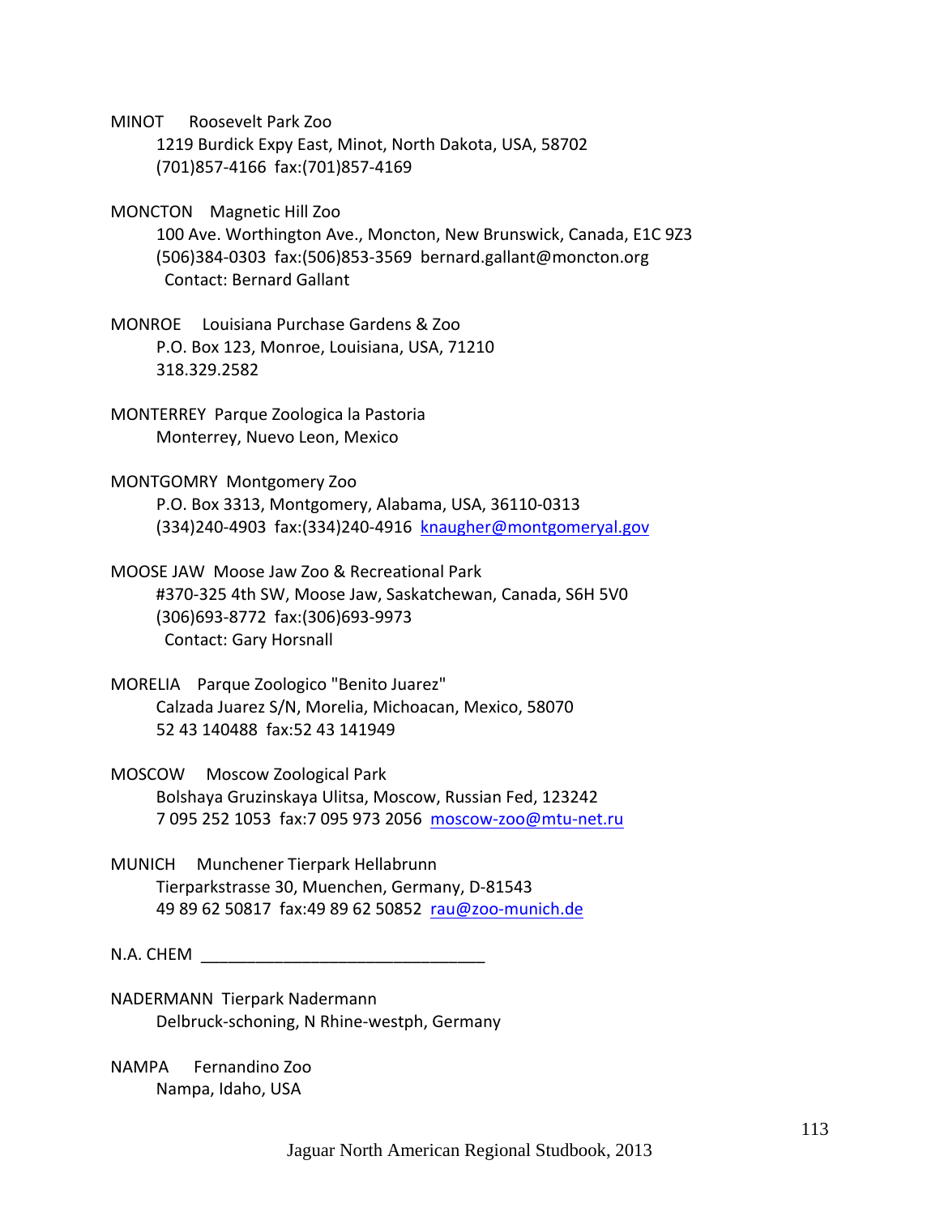MINOT    Roosevelt Park Zoo
1219 Burdick Expy East, Minot, North Dakota, USA, 58702
(701)857-4166  fax:(701)857-4169

MONCTON    Magnetic Hill Zoo
100 Ave. Worthington Ave., Moncton, New Brunswick, Canada, E1C 9Z3
(506)384-0303  fax:(506)853-3569  bernard.gallant@moncton.org
Contact: Bernard Gallant

MONROE    Louisiana Purchase Gardens & Zoo
P.O. Box 123, Monroe, Louisiana, USA, 71210
318.329.2582

MONTERREY  Parque Zoologica la Pastoria
Monterrey, Nuevo Leon, Mexico

MONTGOMRY  Montgomery Zoo
P.O. Box 3313, Montgomery, Alabama, USA, 36110-0313
(334)240-4903  fax:(334)240-4916  knaugher@montgomeryal.gov

MOOSE JAW  Moose Jaw Zoo & Recreational Park
#370-325 4th SW, Moose Jaw, Saskatchewan, Canada, S6H 5V0
(306)693-8772  fax:(306)693-9973
Contact: Gary Horsnall

MORELIA    Parque Zoologico "Benito Juarez"
Calzada Juarez S/N, Morelia, Michoacan, Mexico, 58070
52 43 140488  fax:52 43 141949

MOSCOW    Moscow Zoological Park
Bolshaya Gruzinskaya Ulitsa, Moscow, Russian Fed, 123242
7 095 252 1053  fax:7 095 973 2056  moscow-zoo@mtu-net.ru

MUNICH    Munchener Tierpark Hellabrunn
Tierparkstrasse 30, Muenchen, Germany, D-81543
49 89 62 50817  fax:49 89 62 50852  rau@zoo-munich.de

N.A. CHEM  _______________________________

NADERMANN  Tierpark Nadermann
Delbruck-schoning, N Rhine-westph, Germany

NAMPA    Fernandino Zoo
Nampa, Idaho, USA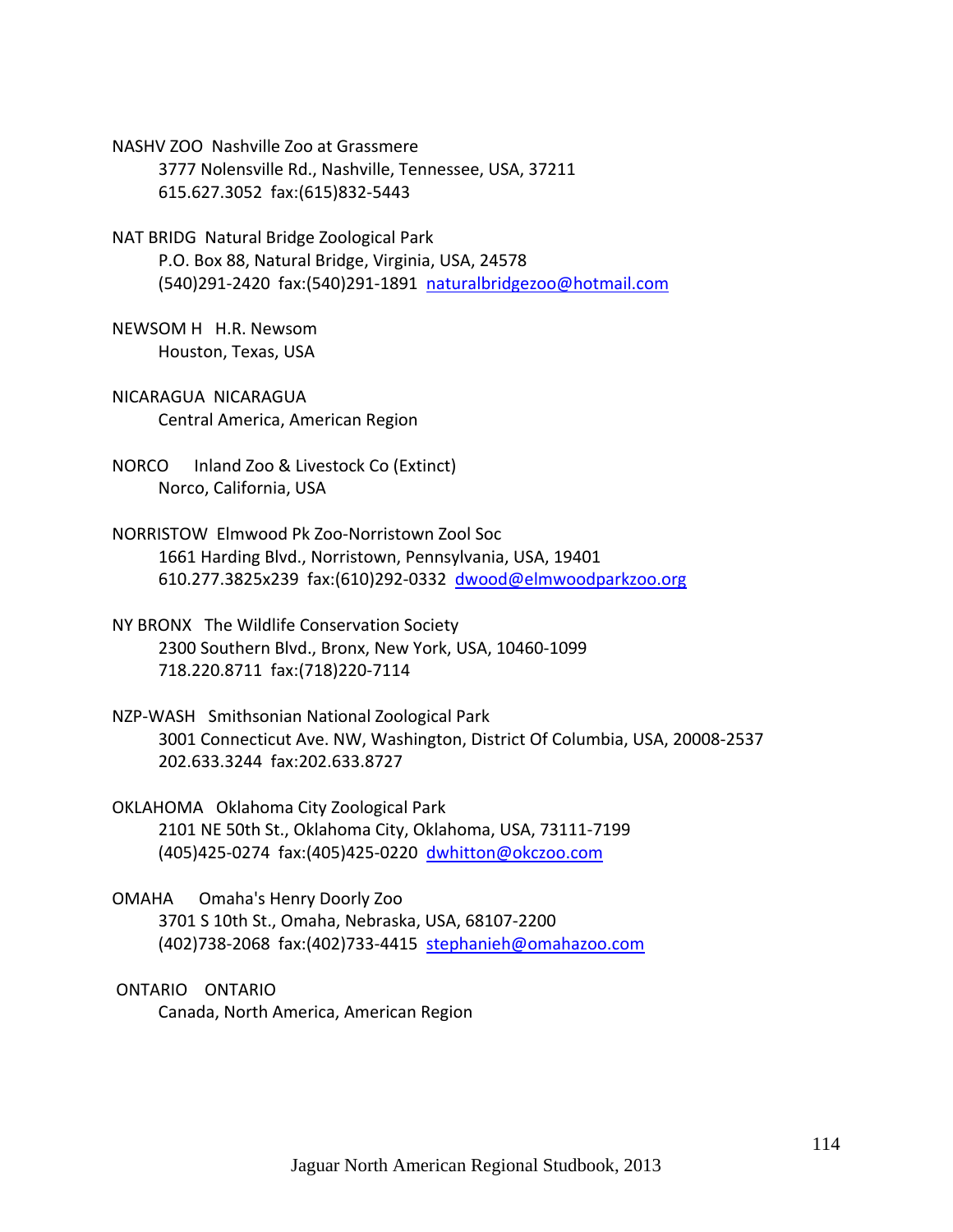NASHV ZOO  Nashville Zoo at Grassmere
    3777 Nolensville Rd., Nashville, Tennessee, USA, 37211
    615.627.3052  fax:(615)832-5443

NAT BRIDG  Natural Bridge Zoological Park
    P.O. Box 88, Natural Bridge, Virginia, USA, 24578
    (540)291-2420  fax:(540)291-1891  naturalbridgezoo@hotmail.com

NEWSOM H   H.R. Newsom
    Houston, Texas, USA

NICARAGUA  NICARAGUA
    Central America, American Region

NORCO     Inland Zoo & Livestock Co (Extinct)
    Norco, California, USA

NORRISTOW  Elmwood Pk Zoo-Norristown Zool Soc
    1661 Harding Blvd., Norristown, Pennsylvania, USA, 19401
    610.277.3825x239  fax:(610)292-0332  dwood@elmwoodparkzoo.org

NY BRONX   The Wildlife Conservation Society
    2300 Southern Blvd., Bronx, New York, USA, 10460-1099
    718.220.8711  fax:(718)220-7114

NZP-WASH   Smithsonian National Zoological Park
    3001 Connecticut Ave. NW, Washington, District Of Columbia, USA, 20008-2537
    202.633.3244  fax:202.633.8727

OKLAHOMA   Oklahoma City Zoological Park
    2101 NE 50th St., Oklahoma City, Oklahoma, USA, 73111-7199
    (405)425-0274  fax:(405)425-0220  dwhitton@okczoo.com

OMAHA     Omaha's Henry Doorly Zoo
    3701 S 10th St., Omaha, Nebraska, USA, 68107-2200
    (402)738-2068  fax:(402)733-4415  stephanieh@omahazoo.com

ONTARIO    ONTARIO
    Canada, North America, American Region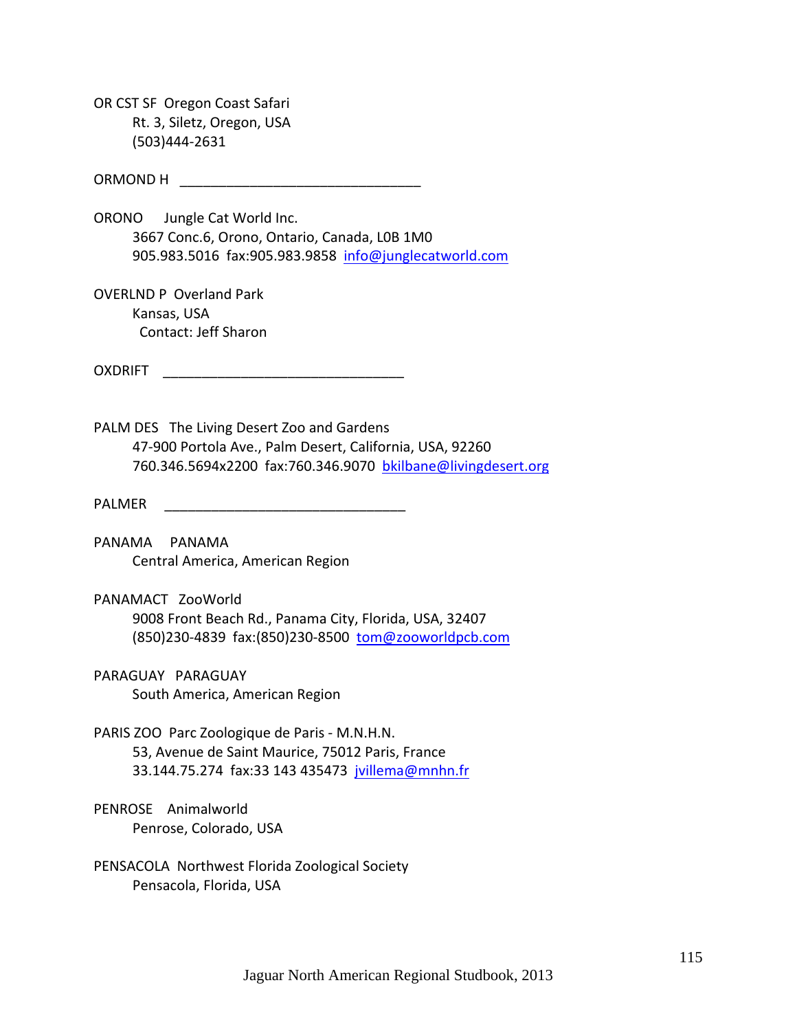OR CST SF  Oregon Coast Safari
Rt. 3, Siletz, Oregon, USA
(503)444-2631

ORMOND H  _______________________________

ORONO  Jungle Cat World Inc.
3667 Conc.6, Orono, Ontario, Canada, L0B 1M0
905.983.5016  fax:905.983.9858  info@junglecatworld.com

OVERLND P  Overland Park
Kansas, USA
Contact: Jeff Sharon

OXDRIFT  _______________________________

PALM DES  The Living Desert Zoo and Gardens
47-900 Portola Ave., Palm Desert, California, USA, 92260
760.346.5694x2200  fax:760.346.9070  bkilbane@livingdesert.org

PALMER  _______________________________

PANAMA  PANAMA
Central America, American Region

PANAMACT  ZooWorld
9008 Front Beach Rd., Panama City, Florida, USA, 32407
(850)230-4839  fax:(850)230-8500  tom@zooworldpcb.com

PARAGUAY  PARAGUAY
South America, American Region

PARIS ZOO  Parc Zoologique de Paris - M.N.H.N.
53, Avenue de Saint Maurice, 75012 Paris, France
33.144.75.274  fax:33 143 435473  jvillema@mnhn.fr

PENROSE  Animalworld
Penrose, Colorado, USA

PENSACOLA  Northwest Florida Zoological Society
Pensacola, Florida, USA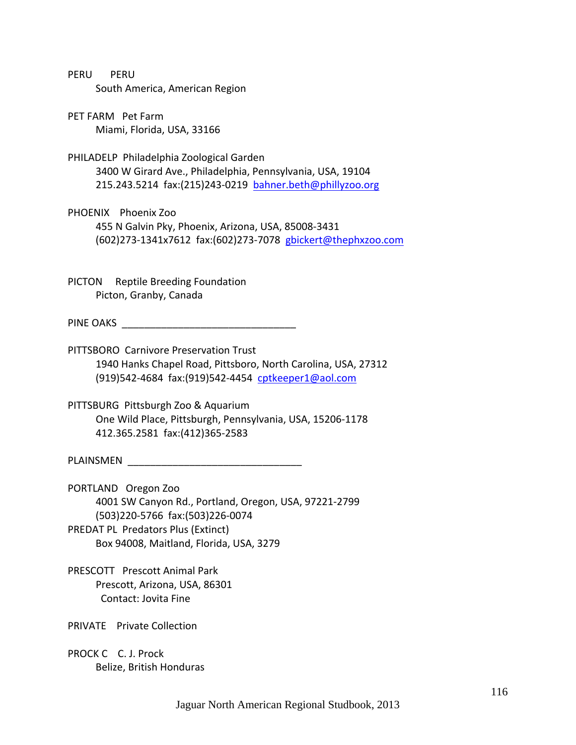PERU PERU
South America, American Region

PET FARM Pet Farm
Miami, Florida, USA, 33166

PHILADELP Philadelphia Zoological Garden
3400 W Girard Ave., Philadelphia, Pennsylvania, USA, 19104
215.243.5214 fax:(215)243-0219 bahner.beth@phillyzoo.org

PHOENIX Phoenix Zoo
455 N Galvin Pky, Phoenix, Arizona, USA, 85008-3431
(602)273-1341x7612 fax:(602)273-7078 gbickert@thephxzoo.com

PICTON Reptile Breeding Foundation
Picton, Granby, Canada

PINE OAKS ________________________________

PITTSBORO Carnivore Preservation Trust
1940 Hanks Chapel Road, Pittsboro, North Carolina, USA, 27312
(919)542-4684 fax:(919)542-4454 cptkeeper1@aol.com

PITTSBURG Pittsburgh Zoo & Aquarium
One Wild Place, Pittsburgh, Pennsylvania, USA, 15206-1178
412.365.2581 fax:(412)365-2583

PLAINSMEN ________________________________

PORTLAND Oregon Zoo
4001 SW Canyon Rd., Portland, Oregon, USA, 97221-2799
(503)220-5766 fax:(503)226-0074

PREDAT PL Predators Plus (Extinct)
Box 94008, Maitland, Florida, USA, 3279

PRESCOTT Prescott Animal Park
Prescott, Arizona, USA, 86301
Contact: Jovita Fine

PRIVATE Private Collection

PROCK C C. J. Prock
Belize, British Honduras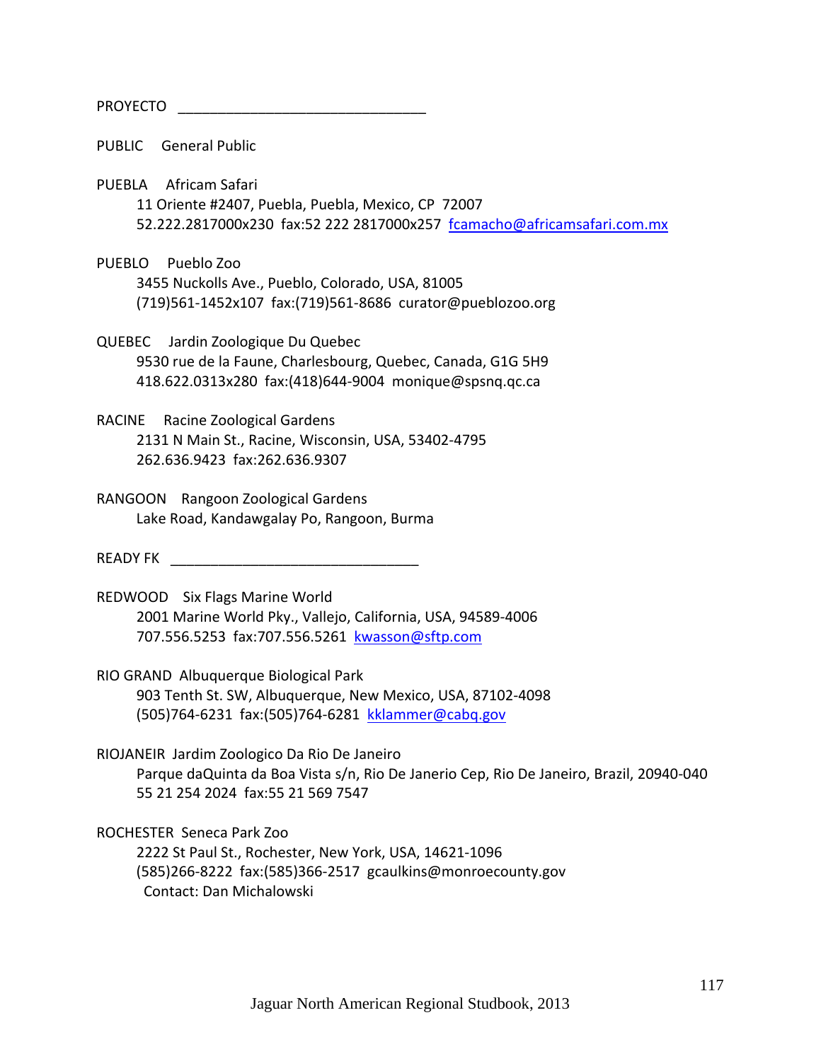PROYECTO ________________________________

PUBLIC General Public

PUEBLA Africam Safari
11 Oriente #2407, Puebla, Puebla, Mexico, CP 72007
52.222.2817000x230 fax:52 222 2817000x257 fcamacho@africamsafari.com.mx

PUEBLO Pueblo Zoo
3455 Nuckolls Ave., Pueblo, Colorado, USA, 81005
(719)561-1452x107 fax:(719)561-8686 curator@pueblozoo.org

QUEBEC Jardin Zoologique Du Quebec
9530 rue de la Faune, Charlesbourg, Quebec, Canada, G1G 5H9
418.622.0313x280 fax:(418)644-9004 monique@spsnq.qc.ca

RACINE Racine Zoological Gardens
2131 N Main St., Racine, Wisconsin, USA, 53402-4795
262.636.9423 fax:262.636.9307

RANGOON Rangoon Zoological Gardens
Lake Road, Kandawgalay Po, Rangoon, Burma

READY FK ________________________________

REDWOOD Six Flags Marine World
2001 Marine World Pky., Vallejo, California, USA, 94589-4006
707.556.5253 fax:707.556.5261 kwasson@sftp.com

RIO GRAND Albuquerque Biological Park
903 Tenth St. SW, Albuquerque, New Mexico, USA, 87102-4098
(505)764-6231 fax:(505)764-6281 kklammer@cabq.gov

RIOJANEIR Jardim Zoologico Da Rio De Janeiro
Parque daQuinta da Boa Vista s/n, Rio De Janerio Cep, Rio De Janeiro, Brazil, 20940-040
55 21 254 2024 fax:55 21 569 7547

ROCHESTER Seneca Park Zoo
2222 St Paul St., Rochester, New York, USA, 14621-1096
(585)266-8222 fax:(585)366-2517 gcaulkins@monroecounty.gov
Contact: Dan Michalowski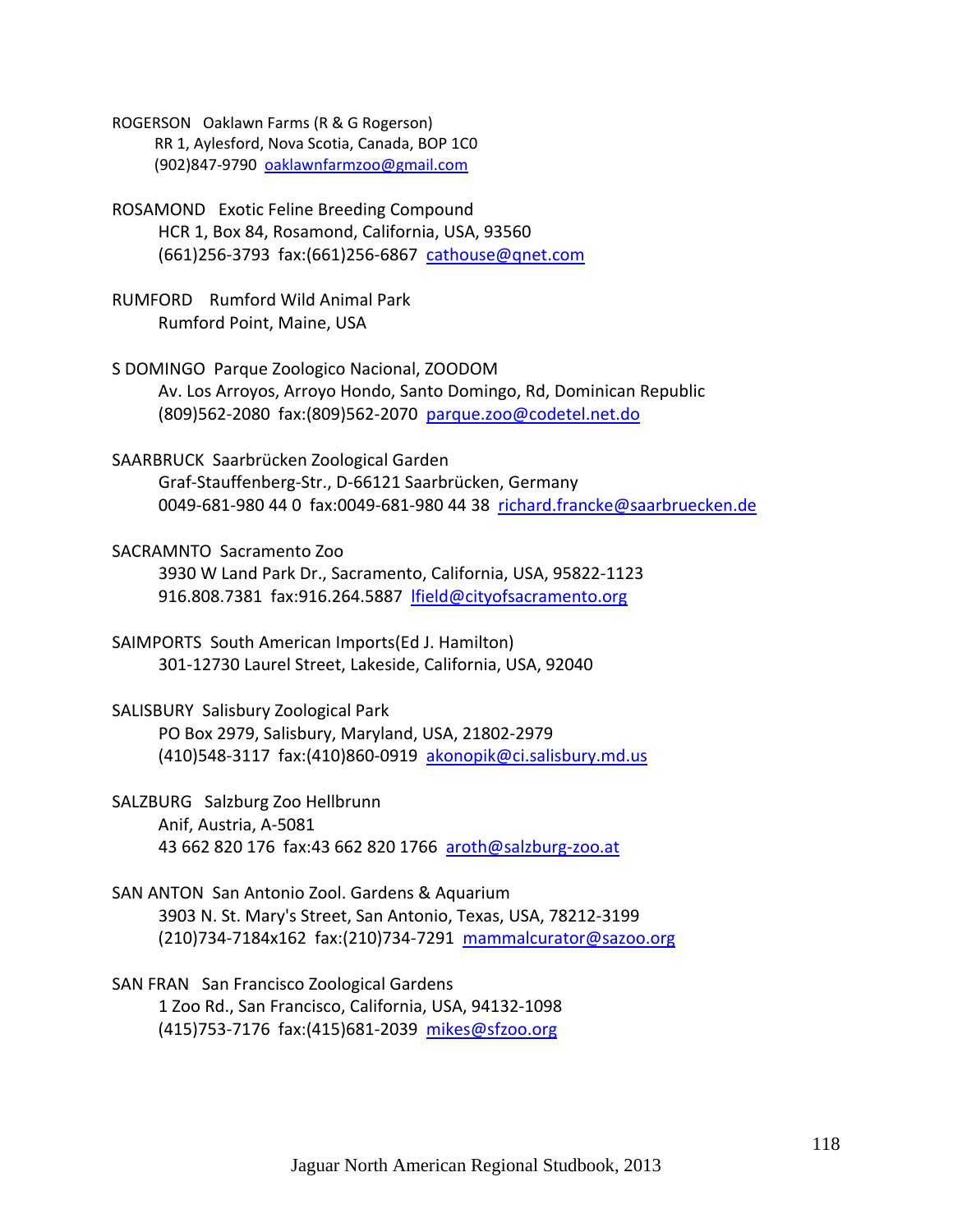ROGERSON   Oaklawn Farms (R & G Rogerson)
    RR 1, Aylesford, Nova Scotia, Canada, BOP 1C0
    (902)847-9790  oaklawnfarmzoo@gmail.com

ROSAMOND   Exotic Feline Breeding Compound
    HCR 1, Box 84, Rosamond, California, USA, 93560
    (661)256-3793  fax:(661)256-6867  cathouse@qnet.com

RUMFORD   Rumford Wild Animal Park
    Rumford Point, Maine, USA

S DOMINGO  Parque Zoologico Nacional, ZOODOM
    Av. Los Arroyos, Arroyo Hondo, Santo Domingo, Rd, Dominican Republic
    (809)562-2080  fax:(809)562-2070  parque.zoo@codetel.net.do

SAARBRUCK  Saarbrücken Zoological Garden
    Graf-Stauffenberg-Str., D-66121 Saarbrücken, Germany
    0049-681-980 44 0  fax:0049-681-980 44 38  richard.francke@saarbruecken.de

SACRAMNTO  Sacramento Zoo
    3930 W Land Park Dr., Sacramento, California, USA, 95822-1123
    916.808.7381  fax:916.264.5887  lfield@cityofsacramento.org

SAIMPORTS  South American Imports(Ed J. Hamilton)
    301-12730 Laurel Street, Lakeside, California, USA, 92040

SALISBURY  Salisbury Zoological Park
    PO Box 2979, Salisbury, Maryland, USA, 21802-2979
    (410)548-3117  fax:(410)860-0919  akonopik@ci.salisbury.md.us

SALZBURG   Salzburg Zoo Hellbrunn
    Anif, Austria, A-5081
    43 662 820 176  fax:43 662 820 1766  aroth@salzburg-zoo.at

SAN ANTON  San Antonio Zool. Gardens & Aquarium
    3903 N. St. Mary's Street, San Antonio, Texas, USA, 78212-3199
    (210)734-7184x162  fax:(210)734-7291  mammalcurator@sazoo.org

SAN FRAN   San Francisco Zoological Gardens
    1 Zoo Rd., San Francisco, California, USA, 94132-1098
    (415)753-7176  fax:(415)681-2039  mikes@sfzoo.org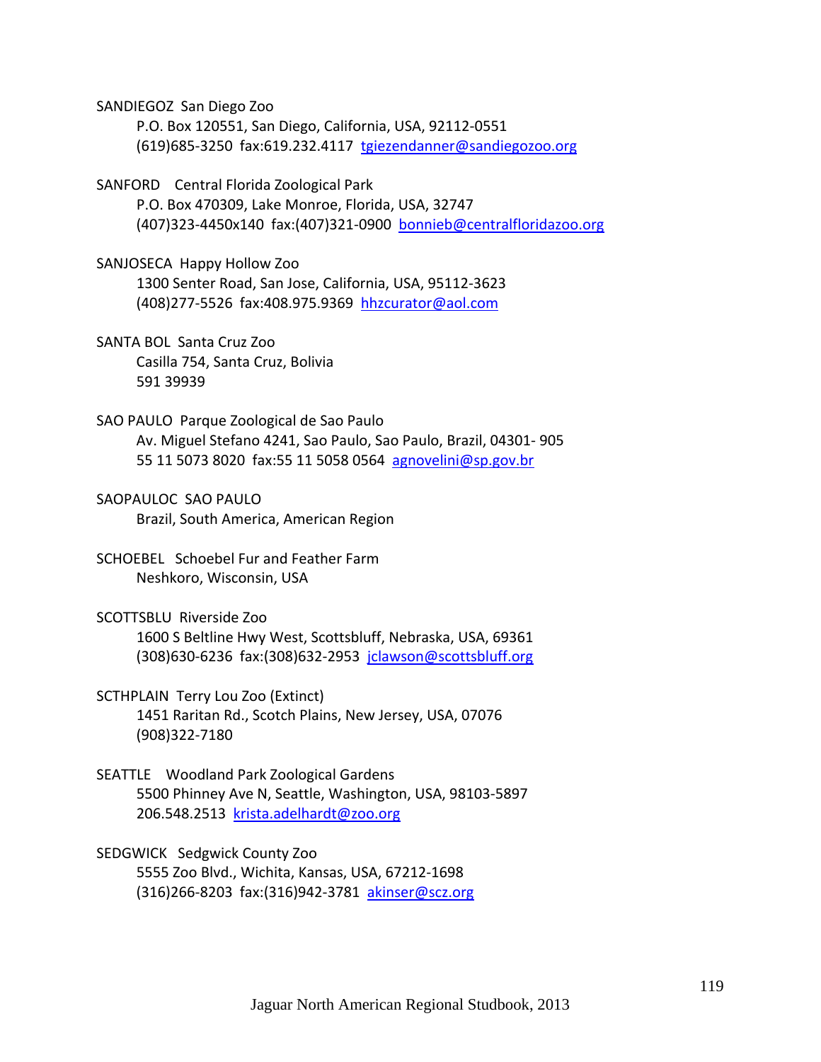SANDIEGOZ San Diego Zoo
P.O. Box 120551, San Diego, California, USA, 92112-0551
(619)685-3250 fax:619.232.4117 tgiezendanner@sandiegozoo.org

SANFORD Central Florida Zoological Park
P.O. Box 470309, Lake Monroe, Florida, USA, 32747
(407)323-4450x140 fax:(407)321-0900 bonnieb@centralfloridazoo.org

SANJOSECA Happy Hollow Zoo
1300 Senter Road, San Jose, California, USA, 95112-3623
(408)277-5526 fax:408.975.9369 hhzcurator@aol.com

SANTA BOL Santa Cruz Zoo
Casilla 754, Santa Cruz, Bolivia
591 39939

SAO PAULO Parque Zoological de Sao Paulo
Av. Miguel Stefano 4241, Sao Paulo, Sao Paulo, Brazil, 04301- 905
55 11 5073 8020 fax:55 11 5058 0564 agnovelini@sp.gov.br

SAOPAULOC SAO PAULO
Brazil, South America, American Region

SCHOEBEL Schoebel Fur and Feather Farm
Neshkoro, Wisconsin, USA

SCOTTSBLU Riverside Zoo
1600 S Beltline Hwy West, Scottsbluff, Nebraska, USA, 69361
(308)630-6236 fax:(308)632-2953 jclawson@scottsbluff.org

SCTHPLAIN Terry Lou Zoo (Extinct)
1451 Raritan Rd., Scotch Plains, New Jersey, USA, 07076
(908)322-7180

SEATTLE Woodland Park Zoological Gardens
5500 Phinney Ave N, Seattle, Washington, USA, 98103-5897
206.548.2513 krista.adelhardt@zoo.org

SEDGWICK Sedgwick County Zoo
5555 Zoo Blvd., Wichita, Kansas, USA, 67212-1698
(316)266-8203 fax:(316)942-3781 akinser@scz.org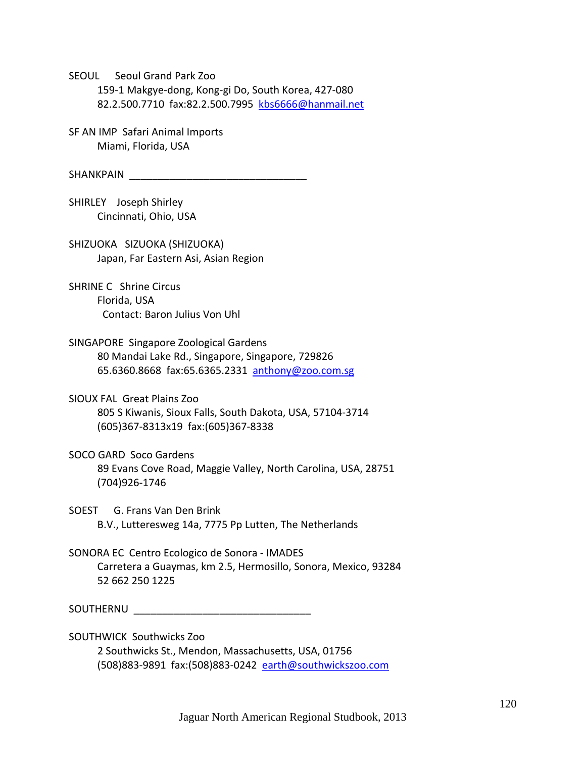SEOUL Seoul Grand Park Zoo
159-1 Makgye-dong, Kong-gi Do, South Korea, 427-080
82.2.500.7710 fax:82.2.500.7995 kbs6666@hanmail.net

SF AN IMP Safari Animal Imports
Miami, Florida, USA

SHANKPAIN ______________________________

SHIRLEY Joseph Shirley
Cincinnati, Ohio, USA

SHIZUOKA SIZUOKA (SHIZUOKA)
Japan, Far Eastern Asi, Asian Region

SHRINE C Shrine Circus
Florida, USA
Contact: Baron Julius Von Uhl

SINGAPORE Singapore Zoological Gardens
80 Mandai Lake Rd., Singapore, Singapore, 729826
65.6360.8668 fax:65.6365.2331 anthony@zoo.com.sg

SIOUX FAL Great Plains Zoo
805 S Kiwanis, Sioux Falls, South Dakota, USA, 57104-3714
(605)367-8313x19 fax:(605)367-8338

SOCO GARD Soco Gardens
89 Evans Cove Road, Maggie Valley, North Carolina, USA, 28751
(704)926-1746

SOEST G. Frans Van Den Brink
B.V., Lutteresweg 14a, 7775 Pp Lutten, The Netherlands

SONORA EC Centro Ecologico de Sonora - IMADES
Carretera a Guaymas, km 2.5, Hermosillo, Sonora, Mexico, 93284
52 662 250 1225

SOUTHERNU ______________________________

SOUTHWICK Southwicks Zoo
2 Southwicks St., Mendon, Massachusetts, USA, 01756
(508)883-9891 fax:(508)883-0242 earth@southwickszoo.com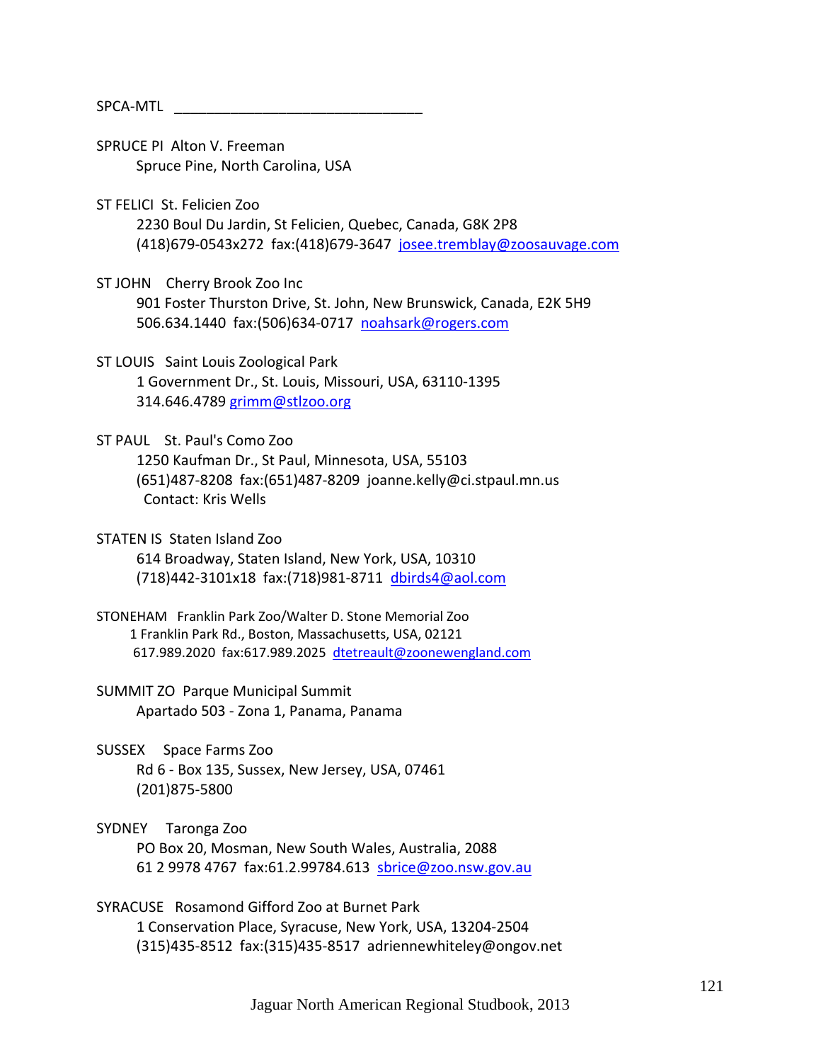SPCA-MTL ________________________________

SPRUCE PI Alton V. Freeman
  Spruce Pine, North Carolina, USA

ST FELICI St. Felicien Zoo
  2230 Boul Du Jardin, St Felicien, Quebec, Canada, G8K 2P8
  (418)679-0543x272 fax:(418)679-3647 josee.tremblay@zoosauvage.com

ST JOHN Cherry Brook Zoo Inc
  901 Foster Thurston Drive, St. John, New Brunswick, Canada, E2K 5H9
  506.634.1440 fax:(506)634-0717 noahsark@rogers.com

ST LOUIS Saint Louis Zoological Park
  1 Government Dr., St. Louis, Missouri, USA, 63110-1395
  314.646.4789 grimm@stlzoo.org

ST PAUL St. Paul's Como Zoo
  1250 Kaufman Dr., St Paul, Minnesota, USA, 55103
  (651)487-8208 fax:(651)487-8209 joanne.kelly@ci.stpaul.mn.us
  Contact: Kris Wells

STATEN IS Staten Island Zoo
  614 Broadway, Staten Island, New York, USA, 10310
  (718)442-3101x18 fax:(718)981-8711 dbirds4@aol.com

STONEHAM Franklin Park Zoo/Walter D. Stone Memorial Zoo
  1 Franklin Park Rd., Boston, Massachusetts, USA, 02121
  617.989.2020 fax:617.989.2025 dtetreault@zoonewengland.com

SUMMIT ZO Parque Municipal Summit
  Apartado 503 - Zona 1, Panama, Panama

SUSSEX Space Farms Zoo
  Rd 6 - Box 135, Sussex, New Jersey, USA, 07461
  (201)875-5800

SYDNEY Taronga Zoo
  PO Box 20, Mosman, New South Wales, Australia, 2088
  61 2 9978 4767 fax:61.2.99784.613 sbrice@zoo.nsw.gov.au

SYRACUSE Rosamond Gifford Zoo at Burnet Park
  1 Conservation Place, Syracuse, New York, USA, 13204-2504
  (315)435-8512 fax:(315)435-8517 adriennewhiteley@ongov.net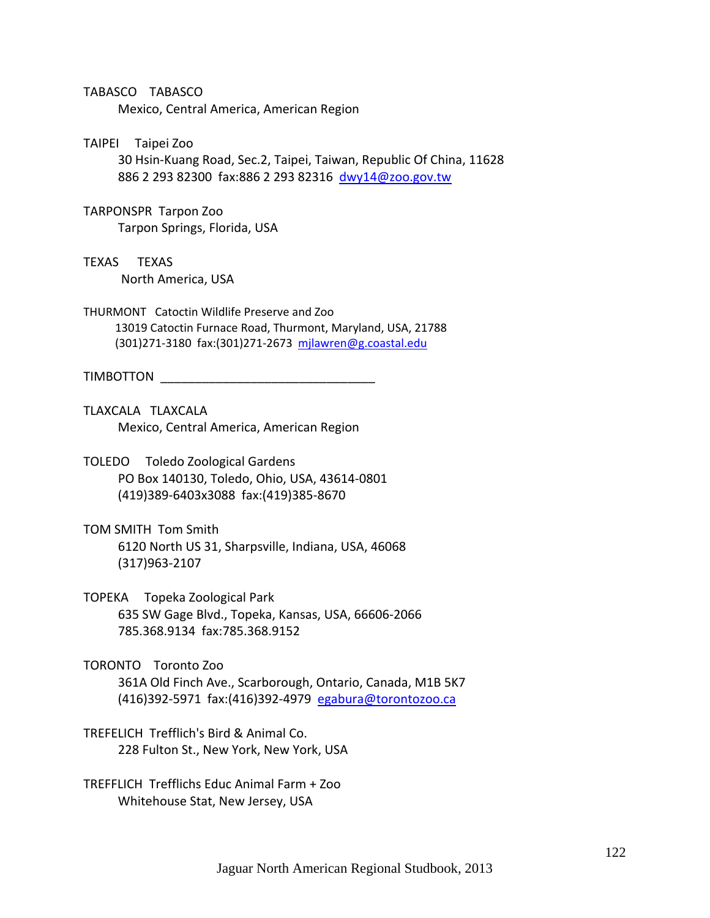TABASCO TABASCO
Mexico, Central America, American Region

TAIPEI Taipei Zoo
30 Hsin-Kuang Road, Sec.2, Taipei, Taiwan, Republic Of China, 11628
886 2 293 82300 fax:886 2 293 82316 dwy14@zoo.gov.tw

TARPONSPR Tarpon Zoo
Tarpon Springs, Florida, USA

TEXAS TEXAS
North America, USA

THURMONT Catoctin Wildlife Preserve and Zoo
13019 Catoctin Furnace Road, Thurmont, Maryland, USA, 21788
(301)271-3180 fax:(301)271-2673 mjlawren@g.coastal.edu

TIMBOTTON ______________________________

TLAXCALA TLAXCALA
Mexico, Central America, American Region

TOLEDO Toledo Zoological Gardens
PO Box 140130, Toledo, Ohio, USA, 43614-0801
(419)389-6403x3088 fax:(419)385-8670

TOM SMITH Tom Smith
6120 North US 31, Sharpsville, Indiana, USA, 46068
(317)963-2107

TOPEKA Topeka Zoological Park
635 SW Gage Blvd., Topeka, Kansas, USA, 66606-2066
785.368.9134 fax:785.368.9152

TORONTO Toronto Zoo
361A Old Finch Ave., Scarborough, Ontario, Canada, M1B 5K7
(416)392-5971 fax:(416)392-4979 egabura@torontozoo.ca

TREFELICH Trefflich's Bird & Animal Co.
228 Fulton St., New York, New York, USA

TREFFLICH Trefflichs Educ Animal Farm + Zoo
Whitehouse Stat, New Jersey, USA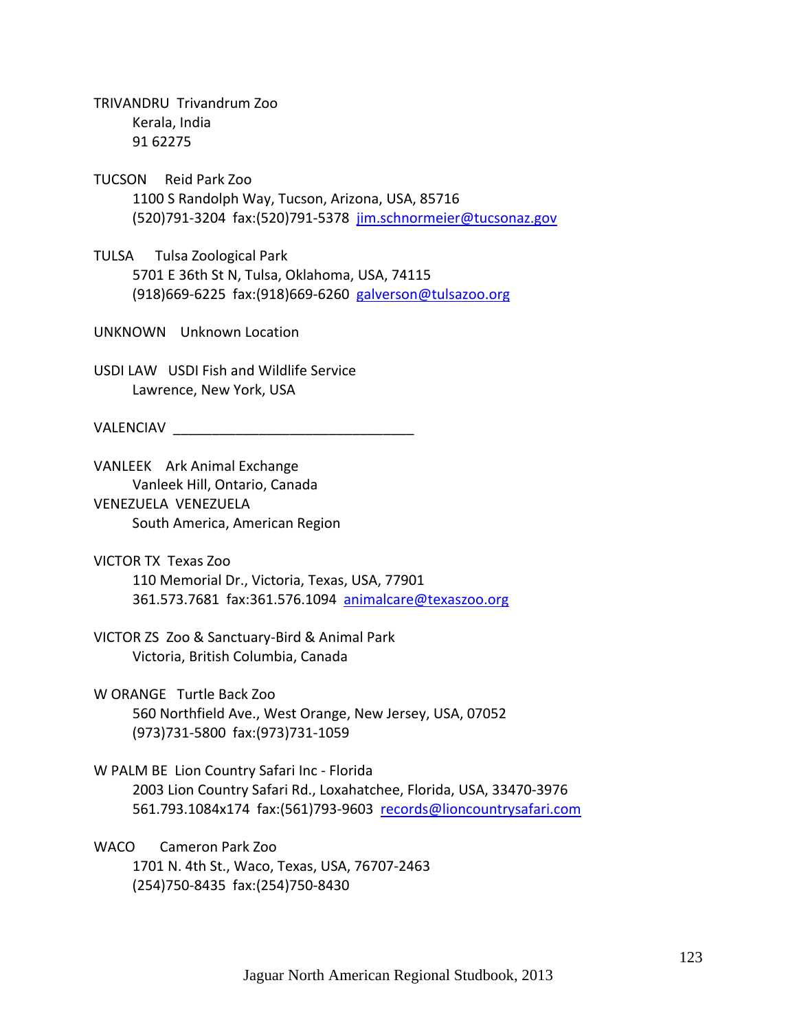TRIVANDRU  Trivandrum Zoo
Kerala, India
91 62275

TUCSON  Reid Park Zoo
1100 S Randolph Way, Tucson, Arizona, USA, 85716
(520)791-3204  fax:(520)791-5378  jim.schnormeier@tucsonaz.gov

TULSA  Tulsa Zoological Park
5701 E 36th St N, Tulsa, Oklahoma, USA, 74115
(918)669-6225  fax:(918)669-6260  galverson@tulsazoo.org

UNKNOWN  Unknown Location

USDI LAW  USDI Fish and Wildlife Service
Lawrence, New York, USA

VALENCIAV  _______________________________

VANLEEK  Ark Animal Exchange
Vanleek Hill, Ontario, Canada

VENEZUELA  VENEZUELA
South America, American Region

VICTOR TX  Texas Zoo
110 Memorial Dr., Victoria, Texas, USA, 77901
361.573.7681  fax:361.576.1094  animalcare@texaszoo.org

VICTOR ZS  Zoo & Sanctuary-Bird & Animal Park
Victoria, British Columbia, Canada

W ORANGE  Turtle Back Zoo
560 Northfield Ave., West Orange, New Jersey, USA, 07052
(973)731-5800  fax:(973)731-1059

W PALM BE  Lion Country Safari Inc - Florida
2003 Lion Country Safari Rd., Loxahatchee, Florida, USA, 33470-3976
561.793.1084x174  fax:(561)793-9603  records@lioncountrysafari.com

WACO  Cameron Park Zoo
1701 N. 4th St., Waco, Texas, USA, 76707-2463
(254)750-8435  fax:(254)750-8430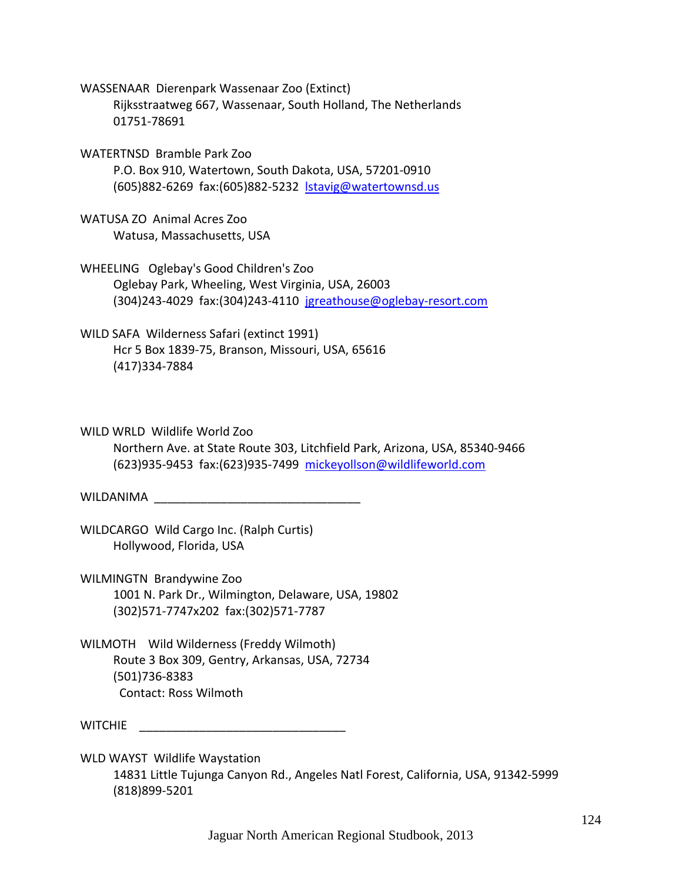WASSENAAR  Dierenpark Wassenaar Zoo (Extinct)
Rijksstraatweg 667, Wassenaar, South Holland, The Netherlands
01751-78691

WATERTNSD  Bramble Park Zoo
P.O. Box 910, Watertown, South Dakota, USA, 57201-0910
(605)882-6269  fax:(605)882-5232  lstavig@watertownsd.us

WATUSA ZO  Animal Acres Zoo
Watusa, Massachusetts, USA

WHEELING   Oglebay's Good Children's Zoo
Oglebay Park, Wheeling, West Virginia, USA, 26003
(304)243-4029  fax:(304)243-4110  jgreathouse@oglebay-resort.com

WILD SAFA  Wilderness Safari (extinct 1991)
Hcr 5 Box 1839-75, Branson, Missouri, USA, 65616
(417)334-7884

WILD WRLD  Wildlife World Zoo
Northern Ave. at State Route 303, Litchfield Park, Arizona, USA, 85340-9466
(623)935-9453  fax:(623)935-7499  mickeyollson@wildlifeworld.com

WILDANIMA  _______________________________

WILDCARGO  Wild Cargo Inc. (Ralph Curtis)
Hollywood, Florida, USA

WILMINGTN  Brandywine Zoo
1001 N. Park Dr., Wilmington, Delaware, USA, 19802
(302)571-7747x202  fax:(302)571-7787

WILMOTH    Wild Wilderness (Freddy Wilmoth)
Route 3 Box 309, Gentry, Arkansas, USA, 72734
(501)736-8383
Contact: Ross Wilmoth

WITCHIE    _______________________________

WLD WAYST  Wildlife Waystation
14831 Little Tujunga Canyon Rd., Angeles Natl Forest, California, USA, 91342-5999
(818)899-5201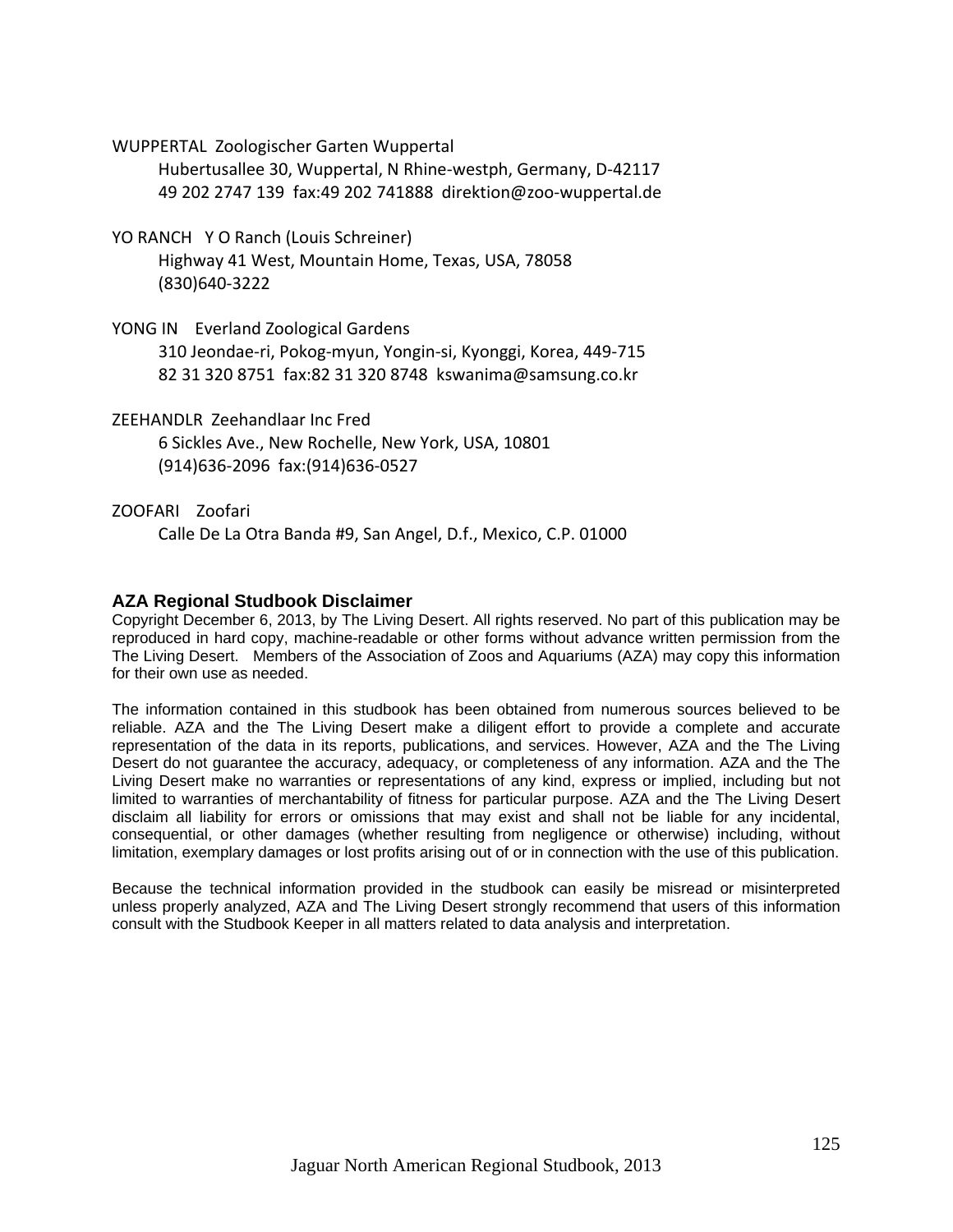WUPPERTAL  Zoologischer Garten Wuppertal
Hubertusallee 30, Wuppertal, N Rhine-westph, Germany, D-42117
49 202 2747 139  fax:49 202 741888  direktion@zoo-wuppertal.de

YO RANCH   Y O Ranch (Louis Schreiner)
Highway 41 West, Mountain Home, Texas, USA, 78058
(830)640-3222

YONG IN    Everland Zoological Gardens
310 Jeondae-ri, Pokog-myun, Yongin-si, Kyonggi, Korea, 449-715
82 31 320 8751  fax:82 31 320 8748  kswanima@samsung.co.kr

ZEEHANDLR  Zeehandlaar Inc Fred
6 Sickles Ave., New Rochelle, New York, USA, 10801
(914)636-2096  fax:(914)636-0527

ZOOFARI    Zoofari
Calle De La Otra Banda #9, San Angel, D.f., Mexico, C.P. 01000

## AZA Regional Studbook Disclaimer

Copyright December 6, 2013, by The Living Desert. All rights reserved. No part of this publication may be reproduced in hard copy, machine-readable or other forms without advance written permission from the The Living Desert.   Members of the Association of Zoos and Aquariums (AZA) may copy this information for their own use as needed.

The information contained in this studbook has been obtained from numerous sources believed to be reliable. AZA and the The Living Desert make a diligent effort to provide a complete and accurate representation of the data in its reports, publications, and services. However, AZA and the The Living Desert do not guarantee the accuracy, adequacy, or completeness of any information. AZA and the The Living Desert make no warranties or representations of any kind, express or implied, including but not limited to warranties of merchantability of fitness for particular purpose. AZA and the The Living Desert disclaim all liability for errors or omissions that may exist and shall not be liable for any incidental, consequential, or other damages (whether resulting from negligence or otherwise) including, without limitation, exemplary damages or lost profits arising out of or in connection with the use of this publication.

Because the technical information provided in the studbook can easily be misread or misinterpreted unless properly analyzed, AZA and The Living Desert strongly recommend that users of this information consult with the Studbook Keeper in all matters related to data analysis and interpretation.